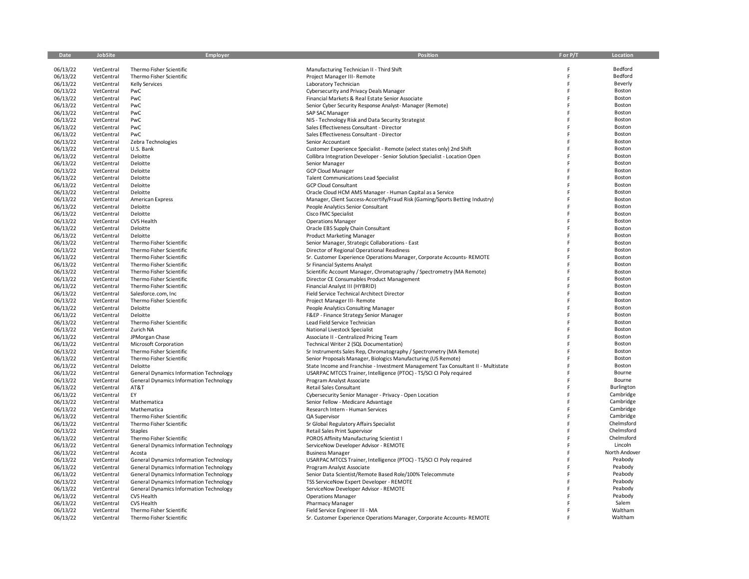| Date | JobSite | Employer | Position | F or P/T | Location |
|---|---|---|---|---|---|
| 06/13/22 | VetCentral | Thermo Fisher Scientific | Manufacturing Technician II - Third Shift | F | Bedford |
| 06/13/22 | VetCentral | Thermo Fisher Scientific | Project Manager III- Remote | F | Bedford |
| 06/13/22 | VetCentral | Kelly Services | Laboratory Technician | F | Beverly |
| 06/13/22 | VetCentral | PwC | Cybersecurity and Privacy Deals Manager | F | Boston |
| 06/13/22 | VetCentral | PwC | Financial Markets & Real Estate Senior Associate | F | Boston |
| 06/13/22 | VetCentral | PwC | Senior Cyber Security Response Analyst- Manager (Remote) | F | Boston |
| 06/13/22 | VetCentral | PwC | SAP SAC Manager | F | Boston |
| 06/13/22 | VetCentral | PwC | NIS - Technology Risk and Data Security Strategist | F | Boston |
| 06/13/22 | VetCentral | PwC | Sales Effectiveness Consultant - Director | F | Boston |
| 06/13/22 | VetCentral | PwC | Sales Effectiveness Consultant - Director | F | Boston |
| 06/13/22 | VetCentral | Zebra Technologies | Senior Accountant | F | Boston |
| 06/13/22 | VetCentral | U.S. Bank | Customer Experience Specialist - Remote (select states only) 2nd Shift | F | Boston |
| 06/13/22 | VetCentral | Deloitte | Collibra Integration Developer - Senior Solution Specialist - Location Open | F | Boston |
| 06/13/22 | VetCentral | Deloitte | Senior Manager | F | Boston |
| 06/13/22 | VetCentral | Deloitte | GCP Cloud Manager | F | Boston |
| 06/13/22 | VetCentral | Deloitte | Talent Communications Lead Specialist | F | Boston |
| 06/13/22 | VetCentral | Deloitte | GCP Cloud Consultant | F | Boston |
| 06/13/22 | VetCentral | Deloitte | Oracle Cloud HCM AMS Manager - Human Capital as a Service | F | Boston |
| 06/13/22 | VetCentral | American Express | Manager, Client Success-Accertify/Fraud Risk (Gaming/Sports Betting Industry) | F | Boston |
| 06/13/22 | VetCentral | Deloitte | People Analytics Senior Consultant | F | Boston |
| 06/13/22 | VetCentral | Deloitte | Cisco FMC Specialist | F | Boston |
| 06/13/22 | VetCentral | CVS Health | Operations Manager | F | Boston |
| 06/13/22 | VetCentral | Deloitte | Oracle EBS Supply Chain Consultant | F | Boston |
| 06/13/22 | VetCentral | Deloitte | Product Marketing Manager | F | Boston |
| 06/13/22 | VetCentral | Thermo Fisher Scientific | Senior Manager, Strategic Collaborations - East | F | Boston |
| 06/13/22 | VetCentral | Thermo Fisher Scientific | Director of Regional Operational Readiness | F | Boston |
| 06/13/22 | VetCentral | Thermo Fisher Scientific | Sr. Customer Experience Operations Manager, Corporate Accounts- REMOTE | F | Boston |
| 06/13/22 | VetCentral | Thermo Fisher Scientific | Sr Financial Systems Analyst | F | Boston |
| 06/13/22 | VetCentral | Thermo Fisher Scientific | Scientific Account Manager, Chromatography / Spectrometry (MA Remote) | F | Boston |
| 06/13/22 | VetCentral | Thermo Fisher Scientific | Director CE Consumables Product Management | F | Boston |
| 06/13/22 | VetCentral | Thermo Fisher Scientific | Financial Analyst III (HYBRID) | F | Boston |
| 06/13/22 | VetCentral | Salesforce.com, Inc | Field Service Technical Architect Director | F | Boston |
| 06/13/22 | VetCentral | Thermo Fisher Scientific | Project Manager III- Remote | F | Boston |
| 06/13/22 | VetCentral | Deloitte | People Analytics Consulting Manager | F | Boston |
| 06/13/22 | VetCentral | Deloitte | F&EP - Finance Strategy Senior Manager | F | Boston |
| 06/13/22 | VetCentral | Thermo Fisher Scientific | Lead Field Service Technician | F | Boston |
| 06/13/22 | VetCentral | Zurich NA | National Livestock Specialist | F | Boston |
| 06/13/22 | VetCentral | JPMorgan Chase | Associate II - Centralized Pricing Team | F | Boston |
| 06/13/22 | VetCentral | Microsoft Corporation | Technical Writer 2 (SQL Documentation) | F | Boston |
| 06/13/22 | VetCentral | Thermo Fisher Scientific | Sr Instruments Sales Rep, Chromatography / Spectrometry (MA Remote) | F | Boston |
| 06/13/22 | VetCentral | Thermo Fisher Scientific | Senior Proposals Manager, Biologics Manufacturing (US Remote) | F | Boston |
| 06/13/22 | VetCentral | Deloitte | State Income and Franchise - Investment Management Tax Consultant II - Multistate | F | Boston |
| 06/13/22 | VetCentral | General Dynamics Information Technology | USARPAC MTCCS Trainer, Intelligence (PTOC) - TS/SCI CI Poly required | F | Bourne |
| 06/13/22 | VetCentral | General Dynamics Information Technology | Program Analyst Associate | F | Bourne |
| 06/13/22 | VetCentral | AT&T | Retail Sales Consultant | F | Burlington |
| 06/13/22 | VetCentral | EY | Cybersecurity Senior Manager - Privacy - Open Location | F | Cambridge |
| 06/13/22 | VetCentral | Mathematica | Senior Fellow - Medicare Advantage | F | Cambridge |
| 06/13/22 | VetCentral | Mathematica | Research Intern - Human Services | F | Cambridge |
| 06/13/22 | VetCentral | Thermo Fisher Scientific | QA Supervisor | F | Cambridge |
| 06/13/22 | VetCentral | Thermo Fisher Scientific | Sr Global Regulatory Affairs Specialist | F | Chelmsford |
| 06/13/22 | VetCentral | Staples | Retail Sales Print Supervisor | F | Chelmsford |
| 06/13/22 | VetCentral | Thermo Fisher Scientific | POROS Affinity Manufacturing Scientist I | F | Chelmsford |
| 06/13/22 | VetCentral | General Dynamics Information Technology | ServiceNow Developer Advisor - REMOTE | F | Lincoln |
| 06/13/22 | VetCentral | Acosta | Business Manager | F | North Andover |
| 06/13/22 | VetCentral | General Dynamics Information Technology | USARPAC MTCCS Trainer, Intelligence (PTOC) - TS/SCI CI Poly required | F | Peabody |
| 06/13/22 | VetCentral | General Dynamics Information Technology | Program Analyst Associate | F | Peabody |
| 06/13/22 | VetCentral | General Dynamics Information Technology | Senior Data Scientist/Remote Based Role/100% Telecommute | F | Peabody |
| 06/13/22 | VetCentral | General Dynamics Information Technology | TSS ServiceNow Expert Developer - REMOTE | F | Peabody |
| 06/13/22 | VetCentral | General Dynamics Information Technology | ServiceNow Developer Advisor - REMOTE | F | Peabody |
| 06/13/22 | VetCentral | CVS Health | Operations Manager | F | Peabody |
| 06/13/22 | VetCentral | CVS Health | Pharmacy Manager | F | Salem |
| 06/13/22 | VetCentral | Thermo Fisher Scientific | Field Service Engineer III - MA | F | Waltham |
| 06/13/22 | VetCentral | Thermo Fisher Scientific | Sr. Customer Experience Operations Manager, Corporate Accounts- REMOTE | F | Waltham |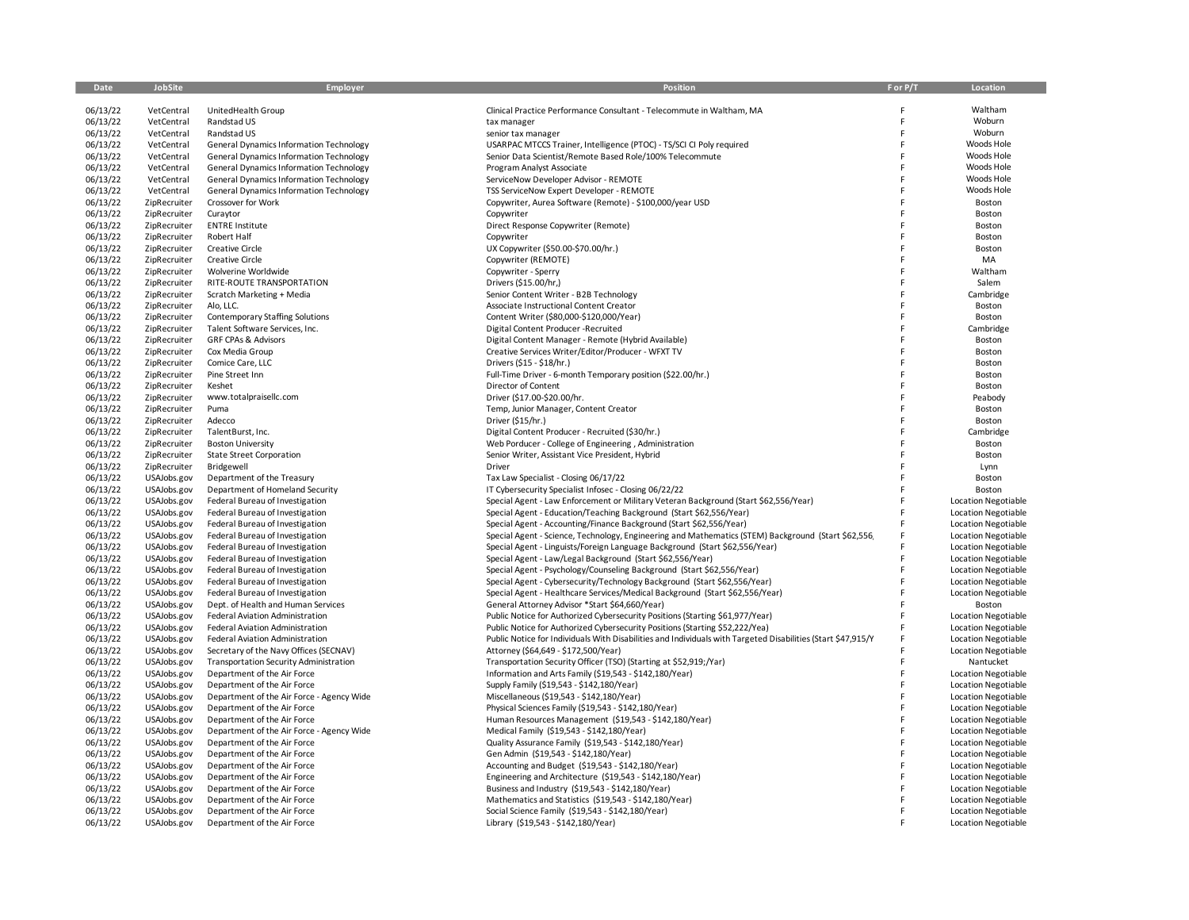| Date | JobSite | Employer | Position | F or P/T | Location |
|---|---|---|---|---|---|
| 06/13/22 | VetCentral | UnitedHealth Group | Clinical Practice Performance Consultant - Telecommute in Waltham, MA | F | Waltham |
| 06/13/22 | VetCentral | Randstad US | tax manager | F | Woburn |
| 06/13/22 | VetCentral | Randstad US | senior tax manager | F | Woburn |
| 06/13/22 | VetCentral | General Dynamics Information Technology | USARPAC MTCCS Trainer, Intelligence (PTOC) - TS/SCI CI Poly required | F | Woods Hole |
| 06/13/22 | VetCentral | General Dynamics Information Technology | Senior Data Scientist/Remote Based Role/100% Telecommute | F | Woods Hole |
| 06/13/22 | VetCentral | General Dynamics Information Technology | Program Analyst Associate | F | Woods Hole |
| 06/13/22 | VetCentral | General Dynamics Information Technology | ServiceNow Developer Advisor - REMOTE | F | Woods Hole |
| 06/13/22 | VetCentral | General Dynamics Information Technology | TSS ServiceNow Expert Developer - REMOTE | F | Woods Hole |
| 06/13/22 | ZipRecruiter | Crossover for Work | Copywriter, Aurea Software (Remote) - $100,000/year USD | F | Boston |
| 06/13/22 | ZipRecruiter | Curaytor | Copywriter | F | Boston |
| 06/13/22 | ZipRecruiter | ENTRE Institute | Direct Response Copywriter (Remote) | F | Boston |
| 06/13/22 | ZipRecruiter | Robert Half | Copywriter | F | Boston |
| 06/13/22 | ZipRecruiter | Creative Circle | UX Copywriter ($50.00-$70.00/hr.) | F | Boston |
| 06/13/22 | ZipRecruiter | Creative Circle | Copywriter (REMOTE) | F | MA |
| 06/13/22 | ZipRecruiter | Wolverine Worldwide | Copywriter - Sperry | F | Waltham |
| 06/13/22 | ZipRecruiter | RITE-ROUTE TRANSPORTATION | Drivers ($15.00/hr,) | F | Salem |
| 06/13/22 | ZipRecruiter | Scratch Marketing + Media | Senior Content Writer - B2B Technology | F | Cambridge |
| 06/13/22 | ZipRecruiter | Alo, LLC. | Associate Instructional Content Creator | F | Boston |
| 06/13/22 | ZipRecruiter | Contemporary Staffing Solutions | Content Writer ($80,000-$120,000/Year) | F | Boston |
| 06/13/22 | ZipRecruiter | Talent Software Services, Inc. | Digital Content Producer -Recruited | F | Cambridge |
| 06/13/22 | ZipRecruiter | GRF CPAs & Advisors | Digital Content Manager - Remote (Hybrid Available) | F | Boston |
| 06/13/22 | ZipRecruiter | Cox Media Group | Creative Services Writer/Editor/Producer - WFXT TV | F | Boston |
| 06/13/22 | ZipRecruiter | Comice Care, LLC | Drivers ($15 - $18/hr.) | F | Boston |
| 06/13/22 | ZipRecruiter | Pine Street Inn | Full-Time Driver - 6-month Temporary position ($22.00/hr.) | F | Boston |
| 06/13/22 | ZipRecruiter | Keshet | Director of Content | F | Boston |
| 06/13/22 | ZipRecruiter | www.totalpraisellc.com | Driver ($17.00-$20.00/hr. | F | Peabody |
| 06/13/22 | ZipRecruiter | Puma | Temp, Junior Manager, Content Creator | F | Boston |
| 06/13/22 | ZipRecruiter | Adecco | Driver ($15/hr.) | F | Boston |
| 06/13/22 | ZipRecruiter | TalentBurst, Inc. | Digital Content Producer - Recruited ($30/hr.) | F | Cambridge |
| 06/13/22 | ZipRecruiter | Boston University | Web Porducer - College of Engineering , Administration | F | Boston |
| 06/13/22 | ZipRecruiter | State Street Corporation | Senior Writer, Assistant Vice President, Hybrid | F | Boston |
| 06/13/22 | ZipRecruiter | Bridgewell | Driver | F | Lynn |
| 06/13/22 | USAJobs.gov | Department of the Treasury | Tax Law Specialist - Closing 06/17/22 | F | Boston |
| 06/13/22 | USAJobs.gov | Department of Homeland Security | IT Cybersecurity Specialist Infosec - Closing 06/22/22 | F | Boston |
| 06/13/22 | USAJobs.gov | Federal Bureau of Investigation | Special Agent - Law Enforcement or Military Veteran Background (Start $62,556/Year) | F | Location Negotiable |
| 06/13/22 | USAJobs.gov | Federal Bureau of Investigation | Special Agent - Education/Teaching Background (Start $62,556/Year) | F | Location Negotiable |
| 06/13/22 | USAJobs.gov | Federal Bureau of Investigation | Special Agent - Accounting/Finance Background (Start $62,556/Year) | F | Location Negotiable |
| 06/13/22 | USAJobs.gov | Federal Bureau of Investigation | Special Agent - Science, Technology, Engineering and Mathematics (STEM) Background (Start $62,556 | F | Location Negotiable |
| 06/13/22 | USAJobs.gov | Federal Bureau of Investigation | Special Agent - Linguists/Foreign Language Background (Start $62,556/Year) | F | Location Negotiable |
| 06/13/22 | USAJobs.gov | Federal Bureau of Investigation | Special Agent - Law/Legal Background (Start $62,556/Year) | F | Location Negotiable |
| 06/13/22 | USAJobs.gov | Federal Bureau of Investigation | Special Agent - Psychology/Counseling Background (Start $62,556/Year) | F | Location Negotiable |
| 06/13/22 | USAJobs.gov | Federal Bureau of Investigation | Special Agent - Cybersecurity/Technology Background (Start $62,556/Year) | F | Location Negotiable |
| 06/13/22 | USAJobs.gov | Federal Bureau of Investigation | Special Agent - Healthcare Services/Medical Background (Start $62,556/Year) | F | Location Negotiable |
| 06/13/22 | USAJobs.gov | Dept. of Health and Human Services | General Attorney Advisor *Start $64,660/Year) | F | Boston |
| 06/13/22 | USAJobs.gov | Federal Aviation Administration | Public Notice for Authorized Cybersecurity Positions (Starting $61,977/Year) | F | Location Negotiable |
| 06/13/22 | USAJobs.gov | Federal Aviation Administration | Public Notice for Authorized Cybersecurity Positions (Starting $52,222/Yea) | F | Location Negotiable |
| 06/13/22 | USAJobs.gov | Federal Aviation Administration | Public Notice for Individuals With Disabilities and Individuals with Targeted Disabilities (Start $47,915/Y | F | Location Negotiable |
| 06/13/22 | USAJobs.gov | Secretary of the Navy Offices (SECNAV) | Attorney ($64,649 - $172,500/Year) | F | Location Negotiable |
| 06/13/22 | USAJobs.gov | Transportation Security Administration | Transportation Security Officer (TSO) (Starting at $52,919;/Yar) | F | Nantucket |
| 06/13/22 | USAJobs.gov | Department of the Air Force | Information and Arts Family ($19,543 - $142,180/Year) | F | Location Negotiable |
| 06/13/22 | USAJobs.gov | Department of the Air Force | Supply Family ($19,543 - $142,180/Year) | F | Location Negotiable |
| 06/13/22 | USAJobs.gov | Department of the Air Force - Agency Wide | Miscellaneous ($19,543 - $142,180/Year) | F | Location Negotiable |
| 06/13/22 | USAJobs.gov | Department of the Air Force | Physical Sciences Family ($19,543 - $142,180/Year) | F | Location Negotiable |
| 06/13/22 | USAJobs.gov | Department of the Air Force | Human Resources Management ($19,543 - $142,180/Year) | F | Location Negotiable |
| 06/13/22 | USAJobs.gov | Department of the Air Force - Agency Wide | Medical Family ($19,543 - $142,180/Year) | F | Location Negotiable |
| 06/13/22 | USAJobs.gov | Department of the Air Force | Quality Assurance Family ($19,543 - $142,180/Year) | F | Location Negotiable |
| 06/13/22 | USAJobs.gov | Department of the Air Force | Gen Admin ($19,543 - $142,180/Year) | F | Location Negotiable |
| 06/13/22 | USAJobs.gov | Department of the Air Force | Accounting and Budget ($19,543 - $142,180/Year) | F | Location Negotiable |
| 06/13/22 | USAJobs.gov | Department of the Air Force | Engineering and Architecture ($19,543 - $142,180/Year) | F | Location Negotiable |
| 06/13/22 | USAJobs.gov | Department of the Air Force | Business and Industry ($19,543 - $142,180/Year) | F | Location Negotiable |
| 06/13/22 | USAJobs.gov | Department of the Air Force | Mathematics and Statistics ($19,543 - $142,180/Year) | F | Location Negotiable |
| 06/13/22 | USAJobs.gov | Department of the Air Force | Social Science Family ($19,543 - $142,180/Year) | F | Location Negotiable |
| 06/13/22 | USAJobs.gov | Department of the Air Force | Library ($19,543 - $142,180/Year) | F | Location Negotiable |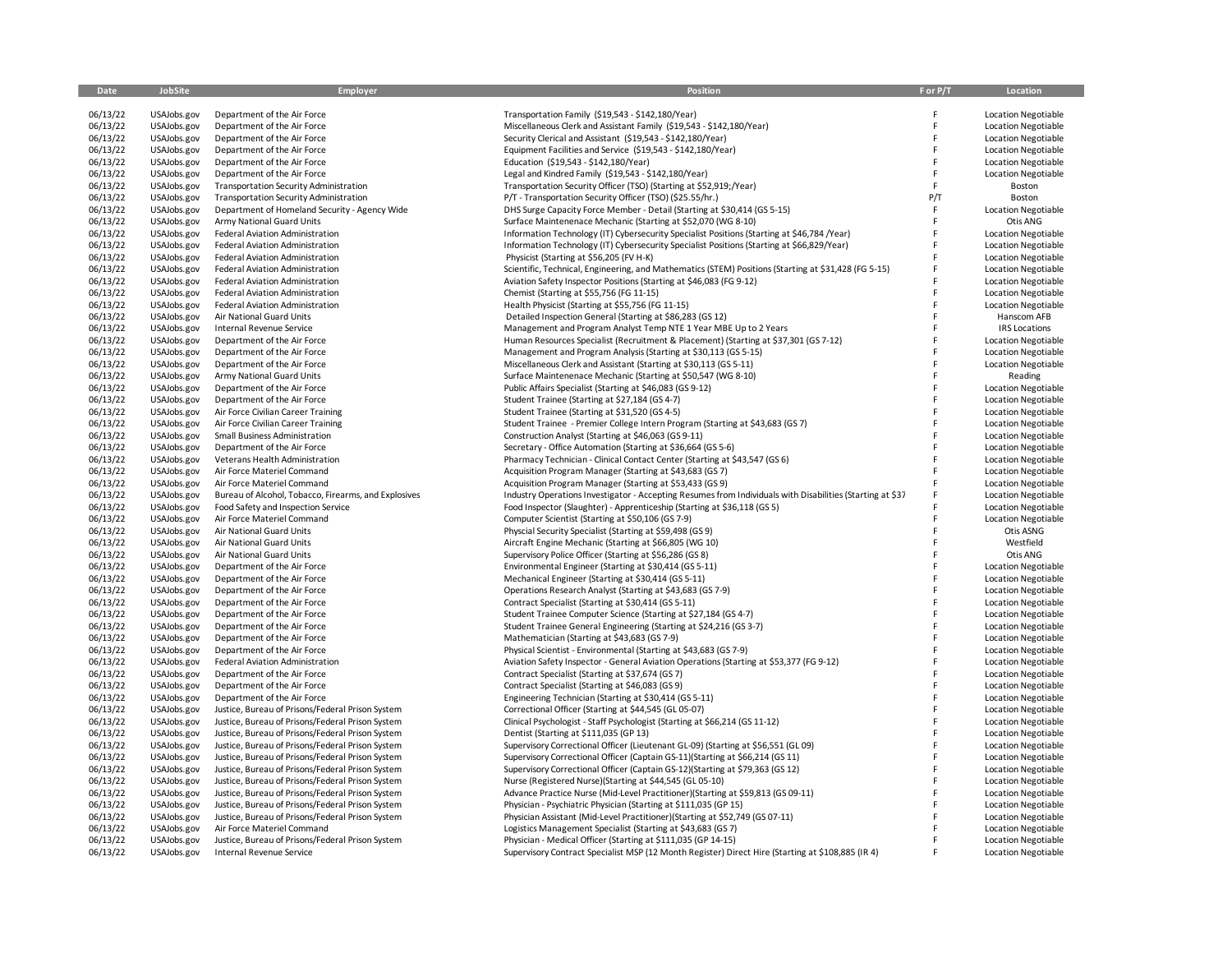| Date | JobSite | Employer | Position | F or P/T | Location |
|---|---|---|---|---|---|
| 06/13/22 | USAJobs.gov | Department of the Air Force | Transportation Family ($19,543 - $142,180/Year) | F | Location Negotiable |
| 06/13/22 | USAJobs.gov | Department of the Air Force | Miscellaneous Clerk and Assistant Family ($19,543 - $142,180/Year) | F | Location Negotiable |
| 06/13/22 | USAJobs.gov | Department of the Air Force | Security Clerical and Assistant ($19,543 - $142,180/Year) | F | Location Negotiable |
| 06/13/22 | USAJobs.gov | Department of the Air Force | Equipment Facilities and Service ($19,543 - $142,180/Year) | F | Location Negotiable |
| 06/13/22 | USAJobs.gov | Department of the Air Force | Education ($19,543 - $142,180/Year) | F | Location Negotiable |
| 06/13/22 | USAJobs.gov | Department of the Air Force | Legal and Kindred Family ($19,543 - $142,180/Year) | F | Location Negotiable |
| 06/13/22 | USAJobs.gov | Transportation Security Administration | Transportation Security Officer (TSO) (Starting at $52,919;/Year) | F | Boston |
| 06/13/22 | USAJobs.gov | Transportation Security Administration | P/T - Transportation Security Officer (TSO) ($25.55/hr.) | P/T | Boston |
| 06/13/22 | USAJobs.gov | Department of Homeland Security - Agency Wide | DHS Surge Capacity Force Member - Detail (Starting at $30,414 (GS 5-15) | F | Location Negotiable |
| 06/13/22 | USAJobs.gov | Army National Guard Units | Surface Maintenenace Mechanic (Starting at $52,070 (WG 8-10) | F | Otis ANG |
| 06/13/22 | USAJobs.gov | Federal Aviation Administration | Information Technology (IT) Cybersecurity Specialist Positions (Starting at $46,784 /Year) | F | Location Negotiable |
| 06/13/22 | USAJobs.gov | Federal Aviation Administration | Information Technology (IT) Cybersecurity Specialist Positions (Starting at $66,829/Year) | F | Location Negotiable |
| 06/13/22 | USAJobs.gov | Federal Aviation Administration | Physicist (Starting at $56,205 (FV H-K) | F | Location Negotiable |
| 06/13/22 | USAJobs.gov | Federal Aviation Administration | Scientific, Technical, Engineering, and Mathematics (STEM) Positions (Starting at $31,428 (FG 5-15) | F | Location Negotiable |
| 06/13/22 | USAJobs.gov | Federal Aviation Administration | Aviation Safety Inspector Positions (Starting at $46,083 (FG 9-12) | F | Location Negotiable |
| 06/13/22 | USAJobs.gov | Federal Aviation Administration | Chemist (Starting at $55,756 (FG 11-15) | F | Location Negotiable |
| 06/13/22 | USAJobs.gov | Federal Aviation Administration | Health Physicist (Starting at $55,756 (FG 11-15) | F | Location Negotiable |
| 06/13/22 | USAJobs.gov | Air National Guard Units | Detailed Inspection General (Starting at $86,283 (GS 12) | F | Hanscom AFB |
| 06/13/22 | USAJobs.gov | Internal Revenue Service | Management and Program Analyst Temp NTE 1 Year MBE Up to 2 Years | F | IRS Locations |
| 06/13/22 | USAJobs.gov | Department of the Air Force | Human Resources Specialist (Recruitment & Placement) (Starting at $37,301 (GS 7-12) | F | Location Negotiable |
| 06/13/22 | USAJobs.gov | Department of the Air Force | Management and Program Analysis (Starting at $30,113 (GS 5-15) | F | Location Negotiable |
| 06/13/22 | USAJobs.gov | Department of the Air Force | Miscellaneous Clerk and Assistant (Starting at $30,113 (GS 5-11) | F | Location Negotiable |
| 06/13/22 | USAJobs.gov | Army National Guard Units | Surface Maintenenace Mechanic (Starting at $50,547 (WG 8-10) | F | Reading |
| 06/13/22 | USAJobs.gov | Department of the Air Force | Public Affairs Specialist (Starting at $46,083 (GS 9-12) | F | Location Negotiable |
| 06/13/22 | USAJobs.gov | Department of the Air Force | Student Trainee (Starting at $27,184 (GS 4-7) | F | Location Negotiable |
| 06/13/22 | USAJobs.gov | Air Force Civilian Career Training | Student Trainee (Starting at $31,520 (GS 4-5) | F | Location Negotiable |
| 06/13/22 | USAJobs.gov | Air Force Civilian Career Training | Student Trainee - Premier College Intern Program (Starting at $43,683 (GS 7) | F | Location Negotiable |
| 06/13/22 | USAJobs.gov | Small Business Administration | Construction Analyst (Starting at $46,063 (GS 9-11) | F | Location Negotiable |
| 06/13/22 | USAJobs.gov | Department of the Air Force | Secretary - Office Automation (Starting at $36,664 (GS 5-6) | F | Location Negotiable |
| 06/13/22 | USAJobs.gov | Veterans Health Administration | Pharmacy Technician - Clinical Contact Center (Starting at $43,547 (GS 6) | F | Location Negotiable |
| 06/13/22 | USAJobs.gov | Air Force Materiel Command | Acquisition Program Manager (Starting at $43,683 (GS 7) | F | Location Negotiable |
| 06/13/22 | USAJobs.gov | Air Force Materiel Command | Acquisition Program Manager (Starting at $53,433 (GS 9) | F | Location Negotiable |
| 06/13/22 | USAJobs.gov | Bureau of Alcohol, Tobacco, Firearms, and Explosives | Industry Operations Investigator - Accepting Resumes from Individuals with Disabilities (Starting at $37 | F | Location Negotiable |
| 06/13/22 | USAJobs.gov | Food Safety and Inspection Service | Food Inspector (Slaughter) - Apprenticeship (Starting at $36,118 (GS 5) | F | Location Negotiable |
| 06/13/22 | USAJobs.gov | Air Force Materiel Command | Computer Scientist (Starting at $50,106 (GS 7-9) | F | Location Negotiable |
| 06/13/22 | USAJobs.gov | Air National Guard Units | Physcial Security Specialist (Starting at $59,498 (GS 9) | F | Otis ASNG |
| 06/13/22 | USAJobs.gov | Air National Guard Units | Aircraft Engine Mechanic (Starting at $66,805 (WG 10) | F | Westfield |
| 06/13/22 | USAJobs.gov | Air National Guard Units | Supervisory Police Officer (Starting at $56,286 (GS 8) | F | Otis ANG |
| 06/13/22 | USAJobs.gov | Department of the Air Force | Environmental Engineer (Starting at $30,414 (GS 5-11) | F | Location Negotiable |
| 06/13/22 | USAJobs.gov | Department of the Air Force | Mechanical Engineer (Starting at $30,414 (GS 5-11) | F | Location Negotiable |
| 06/13/22 | USAJobs.gov | Department of the Air Force | Operations Research Analyst (Starting at $43,683 (GS 7-9) | F | Location Negotiable |
| 06/13/22 | USAJobs.gov | Department of the Air Force | Contract Specialist (Starting at $30,414 (GS 5-11) | F | Location Negotiable |
| 06/13/22 | USAJobs.gov | Department of the Air Force | Student Trainee Computer Science (Starting at $27,184 (GS 4-7) | F | Location Negotiable |
| 06/13/22 | USAJobs.gov | Department of the Air Force | Student Trainee General Engineering (Starting at $24,216 (GS 3-7) | F | Location Negotiable |
| 06/13/22 | USAJobs.gov | Department of the Air Force | Mathematician (Starting at $43,683 (GS 7-9) | F | Location Negotiable |
| 06/13/22 | USAJobs.gov | Department of the Air Force | Physical Scientist - Environmental (Starting at $43,683 (GS 7-9) | F | Location Negotiable |
| 06/13/22 | USAJobs.gov | Federal Aviation Administration | Aviation Safety Inspector - General Aviation Operations (Starting at $53,377 (FG 9-12) | F | Location Negotiable |
| 06/13/22 | USAJobs.gov | Department of the Air Force | Contract Specialist (Starting at $37,674 (GS 7) | F | Location Negotiable |
| 06/13/22 | USAJobs.gov | Department of the Air Force | Contract Specialist (Starting at $46,083 (GS 9) | F | Location Negotiable |
| 06/13/22 | USAJobs.gov | Department of the Air Force | Engineering Technician (Starting at $30,414 (GS 5-11) | F | Location Negotiable |
| 06/13/22 | USAJobs.gov | Justice, Bureau of Prisons/Federal Prison System | Correctional Officer (Starting at $44,545 (GL 05-07) | F | Location Negotiable |
| 06/13/22 | USAJobs.gov | Justice, Bureau of Prisons/Federal Prison System | Clinical Psychologist - Staff Psychologist (Starting at $66,214 (GS 11-12) | F | Location Negotiable |
| 06/13/22 | USAJobs.gov | Justice, Bureau of Prisons/Federal Prison System | Dentist (Starting at $111,035 (GP 13) | F | Location Negotiable |
| 06/13/22 | USAJobs.gov | Justice, Bureau of Prisons/Federal Prison System | Supervisory Correctional Officer (Lieutenant GL-09) (Starting at $56,551 (GL 09) | F | Location Negotiable |
| 06/13/22 | USAJobs.gov | Justice, Bureau of Prisons/Federal Prison System | Supervisory Correctional Officer (Captain GS-11)(Starting at $66,214 (GS 11) | F | Location Negotiable |
| 06/13/22 | USAJobs.gov | Justice, Bureau of Prisons/Federal Prison System | Supervisory Correctional Officer (Captain GS-12)(Starting at $79,363 (GS 12) | F | Location Negotiable |
| 06/13/22 | USAJobs.gov | Justice, Bureau of Prisons/Federal Prison System | Nurse (Registered Nurse)(Starting at $44,545 (GL 05-10) | F | Location Negotiable |
| 06/13/22 | USAJobs.gov | Justice, Bureau of Prisons/Federal Prison System | Advance Practice Nurse (Mid-Level Practitioner)(Starting at $59,813 (GS 09-11) | F | Location Negotiable |
| 06/13/22 | USAJobs.gov | Justice, Bureau of Prisons/Federal Prison System | Physician - Psychiatric Physician (Starting at $111,035 (GP 15) | F | Location Negotiable |
| 06/13/22 | USAJobs.gov | Justice, Bureau of Prisons/Federal Prison System | Physician Assistant (Mid-Level Practitioner)(Starting at $52,749 (GS 07-11) | F | Location Negotiable |
| 06/13/22 | USAJobs.gov | Air Force Materiel Command | Logistics Management Specialist (Starting at $43,683 (GS 7) | F | Location Negotiable |
| 06/13/22 | USAJobs.gov | Justice, Bureau of Prisons/Federal Prison System | Physician - Medical Officer (Starting at $111,035 (GP 14-15) | F | Location Negotiable |
| 06/13/22 | USAJobs.gov | Internal Revenue Service | Supervisory Contract Specialist MSP (12 Month Register) Direct Hire (Starting at $108,885 (IR 4) | F | Location Negotiable |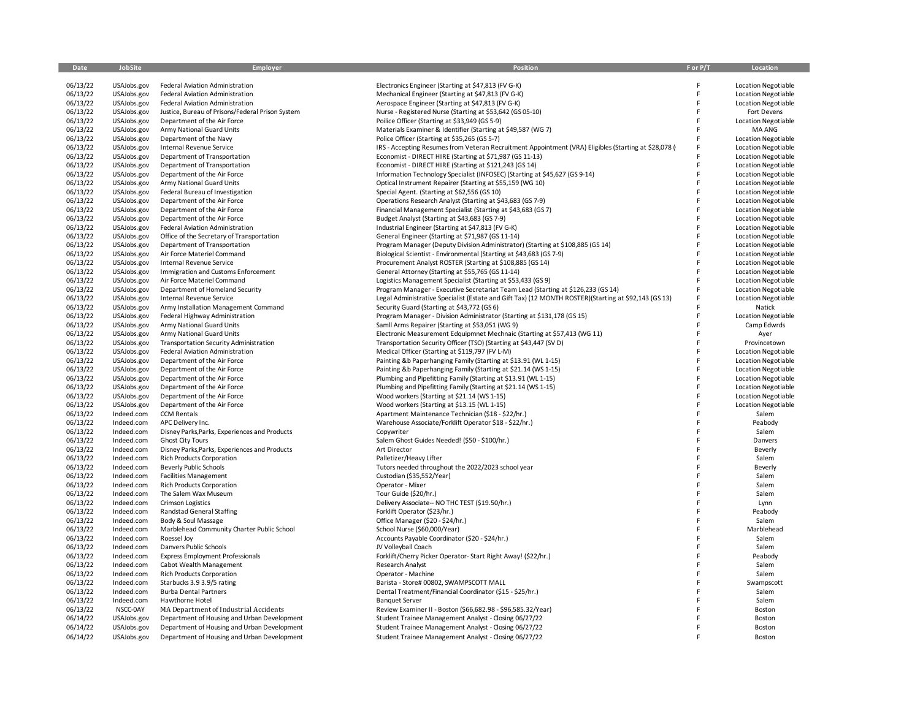| Date | JobSite | Employer | Position | F or P/T | Location |
|---|---|---|---|---|---|
| 06/13/22 | USAJobs.gov | Federal Aviation Administration | Electronics Engineer (Starting at $47,813 (FV G-K) | F | Location Negotiable |
| 06/13/22 | USAJobs.gov | Federal Aviation Administration | Mechanical Engineer (Starting at $47,813 (FV G-K) | F | Location Negotiable |
| 06/13/22 | USAJobs.gov | Federal Aviation Administration | Aerospace Engineer (Starting at $47,813 (FV G-K) | F | Location Negotiable |
| 06/13/22 | USAJobs.gov | Justice, Bureau of Prisons/Federal Prison System | Nurse - Registered Nurse (Starting at $53,642 (GS 05-10) | F | Fort Devens |
| 06/13/22 | USAJobs.gov | Department of the Air Force | Poilice Officer (Starting at $33,949 (GS 5-9) | F | Location Negotiable |
| 06/13/22 | USAJobs.gov | Army National Guard Units | Materials Examiner & Identifier (Starting at $49,587 (WG 7) | F | MA ANG |
| 06/13/22 | USAJobs.gov | Department of the Navy | Police Officer (Starting at $35,265 (GS 5-7) | F | Location Negotiable |
| 06/13/22 | USAJobs.gov | Internal Revenue Service | IRS - Accepting Resumes from Veteran Recruitment Appointment (VRA) Eligibles (Starting at $28,078 ( | F | Location Negotiable |
| 06/13/22 | USAJobs.gov | Department of Transportation | Economist - DIRECT HIRE (Starting at $71,987 (GS 11-13) | F | Location Negotiable |
| 06/13/22 | USAJobs.gov | Department of Transportation | Economist - DIRECT HIRE (Starting at $121,243 (GS 14) | F | Location Negotiable |
| 06/13/22 | USAJobs.gov | Department of the Air Force | Information Technology Specialist (INFOSEC) (Starting at $45,627 (GS 9-14) | F | Location Negotiable |
| 06/13/22 | USAJobs.gov | Army National Guard Units | Optical Instrument Repairer (Starting at $55,159 (WG 10) | F | Location Negotiable |
| 06/13/22 | USAJobs.gov | Federal Bureau of Investigation | Special Agent. (Starting at $62,556 (GS 10) | F | Location Negotiable |
| 06/13/22 | USAJobs.gov | Department of the Air Force | Operations Research Analyst (Starting at $43,683 (GS 7-9) | F | Location Negotiable |
| 06/13/22 | USAJobs.gov | Department of the Air Force | Financial Management Specialist (Starting at $43,683 (GS 7) | F | Location Negotiable |
| 06/13/22 | USAJobs.gov | Department of the Air Force | Budget Analyst (Starting at $43,683 (GS 7-9) | F | Location Negotiable |
| 06/13/22 | USAJobs.gov | Federal Aviation Administration | Industrial Engineer (Starting at $47,813 (FV G-K) | F | Location Negotiable |
| 06/13/22 | USAJobs.gov | Office of the Secretary of Transportation | General Engineer (Starting at $71,987 (GS 11-14) | F | Location Negotiable |
| 06/13/22 | USAJobs.gov | Department of Transportation | Program Manager (Deputy Division Administrator) (Starting at $108,885 (GS 14) | F | Location Negotiable |
| 06/13/22 | USAJobs.gov | Air Force Materiel Command | Biological Scientist - Environmental (Starting at $43,683 (GS 7-9) | F | Location Negotiable |
| 06/13/22 | USAJobs.gov | Internal Revenue Service | Procurement Analyst ROSTER (Starting at $108,885 (GS 14) | F | Location Negotiable |
| 06/13/22 | USAJobs.gov | Immigration and Customs Enforcement | General Attorney (Starting at $55,765 (GS 11-14) | F | Location Negotiable |
| 06/13/22 | USAJobs.gov | Air Force Materiel Command | Logistics Management Specialist (Starting at $53,433 (GS 9) | F | Location Negotiable |
| 06/13/22 | USAJobs.gov | Department of Homeland Security | Program Manager - Executive Secretariat Team Lead (Starting at $126,233 (GS 14) | F | Location Negotiable |
| 06/13/22 | USAJobs.gov | Internal Revenue Service | Legal Administrative Specialist (Estate and Gift Tax) (12 MONTH ROSTER)(Starting at $92,143 (GS 13) | F | Location Negotiable |
| 06/13/22 | USAJobs.gov | Army Installation Management Command | Security Guard (Starting at $43,772 (GS 6) | F | Natick |
| 06/13/22 | USAJobs.gov | Federal Highway Administration | Program Manager - Division Administrator (Starting at $131,178 (GS 15) | F | Location Negotiable |
| 06/13/22 | USAJobs.gov | Army National Guard Units | Samll Arms Repairer (Starting at $53,051 (WG 9) | F | Camp Edwrds |
| 06/13/22 | USAJobs.gov | Army National Guard Units | Electronic Measurement Edquipmnet Mechnaic (Starting at $57,413 (WG 11) | F | Ayer |
| 06/13/22 | USAJobs.gov | Transportation Security Administration | Transportation Security Officer (TSO) (Starting at $43,447 (SV D) | F | Provincetown |
| 06/13/22 | USAJobs.gov | Federal Aviation Administration | Medical Officer (Starting at $119,797 (FV L-M) | F | Location Negotiable |
| 06/13/22 | USAJobs.gov | Department of the Air Force | Painting &b Paperhanging Family (Starting at $13.91 (WL 1-15) | F | Location Negotiable |
| 06/13/22 | USAJobs.gov | Department of the Air Force | Painting &b Paperhanging Family (Starting at $21.14 (WS 1-15) | F | Location Negotiable |
| 06/13/22 | USAJobs.gov | Department of the Air Force | Plumbing and Pipefitting Family (Starting at $13.91 (WL 1-15) | F | Location Negotiable |
| 06/13/22 | USAJobs.gov | Department of the Air Force | Plumbing and Pipefitting Family (Starting at $21.14 (WS 1-15) | F | Location Negotiable |
| 06/13/22 | USAJobs.gov | Department of the Air Force | Wood workers (Starting at $21.14 (WS 1-15) | F | Location Negotiable |
| 06/13/22 | USAJobs.gov | Department of the Air Force | Wood workers (Starting at $13.15 (WL 1-15) | F | Location Negotiable |
| 06/13/22 | Indeed.com | CCM Rentals | Apartment Maintenance Technician ($18 - $22/hr.) | F | Salem |
| 06/13/22 | Indeed.com | APC Delivery Inc. | Warehouse Associate/Forklift Operator $18 - $22/hr.) | F | Peabody |
| 06/13/22 | Indeed.com | Disney Parks,Parks, Experiences and Products | Copywriter | F | Salem |
| 06/13/22 | Indeed.com | Ghost City Tours | Salem Ghost Guides Needed! ($50 - $100/hr.) | F | Danvers |
| 06/13/22 | Indeed.com | Disney Parks,Parks, Experiences and Products | Art Director | F | Beverly |
| 06/13/22 | Indeed.com | Rich Products Corporation | Palletizer/Heavy Lifter | F | Salem |
| 06/13/22 | Indeed.com | Beverly Public Schools | Tutors needed throughout the 2022/2023 school year | F | Beverly |
| 06/13/22 | Indeed.com | Facilities Management | Custodian ($35,552/Year) | F | Salem |
| 06/13/22 | Indeed.com | Rich Products Corporation | Operator - Mixer | F | Salem |
| 06/13/22 | Indeed.com | The Salem Wax Museum | Tour Guide ($20/hr.) | F | Salem |
| 06/13/22 | Indeed.com | Crimson Logistics | Delivery Associate-- NO THC TEST ($19.50/hr.) | F | Lynn |
| 06/13/22 | Indeed.com | Randstad General Staffing | Forklift Operator ($23/hr.) | F | Peabody |
| 06/13/22 | Indeed.com | Body & Soul Massage | Office Manager ($20 - $24/hr.) | F | Salem |
| 06/13/22 | Indeed.com | Marblehead Community Charter Public School | School Nurse ($60,000/Year) | F | Marblehead |
| 06/13/22 | Indeed.com | Roessel Joy | Accounts Payable Coordinator ($20 - $24/hr.) | F | Salem |
| 06/13/22 | Indeed.com | Danvers Public Schools | JV Volleyball Coach | F | Salem |
| 06/13/22 | Indeed.com | Express Employment Professionals | Forklift/Cherry Picker Operator- Start Right Away! ($22/hr.) | F | Peabody |
| 06/13/22 | Indeed.com | Cabot Wealth Management | Research Analyst | F | Salem |
| 06/13/22 | Indeed.com | Rich Products Corporation | Operator - Machine | F | Salem |
| 06/13/22 | Indeed.com | Starbucks 3.9 3.9/5 rating | Barista - Store# 00802, SWAMPSCOTT MALL | F | Swampscott |
| 06/13/22 | Indeed.com | Burba Dental Partners | Dental Treatment/Financial Coordinator ($15 - $25/hr.) | F | Salem |
| 06/13/22 | Indeed.com | Hawthorne Hotel | Banquet Server | F | Salem |
| 06/13/22 | NSCC-0AY | MA Department of Industrial Accidents | Review Examiner II - Boston ($66,682.98 - $96,585.32/Year) | F | Boston |
| 06/14/22 | USAJobs.gov | Department of Housing and Urban Development | Student Trainee Management Analyst - Closing 06/27/22 | F | Boston |
| 06/14/22 | USAJobs.gov | Department of Housing and Urban Development | Student Trainee Management Analyst - Closing 06/27/22 | F | Boston |
| 06/14/22 | USAJobs.gov | Department of Housing and Urban Development | Student Trainee Management Analyst - Closing 06/27/22 | F | Boston |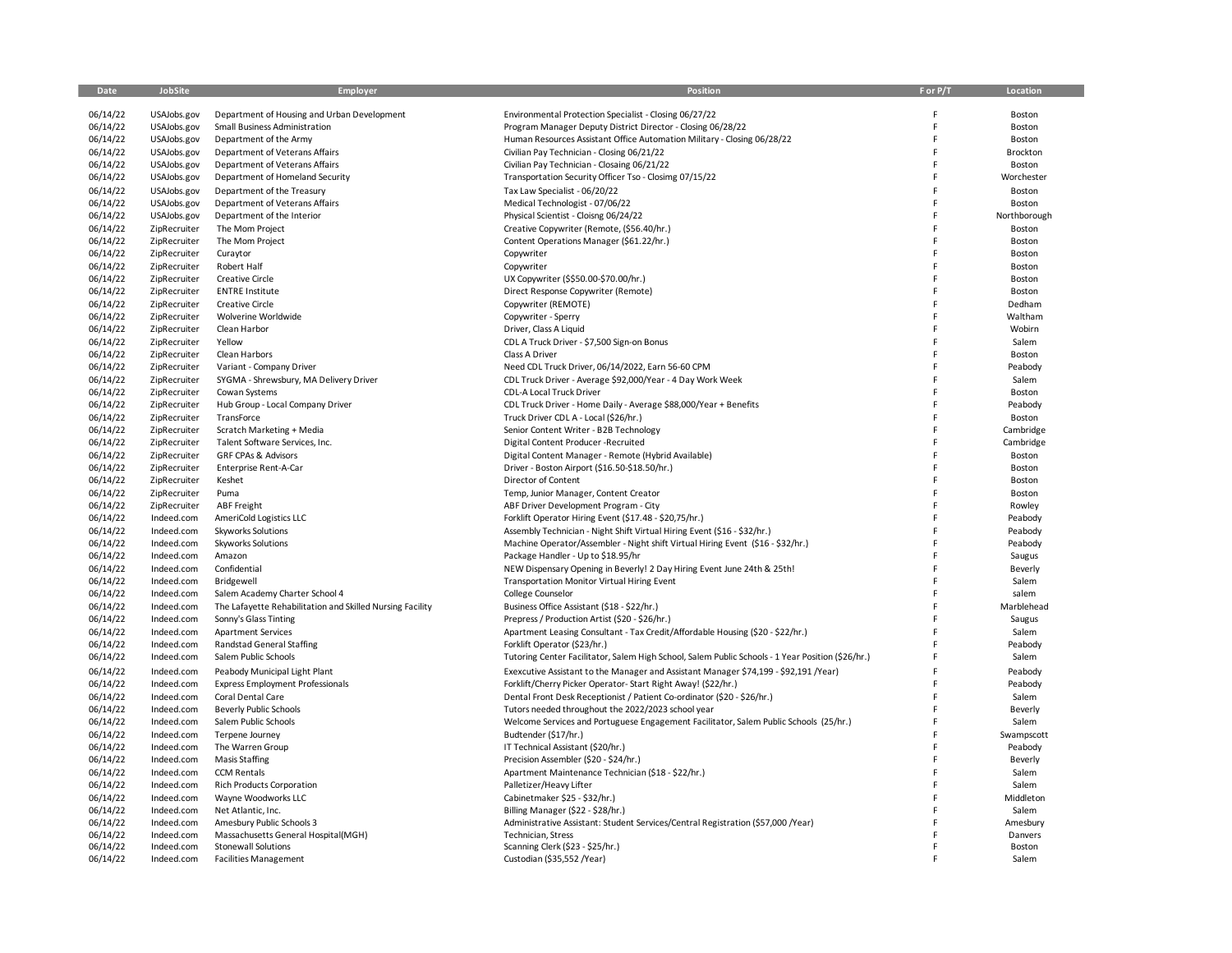| Date | JobSite | Employer | Position | F or P/T | Location |
|---|---|---|---|---|---|
| 06/14/22 | USAJobs.gov | Department of Housing and Urban Development | Environmental Protection Specialist - Closing 06/27/22 | F | Boston |
| 06/14/22 | USAJobs.gov | Small Business Administration | Program Manager Deputy District Director - Closing 06/28/22 | F | Boston |
| 06/14/22 | USAJobs.gov | Department of the Army | Human Resources Assistant Office Automation Military - Closing 06/28/22 | F | Boston |
| 06/14/22 | USAJobs.gov | Department of Veterans Affairs | Civilian Pay Technician - Closing 06/21/22 | F | Brockton |
| 06/14/22 | USAJobs.gov | Department of Veterans Affairs | Civilian Pay Technician - Closaing 06/21/22 | F | Boston |
| 06/14/22 | USAJobs.gov | Department of Homeland Security | Transportation Security Officer Tso - Closimg 07/15/22 | F | Worchester |
| 06/14/22 | USAJobs.gov | Department of the Treasury | Tax Law Specialist - 06/20/22 | F | Boston |
| 06/14/22 | USAJobs.gov | Department of Veterans Affairs | Medical Technologist - 07/06/22 | F | Boston |
| 06/14/22 | USAJobs.gov | Department of the Interior | Physical Scientist - Cloisng 06/24/22 | F | Northborough |
| 06/14/22 | ZipRecruiter | The Mom Project | Creative Copywriter (Remote, ($56.40/hr.) | F | Boston |
| 06/14/22 | ZipRecruiter | The Mom Project | Content Operations Manager ($61.22/hr.) | F | Boston |
| 06/14/22 | ZipRecruiter | Curaytor | Copywriter | F | Boston |
| 06/14/22 | ZipRecruiter | Robert Half | Copywriter | F | Boston |
| 06/14/22 | ZipRecruiter | Creative Circle | UX Copywriter ($$50.00-$70.00/hr.) | F | Boston |
| 06/14/22 | ZipRecruiter | ENTRE Institute | Direct Response Copywriter (Remote) | F | Boston |
| 06/14/22 | ZipRecruiter | Creative Circle | Copywriter (REMOTE) | F | Dedham |
| 06/14/22 | ZipRecruiter | Wolverine Worldwide | Copywriter - Sperry | F | Waltham |
| 06/14/22 | ZipRecruiter | Clean Harbor | Driver, Class A Liquid | F | Wobirn |
| 06/14/22 | ZipRecruiter | Yellow | CDL A Truck Driver - $7,500 Sign-on Bonus | F | Salem |
| 06/14/22 | ZipRecruiter | Clean Harbors | Class A Driver | F | Boston |
| 06/14/22 | ZipRecruiter | Variant - Company Driver | Need CDL Truck Driver, 06/14/2022, Earn 56-60 CPM | F | Peabody |
| 06/14/22 | ZipRecruiter | SYGMA - Shrewsbury, MA Delivery Driver | CDL Truck Driver - Average $92,000/Year - 4 Day Work Week | F | Salem |
| 06/14/22 | ZipRecruiter | Cowan Systems | CDL-A Local Truck Driver | F | Boston |
| 06/14/22 | ZipRecruiter | Hub Group - Local Company Driver | CDL Truck Driver - Home Daily - Average $88,000/Year + Benefits | F | Peabody |
| 06/14/22 | ZipRecruiter | TransForce | Truck Driver CDL A - Local ($26/hr.) | F | Boston |
| 06/14/22 | ZipRecruiter | Scratch Marketing + Media | Senior Content Writer - B2B Technology | F | Cambridge |
| 06/14/22 | ZipRecruiter | Talent Software Services, Inc. | Digital Content Producer -Recruited | F | Cambridge |
| 06/14/22 | ZipRecruiter | GRF CPAs & Advisors | Digital Content Manager - Remote (Hybrid Available) | F | Boston |
| 06/14/22 | ZipRecruiter | Enterprise Rent-A-Car | Driver - Boston Airport ($16.50-$18.50/hr.) | F | Boston |
| 06/14/22 | ZipRecruiter | Keshet | Director of Content | F | Boston |
| 06/14/22 | ZipRecruiter | Puma | Temp, Junior Manager, Content Creator | F | Boston |
| 06/14/22 | ZipRecruiter | ABF Freight | ABF Driver Development Program - City | F | Rowley |
| 06/14/22 | Indeed.com | AmeriCold Logistics LLC | Forklift Operator Hiring Event ($17.48 - $20,75/hr.) | F | Peabody |
| 06/14/22 | Indeed.com | Skyworks Solutions | Assembly Technician - Night Shift Virtual Hiring Event ($16 - $32/hr.) | F | Peabody |
| 06/14/22 | Indeed.com | Skyworks Solutions | Machine Operator/Assembler - Night shift Virtual Hiring Event ($16 - $32/hr.) | F | Peabody |
| 06/14/22 | Indeed.com | Amazon | Package Handler - Up to $18.95/hr | F | Saugus |
| 06/14/22 | Indeed.com | Confidential | NEW Dispensary Opening in Beverly! 2 Day Hiring Event June 24th & 25th! | F | Beverly |
| 06/14/22 | Indeed.com | Bridgewell | Transportation Monitor Virtual Hiring Event | F | Salem |
| 06/14/22 | Indeed.com | Salem Academy Charter School 4 | College Counselor | F | salem |
| 06/14/22 | Indeed.com | The Lafayette Rehabilitation and Skilled Nursing Facility | Business Office Assistant ($18 - $22/hr.) | F | Marblehead |
| 06/14/22 | Indeed.com | Sonny's Glass Tinting | Prepress / Production Artist ($20 - $26/hr.) | F | Saugus |
| 06/14/22 | Indeed.com | Apartment Services | Apartment Leasing Consultant - Tax Credit/Affordable Housing ($20 - $22/hr.) | F | Salem |
| 06/14/22 | Indeed.com | Randstad General Staffing | Forklift Operator ($23/hr.) | F | Peabody |
| 06/14/22 | Indeed.com | Salem Public Schools | Tutoring Center Facilitator, Salem High School, Salem Public Schools - 1 Year Position ($26/hr.) | F | Salem |
| 06/14/22 | Indeed.com | Peabody Municipal Light Plant | Exexcutive Assistant to the Manager and Assistant Manager $74,199 - $92,191 /Year) | F | Peabody |
| 06/14/22 | Indeed.com | Express Employment Professionals | Forklift/Cherry Picker Operator- Start Right Away! ($22/hr.) | F | Peabody |
| 06/14/22 | Indeed.com | Coral Dental Care | Dental Front Desk Receptionist / Patient Co-ordinator ($20 - $26/hr.) | F | Salem |
| 06/14/22 | Indeed.com | Beverly Public Schools | Tutors needed throughout the 2022/2023 school year | F | Beverly |
| 06/14/22 | Indeed.com | Salem Public Schools | Welcome Services and Portuguese Engagement Facilitator, Salem Public Schools (25/hr.) | F | Salem |
| 06/14/22 | Indeed.com | Terpene Journey | Budtender ($17/hr.) | F | Swampscott |
| 06/14/22 | Indeed.com | The Warren Group | IT Technical Assistant ($20/hr.) | F | Peabody |
| 06/14/22 | Indeed.com | Masis Staffing | Precision Assembler ($20 - $24/hr.) | F | Beverly |
| 06/14/22 | Indeed.com | CCM Rentals | Apartment Maintenance Technician ($18 - $22/hr.) | F | Salem |
| 06/14/22 | Indeed.com | Rich Products Corporation | Palletizer/Heavy Lifter | F | Salem |
| 06/14/22 | Indeed.com | Wayne Woodworks LLC | Cabinetmaker $25 - $32/hr.) | F | Middleton |
| 06/14/22 | Indeed.com | Net Atlantic, Inc. | Billing Manager ($22 - $28/hr.) | F | Salem |
| 06/14/22 | Indeed.com | Amesbury Public Schools 3 | Administrative Assistant: Student Services/Central Registration ($57,000 /Year) | F | Amesbury |
| 06/14/22 | Indeed.com | Massachusetts General Hospital(MGH) | Technician, Stress | F | Danvers |
| 06/14/22 | Indeed.com | Stonewall Solutions | Scanning Clerk ($23 - $25/hr.) | F | Boston |
| 06/14/22 | Indeed.com | Facilities Management | Custodian ($35,552 /Year) | F | Salem |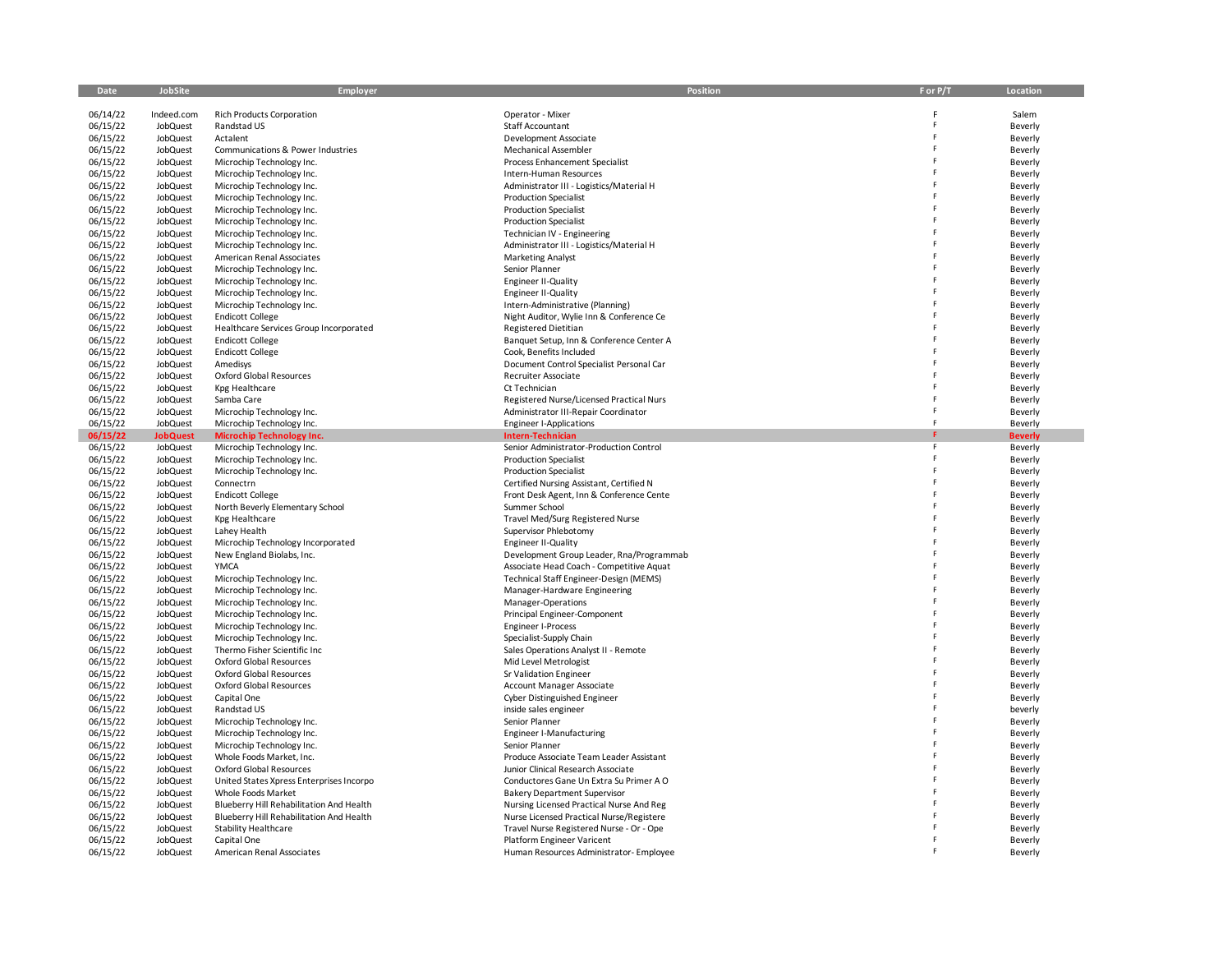| Date | JobSite | Employer | Position | F or P/T | Location |
|---|---|---|---|---|---|
| 06/14/22 | Indeed.com | Rich Products Corporation | Operator - Mixer | F | Salem |
| 06/15/22 | JobQuest | Randstad US | Staff Accountant | F | Beverly |
| 06/15/22 | JobQuest | Actalent | Development Associate | F | Beverly |
| 06/15/22 | JobQuest | Communications & Power Industries | Mechanical Assembler | F | Beverly |
| 06/15/22 | JobQuest | Microchip Technology Inc. | Process Enhancement Specialist | F | Beverly |
| 06/15/22 | JobQuest | Microchip Technology Inc. | Intern-Human Resources | F | Beverly |
| 06/15/22 | JobQuest | Microchip Technology Inc. | Administrator III - Logistics/Material H | F | Beverly |
| 06/15/22 | JobQuest | Microchip Technology Inc. | Production Specialist | F | Beverly |
| 06/15/22 | JobQuest | Microchip Technology Inc. | Production Specialist | F | Beverly |
| 06/15/22 | JobQuest | Microchip Technology Inc. | Production Specialist | F | Beverly |
| 06/15/22 | JobQuest | Microchip Technology Inc. | Technician IV - Engineering | F | Beverly |
| 06/15/22 | JobQuest | Microchip Technology Inc. | Administrator III - Logistics/Material H | F | Beverly |
| 06/15/22 | JobQuest | American Renal Associates | Marketing Analyst | F | Beverly |
| 06/15/22 | JobQuest | Microchip Technology Inc. | Senior Planner | F | Beverly |
| 06/15/22 | JobQuest | Microchip Technology Inc. | Engineer II-Quality | F | Beverly |
| 06/15/22 | JobQuest | Microchip Technology Inc. | Engineer II-Quality | F | Beverly |
| 06/15/22 | JobQuest | Microchip Technology Inc. | Intern-Administrative (Planning) | F | Beverly |
| 06/15/22 | JobQuest | Endicott College | Night Auditor, Wylie Inn & Conference Ce | F | Beverly |
| 06/15/22 | JobQuest | Healthcare Services Group Incorporated | Registered Dietitian | F | Beverly |
| 06/15/22 | JobQuest | Endicott College | Banquet Setup, Inn & Conference Center A | F | Beverly |
| 06/15/22 | JobQuest | Endicott College | Cook, Benefits Included | F | Beverly |
| 06/15/22 | JobQuest | Amedisys | Document Control Specialist Personal Car | F | Beverly |
| 06/15/22 | JobQuest | Oxford Global Resources | Recruiter Associate | F | Beverly |
| 06/15/22 | JobQuest | Kpg Healthcare | Ct Technician | F | Beverly |
| 06/15/22 | JobQuest | Samba Care | Registered Nurse/Licensed Practical Nurs | F | Beverly |
| 06/15/22 | JobQuest | Microchip Technology Inc. | Administrator III-Repair Coordinator | F | Beverly |
| 06/15/22 | JobQuest | Microchip Technology Inc. | Engineer I-Applications | F | Beverly |
| **06/15/22** | **JobQuest** | **Microchip Technology Inc.** | **Intern-Technician** | **F** | **Beverly** |
| 06/15/22 | JobQuest | Microchip Technology Inc. | Senior Administrator-Production Control | F | Beverly |
| 06/15/22 | JobQuest | Microchip Technology Inc. | Production Specialist | F | Beverly |
| 06/15/22 | JobQuest | Microchip Technology Inc. | Production Specialist | F | Beverly |
| 06/15/22 | JobQuest | Connectrn | Certified Nursing Assistant, Certified N | F | Beverly |
| 06/15/22 | JobQuest | Endicott College | Front Desk Agent, Inn & Conference Cente | F | Beverly |
| 06/15/22 | JobQuest | North Beverly Elementary School | Summer School | F | Beverly |
| 06/15/22 | JobQuest | Kpg Healthcare | Travel Med/Surg Registered Nurse | F | Beverly |
| 06/15/22 | JobQuest | Lahey Health | Supervisor Phlebotomy | F | Beverly |
| 06/15/22 | JobQuest | Microchip Technology Incorporated | Engineer II-Quality | F | Beverly |
| 06/15/22 | JobQuest | New England Biolabs, Inc. | Development Group Leader, Rna/Programmab | F | Beverly |
| 06/15/22 | JobQuest | YMCA | Associate Head Coach - Competitive Aquat | F | Beverly |
| 06/15/22 | JobQuest | Microchip Technology Inc. | Technical Staff Engineer-Design (MEMS) | F | Beverly |
| 06/15/22 | JobQuest | Microchip Technology Inc. | Manager-Hardware Engineering | F | Beverly |
| 06/15/22 | JobQuest | Microchip Technology Inc. | Manager-Operations | F | Beverly |
| 06/15/22 | JobQuest | Microchip Technology Inc. | Principal Engineer-Component | F | Beverly |
| 06/15/22 | JobQuest | Microchip Technology Inc. | Engineer I-Process | F | Beverly |
| 06/15/22 | JobQuest | Microchip Technology Inc. | Specialist-Supply Chain | F | Beverly |
| 06/15/22 | JobQuest | Thermo Fisher Scientific Inc | Sales Operations Analyst II - Remote | F | Beverly |
| 06/15/22 | JobQuest | Oxford Global Resources | Mid Level Metrologist | F | Beverly |
| 06/15/22 | JobQuest | Oxford Global Resources | Sr Validation Engineer | F | Beverly |
| 06/15/22 | JobQuest | Oxford Global Resources | Account Manager Associate | F | Beverly |
| 06/15/22 | JobQuest | Capital One | Cyber Distinguished Engineer | F | Beverly |
| 06/15/22 | JobQuest | Randstad US | inside sales engineer | F | beverly |
| 06/15/22 | JobQuest | Microchip Technology Inc. | Senior Planner | F | Beverly |
| 06/15/22 | JobQuest | Microchip Technology Inc. | Engineer I-Manufacturing | F | Beverly |
| 06/15/22 | JobQuest | Microchip Technology Inc. | Senior Planner | F | Beverly |
| 06/15/22 | JobQuest | Whole Foods Market, Inc. | Produce Associate Team Leader Assistant | F | Beverly |
| 06/15/22 | JobQuest | Oxford Global Resources | Junior Clinical Research Associate | F | Beverly |
| 06/15/22 | JobQuest | United States Xpress Enterprises Incorpo | Conductores Gane Un Extra Su Primer A O | F | Beverly |
| 06/15/22 | JobQuest | Whole Foods Market | Bakery Department Supervisor | F | Beverly |
| 06/15/22 | JobQuest | Blueberry Hill Rehabilitation And Health | Nursing Licensed Practical Nurse And Reg | F | Beverly |
| 06/15/22 | JobQuest | Blueberry Hill Rehabilitation And Health | Nurse Licensed Practical Nurse/Registere | F | Beverly |
| 06/15/22 | JobQuest | Stability Healthcare | Travel Nurse Registered Nurse - Or - Ope | F | Beverly |
| 06/15/22 | JobQuest | Capital One | Platform Engineer Varicent | F | Beverly |
| 06/15/22 | JobQuest | American Renal Associates | Human Resources Administrator- Employee | F | Beverly |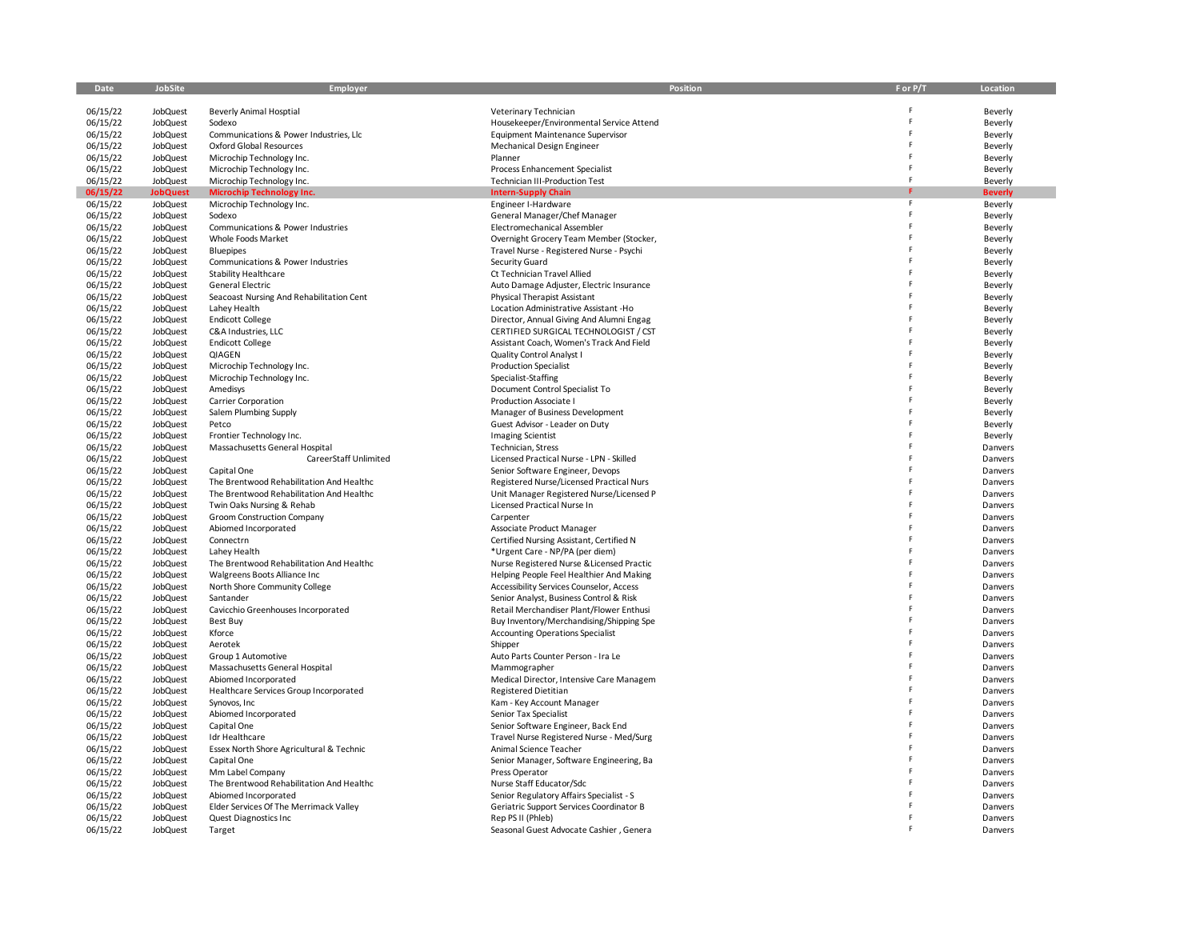| Date | JobSite | Employer | Position | F or P/T | Location |
|---|---|---|---|---|---|
| 06/15/22 | JobQuest | Beverly Animal Hosptial | Veterinary Technician | F | Beverly |
| 06/15/22 | JobQuest | Sodexo | Housekeeper/Environmental Service Attend | F | Beverly |
| 06/15/22 | JobQuest | Communications & Power Industries, Llc | Equipment Maintenance Supervisor | F | Beverly |
| 06/15/22 | JobQuest | Oxford Global Resources | Mechanical Design Engineer | F | Beverly |
| 06/15/22 | JobQuest | Microchip Technology Inc. | Planner | F | Beverly |
| 06/15/22 | JobQuest | Microchip Technology Inc. | Process Enhancement Specialist | F | Beverly |
| 06/15/22 | JobQuest | Microchip Technology Inc. | Technician III-Production Test | F | Beverly |
| **06/15/22** | **JobQuest** | **Microchip Technology Inc.** | **Intern-Supply Chain** | **F** | **Beverly** |
| 06/15/22 | JobQuest | Microchip Technology Inc. | Engineer I-Hardware | F | Beverly |
| 06/15/22 | JobQuest | Sodexo | General Manager/Chef Manager | F | Beverly |
| 06/15/22 | JobQuest | Communications & Power Industries | Electromechanical Assembler | F | Beverly |
| 06/15/22 | JobQuest | Whole Foods Market | Overnight Grocery Team Member (Stocker, | F | Beverly |
| 06/15/22 | JobQuest | Bluepipes | Travel Nurse - Registered Nurse - Psychi | F | Beverly |
| 06/15/22 | JobQuest | Communications & Power Industries | Security Guard | F | Beverly |
| 06/15/22 | JobQuest | Stability Healthcare | Ct Technician Travel Allied | F | Beverly |
| 06/15/22 | JobQuest | General Electric | Auto Damage Adjuster, Electric Insurance | F | Beverly |
| 06/15/22 | JobQuest | Seacoast Nursing And Rehabilitation Cent | Physical Therapist Assistant | F | Beverly |
| 06/15/22 | JobQuest | Lahey Health | Location Administrative Assistant -Ho | F | Beverly |
| 06/15/22 | JobQuest | Endicott College | Director, Annual Giving And Alumni Engag | F | Beverly |
| 06/15/22 | JobQuest | C&A Industries, LLC | CERTIFIED SURGICAL TECHNOLOGIST / CST | F | Beverly |
| 06/15/22 | JobQuest | Endicott College | Assistant Coach, Women's Track And Field | F | Beverly |
| 06/15/22 | JobQuest | QIAGEN | Quality Control Analyst I | F | Beverly |
| 06/15/22 | JobQuest | Microchip Technology Inc. | Production Specialist | F | Beverly |
| 06/15/22 | JobQuest | Microchip Technology Inc. | Specialist-Staffing | F | Beverly |
| 06/15/22 | JobQuest | Amedisys | Document Control Specialist To | F | Beverly |
| 06/15/22 | JobQuest | Carrier Corporation | Production Associate I | F | Beverly |
| 06/15/22 | JobQuest | Salem Plumbing Supply | Manager of Business Development | F | Beverly |
| 06/15/22 | JobQuest | Petco | Guest Advisor - Leader on Duty | F | Beverly |
| 06/15/22 | JobQuest | Frontier Technology Inc. | Imaging Scientist | F | Beverly |
| 06/15/22 | JobQuest | Massachusetts General Hospital | Technician, Stress | F | Danvers |
| 06/15/22 | JobQuest | CareerStaff Unlimited | Licensed Practical Nurse - LPN - Skilled | F | Danvers |
| 06/15/22 | JobQuest | Capital One | Senior Software Engineer, Devops | F | Danvers |
| 06/15/22 | JobQuest | The Brentwood Rehabilitation And Healthc | Registered Nurse/Licensed Practical Nurs | F | Danvers |
| 06/15/22 | JobQuest | The Brentwood Rehabilitation And Healthc | Unit Manager Registered Nurse/Licensed P | F | Danvers |
| 06/15/22 | JobQuest | Twin Oaks Nursing & Rehab | Licensed Practical Nurse In | F | Danvers |
| 06/15/22 | JobQuest | Groom Construction Company | Carpenter | F | Danvers |
| 06/15/22 | JobQuest | Abiomed Incorporated | Associate Product Manager | F | Danvers |
| 06/15/22 | JobQuest | Connectrn | Certified Nursing Assistant, Certified N | F | Danvers |
| 06/15/22 | JobQuest | Lahey Health | *Urgent Care - NP/PA (per diem) | F | Danvers |
| 06/15/22 | JobQuest | The Brentwood Rehabilitation And Healthc | Nurse Registered Nurse &Licensed Practic | F | Danvers |
| 06/15/22 | JobQuest | Walgreens Boots Alliance Inc | Helping People Feel Healthier And Making | F | Danvers |
| 06/15/22 | JobQuest | North Shore Community College | Accessibility Services Counselor, Access | F | Danvers |
| 06/15/22 | JobQuest | Santander | Senior Analyst, Business Control & Risk | F | Danvers |
| 06/15/22 | JobQuest | Cavicchio Greenhouses Incorporated | Retail Merchandiser Plant/Flower Enthusi | F | Danvers |
| 06/15/22 | JobQuest | Best Buy | Buy Inventory/Merchandising/Shipping Spe | F | Danvers |
| 06/15/22 | JobQuest | Kforce | Accounting Operations Specialist | F | Danvers |
| 06/15/22 | JobQuest | Aerotek | Shipper | F | Danvers |
| 06/15/22 | JobQuest | Group 1 Automotive | Auto Parts Counter Person - Ira Le | F | Danvers |
| 06/15/22 | JobQuest | Massachusetts General Hospital | Mammographer | F | Danvers |
| 06/15/22 | JobQuest | Abiomed Incorporated | Medical Director, Intensive Care Managem | F | Danvers |
| 06/15/22 | JobQuest | Healthcare Services Group Incorporated | Registered Dietitian | F | Danvers |
| 06/15/22 | JobQuest | Synovos, Inc | Kam - Key Account Manager | F | Danvers |
| 06/15/22 | JobQuest | Abiomed Incorporated | Senior Tax Specialist | F | Danvers |
| 06/15/22 | JobQuest | Capital One | Senior Software Engineer, Back End | F | Danvers |
| 06/15/22 | JobQuest | Idr Healthcare | Travel Nurse Registered Nurse - Med/Surg | F | Danvers |
| 06/15/22 | JobQuest | Essex North Shore Agricultural & Technic | Animal Science Teacher | F | Danvers |
| 06/15/22 | JobQuest | Capital One | Senior Manager, Software Engineering, Ba | F | Danvers |
| 06/15/22 | JobQuest | Mm Label Company | Press Operator | F | Danvers |
| 06/15/22 | JobQuest | The Brentwood Rehabilitation And Healthc | Nurse Staff Educator/Sdc | F | Danvers |
| 06/15/22 | JobQuest | Abiomed Incorporated | Senior Regulatory Affairs Specialist - S | F | Danvers |
| 06/15/22 | JobQuest | Elder Services Of The Merrimack Valley | Geriatric Support Services Coordinator B | F | Danvers |
| 06/15/22 | JobQuest | Quest Diagnostics Inc | Rep PS II (Phleb) | F | Danvers |
| 06/15/22 | JobQuest | Target | Seasonal Guest Advocate Cashier , Genera | F | Danvers |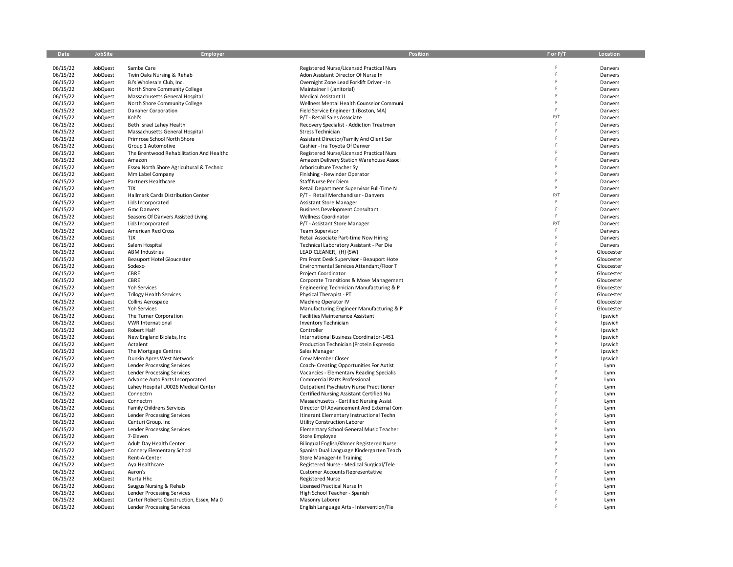| Date | JobSite | Employer | Position | F or P/T | Location |
|---|---|---|---|---|---|
| 06/15/22 | JobQuest | Samba Care | Registered Nurse/Licensed Practical Nurs | F | Danvers |
| 06/15/22 | JobQuest | Twin Oaks Nursing & Rehab | Adon Assistant Director Of Nurse In | F | Danvers |
| 06/15/22 | JobQuest | BJ's Wholesale Club, Inc. | Overnight Zone Lead Forklift Driver - In | F | Danvers |
| 06/15/22 | JobQuest | North Shore Community College | Maintainer I (Janitorial) | F | Danvers |
| 06/15/22 | JobQuest | Massachusetts General Hospital | Medical Assistant II | F | Danvers |
| 06/15/22 | JobQuest | North Shore Community College | Wellness Mental Health Counselor Communi | F | Danvers |
| 06/15/22 | JobQuest | Danaher Corporation | Field Service Engineer 1 (Boston, MA) | F | Danvers |
| 06/15/22 | JobQuest | Kohl's | P/T - Retail Sales Associate | P/T | Danvers |
| 06/15/22 | JobQuest | Beth Israel Lahey Health | Recovery Specialist - Addiction Treatmen | F | Danvers |
| 06/15/22 | JobQuest | Massachusetts General Hospital | Stress Technician | F | Danvers |
| 06/15/22 | JobQuest | Primrose School North Shore | Assistant Director/Family And Client Ser | F | Danvers |
| 06/15/22 | JobQuest | Group 1 Automotive | Cashier - Ira Toyota Of Danver | F | Danvers |
| 06/15/22 | JobQuest | The Brentwood Rehabilitation And Healthc | Registered Nurse/Licensed Practical Nurs | F | Danvers |
| 06/15/22 | JobQuest | Amazon | Amazon Delivery Station Warehouse Associ | F | Danvers |
| 06/15/22 | JobQuest | Essex North Shore Agricultural & Technic | Arboriculture Teacher Sy | F | Danvers |
| 06/15/22 | JobQuest | Mm Label Company | Finishing - Rewinder Operator | F | Danvers |
| 06/15/22 | JobQuest | Partners Healthcare | Staff Nurse Per Diem | F | Danvers |
| 06/15/22 | JobQuest | TJX | Retail Department Supervisor Full-Time N | F | Danvers |
| 06/15/22 | JobQuest | Hallmark Cards Distribution Center | P/T - Retail Merchandiser - Danvers | P/T | Danvers |
| 06/15/22 | JobQuest | Lids Incorporated | Assistant Store Manager | F | Danvers |
| 06/15/22 | JobQuest | Gmc Danvers | Business Development Consultant | F | Danvers |
| 06/15/22 | JobQuest | Seasons Of Danvers Assisted Living | Wellness Coordinator | F | Danvers |
| 06/15/22 | JobQuest | Lids Incorporated | P/T - Assistant Store Manager | P/T | Danvers |
| 06/15/22 | JobQuest | American Red Cross | Team Supervisor | F | Danvers |
| 06/15/22 | JobQuest | TJX | Retail Associate Part-time Now Hiring | F | Danvers |
| 06/15/22 | JobQuest | Salem Hospital | Technical Laboratory Assistant - Per Die | F | Danvers |
| 06/15/22 | JobQuest | ABM Industries | LEAD CLEANER, (H) (SW) | F | Gloucester |
| 06/15/22 | JobQuest | Beauport Hotel Gloucester | Pm Front Desk Supervisor - Beauport Hote | F | Gloucester |
| 06/15/22 | JobQuest | Sodexo | Environmental Services Attendant/Floor T | F | Gloucester |
| 06/15/22 | JobQuest | CBRE | Project Coordinator | F | Gloucester |
| 06/15/22 | JobQuest | CBRE | Corporate Transitions & Move Management | F | Gloucester |
| 06/15/22 | JobQuest | Yoh Services | Engineering Technician Manufacturing & P | F | Gloucester |
| 06/15/22 | JobQuest | Trilogy Health Services | Physical Therapist - PT | F | Gloucester |
| 06/15/22 | JobQuest | Collins Aerospace | Machine Operator IV | F | Gloucester |
| 06/15/22 | JobQuest | Yoh Services | Manufacturing Engineer Manufacturing & P | F | Gloucester |
| 06/15/22 | JobQuest | The Turner Corporation | Facilities Maintenance Assistant | F | Ipswich |
| 06/15/22 | JobQuest | VWR International | Inventory Technician | F | Ipswich |
| 06/15/22 | JobQuest | Robert Half | Controller | F | Ipswich |
| 06/15/22 | JobQuest | New England Biolabs, Inc | International Business Coordinator-1451 | F | Ipswich |
| 06/15/22 | JobQuest | Actalent | Production Technician (Protein Expressio | F | Ipswich |
| 06/15/22 | JobQuest | The Mortgage Centres | Sales Manager | F | Ipswich |
| 06/15/22 | JobQuest | Dunkin Apres West Network | Crew Member Closer | F | Ipswich |
| 06/15/22 | JobQuest | Lender Processing Services | Coach- Creating Opportunities For Autist | F | Lynn |
| 06/15/22 | JobQuest | Lender Processing Services | Vacancies - Elementary Reading Specialis | F | Lynn |
| 06/15/22 | JobQuest | Advance Auto Parts Incorporated | Commercial Parts Professional | F | Lynn |
| 06/15/22 | JobQuest | Lahey Hospital U0026 Medical Center | Outpatient Psychiatry Nurse Practitioner | F | Lynn |
| 06/15/22 | JobQuest | Connectrn | Certified Nursing Assistant Certified Nu | F | Lynn |
| 06/15/22 | JobQuest | Connectrn | Massachusetts - Certified Nursing Assist | F | Lynn |
| 06/15/22 | JobQuest | Family Childrens Services | Director Of Advancement And External Com | F | Lynn |
| 06/15/22 | JobQuest | Lender Processing Services | Itinerant Elementary Instructional Techn | F | Lynn |
| 06/15/22 | JobQuest | Centuri Group, Inc | Utility Construction Laborer | F | Lynn |
| 06/15/22 | JobQuest | Lender Processing Services | Elementary School General Music Teacher | F | Lynn |
| 06/15/22 | JobQuest | 7-Eleven | Store Employee | F | Lynn |
| 06/15/22 | JobQuest | Adult Day Health Center | Bilingual English/Khmer Registered Nurse | F | Lynn |
| 06/15/22 | JobQuest | Connery Elementary School | Spanish Dual Language Kindergarten Teach | F | Lynn |
| 06/15/22 | JobQuest | Rent-A-Center | Store Manager-In Training | F | Lynn |
| 06/15/22 | JobQuest | Aya Healthcare | Registered Nurse - Medical Surgical/Tele | F | Lynn |
| 06/15/22 | JobQuest | Aaron's | Customer Accounts Representative | F | Lynn |
| 06/15/22 | JobQuest | Nurta Hhc | Registered Nurse | F | Lynn |
| 06/15/22 | JobQuest | Saugus Nursing & Rehab | Licensed Practical Nurse In | F | Lynn |
| 06/15/22 | JobQuest | Lender Processing Services | High School Teacher - Spanish | F | Lynn |
| 06/15/22 | JobQuest | Carter Roberts Construction, Essex, Ma 0 | Masonry Laborer | F | Lynn |
| 06/15/22 | JobQuest | Lender Processing Services | English Language Arts - Intervention/Tie | F | Lynn |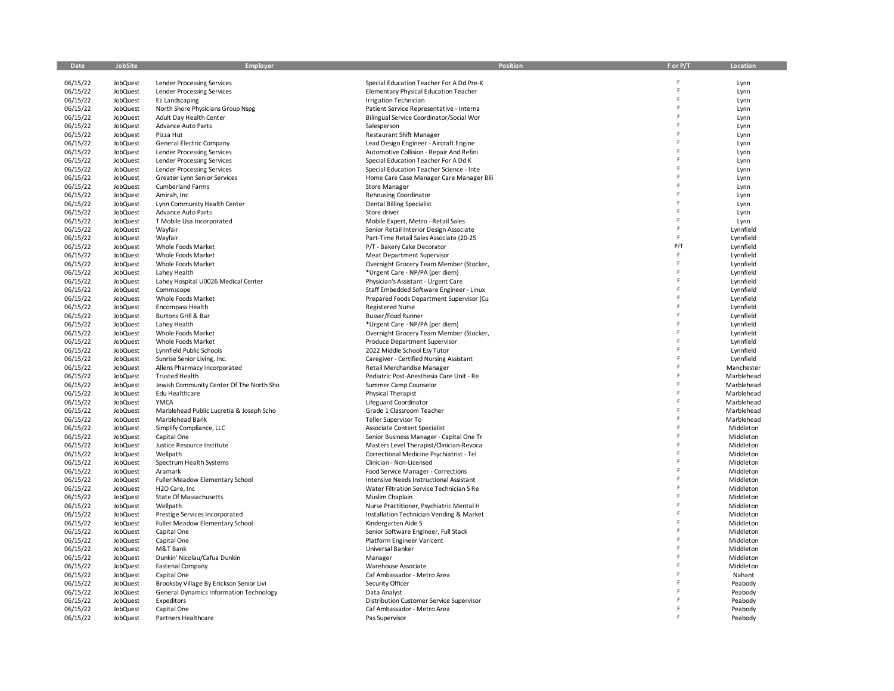| Date | JobSite | Employer | Position | F or P/T | Location |
|---|---|---|---|---|---|
| 06/15/22 | JobQuest | Lender Processing Services | Special Education Teacher For A Dd Pre-K | F | Lynn |
| 06/15/22 | JobQuest | Lender Processing Services | Elementary Physical Education Teacher | F | Lynn |
| 06/15/22 | JobQuest | Ez Landscaping | Irrigation Technician | F | Lynn |
| 06/15/22 | JobQuest | North Shore Physicians Group Nspg | Patient Service Representative - Interna | F | Lynn |
| 06/15/22 | JobQuest | Adult Day Health Center | Bilingual Service Coordinator/Social Wor | F | Lynn |
| 06/15/22 | JobQuest | Advance Auto Parts | Salesperson | F | Lynn |
| 06/15/22 | JobQuest | Pizza Hut | Restaurant Shift Manager | F | Lynn |
| 06/15/22 | JobQuest | General Electric Company | Lead Design Engineer - Aircraft Engine | F | Lynn |
| 06/15/22 | JobQuest | Lender Processing Services | Automotive Collision - Repair And Refini | F | Lynn |
| 06/15/22 | JobQuest | Lender Processing Services | Special Education Teacher For A Dd K | F | Lynn |
| 06/15/22 | JobQuest | Lender Processing Services | Special Education Teacher Science - Inte | F | Lynn |
| 06/15/22 | JobQuest | Greater Lynn Senior Services | Home Care Case Manager Care Manager Bili | F | Lynn |
| 06/15/22 | JobQuest | Cumberland Farms | Store Manager | F | Lynn |
| 06/15/22 | JobQuest | Amirah, Inc | Rehousing Coordinator | F | Lynn |
| 06/15/22 | JobQuest | Lynn Community Health Center | Dental Billing Specialist | F | Lynn |
| 06/15/22 | JobQuest | Advance Auto Parts | Store driver | F | Lynn |
| 06/15/22 | JobQuest | T Mobile Usa Incorporated | Mobile Expert, Metro - Retail Sales | F | Lynn |
| 06/15/22 | JobQuest | Wayfair | Senior Retail Interior Design Associate | F | Lynnfield |
| 06/15/22 | JobQuest | Wayfair | Part-Time Retail Sales Associate (20-25 | F | Lynnfield |
| 06/15/22 | JobQuest | Whole Foods Market | P/T - Bakery Cake Decorator | P/T | Lynnfield |
| 06/15/22 | JobQuest | Whole Foods Market | Meat Department Supervisor | F | Lynnfield |
| 06/15/22 | JobQuest | Whole Foods Market | Overnight Grocery Team Member (Stocker, | F | Lynnfield |
| 06/15/22 | JobQuest | Lahey Health | *Urgent Care - NP/PA (per diem) | F | Lynnfield |
| 06/15/22 | JobQuest | Lahey Hospital U0026 Medical Center | Physician's Assistant - Urgent Care | F | Lynnfield |
| 06/15/22 | JobQuest | Commscope | Staff Embedded Software Engineer - Linux | F | Lynnfield |
| 06/15/22 | JobQuest | Whole Foods Market | Prepared Foods Department Supervisor (Cu | F | Lynnfield |
| 06/15/22 | JobQuest | Encompass Health | Registered Nurse | F | Lynnfield |
| 06/15/22 | JobQuest | Burtons Grill & Bar | Busser/Food Runner | F | Lynnfield |
| 06/15/22 | JobQuest | Lahey Health | *Urgent Care - NP/PA (per diem) | F | Lynnfield |
| 06/15/22 | JobQuest | Whole Foods Market | Overnight Grocery Team Member (Stocker, | F | Lynnfield |
| 06/15/22 | JobQuest | Whole Foods Market | Produce Department Supervisor | F | Lynnfield |
| 06/15/22 | JobQuest | Lynnfield Public Schools | 2022 Middle School Esy Tutor | F | Lynnfield |
| 06/15/22 | JobQuest | Sunrise Senior Living, Inc. | Caregiver - Certified Nursing Assistant | F | Lynnfield |
| 06/15/22 | JobQuest | Allens Pharmacy Incorporated | Retail Merchandise Manager | F | Manchester |
| 06/15/22 | JobQuest | Trusted Health | Pediatric Post-Anesthesia Care Unit - Re | F | Marblehead |
| 06/15/22 | JobQuest | Jewish Community Center Of The North Sho | Summer Camp Counselor | F | Marblehead |
| 06/15/22 | JobQuest | Edu Healthcare | Physical Therapist | F | Marblehead |
| 06/15/22 | JobQuest | YMCA | Lifeguard Coordinator | F | Marblehead |
| 06/15/22 | JobQuest | Marblehead Public Lucretia & Joseph Scho | Grade 1 Classroom Teacher | F | Marblehead |
| 06/15/22 | JobQuest | Marblehead Bank | Teller Supervisor To | F | Marblehead |
| 06/15/22 | JobQuest | Simplify Compliance, LLC | Associate Content Specialist | F | Middleton |
| 06/15/22 | JobQuest | Capital One | Senior Business Manager - Capital One Tr | F | Middleton |
| 06/15/22 | JobQuest | Justice Resource Institute | Masters Level Therapist/Clinician-Revoca | F | Middleton |
| 06/15/22 | JobQuest | Wellpath | Correctional Medicine Psychiatrist - Tel | F | Middleton |
| 06/15/22 | JobQuest | Spectrum Health Systems | Clinician - Non-Licensed | F | Middleton |
| 06/15/22 | JobQuest | Aramark | Food Service Manager - Corrections | F | Middleton |
| 06/15/22 | JobQuest | Fuller Meadow Elementary School | Intensive Needs Instructional Assistant | F | Middleton |
| 06/15/22 | JobQuest | H2O Care, Inc | Water Filtration Service Technician S Re | F | Middleton |
| 06/15/22 | JobQuest | State Of Massachusetts | Muslim Chaplain | F | Middleton |
| 06/15/22 | JobQuest | Wellpath | Nurse Practitioner, Psychiatric Mental H | F | Middleton |
| 06/15/22 | JobQuest | Prestige Services Incorporated | Installation Technician Vending & Market | F | Middleton |
| 06/15/22 | JobQuest | Fuller Meadow Elementary School | Kindergarten Aide S | F | Middleton |
| 06/15/22 | JobQuest | Capital One | Senior Software Engineer, Full Stack | F | Middleton |
| 06/15/22 | JobQuest | Capital One | Platform Engineer Varicent | F | Middleton |
| 06/15/22 | JobQuest | M&T Bank | Universal Banker | F | Middleton |
| 06/15/22 | JobQuest | Dunkin' Nicolau/Cafua Dunkin | Manager | F | Middleton |
| 06/15/22 | JobQuest | Fastenal Company | Warehouse Associate | F | Middleton |
| 06/15/22 | JobQuest | Capital One | Caf Ambassador - Metro Area | F | Nahant |
| 06/15/22 | JobQuest | Brooksby Village By Erickson Senior Livi | Security Officer | F | Peabody |
| 06/15/22 | JobQuest | General Dynamics Information Technology | Data Analyst | F | Peabody |
| 06/15/22 | JobQuest | Expeditors | Distribution Customer Service Supervisor | F | Peabody |
| 06/15/22 | JobQuest | Capital One | Caf Ambassador - Metro Area | F | Peabody |
| 06/15/22 | JobQuest | Partners Healthcare | Pas Supervisor | F | Peabody |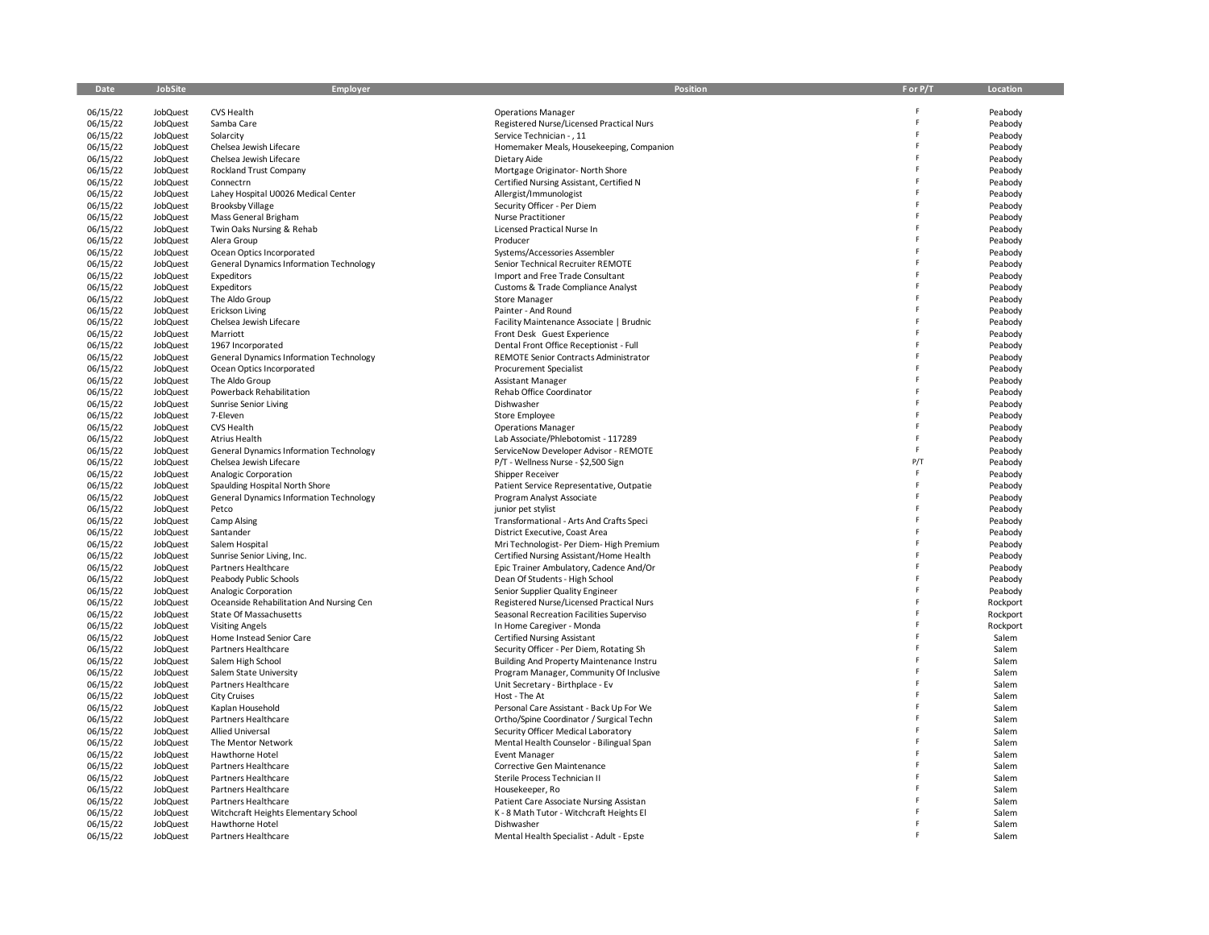| Date | JobSite | Employer | Position | F or P/T | Location |
|---|---|---|---|---|---|
| 06/15/22 | JobQuest | CVS Health | Operations Manager | F | Peabody |
| 06/15/22 | JobQuest | Samba Care | Registered Nurse/Licensed Practical Nurs | F | Peabody |
| 06/15/22 | JobQuest | Solarcity | Service Technician - , 11 | F | Peabody |
| 06/15/22 | JobQuest | Chelsea Jewish Lifecare | Homemaker Meals, Housekeeping, Companion | F | Peabody |
| 06/15/22 | JobQuest | Chelsea Jewish Lifecare | Dietary Aide | F | Peabody |
| 06/15/22 | JobQuest | Rockland Trust Company | Mortgage Originator- North Shore | F | Peabody |
| 06/15/22 | JobQuest | Connectrn | Certified Nursing Assistant, Certified N | F | Peabody |
| 06/15/22 | JobQuest | Lahey Hospital U0026 Medical Center | Allergist/Immunologist | F | Peabody |
| 06/15/22 | JobQuest | Brooksby Village | Security Officer - Per Diem | F | Peabody |
| 06/15/22 | JobQuest | Mass General Brigham | Nurse Practitioner | F | Peabody |
| 06/15/22 | JobQuest | Twin Oaks Nursing & Rehab | Licensed Practical Nurse In | F | Peabody |
| 06/15/22 | JobQuest | Alera Group | Producer | F | Peabody |
| 06/15/22 | JobQuest | Ocean Optics Incorporated | Systems/Accessories Assembler | F | Peabody |
| 06/15/22 | JobQuest | General Dynamics Information Technology | Senior Technical Recruiter REMOTE | F | Peabody |
| 06/15/22 | JobQuest | Expeditors | Import and Free Trade Consultant | F | Peabody |
| 06/15/22 | JobQuest | Expeditors | Customs & Trade Compliance Analyst | F | Peabody |
| 06/15/22 | JobQuest | The Aldo Group | Store Manager | F | Peabody |
| 06/15/22 | JobQuest | Erickson Living | Painter - And Round | F | Peabody |
| 06/15/22 | JobQuest | Chelsea Jewish Lifecare | Facility Maintenance Associate \| Brudnic | F | Peabody |
| 06/15/22 | JobQuest | Marriott | Front Desk Guest Experience | F | Peabody |
| 06/15/22 | JobQuest | 1967 Incorporated | Dental Front Office Receptionist - Full | F | Peabody |
| 06/15/22 | JobQuest | General Dynamics Information Technology | REMOTE Senior Contracts Administrator | F | Peabody |
| 06/15/22 | JobQuest | Ocean Optics Incorporated | Procurement Specialist | F | Peabody |
| 06/15/22 | JobQuest | The Aldo Group | Assistant Manager | F | Peabody |
| 06/15/22 | JobQuest | Powerback Rehabilitation | Rehab Office Coordinator | F | Peabody |
| 06/15/22 | JobQuest | Sunrise Senior Living | Dishwasher | F | Peabody |
| 06/15/22 | JobQuest | 7-Eleven | Store Employee | F | Peabody |
| 06/15/22 | JobQuest | CVS Health | Operations Manager | F | Peabody |
| 06/15/22 | JobQuest | Atrius Health | Lab Associate/Phlebotomist - 117289 | F | Peabody |
| 06/15/22 | JobQuest | General Dynamics Information Technology | ServiceNow Developer Advisor - REMOTE | F | Peabody |
| 06/15/22 | JobQuest | Chelsea Jewish Lifecare | P/T - Wellness Nurse - $2,500 Sign | P/T | Peabody |
| 06/15/22 | JobQuest | Analogic Corporation | Shipper Receiver | F | Peabody |
| 06/15/22 | JobQuest | Spaulding Hospital North Shore | Patient Service Representative, Outpatie | F | Peabody |
| 06/15/22 | JobQuest | General Dynamics Information Technology | Program Analyst Associate | F | Peabody |
| 06/15/22 | JobQuest | Petco | junior pet stylist | F | Peabody |
| 06/15/22 | JobQuest | Camp Alsing | Transformational - Arts And Crafts Speci | F | Peabody |
| 06/15/22 | JobQuest | Santander | District Executive, Coast Area | F | Peabody |
| 06/15/22 | JobQuest | Salem Hospital | Mri Technologist- Per Diem- High Premium | F | Peabody |
| 06/15/22 | JobQuest | Sunrise Senior Living, Inc. | Certified Nursing Assistant/Home Health | F | Peabody |
| 06/15/22 | JobQuest | Partners Healthcare | Epic Trainer Ambulatory, Cadence And/Or | F | Peabody |
| 06/15/22 | JobQuest | Peabody Public Schools | Dean Of Students - High School | F | Peabody |
| 06/15/22 | JobQuest | Analogic Corporation | Senior Supplier Quality Engineer | F | Peabody |
| 06/15/22 | JobQuest | Oceanside Rehabilitation And Nursing Cen | Registered Nurse/Licensed Practical Nurs | F | Rockport |
| 06/15/22 | JobQuest | State Of Massachusetts | Seasonal Recreation Facilities Superviso | F | Rockport |
| 06/15/22 | JobQuest | Visiting Angels | In Home Caregiver - Monda | F | Rockport |
| 06/15/22 | JobQuest | Home Instead Senior Care | Certified Nursing Assistant | F | Salem |
| 06/15/22 | JobQuest | Partners Healthcare | Security Officer - Per Diem, Rotating Sh | F | Salem |
| 06/15/22 | JobQuest | Salem High School | Building And Property Maintenance Instru | F | Salem |
| 06/15/22 | JobQuest | Salem State University | Program Manager, Community Of Inclusive | F | Salem |
| 06/15/22 | JobQuest | Partners Healthcare | Unit Secretary - Birthplace - Ev | F | Salem |
| 06/15/22 | JobQuest | City Cruises | Host - The At | F | Salem |
| 06/15/22 | JobQuest | Kaplan Household | Personal Care Assistant - Back Up For We | F | Salem |
| 06/15/22 | JobQuest | Partners Healthcare | Ortho/Spine Coordinator / Surgical Techn | F | Salem |
| 06/15/22 | JobQuest | Allied Universal | Security Officer Medical Laboratory | F | Salem |
| 06/15/22 | JobQuest | The Mentor Network | Mental Health Counselor - Bilingual Span | F | Salem |
| 06/15/22 | JobQuest | Hawthorne Hotel | Event Manager | F | Salem |
| 06/15/22 | JobQuest | Partners Healthcare | Corrective Gen Maintenance | F | Salem |
| 06/15/22 | JobQuest | Partners Healthcare | Sterile Process Technician II | F | Salem |
| 06/15/22 | JobQuest | Partners Healthcare | Housekeeper, Ro | F | Salem |
| 06/15/22 | JobQuest | Partners Healthcare | Patient Care Associate Nursing Assistan | F | Salem |
| 06/15/22 | JobQuest | Witchcraft Heights Elementary School | K - 8 Math Tutor - Witchcraft Heights El | F | Salem |
| 06/15/22 | JobQuest | Hawthorne Hotel | Dishwasher | F | Salem |
| 06/15/22 | JobQuest | Partners Healthcare | Mental Health Specialist - Adult - Epste | F | Salem |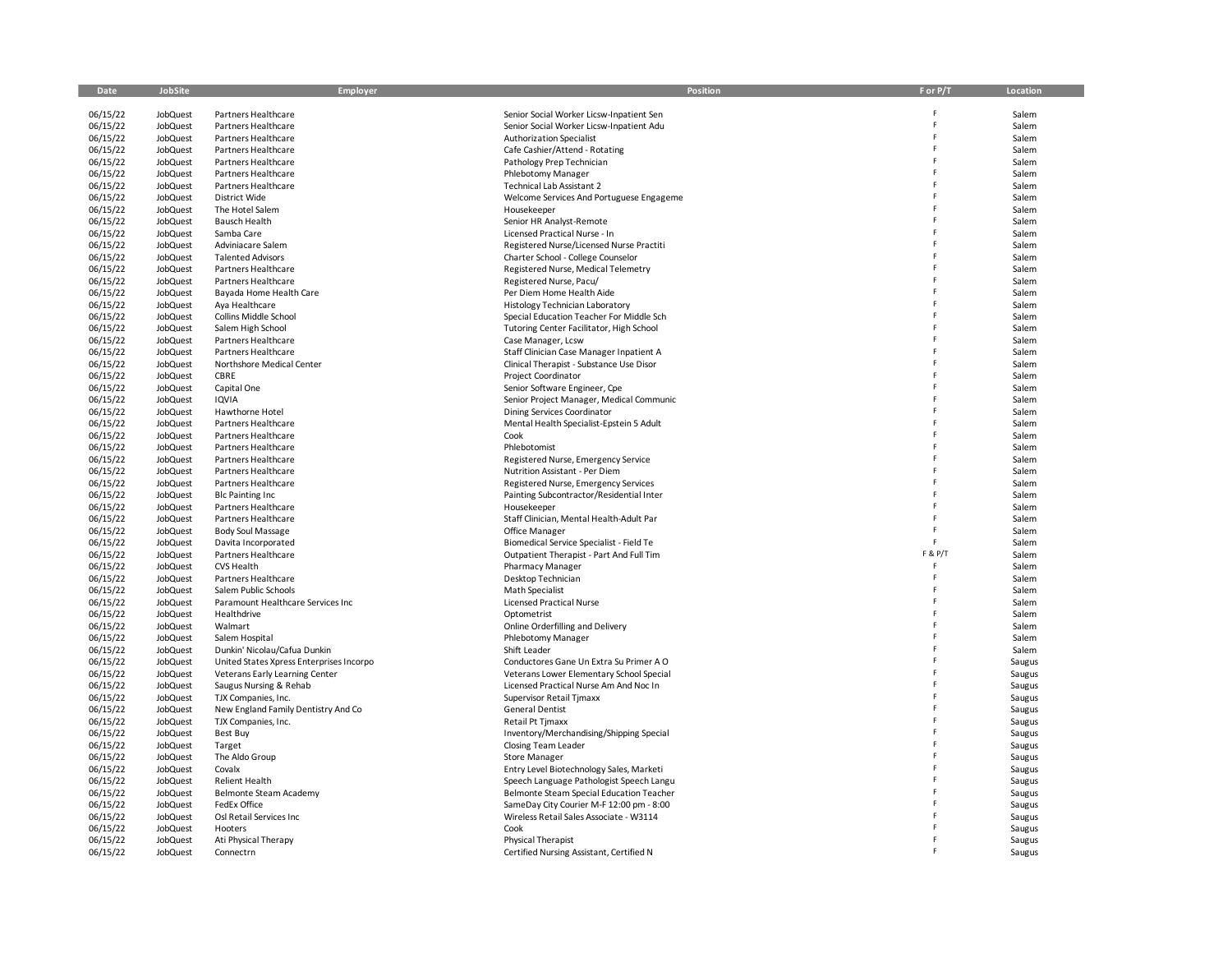| Date | JobSite | Employer | Position | F or P/T | Location |
|---|---|---|---|---|---|
| 06/15/22 | JobQuest | Partners Healthcare | Senior Social Worker Licsw-Inpatient Sen | F | Salem |
| 06/15/22 | JobQuest | Partners Healthcare | Senior Social Worker Licsw-Inpatient Adu | F | Salem |
| 06/15/22 | JobQuest | Partners Healthcare | Authorization Specialist | F | Salem |
| 06/15/22 | JobQuest | Partners Healthcare | Cafe Cashier/Attend - Rotating | F | Salem |
| 06/15/22 | JobQuest | Partners Healthcare | Pathology Prep Technician | F | Salem |
| 06/15/22 | JobQuest | Partners Healthcare | Phlebotomy Manager | F | Salem |
| 06/15/22 | JobQuest | Partners Healthcare | Technical Lab Assistant 2 | F | Salem |
| 06/15/22 | JobQuest | District Wide | Welcome Services And Portuguese Engageme | F | Salem |
| 06/15/22 | JobQuest | The Hotel Salem | Housekeeper | F | Salem |
| 06/15/22 | JobQuest | Bausch Health | Senior HR Analyst-Remote | F | Salem |
| 06/15/22 | JobQuest | Samba Care | Licensed Practical Nurse - In | F | Salem |
| 06/15/22 | JobQuest | Adviniacare Salem | Registered Nurse/Licensed Nurse Practiti | F | Salem |
| 06/15/22 | JobQuest | Talented Advisors | Charter School - College Counselor | F | Salem |
| 06/15/22 | JobQuest | Partners Healthcare | Registered Nurse, Medical Telemetry | F | Salem |
| 06/15/22 | JobQuest | Partners Healthcare | Registered Nurse, Pacu/ | F | Salem |
| 06/15/22 | JobQuest | Bayada Home Health Care | Per Diem Home Health Aide | F | Salem |
| 06/15/22 | JobQuest | Aya Healthcare | Histology Technician Laboratory | F | Salem |
| 06/15/22 | JobQuest | Collins Middle School | Special Education Teacher For Middle Sch | F | Salem |
| 06/15/22 | JobQuest | Salem High School | Tutoring Center Facilitator, High School | F | Salem |
| 06/15/22 | JobQuest | Partners Healthcare | Case Manager, Lcsw | F | Salem |
| 06/15/22 | JobQuest | Partners Healthcare | Staff Clinician Case Manager Inpatient A | F | Salem |
| 06/15/22 | JobQuest | Northshore Medical Center | Clinical Therapist - Substance Use Disor | F | Salem |
| 06/15/22 | JobQuest | CBRE | Project Coordinator | F | Salem |
| 06/15/22 | JobQuest | Capital One | Senior Software Engineer, Cpe | F | Salem |
| 06/15/22 | JobQuest | IQVIA | Senior Project Manager, Medical Communic | F | Salem |
| 06/15/22 | JobQuest | Hawthorne Hotel | Dining Services Coordinator | F | Salem |
| 06/15/22 | JobQuest | Partners Healthcare | Mental Health Specialist-Epstein 5 Adult | F | Salem |
| 06/15/22 | JobQuest | Partners Healthcare | Cook | F | Salem |
| 06/15/22 | JobQuest | Partners Healthcare | Phlebotomist | F | Salem |
| 06/15/22 | JobQuest | Partners Healthcare | Registered Nurse, Emergency Service | F | Salem |
| 06/15/22 | JobQuest | Partners Healthcare | Nutrition Assistant - Per Diem | F | Salem |
| 06/15/22 | JobQuest | Partners Healthcare | Registered Nurse, Emergency Services | F | Salem |
| 06/15/22 | JobQuest | Blc Painting Inc | Painting Subcontractor/Residential Inter | F | Salem |
| 06/15/22 | JobQuest | Partners Healthcare | Housekeeper | F | Salem |
| 06/15/22 | JobQuest | Partners Healthcare | Staff Clinician, Mental Health-Adult Par | F | Salem |
| 06/15/22 | JobQuest | Body Soul Massage | Office Manager | F | Salem |
| 06/15/22 | JobQuest | Davita Incorporated | Biomedical Service Specialist - Field Te | F | Salem |
| 06/15/22 | JobQuest | Partners Healthcare | Outpatient Therapist - Part And Full Tim | F & P/T | Salem |
| 06/15/22 | JobQuest | CVS Health | Pharmacy Manager | F | Salem |
| 06/15/22 | JobQuest | Partners Healthcare | Desktop Technician | F | Salem |
| 06/15/22 | JobQuest | Salem Public Schools | Math Specialist | F | Salem |
| 06/15/22 | JobQuest | Paramount Healthcare Services Inc | Licensed Practical Nurse | F | Salem |
| 06/15/22 | JobQuest | Healthdrive | Optometrist | F | Salem |
| 06/15/22 | JobQuest | Walmart | Online Orderfilling and Delivery | F | Salem |
| 06/15/22 | JobQuest | Salem Hospital | Phlebotomy Manager | F | Salem |
| 06/15/22 | JobQuest | Dunkin' Nicolau/Cafua Dunkin | Shift Leader | F | Salem |
| 06/15/22 | JobQuest | United States Xpress Enterprises Incorpo | Conductores Gane Un Extra Su Primer A O | F | Saugus |
| 06/15/22 | JobQuest | Veterans Early Learning Center | Veterans Lower Elementary School Special | F | Saugus |
| 06/15/22 | JobQuest | Saugus Nursing & Rehab | Licensed Practical Nurse Am And Noc In | F | Saugus |
| 06/15/22 | JobQuest | TJX Companies, Inc. | Supervisor Retail Tjmaxx | F | Saugus |
| 06/15/22 | JobQuest | New England Family Dentistry And Co | General Dentist | F | Saugus |
| 06/15/22 | JobQuest | TJX Companies, Inc. | Retail Pt Tjmaxx | F | Saugus |
| 06/15/22 | JobQuest | Best Buy | Inventory/Merchandising/Shipping Special | F | Saugus |
| 06/15/22 | JobQuest | Target | Closing Team Leader | F | Saugus |
| 06/15/22 | JobQuest | The Aldo Group | Store Manager | F | Saugus |
| 06/15/22 | JobQuest | Covalx | Entry Level Biotechnology Sales, Marketi | F | Saugus |
| 06/15/22 | JobQuest | Relient Health | Speech Language Pathologist Speech Langu | F | Saugus |
| 06/15/22 | JobQuest | Belmonte Steam Academy | Belmonte Steam Special Education Teacher | F | Saugus |
| 06/15/22 | JobQuest | FedEx Office | SameDay City Courier M-F 12:00 pm - 8:00 | F | Saugus |
| 06/15/22 | JobQuest | Osl Retail Services Inc | Wireless Retail Sales Associate - W3114 | F | Saugus |
| 06/15/22 | JobQuest | Hooters | Cook | F | Saugus |
| 06/15/22 | JobQuest | Ati Physical Therapy | Physical Therapist | F | Saugus |
| 06/15/22 | JobQuest | Connectrn | Certified Nursing Assistant, Certified N | F | Saugus |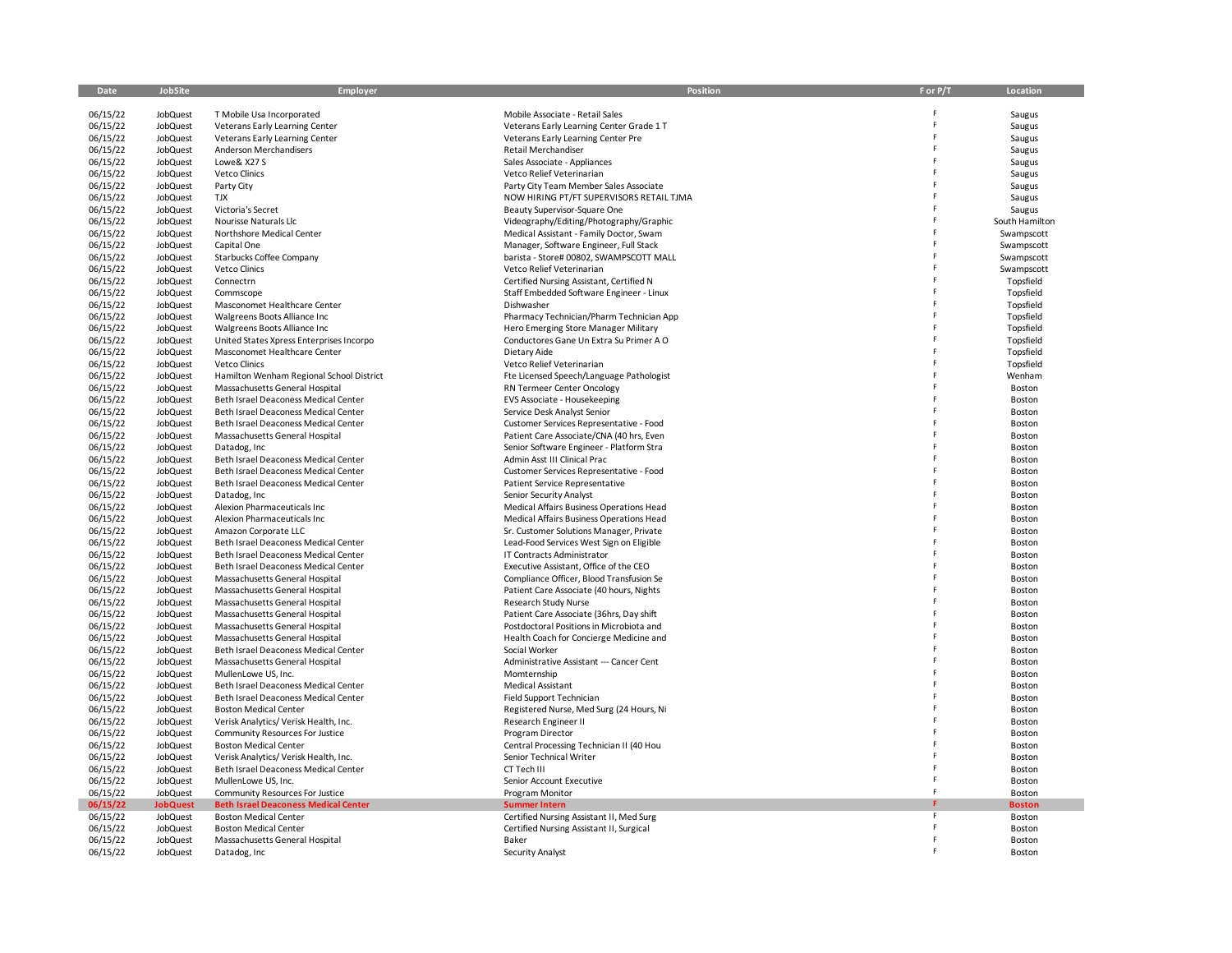| Date | JobSite | Employer | Position | F or P/T | Location |
|---|---|---|---|---|---|
| 06/15/22 | JobQuest | T Mobile Usa Incorporated | Mobile Associate - Retail Sales | F | Saugus |
| 06/15/22 | JobQuest | Veterans Early Learning Center | Veterans Early Learning Center Grade 1 T | F | Saugus |
| 06/15/22 | JobQuest | Veterans Early Learning Center | Veterans Early Learning Center Pre | F | Saugus |
| 06/15/22 | JobQuest | Anderson Merchandisers | Retail Merchandiser | F | Saugus |
| 06/15/22 | JobQuest | Lowe& X27 S | Sales Associate - Appliances | F | Saugus |
| 06/15/22 | JobQuest | Vetco Clinics | Vetco Relief Veterinarian | F | Saugus |
| 06/15/22 | JobQuest | Party City | Party City Team Member Sales Associate | F | Saugus |
| 06/15/22 | JobQuest | TJX | NOW HIRING PT/FT SUPERVISORS RETAIL TJMA | F | Saugus |
| 06/15/22 | JobQuest | Victoria's Secret | Beauty Supervisor-Square One | F | Saugus |
| 06/15/22 | JobQuest | Nourisse Naturals Llc | Videography/Editing/Photography/Graphic | F | South Hamilton |
| 06/15/22 | JobQuest | Northshore Medical Center | Medical Assistant - Family Doctor, Swam | F | Swampscott |
| 06/15/22 | JobQuest | Capital One | Manager, Software Engineer, Full Stack | F | Swampscott |
| 06/15/22 | JobQuest | Starbucks Coffee Company | barista - Store# 00802, SWAMPSCOTT MALL | F | Swampscott |
| 06/15/22 | JobQuest | Vetco Clinics | Vetco Relief Veterinarian | F | Swampscott |
| 06/15/22 | JobQuest | Connectrn | Certified Nursing Assistant, Certified N | F | Topsfield |
| 06/15/22 | JobQuest | Commscope | Staff Embedded Software Engineer - Linux | F | Topsfield |
| 06/15/22 | JobQuest | Masconomet Healthcare Center | Dishwasher | F | Topsfield |
| 06/15/22 | JobQuest | Walgreens Boots Alliance Inc | Pharmacy Technician/Pharm Technician App | F | Topsfield |
| 06/15/22 | JobQuest | Walgreens Boots Alliance Inc | Hero Emerging Store Manager Military | F | Topsfield |
| 06/15/22 | JobQuest | United States Xpress Enterprises Incorpo | Conductores Gane Un Extra Su Primer A O | F | Topsfield |
| 06/15/22 | JobQuest | Masconomet Healthcare Center | Dietary Aide | F | Topsfield |
| 06/15/22 | JobQuest | Vetco Clinics | Vetco Relief Veterinarian | F | Topsfield |
| 06/15/22 | JobQuest | Hamilton Wenham Regional School District | Fte Licensed Speech/Language Pathologist | F | Wenham |
| 06/15/22 | JobQuest | Massachusetts General Hospital | RN Termeer Center Oncology | F | Boston |
| 06/15/22 | JobQuest | Beth Israel Deaconess Medical Center | EVS Associate - Housekeeping | F | Boston |
| 06/15/22 | JobQuest | Beth Israel Deaconess Medical Center | Service Desk Analyst Senior | F | Boston |
| 06/15/22 | JobQuest | Beth Israel Deaconess Medical Center | Customer Services Representative - Food | F | Boston |
| 06/15/22 | JobQuest | Massachusetts General Hospital | Patient Care Associate/CNA (40 hrs, Even | F | Boston |
| 06/15/22 | JobQuest | Datadog, Inc | Senior Software Engineer - Platform Stra | F | Boston |
| 06/15/22 | JobQuest | Beth Israel Deaconess Medical Center | Admin Asst III Clinical Prac | F | Boston |
| 06/15/22 | JobQuest | Beth Israel Deaconess Medical Center | Customer Services Representative - Food | F | Boston |
| 06/15/22 | JobQuest | Beth Israel Deaconess Medical Center | Patient Service Representative | F | Boston |
| 06/15/22 | JobQuest | Datadog, Inc | Senior Security Analyst | F | Boston |
| 06/15/22 | JobQuest | Alexion Pharmaceuticals Inc | Medical Affairs Business Operations Head | F | Boston |
| 06/15/22 | JobQuest | Alexion Pharmaceuticals Inc | Medical Affairs Business Operations Head | F | Boston |
| 06/15/22 | JobQuest | Amazon Corporate LLC | Sr. Customer Solutions Manager, Private | F | Boston |
| 06/15/22 | JobQuest | Beth Israel Deaconess Medical Center | Lead-Food Services West Sign on Eligible | F | Boston |
| 06/15/22 | JobQuest | Beth Israel Deaconess Medical Center | IT Contracts Administrator | F | Boston |
| 06/15/22 | JobQuest | Beth Israel Deaconess Medical Center | Executive Assistant, Office of the CEO | F | Boston |
| 06/15/22 | JobQuest | Massachusetts General Hospital | Compliance Officer, Blood Transfusion Se | F | Boston |
| 06/15/22 | JobQuest | Massachusetts General Hospital | Patient Care Associate (40 hours, Nights | F | Boston |
| 06/15/22 | JobQuest | Massachusetts General Hospital | Research Study Nurse | F | Boston |
| 06/15/22 | JobQuest | Massachusetts General Hospital | Patient Care Associate (36hrs, Day shift | F | Boston |
| 06/15/22 | JobQuest | Massachusetts General Hospital | Postdoctoral Positions in Microbiota and | F | Boston |
| 06/15/22 | JobQuest | Massachusetts General Hospital | Health Coach for Concierge Medicine and | F | Boston |
| 06/15/22 | JobQuest | Beth Israel Deaconess Medical Center | Social Worker | F | Boston |
| 06/15/22 | JobQuest | Massachusetts General Hospital | Administrative Assistant --- Cancer Cent | F | Boston |
| 06/15/22 | JobQuest | MullenLowe US, Inc. | Momternship | F | Boston |
| 06/15/22 | JobQuest | Beth Israel Deaconess Medical Center | Medical Assistant | F | Boston |
| 06/15/22 | JobQuest | Beth Israel Deaconess Medical Center | Field Support Technician | F | Boston |
| 06/15/22 | JobQuest | Boston Medical Center | Registered Nurse, Med Surg (24 Hours, Ni | F | Boston |
| 06/15/22 | JobQuest | Verisk Analytics/ Verisk Health, Inc. | Research Engineer II | F | Boston |
| 06/15/22 | JobQuest | Community Resources For Justice | Program Director | F | Boston |
| 06/15/22 | JobQuest | Boston Medical Center | Central Processing Technician II (40 Hou | F | Boston |
| 06/15/22 | JobQuest | Verisk Analytics/ Verisk Health, Inc. | Senior Technical Writer | F | Boston |
| 06/15/22 | JobQuest | Beth Israel Deaconess Medical Center | CT Tech III | F | Boston |
| 06/15/22 | JobQuest | MullenLowe US, Inc. | Senior Account Executive | F | Boston |
| 06/15/22 | JobQuest | Community Resources For Justice | Program Monitor | F | Boston |
| **06/15/22** | **JobQuest** | **Beth Israel Deaconess Medical Center** | **Summer Intern** | **F** | **Boston** |
| 06/15/22 | JobQuest | Boston Medical Center | Certified Nursing Assistant II, Med Surg | F | Boston |
| 06/15/22 | JobQuest | Boston Medical Center | Certified Nursing Assistant II, Surgical | F | Boston |
| 06/15/22 | JobQuest | Massachusetts General Hospital | Baker | F | Boston |
| 06/15/22 | JobQuest | Datadog, Inc | Security Analyst | F | Boston |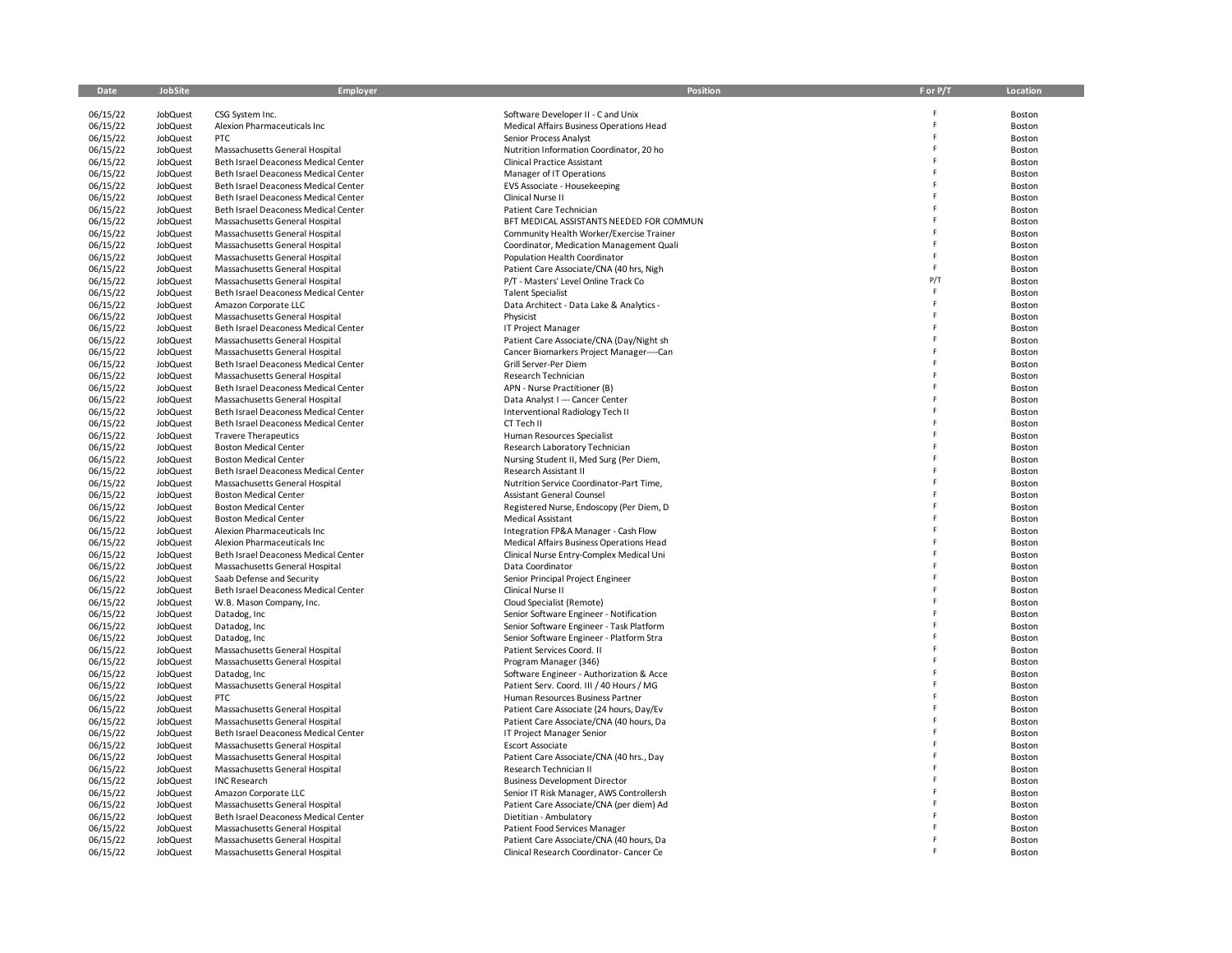| Date | JobSite | Employer | Position | F or P/T | Location |
|---|---|---|---|---|---|
| 06/15/22 | JobQuest | CSG System Inc. | Software Developer II - C and Unix | F | Boston |
| 06/15/22 | JobQuest | Alexion Pharmaceuticals Inc | Medical Affairs Business Operations Head | F | Boston |
| 06/15/22 | JobQuest | PTC | Senior Process Analyst | F | Boston |
| 06/15/22 | JobQuest | Massachusetts General Hospital | Nutrition Information Coordinator, 20 ho | F | Boston |
| 06/15/22 | JobQuest | Beth Israel Deaconess Medical Center | Clinical Practice Assistant | F | Boston |
| 06/15/22 | JobQuest | Beth Israel Deaconess Medical Center | Manager of IT Operations | F | Boston |
| 06/15/22 | JobQuest | Beth Israel Deaconess Medical Center | EVS Associate - Housekeeping | F | Boston |
| 06/15/22 | JobQuest | Beth Israel Deaconess Medical Center | Clinical Nurse II | F | Boston |
| 06/15/22 | JobQuest | Beth Israel Deaconess Medical Center | Patient Care Technician | F | Boston |
| 06/15/22 | JobQuest | Massachusetts General Hospital | BFT MEDICAL ASSISTANTS NEEDED FOR COMMUN | F | Boston |
| 06/15/22 | JobQuest | Massachusetts General Hospital | Community Health Worker/Exercise Trainer | F | Boston |
| 06/15/22 | JobQuest | Massachusetts General Hospital | Coordinator, Medication Management Quali | F | Boston |
| 06/15/22 | JobQuest | Massachusetts General Hospital | Population Health Coordinator | F | Boston |
| 06/15/22 | JobQuest | Massachusetts General Hospital | Patient Care Associate/CNA (40 hrs, Nigh | F | Boston |
| 06/15/22 | JobQuest | Massachusetts General Hospital | P/T - Masters' Level Online Track Co | P/T | Boston |
| 06/15/22 | JobQuest | Beth Israel Deaconess Medical Center | Talent Specialist | F | Boston |
| 06/15/22 | JobQuest | Amazon Corporate LLC | Data Architect - Data Lake & Analytics - | F | Boston |
| 06/15/22 | JobQuest | Massachusetts General Hospital | Physicist | F | Boston |
| 06/15/22 | JobQuest | Beth Israel Deaconess Medical Center | IT Project Manager | F | Boston |
| 06/15/22 | JobQuest | Massachusetts General Hospital | Patient Care Associate/CNA (Day/Night sh | F | Boston |
| 06/15/22 | JobQuest | Massachusetts General Hospital | Cancer Biomarkers Project Manager----Can | F | Boston |
| 06/15/22 | JobQuest | Beth Israel Deaconess Medical Center | Grill Server-Per Diem | F | Boston |
| 06/15/22 | JobQuest | Massachusetts General Hospital | Research Technician | F | Boston |
| 06/15/22 | JobQuest | Beth Israel Deaconess Medical Center | APN - Nurse Practitioner (B) | F | Boston |
| 06/15/22 | JobQuest | Massachusetts General Hospital | Data Analyst I --- Cancer Center | F | Boston |
| 06/15/22 | JobQuest | Beth Israel Deaconess Medical Center | Interventional Radiology Tech II | F | Boston |
| 06/15/22 | JobQuest | Beth Israel Deaconess Medical Center | CT Tech II | F | Boston |
| 06/15/22 | JobQuest | Travere Therapeutics | Human Resources Specialist | F | Boston |
| 06/15/22 | JobQuest | Boston Medical Center | Research Laboratory Technician | F | Boston |
| 06/15/22 | JobQuest | Boston Medical Center | Nursing Student II, Med Surg (Per Diem, | F | Boston |
| 06/15/22 | JobQuest | Beth Israel Deaconess Medical Center | Research Assistant II | F | Boston |
| 06/15/22 | JobQuest | Massachusetts General Hospital | Nutrition Service Coordinator-Part Time, | F | Boston |
| 06/15/22 | JobQuest | Boston Medical Center | Assistant General Counsel | F | Boston |
| 06/15/22 | JobQuest | Boston Medical Center | Registered Nurse, Endoscopy (Per Diem, D | F | Boston |
| 06/15/22 | JobQuest | Boston Medical Center | Medical Assistant | F | Boston |
| 06/15/22 | JobQuest | Alexion Pharmaceuticals Inc | Integration FP&A Manager - Cash Flow | F | Boston |
| 06/15/22 | JobQuest | Alexion Pharmaceuticals Inc | Medical Affairs Business Operations Head | F | Boston |
| 06/15/22 | JobQuest | Beth Israel Deaconess Medical Center | Clinical Nurse Entry-Complex Medical Uni | F | Boston |
| 06/15/22 | JobQuest | Massachusetts General Hospital | Data Coordinator | F | Boston |
| 06/15/22 | JobQuest | Saab Defense and Security | Senior Principal Project Engineer | F | Boston |
| 06/15/22 | JobQuest | Beth Israel Deaconess Medical Center | Clinical Nurse II | F | Boston |
| 06/15/22 | JobQuest | W.B. Mason Company, Inc. | Cloud Specialist (Remote) | F | Boston |
| 06/15/22 | JobQuest | Datadog, Inc | Senior Software Engineer - Notification | F | Boston |
| 06/15/22 | JobQuest | Datadog, Inc | Senior Software Engineer - Task Platform | F | Boston |
| 06/15/22 | JobQuest | Datadog, Inc | Senior Software Engineer - Platform Stra | F | Boston |
| 06/15/22 | JobQuest | Massachusetts General Hospital | Patient Services Coord. II | F | Boston |
| 06/15/22 | JobQuest | Massachusetts General Hospital | Program Manager (346) | F | Boston |
| 06/15/22 | JobQuest | Datadog, Inc | Software Engineer - Authorization & Acce | F | Boston |
| 06/15/22 | JobQuest | Massachusetts General Hospital | Patient Serv. Coord. III / 40 Hours / MG | F | Boston |
| 06/15/22 | JobQuest | PTC | Human Resources Business Partner | F | Boston |
| 06/15/22 | JobQuest | Massachusetts General Hospital | Patient Care Associate (24 hours, Day/Ev | F | Boston |
| 06/15/22 | JobQuest | Massachusetts General Hospital | Patient Care Associate/CNA (40 hours, Da | F | Boston |
| 06/15/22 | JobQuest | Beth Israel Deaconess Medical Center | IT Project Manager Senior | F | Boston |
| 06/15/22 | JobQuest | Massachusetts General Hospital | Escort Associate | F | Boston |
| 06/15/22 | JobQuest | Massachusetts General Hospital | Patient Care Associate/CNA (40 hrs., Day | F | Boston |
| 06/15/22 | JobQuest | Massachusetts General Hospital | Research Technician II | F | Boston |
| 06/15/22 | JobQuest | INC Research | Business Development Director | F | Boston |
| 06/15/22 | JobQuest | Amazon Corporate LLC | Senior IT Risk Manager, AWS Controllersh | F | Boston |
| 06/15/22 | JobQuest | Massachusetts General Hospital | Patient Care Associate/CNA (per diem) Ad | F | Boston |
| 06/15/22 | JobQuest | Beth Israel Deaconess Medical Center | Dietitian - Ambulatory | F | Boston |
| 06/15/22 | JobQuest | Massachusetts General Hospital | Patient Food Services Manager | F | Boston |
| 06/15/22 | JobQuest | Massachusetts General Hospital | Patient Care Associate/CNA (40 hours, Da | F | Boston |
| 06/15/22 | JobQuest | Massachusetts General Hospital | Clinical Research Coordinator- Cancer Ce | F | Boston |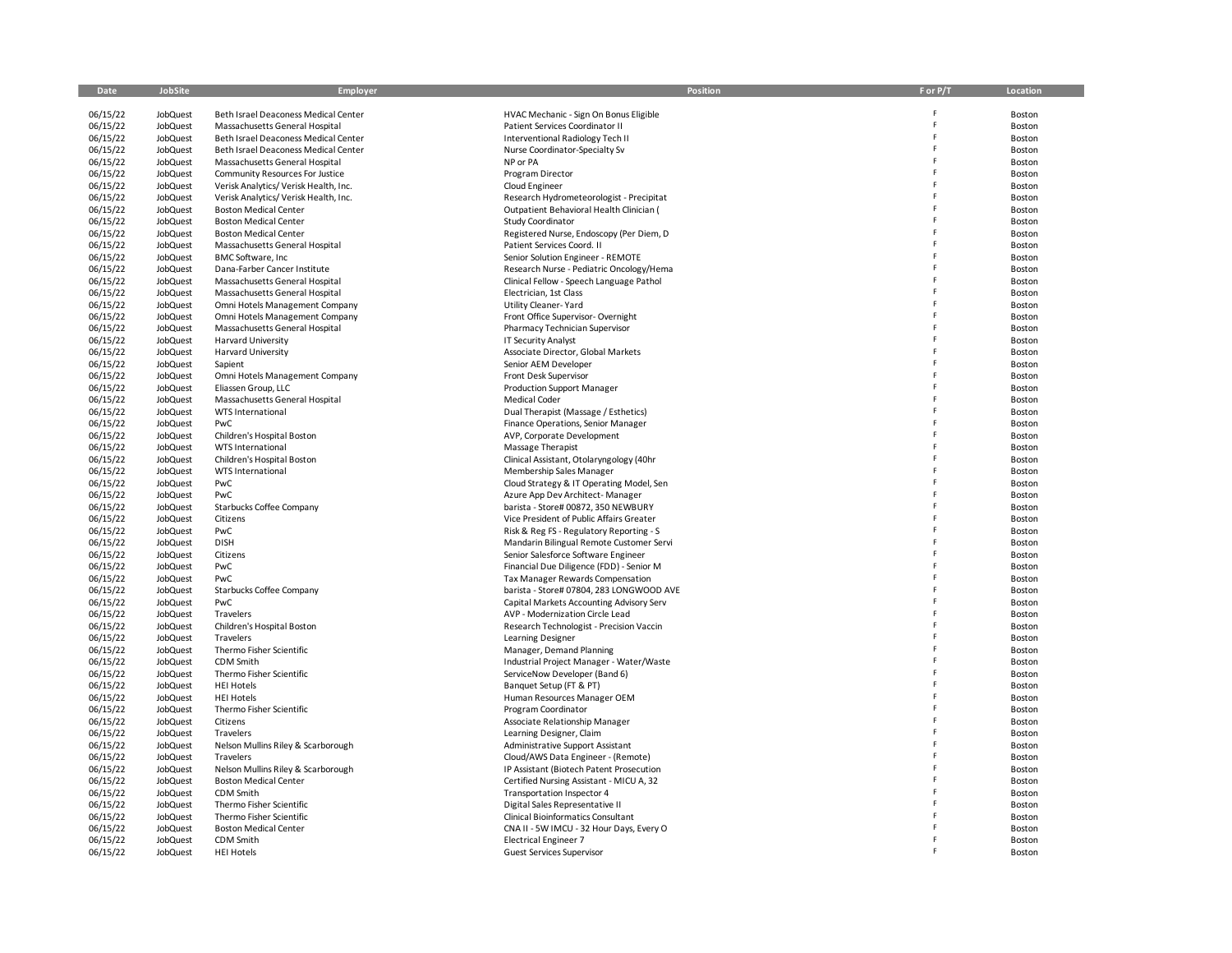| Date | JobSite | Employer | Position | F or P/T | Location |
|---|---|---|---|---|---|
| 06/15/22 | JobQuest | Beth Israel Deaconess Medical Center | HVAC Mechanic - Sign On Bonus Eligible | F | Boston |
| 06/15/22 | JobQuest | Massachusetts General Hospital | Patient Services Coordinator II | F | Boston |
| 06/15/22 | JobQuest | Beth Israel Deaconess Medical Center | Interventional Radiology Tech II | F | Boston |
| 06/15/22 | JobQuest | Beth Israel Deaconess Medical Center | Nurse Coordinator-Specialty Sv | F | Boston |
| 06/15/22 | JobQuest | Massachusetts General Hospital | NP or PA | F | Boston |
| 06/15/22 | JobQuest | Community Resources For Justice | Program Director | F | Boston |
| 06/15/22 | JobQuest | Verisk Analytics/ Verisk Health, Inc. | Cloud Engineer | F | Boston |
| 06/15/22 | JobQuest | Verisk Analytics/ Verisk Health, Inc. | Research Hydrometeorologist - Precipitat | F | Boston |
| 06/15/22 | JobQuest | Boston Medical Center | Outpatient Behavioral Health Clinician ( | F | Boston |
| 06/15/22 | JobQuest | Boston Medical Center | Study Coordinator | F | Boston |
| 06/15/22 | JobQuest | Boston Medical Center | Registered Nurse, Endoscopy (Per Diem, D | F | Boston |
| 06/15/22 | JobQuest | Massachusetts General Hospital | Patient Services Coord. II | F | Boston |
| 06/15/22 | JobQuest | BMC Software, Inc | Senior Solution Engineer - REMOTE | F | Boston |
| 06/15/22 | JobQuest | Dana-Farber Cancer Institute | Research Nurse - Pediatric Oncology/Hema | F | Boston |
| 06/15/22 | JobQuest | Massachusetts General Hospital | Clinical Fellow - Speech Language Pathol | F | Boston |
| 06/15/22 | JobQuest | Massachusetts General Hospital | Electrician, 1st Class | F | Boston |
| 06/15/22 | JobQuest | Omni Hotels Management Company | Utility Cleaner- Yard | F | Boston |
| 06/15/22 | JobQuest | Omni Hotels Management Company | Front Office Supervisor- Overnight | F | Boston |
| 06/15/22 | JobQuest | Massachusetts General Hospital | Pharmacy Technician Supervisor | F | Boston |
| 06/15/22 | JobQuest | Harvard University | IT Security Analyst | F | Boston |
| 06/15/22 | JobQuest | Harvard University | Associate Director, Global Markets | F | Boston |
| 06/15/22 | JobQuest | Sapient | Senior AEM Developer | F | Boston |
| 06/15/22 | JobQuest | Omni Hotels Management Company | Front Desk Supervisor | F | Boston |
| 06/15/22 | JobQuest | Eliassen Group, LLC | Production Support Manager | F | Boston |
| 06/15/22 | JobQuest | Massachusetts General Hospital | Medical Coder | F | Boston |
| 06/15/22 | JobQuest | WTS International | Dual Therapist (Massage / Esthetics) | F | Boston |
| 06/15/22 | JobQuest | PwC | Finance Operations, Senior Manager | F | Boston |
| 06/15/22 | JobQuest | Children's Hospital Boston | AVP, Corporate Development | F | Boston |
| 06/15/22 | JobQuest | WTS International | Massage Therapist | F | Boston |
| 06/15/22 | JobQuest | Children's Hospital Boston | Clinical Assistant, Otolaryngology (40hr | F | Boston |
| 06/15/22 | JobQuest | WTS International | Membership Sales Manager | F | Boston |
| 06/15/22 | JobQuest | PwC | Cloud Strategy & IT Operating Model, Sen | F | Boston |
| 06/15/22 | JobQuest | PwC | Azure App Dev Architect- Manager | F | Boston |
| 06/15/22 | JobQuest | Starbucks Coffee Company | barista - Store# 00872, 350 NEWBURY | F | Boston |
| 06/15/22 | JobQuest | Citizens | Vice President of Public Affairs Greater | F | Boston |
| 06/15/22 | JobQuest | PwC | Risk & Reg FS - Regulatory Reporting - S | F | Boston |
| 06/15/22 | JobQuest | DISH | Mandarin Bilingual Remote Customer Servi | F | Boston |
| 06/15/22 | JobQuest | Citizens | Senior Salesforce Software Engineer | F | Boston |
| 06/15/22 | JobQuest | PwC | Financial Due Diligence (FDD) - Senior M | F | Boston |
| 06/15/22 | JobQuest | PwC | Tax Manager Rewards Compensation | F | Boston |
| 06/15/22 | JobQuest | Starbucks Coffee Company | barista - Store# 07804, 283 LONGWOOD AVE | F | Boston |
| 06/15/22 | JobQuest | PwC | Capital Markets Accounting Advisory Serv | F | Boston |
| 06/15/22 | JobQuest | Travelers | AVP - Modernization Circle Lead | F | Boston |
| 06/15/22 | JobQuest | Children's Hospital Boston | Research Technologist - Precision Vaccin | F | Boston |
| 06/15/22 | JobQuest | Travelers | Learning Designer | F | Boston |
| 06/15/22 | JobQuest | Thermo Fisher Scientific | Manager, Demand Planning | F | Boston |
| 06/15/22 | JobQuest | CDM Smith | Industrial Project Manager - Water/Waste | F | Boston |
| 06/15/22 | JobQuest | Thermo Fisher Scientific | ServiceNow Developer (Band 6) | F | Boston |
| 06/15/22 | JobQuest | HEI Hotels | Banquet Setup (FT & PT) | F | Boston |
| 06/15/22 | JobQuest | HEI Hotels | Human Resources Manager OEM | F | Boston |
| 06/15/22 | JobQuest | Thermo Fisher Scientific | Program Coordinator | F | Boston |
| 06/15/22 | JobQuest | Citizens | Associate Relationship Manager | F | Boston |
| 06/15/22 | JobQuest | Travelers | Learning Designer, Claim | F | Boston |
| 06/15/22 | JobQuest | Nelson Mullins Riley & Scarborough | Administrative Support Assistant | F | Boston |
| 06/15/22 | JobQuest | Travelers | Cloud/AWS Data Engineer - (Remote) | F | Boston |
| 06/15/22 | JobQuest | Nelson Mullins Riley & Scarborough | IP Assistant (Biotech Patent Prosecution | F | Boston |
| 06/15/22 | JobQuest | Boston Medical Center | Certified Nursing Assistant - MICU A, 32 | F | Boston |
| 06/15/22 | JobQuest | CDM Smith | Transportation Inspector 4 | F | Boston |
| 06/15/22 | JobQuest | Thermo Fisher Scientific | Digital Sales Representative II | F | Boston |
| 06/15/22 | JobQuest | Thermo Fisher Scientific | Clinical Bioinformatics Consultant | F | Boston |
| 06/15/22 | JobQuest | Boston Medical Center | CNA II - 5W IMCU - 32 Hour Days, Every O | F | Boston |
| 06/15/22 | JobQuest | CDM Smith | Electrical Engineer 7 | F | Boston |
| 06/15/22 | JobQuest | HEI Hotels | Guest Services Supervisor | F | Boston |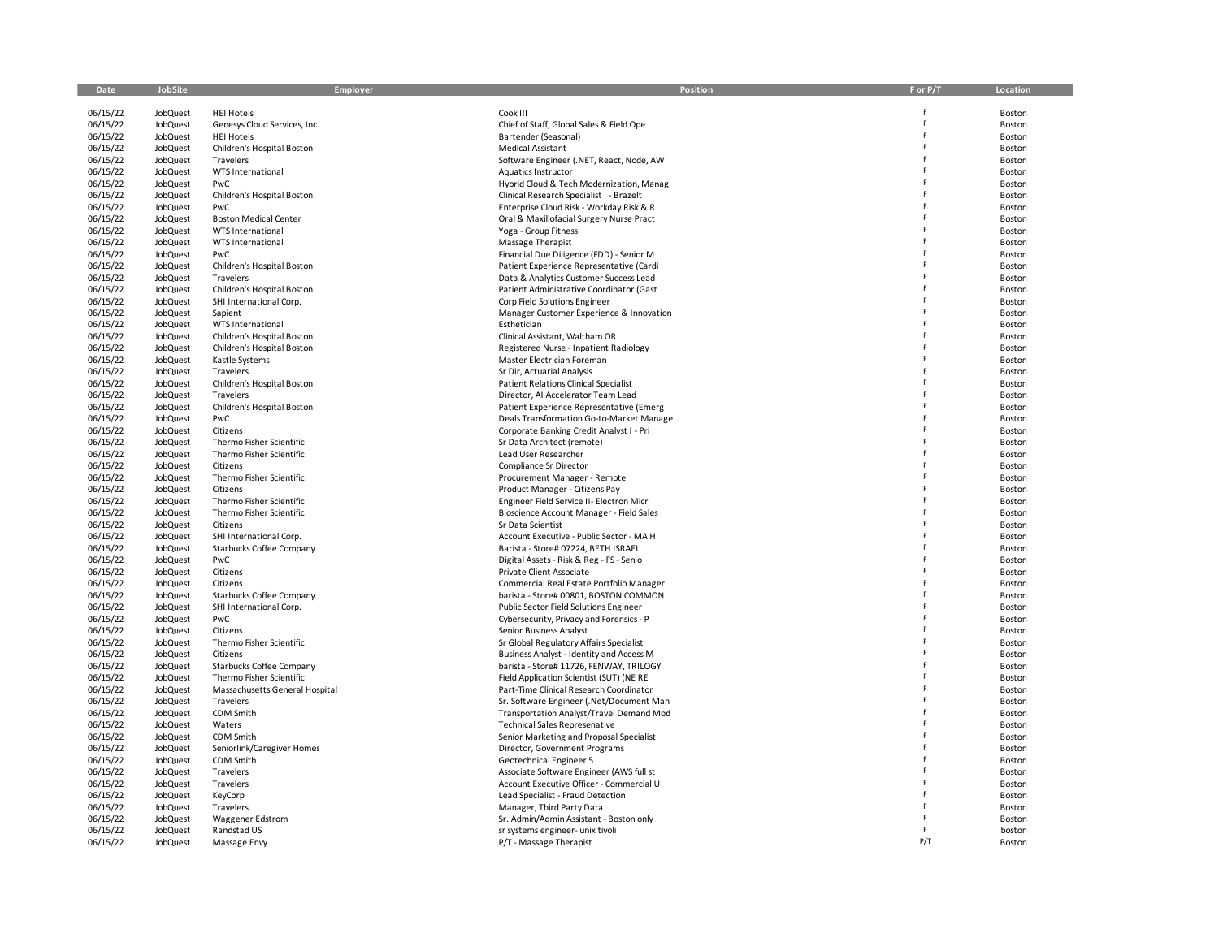| Date | JobSite | Employer | Position | F or P/T | Location |
|---|---|---|---|---|---|
| 06/15/22 | JobQuest | HEI Hotels | Cook III | F | Boston |
| 06/15/22 | JobQuest | Genesys Cloud Services, Inc. | Chief of Staff, Global Sales & Field Ope | F | Boston |
| 06/15/22 | JobQuest | HEI Hotels | Bartender (Seasonal) | F | Boston |
| 06/15/22 | JobQuest | Children's Hospital Boston | Medical Assistant | F | Boston |
| 06/15/22 | JobQuest | Travelers | Software Engineer (.NET, React, Node, AW | F | Boston |
| 06/15/22 | JobQuest | WTS International | Aquatics Instructor | F | Boston |
| 06/15/22 | JobQuest | PwC | Hybrid Cloud & Tech Modernization, Manag | F | Boston |
| 06/15/22 | JobQuest | Children's Hospital Boston | Clinical Research Specialist I - Brazelt | F | Boston |
| 06/15/22 | JobQuest | PwC | Enterprise Cloud Risk - Workday Risk & R | F | Boston |
| 06/15/22 | JobQuest | Boston Medical Center | Oral & Maxillofacial Surgery Nurse Pract | F | Boston |
| 06/15/22 | JobQuest | WTS International | Yoga - Group Fitness | F | Boston |
| 06/15/22 | JobQuest | WTS International | Massage Therapist | F | Boston |
| 06/15/22 | JobQuest | PwC | Financial Due Diligence (FDD) - Senior M | F | Boston |
| 06/15/22 | JobQuest | Children's Hospital Boston | Patient Experience Representative (Cardi | F | Boston |
| 06/15/22 | JobQuest | Travelers | Data & Analytics Customer Success Lead | F | Boston |
| 06/15/22 | JobQuest | Children's Hospital Boston | Patient Administrative Coordinator (Gast | F | Boston |
| 06/15/22 | JobQuest | SHI International Corp. | Corp Field Solutions Engineer | F | Boston |
| 06/15/22 | JobQuest | Sapient | Manager Customer Experience & Innovation | F | Boston |
| 06/15/22 | JobQuest | WTS International | Esthetician | F | Boston |
| 06/15/22 | JobQuest | Children's Hospital Boston | Clinical Assistant, Waltham OR | F | Boston |
| 06/15/22 | JobQuest | Children's Hospital Boston | Registered Nurse - Inpatient Radiology | F | Boston |
| 06/15/22 | JobQuest | Kastle Systems | Master Electrician Foreman | F | Boston |
| 06/15/22 | JobQuest | Travelers | Sr Dir, Actuarial Analysis | F | Boston |
| 06/15/22 | JobQuest | Children's Hospital Boston | Patient Relations Clinical Specialist | F | Boston |
| 06/15/22 | JobQuest | Travelers | Director, AI Accelerator Team Lead | F | Boston |
| 06/15/22 | JobQuest | Children's Hospital Boston | Patient Experience Representative (Emerg | F | Boston |
| 06/15/22 | JobQuest | PwC | Deals Transformation Go-to-Market Manage | F | Boston |
| 06/15/22 | JobQuest | Citizens | Corporate Banking Credit Analyst I - Pri | F | Boston |
| 06/15/22 | JobQuest | Thermo Fisher Scientific | Sr Data Architect (remote) | F | Boston |
| 06/15/22 | JobQuest | Thermo Fisher Scientific | Lead User Researcher | F | Boston |
| 06/15/22 | JobQuest | Citizens | Compliance Sr Director | F | Boston |
| 06/15/22 | JobQuest | Thermo Fisher Scientific | Procurement Manager - Remote | F | Boston |
| 06/15/22 | JobQuest | Citizens | Product Manager - Citizens Pay | F | Boston |
| 06/15/22 | JobQuest | Thermo Fisher Scientific | Engineer Field Service II- Electron Micr | F | Boston |
| 06/15/22 | JobQuest | Thermo Fisher Scientific | Bioscience Account Manager - Field Sales | F | Boston |
| 06/15/22 | JobQuest | Citizens | Sr Data Scientist | F | Boston |
| 06/15/22 | JobQuest | SHI International Corp. | Account Executive - Public Sector - MA H | F | Boston |
| 06/15/22 | JobQuest | Starbucks Coffee Company | Barista - Store# 07224, BETH ISRAEL | F | Boston |
| 06/15/22 | JobQuest | PwC | Digital Assets - Risk & Reg - FS - Senio | F | Boston |
| 06/15/22 | JobQuest | Citizens | Private Client Associate | F | Boston |
| 06/15/22 | JobQuest | Citizens | Commercial Real Estate Portfolio Manager | F | Boston |
| 06/15/22 | JobQuest | Starbucks Coffee Company | barista - Store# 00801, BOSTON COMMON | F | Boston |
| 06/15/22 | JobQuest | SHI International Corp. | Public Sector Field Solutions Engineer | F | Boston |
| 06/15/22 | JobQuest | PwC | Cybersecurity, Privacy and Forensics - P | F | Boston |
| 06/15/22 | JobQuest | Citizens | Senior Business Analyst | F | Boston |
| 06/15/22 | JobQuest | Thermo Fisher Scientific | Sr Global Regulatory Affairs Specialist | F | Boston |
| 06/15/22 | JobQuest | Citizens | Business Analyst - Identity and Access M | F | Boston |
| 06/15/22 | JobQuest | Starbucks Coffee Company | barista - Store# 11726, FENWAY, TRILOGY | F | Boston |
| 06/15/22 | JobQuest | Thermo Fisher Scientific | Field Application Scientist (SUT) (NE RE | F | Boston |
| 06/15/22 | JobQuest | Massachusetts General Hospital | Part-Time Clinical Research Coordinator | F | Boston |
| 06/15/22 | JobQuest | Travelers | Sr. Software Engineer (.Net/Document Man | F | Boston |
| 06/15/22 | JobQuest | CDM Smith | Transportation Analyst/Travel Demand Mod | F | Boston |
| 06/15/22 | JobQuest | Waters | Technical Sales Represenative | F | Boston |
| 06/15/22 | JobQuest | CDM Smith | Senior Marketing and Proposal Specialist | F | Boston |
| 06/15/22 | JobQuest | Seniorlink/Caregiver Homes | Director, Government Programs | F | Boston |
| 06/15/22 | JobQuest | CDM Smith | Geotechnical Engineer 5 | F | Boston |
| 06/15/22 | JobQuest | Travelers | Associate Software Engineer (AWS full st | F | Boston |
| 06/15/22 | JobQuest | Travelers | Account Executive Officer - Commercial U | F | Boston |
| 06/15/22 | JobQuest | KeyCorp | Lead Specialist - Fraud Detection | F | Boston |
| 06/15/22 | JobQuest | Travelers | Manager, Third Party Data | F | Boston |
| 06/15/22 | JobQuest | Waggener Edstrom | Sr. Admin/Admin Assistant - Boston only | F | Boston |
| 06/15/22 | JobQuest | Randstad US | sr systems engineer- unix tivoli | F | boston |
| 06/15/22 | JobQuest | Massage Envy | P/T - Massage Therapist | P/T | Boston |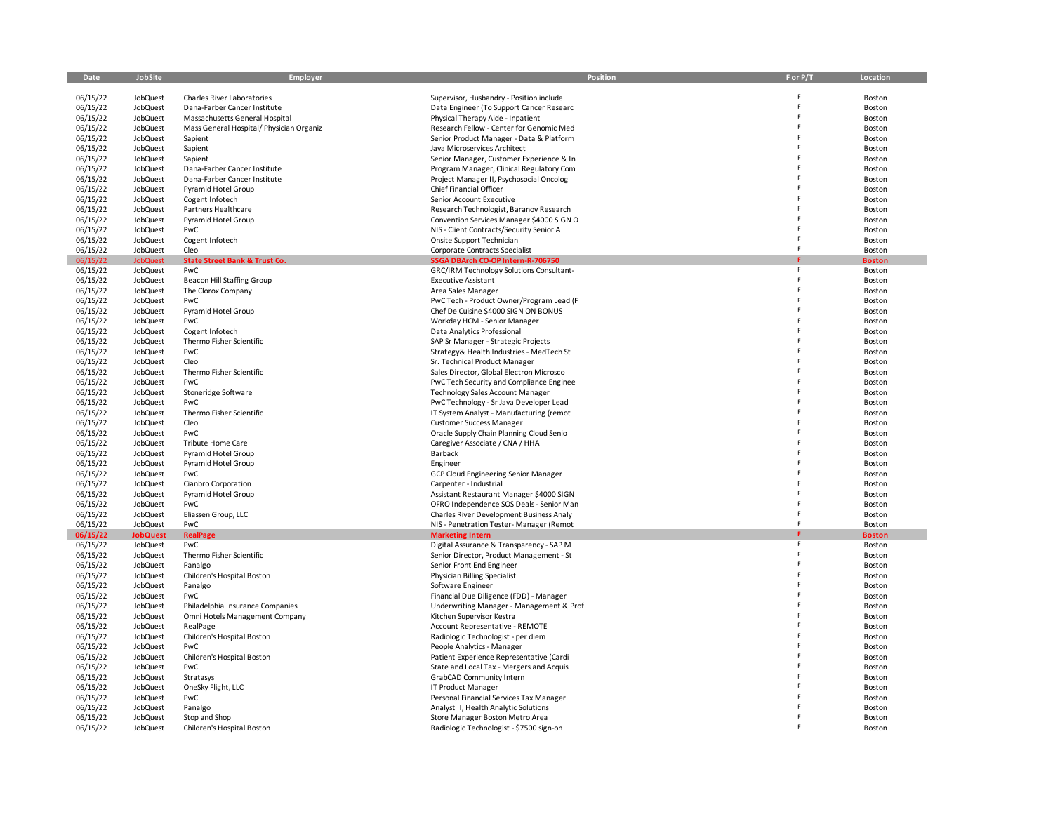| Date | JobSite | Employer | Position | F or P/T | Location |
|---|---|---|---|---|---|
| 06/15/22 | JobQuest | Charles River Laboratories | Supervisor, Husbandry - Position include | F | Boston |
| 06/15/22 | JobQuest | Dana-Farber Cancer Institute | Data Engineer (To Support Cancer Researc | F | Boston |
| 06/15/22 | JobQuest | Massachusetts General Hospital | Physical Therapy Aide - Inpatient | F | Boston |
| 06/15/22 | JobQuest | Mass General Hospital/ Physician Organiz | Research Fellow - Center for Genomic Med | F | Boston |
| 06/15/22 | JobQuest | Sapient | Senior Product Manager - Data & Platform | F | Boston |
| 06/15/22 | JobQuest | Sapient | Java Microservices Architect | F | Boston |
| 06/15/22 | JobQuest | Sapient | Senior Manager, Customer Experience & In | F | Boston |
| 06/15/22 | JobQuest | Dana-Farber Cancer Institute | Program Manager, Clinical Regulatory Com | F | Boston |
| 06/15/22 | JobQuest | Dana-Farber Cancer Institute | Project Manager II, Psychosocial Oncolog | F | Boston |
| 06/15/22 | JobQuest | Pyramid Hotel Group | Chief Financial Officer | F | Boston |
| 06/15/22 | JobQuest | Cogent Infotech | Senior Account Executive | F | Boston |
| 06/15/22 | JobQuest | Partners Healthcare | Research Technologist, Baranov Research | F | Boston |
| 06/15/22 | JobQuest | Pyramid Hotel Group | Convention Services Manager $4000 SIGN O | F | Boston |
| 06/15/22 | JobQuest | PwC | NIS - Client Contracts/Security Senior A | F | Boston |
| 06/15/22 | JobQuest | Cogent Infotech | Onsite Support Technician | F | Boston |
| 06/15/22 | JobQuest | Cleo | Corporate Contracts Specialist | F | Boston |
| **06/15/22** | **JobQuest** | **State Street Bank & Trust Co.** | **SSGA DBArch CO-OP Intern-R-706750** | **F** | **Boston** |
| 06/15/22 | JobQuest | PwC | GRC/IRM Technology Solutions Consultant- | F | Boston |
| 06/15/22 | JobQuest | Beacon Hill Staffing Group | Executive Assistant | F | Boston |
| 06/15/22 | JobQuest | The Clorox Company | Area Sales Manager | F | Boston |
| 06/15/22 | JobQuest | PwC | PwC Tech - Product Owner/Program Lead (F | F | Boston |
| 06/15/22 | JobQuest | Pyramid Hotel Group | Chef De Cuisine $4000 SIGN ON BONUS | F | Boston |
| 06/15/22 | JobQuest | PwC | Workday HCM - Senior Manager | F | Boston |
| 06/15/22 | JobQuest | Cogent Infotech | Data Analytics Professional | F | Boston |
| 06/15/22 | JobQuest | Thermo Fisher Scientific | SAP Sr Manager - Strategic Projects | F | Boston |
| 06/15/22 | JobQuest | PwC | Strategy& Health Industries - MedTech St | F | Boston |
| 06/15/22 | JobQuest | Cleo | Sr. Technical Product Manager | F | Boston |
| 06/15/22 | JobQuest | Thermo Fisher Scientific | Sales Director, Global Electron Microsco | F | Boston |
| 06/15/22 | JobQuest | PwC | PwC Tech Security and Compliance Enginee | F | Boston |
| 06/15/22 | JobQuest | Stoneridge Software | Technology Sales Account Manager | F | Boston |
| 06/15/22 | JobQuest | PwC | PwC Technology - Sr Java Developer Lead | F | Boston |
| 06/15/22 | JobQuest | Thermo Fisher Scientific | IT System Analyst - Manufacturing (remot | F | Boston |
| 06/15/22 | JobQuest | Cleo | Customer Success Manager | F | Boston |
| 06/15/22 | JobQuest | PwC | Oracle Supply Chain Planning Cloud Senio | F | Boston |
| 06/15/22 | JobQuest | Tribute Home Care | Caregiver Associate / CNA / HHA | F | Boston |
| 06/15/22 | JobQuest | Pyramid Hotel Group | Barback | F | Boston |
| 06/15/22 | JobQuest | Pyramid Hotel Group | Engineer | F | Boston |
| 06/15/22 | JobQuest | PwC | GCP Cloud Engineering Senior Manager | F | Boston |
| 06/15/22 | JobQuest | Cianbro Corporation | Carpenter - Industrial | F | Boston |
| 06/15/22 | JobQuest | Pyramid Hotel Group | Assistant Restaurant Manager $4000 SIGN | F | Boston |
| 06/15/22 | JobQuest | PwC | OFRO Independence SOS Deals - Senior Man | F | Boston |
| 06/15/22 | JobQuest | Eliassen Group, LLC | Charles River Development Business Analy | F | Boston |
| 06/15/22 | JobQuest | PwC | NIS - Penetration Tester- Manager (Remot | F | Boston |
| **06/15/22** | **JobQuest** | **RealPage** | **Marketing Intern** | **F** | **Boston** |
| 06/15/22 | JobQuest | PwC | Digital Assurance & Transparency - SAP M | F | Boston |
| 06/15/22 | JobQuest | Thermo Fisher Scientific | Senior Director, Product Management - St | F | Boston |
| 06/15/22 | JobQuest | Panalgo | Senior Front End Engineer | F | Boston |
| 06/15/22 | JobQuest | Children's Hospital Boston | Physician Billing Specialist | F | Boston |
| 06/15/22 | JobQuest | Panalgo | Software Engineer | F | Boston |
| 06/15/22 | JobQuest | PwC | Financial Due Diligence (FDD) - Manager | F | Boston |
| 06/15/22 | JobQuest | Philadelphia Insurance Companies | Underwriting Manager - Management & Prof | F | Boston |
| 06/15/22 | JobQuest | Omni Hotels Management Company | Kitchen Supervisor Kestra | F | Boston |
| 06/15/22 | JobQuest | RealPage | Account Representative - REMOTE | F | Boston |
| 06/15/22 | JobQuest | Children's Hospital Boston | Radiologic Technologist - per diem | F | Boston |
| 06/15/22 | JobQuest | PwC | People Analytics - Manager | F | Boston |
| 06/15/22 | JobQuest | Children's Hospital Boston | Patient Experience Representative (Cardi | F | Boston |
| 06/15/22 | JobQuest | PwC | State and Local Tax - Mergers and Acquis | F | Boston |
| 06/15/22 | JobQuest | Stratasys | GrabCAD Community Intern | F | Boston |
| 06/15/22 | JobQuest | OneSky Flight, LLC | IT Product Manager | F | Boston |
| 06/15/22 | JobQuest | PwC | Personal Financial Services Tax Manager | F | Boston |
| 06/15/22 | JobQuest | Panalgo | Analyst II, Health Analytic Solutions | F | Boston |
| 06/15/22 | JobQuest | Stop and Shop | Store Manager Boston Metro Area | F | Boston |
| 06/15/22 | JobQuest | Children's Hospital Boston | Radiologic Technologist - $7500 sign-on | F | Boston |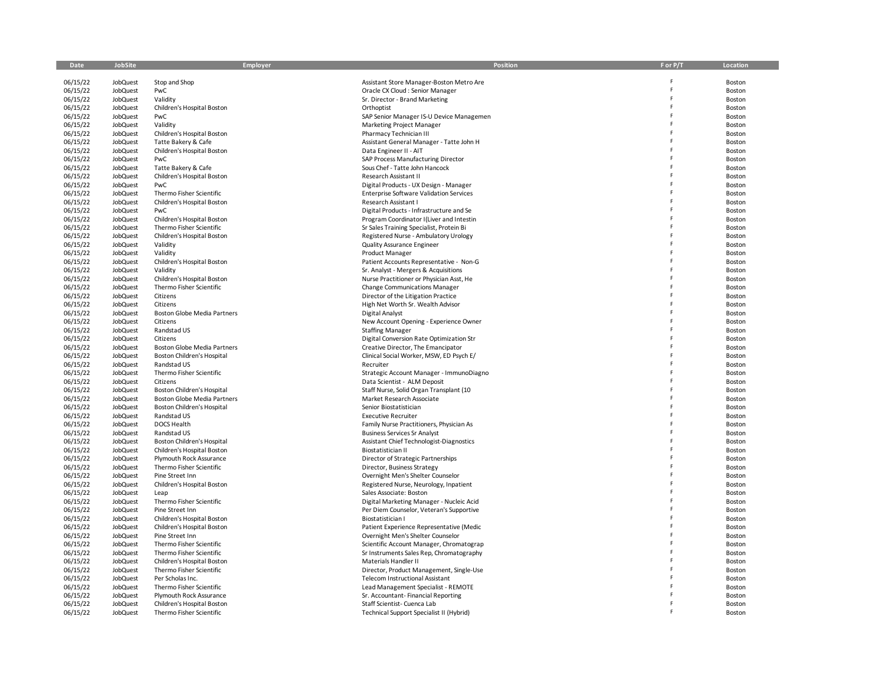| Date | JobSite | Employer | Position | F or P/T | Location |
|---|---|---|---|---|---|
| 06/15/22 | JobQuest | Stop and Shop | Assistant Store Manager-Boston Metro Are | F | Boston |
| 06/15/22 | JobQuest | PwC | Oracle CX Cloud : Senior Manager | F | Boston |
| 06/15/22 | JobQuest | Validity | Sr. Director - Brand Marketing | F | Boston |
| 06/15/22 | JobQuest | Children's Hospital Boston | Orthoptist | F | Boston |
| 06/15/22 | JobQuest | PwC | SAP Senior Manager IS-U Device Managemen | F | Boston |
| 06/15/22 | JobQuest | Validity | Marketing Project Manager | F | Boston |
| 06/15/22 | JobQuest | Children's Hospital Boston | Pharmacy Technician III | F | Boston |
| 06/15/22 | JobQuest | Tatte Bakery & Cafe | Assistant General Manager - Tatte John H | F | Boston |
| 06/15/22 | JobQuest | Children's Hospital Boston | Data Engineer II - AIT | F | Boston |
| 06/15/22 | JobQuest | PwC | SAP Process Manufacturing Director | F | Boston |
| 06/15/22 | JobQuest | Tatte Bakery & Cafe | Sous Chef - Tatte John Hancock | F | Boston |
| 06/15/22 | JobQuest | Children's Hospital Boston | Research Assistant II | F | Boston |
| 06/15/22 | JobQuest | PwC | Digital Products - UX Design - Manager | F | Boston |
| 06/15/22 | JobQuest | Thermo Fisher Scientific | Enterprise Software Validation Services | F | Boston |
| 06/15/22 | JobQuest | Children's Hospital Boston | Research Assistant I | F | Boston |
| 06/15/22 | JobQuest | PwC | Digital Products - Infrastructure and Se | F | Boston |
| 06/15/22 | JobQuest | Children's Hospital Boston | Program Coordinator I(Liver and Intestin | F | Boston |
| 06/15/22 | JobQuest | Thermo Fisher Scientific | Sr Sales Training Specialist, Protein Bi | F | Boston |
| 06/15/22 | JobQuest | Children's Hospital Boston | Registered Nurse - Ambulatory Urology | F | Boston |
| 06/15/22 | JobQuest | Validity | Quality Assurance Engineer | F | Boston |
| 06/15/22 | JobQuest | Validity | Product Manager | F | Boston |
| 06/15/22 | JobQuest | Children's Hospital Boston | Patient Accounts Representative - Non-G | F | Boston |
| 06/15/22 | JobQuest | Validity | Sr. Analyst - Mergers & Acquisitions | F | Boston |
| 06/15/22 | JobQuest | Children's Hospital Boston | Nurse Practitioner or Physician Asst, He | F | Boston |
| 06/15/22 | JobQuest | Thermo Fisher Scientific | Change Communications Manager | F | Boston |
| 06/15/22 | JobQuest | Citizens | Director of the Litigation Practice | F | Boston |
| 06/15/22 | JobQuest | Citizens | High Net Worth Sr. Wealth Advisor | F | Boston |
| 06/15/22 | JobQuest | Boston Globe Media Partners | Digital Analyst | F | Boston |
| 06/15/22 | JobQuest | Citizens | New Account Opening - Experience Owner | F | Boston |
| 06/15/22 | JobQuest | Randstad US | Staffing Manager | F | Boston |
| 06/15/22 | JobQuest | Citizens | Digital Conversion Rate Optimization Str | F | Boston |
| 06/15/22 | JobQuest | Boston Globe Media Partners | Creative Director, The Emancipator | F | Boston |
| 06/15/22 | JobQuest | Boston Children's Hospital | Clinical Social Worker, MSW, ED Psych E/ | F | Boston |
| 06/15/22 | JobQuest | Randstad US | Recruiter | F | Boston |
| 06/15/22 | JobQuest | Thermo Fisher Scientific | Strategic Account Manager - ImmunoDiagno | F | Boston |
| 06/15/22 | JobQuest | Citizens | Data Scientist - ALM Deposit | F | Boston |
| 06/15/22 | JobQuest | Boston Children's Hospital | Staff Nurse, Solid Organ Transplant (10 | F | Boston |
| 06/15/22 | JobQuest | Boston Globe Media Partners | Market Research Associate | F | Boston |
| 06/15/22 | JobQuest | Boston Children's Hospital | Senior Biostatistician | F | Boston |
| 06/15/22 | JobQuest | Randstad US | Executive Recruiter | F | Boston |
| 06/15/22 | JobQuest | DOCS Health | Family Nurse Practitioners, Physician As | F | Boston |
| 06/15/22 | JobQuest | Randstad US | Business Services Sr Analyst | F | Boston |
| 06/15/22 | JobQuest | Boston Children's Hospital | Assistant Chief Technologist-Diagnostics | F | Boston |
| 06/15/22 | JobQuest | Children's Hospital Boston | Biostatistician II | F | Boston |
| 06/15/22 | JobQuest | Plymouth Rock Assurance | Director of Strategic Partnerships | F | Boston |
| 06/15/22 | JobQuest | Thermo Fisher Scientific | Director, Business Strategy | F | Boston |
| 06/15/22 | JobQuest | Pine Street Inn | Overnight Men's Shelter Counselor | F | Boston |
| 06/15/22 | JobQuest | Children's Hospital Boston | Registered Nurse, Neurology, Inpatient | F | Boston |
| 06/15/22 | JobQuest | Leap | Sales Associate: Boston | F | Boston |
| 06/15/22 | JobQuest | Thermo Fisher Scientific | Digital Marketing Manager - Nucleic Acid | F | Boston |
| 06/15/22 | JobQuest | Pine Street Inn | Per Diem Counselor, Veteran's Supportive | F | Boston |
| 06/15/22 | JobQuest | Children's Hospital Boston | Biostatistician I | F | Boston |
| 06/15/22 | JobQuest | Children's Hospital Boston | Patient Experience Representative (Medic | F | Boston |
| 06/15/22 | JobQuest | Pine Street Inn | Overnight Men's Shelter Counselor | F | Boston |
| 06/15/22 | JobQuest | Thermo Fisher Scientific | Scientific Account Manager, Chromatograp | F | Boston |
| 06/15/22 | JobQuest | Thermo Fisher Scientific | Sr Instruments Sales Rep, Chromatography | F | Boston |
| 06/15/22 | JobQuest | Children's Hospital Boston | Materials Handler II | F | Boston |
| 06/15/22 | JobQuest | Thermo Fisher Scientific | Director, Product Management, Single-Use | F | Boston |
| 06/15/22 | JobQuest | Per Scholas Inc. | Telecom Instructional Assistant | F | Boston |
| 06/15/22 | JobQuest | Thermo Fisher Scientific | Lead Management Specialist - REMOTE | F | Boston |
| 06/15/22 | JobQuest | Plymouth Rock Assurance | Sr. Accountant- Financial Reporting | F | Boston |
| 06/15/22 | JobQuest | Children's Hospital Boston | Staff Scientist- Cuenca Lab | F | Boston |
| 06/15/22 | JobQuest | Thermo Fisher Scientific | Technical Support Specialist II (Hybrid) | F | Boston |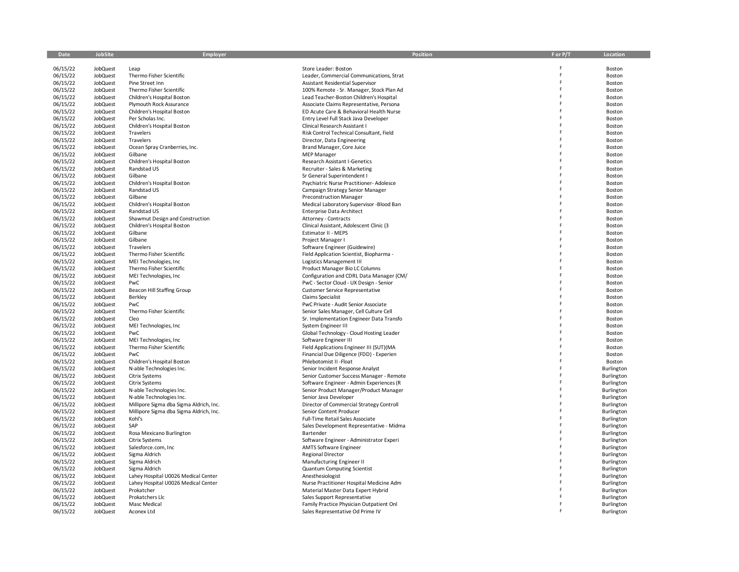| Date | JobSite | Employer | Position | F or P/T | Location |
|---|---|---|---|---|---|
| 06/15/22 | JobQuest | Leap | Store Leader: Boston | F | Boston |
| 06/15/22 | JobQuest | Thermo Fisher Scientific | Leader, Commercial Communications, Strat | F | Boston |
| 06/15/22 | JobQuest | Pine Street Inn | Assistant Residential Supervisor | F | Boston |
| 06/15/22 | JobQuest | Thermo Fisher Scientific | 100% Remote - Sr. Manager, Stock Plan Ad | F | Boston |
| 06/15/22 | JobQuest | Children's Hospital Boston | Lead Teacher-Boston Children's Hospital | F | Boston |
| 06/15/22 | JobQuest | Plymouth Rock Assurance | Associate Claims Representative, Persona | F | Boston |
| 06/15/22 | JobQuest | Children's Hospital Boston | ED Acute Care & Behavioral Health Nurse | F | Boston |
| 06/15/22 | JobQuest | Per Scholas Inc. | Entry Level Full Stack Java Developer | F | Boston |
| 06/15/22 | JobQuest | Children's Hospital Boston | Clinical Research Assistant I | F | Boston |
| 06/15/22 | JobQuest | Travelers | Risk Control Technical Consultant, Field | F | Boston |
| 06/15/22 | JobQuest | Travelers | Director, Data Engineering | F | Boston |
| 06/15/22 | JobQuest | Ocean Spray Cranberries, Inc. | Brand Manager, Core Juice | F | Boston |
| 06/15/22 | JobQuest | Gilbane | MEP Manager | F | Boston |
| 06/15/22 | JobQuest | Children's Hospital Boston | Research Assistant I-Genetics | F | Boston |
| 06/15/22 | JobQuest | Randstad US | Recruiter - Sales & Marketing | F | Boston |
| 06/15/22 | JobQuest | Gilbane | Sr General Superintendent I | F | Boston |
| 06/15/22 | JobQuest | Children's Hospital Boston | Psychiatric Nurse Practitioner- Adolesce | F | Boston |
| 06/15/22 | JobQuest | Randstad US | Campaign Strategy Senior Manager | F | Boston |
| 06/15/22 | JobQuest | Gilbane | Preconstruction Manager | F | Boston |
| 06/15/22 | JobQuest | Children's Hospital Boston | Medical Laboratory Supervisor -Blood Ban | F | Boston |
| 06/15/22 | JobQuest | Randstad US | Enterprise Data Architect | F | Boston |
| 06/15/22 | JobQuest | Shawmut Design and Construction | Attorney - Contracts | F | Boston |
| 06/15/22 | JobQuest | Children's Hospital Boston | Clinical Assistant, Adolescent Clinic (3 | F | Boston |
| 06/15/22 | JobQuest | Gilbane | Estimator II - MEPS | F | Boston |
| 06/15/22 | JobQuest | Gilbane | Project Manager I | F | Boston |
| 06/15/22 | JobQuest | Travelers | Software Engineer (Guidewire) | F | Boston |
| 06/15/22 | JobQuest | Thermo Fisher Scientific | Field Application Scientist, Biopharma - | F | Boston |
| 06/15/22 | JobQuest | MEI Technologies, Inc | Logistics Management III | F | Boston |
| 06/15/22 | JobQuest | Thermo Fisher Scientific | Product Manager Bio LC Columns | F | Boston |
| 06/15/22 | JobQuest | MEI Technologies, Inc | Configuration and CDRL Data Manager (CM/ | F | Boston |
| 06/15/22 | JobQuest | PwC | PwC - Sector Cloud - UX Design - Senior | F | Boston |
| 06/15/22 | JobQuest | Beacon Hill Staffing Group | Customer Service Representative | F | Boston |
| 06/15/22 | JobQuest | Berkley | Claims Specialist | F | Boston |
| 06/15/22 | JobQuest | PwC | PwC Private - Audit Senior Associate | F | Boston |
| 06/15/22 | JobQuest | Thermo Fisher Scientific | Senior Sales Manager, Cell Culture Cell | F | Boston |
| 06/15/22 | JobQuest | Cleo | Sr. Implementation Engineer Data Transfo | F | Boston |
| 06/15/22 | JobQuest | MEI Technologies, Inc | System Engineer III | F | Boston |
| 06/15/22 | JobQuest | PwC | Global Technology - Cloud Hosting Leader | F | Boston |
| 06/15/22 | JobQuest | MEI Technologies, Inc | Software Engineer III | F | Boston |
| 06/15/22 | JobQuest | Thermo Fisher Scientific | Field Applications Engineer III (SUT)(MA | F | Boston |
| 06/15/22 | JobQuest | PwC | Financial Due Diligence (FDD) - Experien | F | Boston |
| 06/15/22 | JobQuest | Children's Hospital Boston | Phlebotomist II -Float | F | Boston |
| 06/15/22 | JobQuest | N-able Technologies Inc. | Senior Incident Response Analyst | F | Burlington |
| 06/15/22 | JobQuest | Citrix Systems | Senior Customer Success Manager - Remote | F | Burlington |
| 06/15/22 | JobQuest | Citrix Systems | Software Engineer - Admin Experiences (R | F | Burlington |
| 06/15/22 | JobQuest | N-able Technologies Inc. | Senior Product Manager/Product Manager | F | Burlington |
| 06/15/22 | JobQuest | N-able Technologies Inc. | Senior Java Developer | F | Burlington |
| 06/15/22 | JobQuest | Millipore Sigma dba Sigma Aldrich, Inc. | Director of Commercial Strategy Controll | F | Burlington |
| 06/15/22 | JobQuest | Millipore Sigma dba Sigma Aldrich, Inc. | Senior Content Producer | F | Burlington |
| 06/15/22 | JobQuest | Kohl's | Full-Time Retail Sales Associate | F | Burlington |
| 06/15/22 | JobQuest | SAP | Sales Development Representative - Midma | F | Burlington |
| 06/15/22 | JobQuest | Rosa Mexicano Burlington | Bartender | F | Burlington |
| 06/15/22 | JobQuest | Citrix Systems | Software Engineer - Administrator Experi | F | Burlington |
| 06/15/22 | JobQuest | Salesforce.com, Inc | AMTS Software Engineer | F | Burlington |
| 06/15/22 | JobQuest | Sigma Aldrich | Regional Director | F | Burlington |
| 06/15/22 | JobQuest | Sigma Aldrich | Manufacturing Engineer II | F | Burlington |
| 06/15/22 | JobQuest | Sigma Aldrich | Quantum Computing Scientist | F | Burlington |
| 06/15/22 | JobQuest | Lahey Hospital U0026 Medical Center | Anesthesiologist | F | Burlington |
| 06/15/22 | JobQuest | Lahey Hospital U0026 Medical Center | Nurse Practitioner Hospital Medicine Adm | F | Burlington |
| 06/15/22 | JobQuest | Prokatcher | Material Master Data Expert Hybrid | F | Burlington |
| 06/15/22 | JobQuest | Prokatchers Llc | Sales Support Representative | F | Burlington |
| 06/15/22 | JobQuest | Masc Medical | Family Practice Physician Outpatient Onl | F | Burlington |
| 06/15/22 | JobQuest | Aconex Ltd | Sales Representative Od Prime IV | F | Burlington |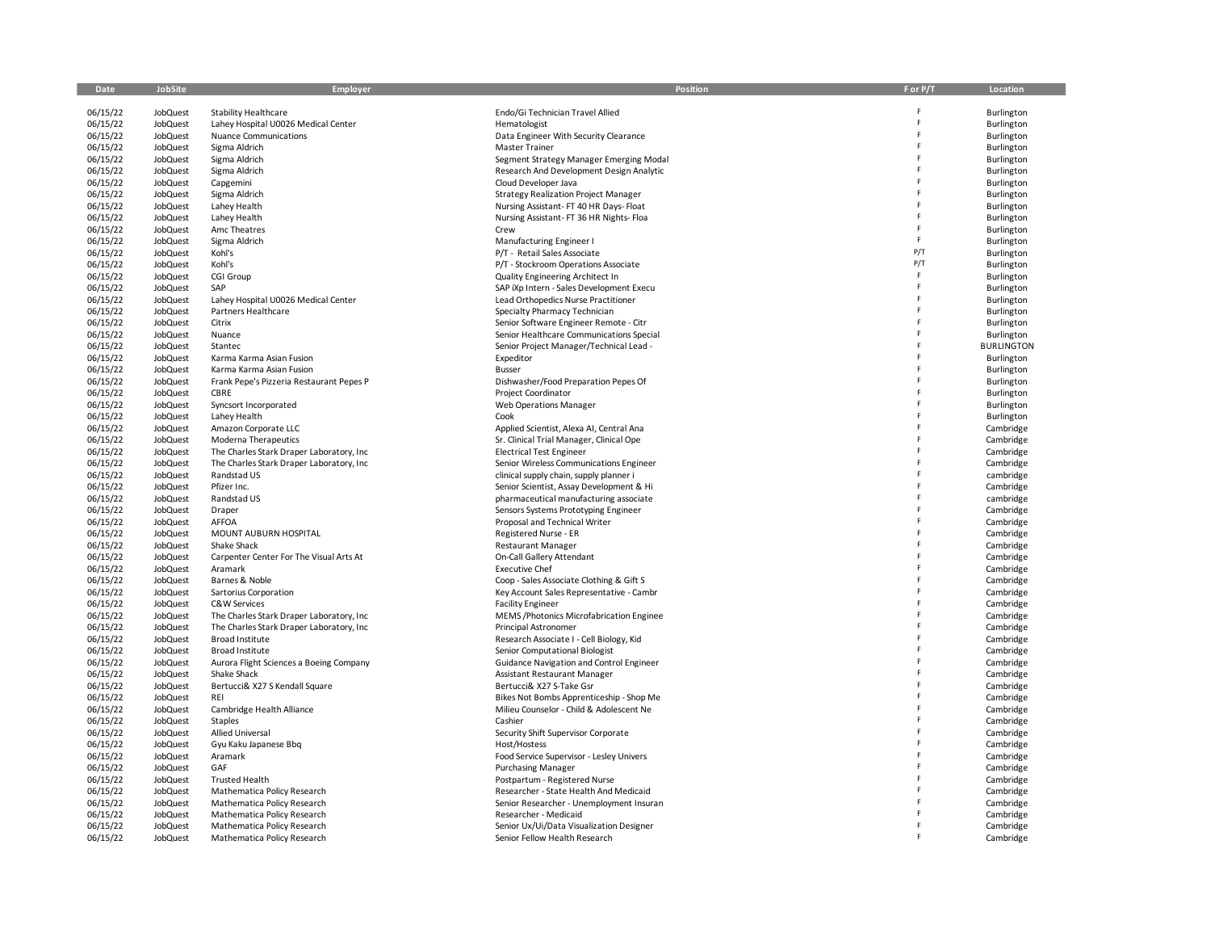| Date | JobSite | Employer | Position | F or P/T | Location |
|---|---|---|---|---|---|
| 06/15/22 | JobQuest | Stability Healthcare | Endo/Gi Technician Travel Allied | F | Burlington |
| 06/15/22 | JobQuest | Lahey Hospital U0026 Medical Center | Hematologist | F | Burlington |
| 06/15/22 | JobQuest | Nuance Communications | Data Engineer With Security Clearance | F | Burlington |
| 06/15/22 | JobQuest | Sigma Aldrich | Master Trainer | F | Burlington |
| 06/15/22 | JobQuest | Sigma Aldrich | Segment Strategy Manager Emerging Modal | F | Burlington |
| 06/15/22 | JobQuest | Sigma Aldrich | Research And Development Design Analytic | F | Burlington |
| 06/15/22 | JobQuest | Capgemini | Cloud Developer Java | F | Burlington |
| 06/15/22 | JobQuest | Sigma Aldrich | Strategy Realization Project Manager | F | Burlington |
| 06/15/22 | JobQuest | Lahey Health | Nursing Assistant- FT 40 HR Days- Float | F | Burlington |
| 06/15/22 | JobQuest | Lahey Health | Nursing Assistant- FT 36 HR Nights- Floa | F | Burlington |
| 06/15/22 | JobQuest | Amc Theatres | Crew | F | Burlington |
| 06/15/22 | JobQuest | Sigma Aldrich | Manufacturing Engineer I | F | Burlington |
| 06/15/22 | JobQuest | Kohl's | P/T - Retail Sales Associate | P/T | Burlington |
| 06/15/22 | JobQuest | Kohl's | P/T - Stockroom Operations Associate | P/T | Burlington |
| 06/15/22 | JobQuest | CGI Group | Quality Engineering Architect In | F | Burlington |
| 06/15/22 | JobQuest | SAP | SAP iXp Intern - Sales Development Execu | F | Burlington |
| 06/15/22 | JobQuest | Lahey Hospital U0026 Medical Center | Lead Orthopedics Nurse Practitioner | F | Burlington |
| 06/15/22 | JobQuest | Partners Healthcare | Specialty Pharmacy Technician | F | Burlington |
| 06/15/22 | JobQuest | Citrix | Senior Software Engineer Remote - Citr | F | Burlington |
| 06/15/22 | JobQuest | Nuance | Senior Healthcare Communications Special | F | Burlington |
| 06/15/22 | JobQuest | Stantec | Senior Project Manager/Technical Lead - | F | BURLINGTON |
| 06/15/22 | JobQuest | Karma Karma Asian Fusion | Expeditor | F | Burlington |
| 06/15/22 | JobQuest | Karma Karma Asian Fusion | Busser | F | Burlington |
| 06/15/22 | JobQuest | Frank Pepe's Pizzeria Restaurant Pepes P | Dishwasher/Food Preparation Pepes Of | F | Burlington |
| 06/15/22 | JobQuest | CBRE | Project Coordinator | F | Burlington |
| 06/15/22 | JobQuest | Syncsort Incorporated | Web Operations Manager | F | Burlington |
| 06/15/22 | JobQuest | Lahey Health | Cook | F | Burlington |
| 06/15/22 | JobQuest | Amazon Corporate LLC | Applied Scientist, Alexa AI, Central Ana | F | Cambridge |
| 06/15/22 | JobQuest | Moderna Therapeutics | Sr. Clinical Trial Manager, Clinical Ope | F | Cambridge |
| 06/15/22 | JobQuest | The Charles Stark Draper Laboratory, Inc | Electrical Test Engineer | F | Cambridge |
| 06/15/22 | JobQuest | The Charles Stark Draper Laboratory, Inc | Senior Wireless Communications Engineer | F | Cambridge |
| 06/15/22 | JobQuest | Randstad US | clinical supply chain, supply planner i | F | cambridge |
| 06/15/22 | JobQuest | Pfizer Inc. | Senior Scientist, Assay Development & Hi | F | Cambridge |
| 06/15/22 | JobQuest | Randstad US | pharmaceutical manufacturing associate | F | cambridge |
| 06/15/22 | JobQuest | Draper | Sensors Systems Prototyping Engineer | F | Cambridge |
| 06/15/22 | JobQuest | AFFOA | Proposal and Technical Writer | F | Cambridge |
| 06/15/22 | JobQuest | MOUNT AUBURN HOSPITAL | Registered Nurse - ER | F | Cambridge |
| 06/15/22 | JobQuest | Shake Shack | Restaurant Manager | F | Cambridge |
| 06/15/22 | JobQuest | Carpenter Center For The Visual Arts At | On-Call Gallery Attendant | F | Cambridge |
| 06/15/22 | JobQuest | Aramark | Executive Chef | F | Cambridge |
| 06/15/22 | JobQuest | Barnes & Noble | Coop - Sales Associate Clothing & Gift S | F | Cambridge |
| 06/15/22 | JobQuest | Sartorius Corporation | Key Account Sales Representative - Cambr | F | Cambridge |
| 06/15/22 | JobQuest | C&W Services | Facility Engineer | F | Cambridge |
| 06/15/22 | JobQuest | The Charles Stark Draper Laboratory, Inc | MEMS /Photonics Microfabrication Enginee | F | Cambridge |
| 06/15/22 | JobQuest | The Charles Stark Draper Laboratory, Inc | Principal Astronomer | F | Cambridge |
| 06/15/22 | JobQuest | Broad Institute | Research Associate I - Cell Biology, Kid | F | Cambridge |
| 06/15/22 | JobQuest | Broad Institute | Senior Computational Biologist | F | Cambridge |
| 06/15/22 | JobQuest | Aurora Flight Sciences a Boeing Company | Guidance Navigation and Control Engineer | F | Cambridge |
| 06/15/22 | JobQuest | Shake Shack | Assistant Restaurant Manager | F | Cambridge |
| 06/15/22 | JobQuest | Bertucci& X27 S Kendall Square | Bertucci& X27 S-Take Gsr | F | Cambridge |
| 06/15/22 | JobQuest | REI | Bikes Not Bombs Apprenticeship - Shop Me | F | Cambridge |
| 06/15/22 | JobQuest | Cambridge Health Alliance | Milieu Counselor - Child & Adolescent Ne | F | Cambridge |
| 06/15/22 | JobQuest | Staples | Cashier | F | Cambridge |
| 06/15/22 | JobQuest | Allied Universal | Security Shift Supervisor Corporate | F | Cambridge |
| 06/15/22 | JobQuest | Gyu Kaku Japanese Bbq | Host/Hostess | F | Cambridge |
| 06/15/22 | JobQuest | Aramark | Food Service Supervisor - Lesley Univers | F | Cambridge |
| 06/15/22 | JobQuest | GAF | Purchasing Manager | F | Cambridge |
| 06/15/22 | JobQuest | Trusted Health | Postpartum - Registered Nurse | F | Cambridge |
| 06/15/22 | JobQuest | Mathematica Policy Research | Researcher - State Health And Medicaid | F | Cambridge |
| 06/15/22 | JobQuest | Mathematica Policy Research | Senior Researcher - Unemployment Insuran | F | Cambridge |
| 06/15/22 | JobQuest | Mathematica Policy Research | Researcher - Medicaid | F | Cambridge |
| 06/15/22 | JobQuest | Mathematica Policy Research | Senior Ux/Ui/Data Visualization Designer | F | Cambridge |
| 06/15/22 | JobQuest | Mathematica Policy Research | Senior Fellow Health Research | F | Cambridge |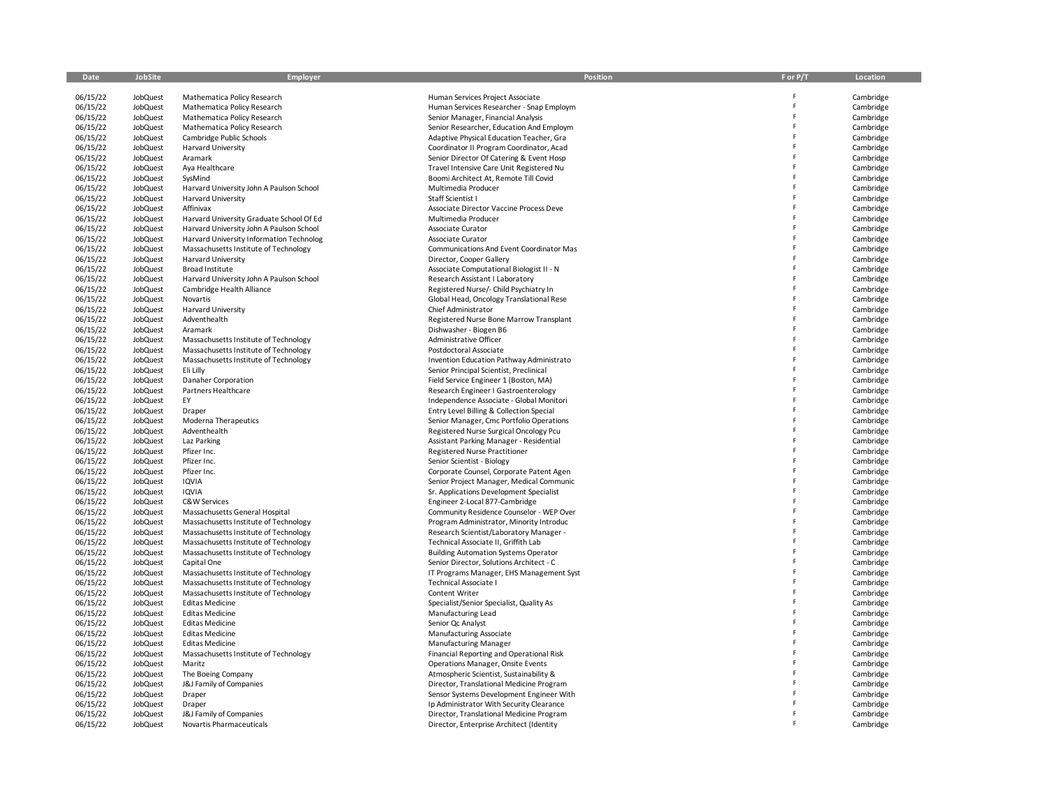| Date | JobSite | Employer | Position | F or P/T | Location |
|---|---|---|---|---|---|
| 06/15/22 | JobQuest | Mathematica Policy Research | Human Services Project Associate | F | Cambridge |
| 06/15/22 | JobQuest | Mathematica Policy Research | Human Services Researcher - Snap Employm | F | Cambridge |
| 06/15/22 | JobQuest | Mathematica Policy Research | Senior Manager, Financial Analysis | F | Cambridge |
| 06/15/22 | JobQuest | Mathematica Policy Research | Senior Researcher, Education And Employm | F | Cambridge |
| 06/15/22 | JobQuest | Cambridge Public Schools | Adaptive Physical Education Teacher, Gra | F | Cambridge |
| 06/15/22 | JobQuest | Harvard University | Coordinator II Program Coordinator, Acad | F | Cambridge |
| 06/15/22 | JobQuest | Aramark | Senior Director Of Catering & Event Hosp | F | Cambridge |
| 06/15/22 | JobQuest | Aya Healthcare | Travel Intensive Care Unit Registered Nu | F | Cambridge |
| 06/15/22 | JobQuest | SysMind | Boomi Architect At, Remote Till Covid | F | Cambridge |
| 06/15/22 | JobQuest | Harvard University John A Paulson School | Multimedia Producer | F | Cambridge |
| 06/15/22 | JobQuest | Harvard University | Staff Scientist I | F | Cambridge |
| 06/15/22 | JobQuest | Affinivax | Associate Director Vaccine Process Deve | F | Cambridge |
| 06/15/22 | JobQuest | Harvard University Graduate School Of Ed | Multimedia Producer | F | Cambridge |
| 06/15/22 | JobQuest | Harvard University John A Paulson School | Associate Curator | F | Cambridge |
| 06/15/22 | JobQuest | Harvard University Information Technolog | Associate Curator | F | Cambridge |
| 06/15/22 | JobQuest | Massachusetts Institute of Technology | Communications And Event Coordinator Mas | F | Cambridge |
| 06/15/22 | JobQuest | Harvard University | Director, Cooper Gallery | F | Cambridge |
| 06/15/22 | JobQuest | Broad Institute | Associate Computational Biologist II - N | F | Cambridge |
| 06/15/22 | JobQuest | Harvard University John A Paulson School | Research Assistant I Laboratory | F | Cambridge |
| 06/15/22 | JobQuest | Cambridge Health Alliance | Registered Nurse/- Child Psychiatry In | F | Cambridge |
| 06/15/22 | JobQuest | Novartis | Global Head, Oncology Translational Rese | F | Cambridge |
| 06/15/22 | JobQuest | Harvard University | Chief Administrator | F | Cambridge |
| 06/15/22 | JobQuest | Adventhealth | Registered Nurse Bone Marrow Transplant | F | Cambridge |
| 06/15/22 | JobQuest | Aramark | Dishwasher - Biogen B6 | F | Cambridge |
| 06/15/22 | JobQuest | Massachusetts Institute of Technology | Administrative Officer | F | Cambridge |
| 06/15/22 | JobQuest | Massachusetts Institute of Technology | Postdoctoral Associate | F | Cambridge |
| 06/15/22 | JobQuest | Massachusetts Institute of Technology | Invention Education Pathway Administrato | F | Cambridge |
| 06/15/22 | JobQuest | Eli Lilly | Senior Principal Scientist, Preclinical | F | Cambridge |
| 06/15/22 | JobQuest | Danaher Corporation | Field Service Engineer 1 (Boston, MA) | F | Cambridge |
| 06/15/22 | JobQuest | Partners Healthcare | Research Engineer I Gastroenterology | F | Cambridge |
| 06/15/22 | JobQuest | EY | Independence Associate - Global Monitori | F | Cambridge |
| 06/15/22 | JobQuest | Draper | Entry Level Billing & Collection Special | F | Cambridge |
| 06/15/22 | JobQuest | Moderna Therapeutics | Senior Manager, Cmc Portfolio Operations | F | Cambridge |
| 06/15/22 | JobQuest | Adventhealth | Registered Nurse Surgical Oncology Pcu | F | Cambridge |
| 06/15/22 | JobQuest | Laz Parking | Assistant Parking Manager - Residential | F | Cambridge |
| 06/15/22 | JobQuest | Pfizer Inc. | Registered Nurse Practitioner | F | Cambridge |
| 06/15/22 | JobQuest | Pfizer Inc. | Senior Scientist - Biology | F | Cambridge |
| 06/15/22 | JobQuest | Pfizer Inc. | Corporate Counsel, Corporate Patent Agen | F | Cambridge |
| 06/15/22 | JobQuest | IQVIA | Senior Project Manager, Medical Communic | F | Cambridge |
| 06/15/22 | JobQuest | IQVIA | Sr. Applications Development Specialist | F | Cambridge |
| 06/15/22 | JobQuest | C&W Services | Engineer 2-Local 877-Cambridge | F | Cambridge |
| 06/15/22 | JobQuest | Massachusetts General Hospital | Community Residence Counselor - WEP Over | F | Cambridge |
| 06/15/22 | JobQuest | Massachusetts Institute of Technology | Program Administrator, Minority Introduc | F | Cambridge |
| 06/15/22 | JobQuest | Massachusetts Institute of Technology | Research Scientist/Laboratory Manager - | F | Cambridge |
| 06/15/22 | JobQuest | Massachusetts Institute of Technology | Technical Associate II, Griffith Lab | F | Cambridge |
| 06/15/22 | JobQuest | Massachusetts Institute of Technology | Building Automation Systems Operator | F | Cambridge |
| 06/15/22 | JobQuest | Capital One | Senior Director, Solutions Architect - C | F | Cambridge |
| 06/15/22 | JobQuest | Massachusetts Institute of Technology | IT Programs Manager, EHS Management Syst | F | Cambridge |
| 06/15/22 | JobQuest | Massachusetts Institute of Technology | Technical Associate I | F | Cambridge |
| 06/15/22 | JobQuest | Massachusetts Institute of Technology | Content Writer | F | Cambridge |
| 06/15/22 | JobQuest | Editas Medicine | Specialist/Senior Specialist, Quality As | F | Cambridge |
| 06/15/22 | JobQuest | Editas Medicine | Manufacturing Lead | F | Cambridge |
| 06/15/22 | JobQuest | Editas Medicine | Senior Qc Analyst | F | Cambridge |
| 06/15/22 | JobQuest | Editas Medicine | Manufacturing Associate | F | Cambridge |
| 06/15/22 | JobQuest | Editas Medicine | Manufacturing Manager | F | Cambridge |
| 06/15/22 | JobQuest | Massachusetts Institute of Technology | Financial Reporting and Operational Risk | F | Cambridge |
| 06/15/22 | JobQuest | Maritz | Operations Manager, Onsite Events | F | Cambridge |
| 06/15/22 | JobQuest | The Boeing Company | Atmospheric Scientist, Sustainability & | F | Cambridge |
| 06/15/22 | JobQuest | J&J Family of Companies | Director, Translational Medicine Program | F | Cambridge |
| 06/15/22 | JobQuest | Draper | Sensor Systems Development Engineer With | F | Cambridge |
| 06/15/22 | JobQuest | Draper | Ip Administrator With Security Clearance | F | Cambridge |
| 06/15/22 | JobQuest | J&J Family of Companies | Director, Translational Medicine Program | F | Cambridge |
| 06/15/22 | JobQuest | Novartis Pharmaceuticals | Director, Enterprise Architect (Identity | F | Cambridge |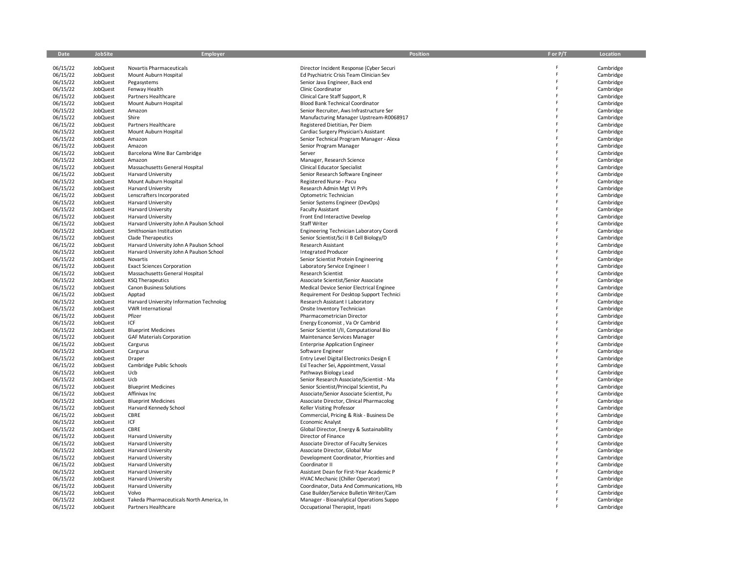| Date | JobSite | Employer | Position | F or P/T | Location |
|---|---|---|---|---|---|
| 06/15/22 | JobQuest | Novartis Pharmaceuticals | Director Incident Response (Cyber Securi | F | Cambridge |
| 06/15/22 | JobQuest | Mount Auburn Hospital | Ed Psychiatric Crisis Team Clinician Sev | F | Cambridge |
| 06/15/22 | JobQuest | Pegasystems | Senior Java Engineer, Back end | F | Cambridge |
| 06/15/22 | JobQuest | Fenway Health | Clinic Coordinator | F | Cambridge |
| 06/15/22 | JobQuest | Partners Healthcare | Clinical Care Staff Support, R | F | Cambridge |
| 06/15/22 | JobQuest | Mount Auburn Hospital | Blood Bank Technical Coordinator | F | Cambridge |
| 06/15/22 | JobQuest | Amazon | Senior Recruiter, Aws Infrastructure Ser | F | Cambridge |
| 06/15/22 | JobQuest | Shire | Manufacturing Manager Upstream-R0068917 | F | Cambridge |
| 06/15/22 | JobQuest | Partners Healthcare | Registered Dietitian, Per Diem | F | Cambridge |
| 06/15/22 | JobQuest | Mount Auburn Hospital | Cardiac Surgery Physician's Assistant | F | Cambridge |
| 06/15/22 | JobQuest | Amazon | Senior Technical Program Manager - Alexa | F | Cambridge |
| 06/15/22 | JobQuest | Amazon | Senior Program Manager | F | Cambridge |
| 06/15/22 | JobQuest | Barcelona Wine Bar Cambridge | Server | F | Cambridge |
| 06/15/22 | JobQuest | Amazon | Manager, Research Science | F | Cambridge |
| 06/15/22 | JobQuest | Massachusetts General Hospital | Clinical Educator Specialist | F | Cambridge |
| 06/15/22 | JobQuest | Harvard University | Senior Research Software Engineer | F | Cambridge |
| 06/15/22 | JobQuest | Mount Auburn Hospital | Registered Nurse - Pacu | F | Cambridge |
| 06/15/22 | JobQuest | Harvard University | Research Admin Mgt VI PrPs | F | Cambridge |
| 06/15/22 | JobQuest | Lenscrafters Incorporated | Optometric Technician | F | Cambridge |
| 06/15/22 | JobQuest | Harvard University | Senior Systems Engineer (DevOps) | F | Cambridge |
| 06/15/22 | JobQuest | Harvard University | Faculty Assistant | F | Cambridge |
| 06/15/22 | JobQuest | Harvard University | Front End Interactive Develop | F | Cambridge |
| 06/15/22 | JobQuest | Harvard University John A Paulson School | Staff Writer | F | Cambridge |
| 06/15/22 | JobQuest | Smithsonian Institution | Engineering Technician Laboratory Coordi | F | Cambridge |
| 06/15/22 | JobQuest | Clade Therapeutics | Senior Scientist/Sci II B Cell Biology/D | F | Cambridge |
| 06/15/22 | JobQuest | Harvard University John A Paulson School | Research Assistant | F | Cambridge |
| 06/15/22 | JobQuest | Harvard University John A Paulson School | Integrated Producer | F | Cambridge |
| 06/15/22 | JobQuest | Novartis | Senior Scientist Protein Engineering | F | Cambridge |
| 06/15/22 | JobQuest | Exact Sciences Corporation | Laboratory Service Engineer I | F | Cambridge |
| 06/15/22 | JobQuest | Massachusetts General Hospital | Research Scientist | F | Cambridge |
| 06/15/22 | JobQuest | KSQ Therapeutics | Associate Scientist/Senior Associate | F | Cambridge |
| 06/15/22 | JobQuest | Canon Business Solutions | Medical Device Senior Electrical Enginee | F | Cambridge |
| 06/15/22 | JobQuest | Apptad | Requirement For Desktop Support Technici | F | Cambridge |
| 06/15/22 | JobQuest | Harvard University Information Technolog | Research Assistant I Laboratory | F | Cambridge |
| 06/15/22 | JobQuest | VWR International | Onsite Inventory Technician | F | Cambridge |
| 06/15/22 | JobQuest | Pfizer | Pharmacometrician Director | F | Cambridge |
| 06/15/22 | JobQuest | ICF | Energy Economist , Va Or Cambrid | F | Cambridge |
| 06/15/22 | JobQuest | Blueprint Medicines | Senior Scientist I/II, Computational Bio | F | Cambridge |
| 06/15/22 | JobQuest | GAF Materials Corporation | Maintenance Services Manager | F | Cambridge |
| 06/15/22 | JobQuest | Cargurus | Enterprise Application Engineer | F | Cambridge |
| 06/15/22 | JobQuest | Cargurus | Software Engineer | F | Cambridge |
| 06/15/22 | JobQuest | Draper | Entry Level Digital Electronics Design E | F | Cambridge |
| 06/15/22 | JobQuest | Cambridge Public Schools | Esl Teacher Sei, Appointment, Vassal | F | Cambridge |
| 06/15/22 | JobQuest | Ucb | Pathways Biology Lead | F | Cambridge |
| 06/15/22 | JobQuest | Ucb | Senior Research Associate/Scientist - Ma | F | Cambridge |
| 06/15/22 | JobQuest | Blueprint Medicines | Senior Scientist/Principal Scientist, Pu | F | Cambridge |
| 06/15/22 | JobQuest | Affinivax Inc | Associate/Senior Associate Scientist, Pu | F | Cambridge |
| 06/15/22 | JobQuest | Blueprint Medicines | Associate Director, Clinical Pharmacolog | F | Cambridge |
| 06/15/22 | JobQuest | Harvard Kennedy School | Keller Visiting Professor | F | Cambridge |
| 06/15/22 | JobQuest | CBRE | Commercial, Pricing & Risk - Business De | F | Cambridge |
| 06/15/22 | JobQuest | ICF | Economic Analyst | F | Cambridge |
| 06/15/22 | JobQuest | CBRE | Global Director, Energy & Sustainability | F | Cambridge |
| 06/15/22 | JobQuest | Harvard University | Director of Finance | F | Cambridge |
| 06/15/22 | JobQuest | Harvard University | Associate Director of Faculty Services | F | Cambridge |
| 06/15/22 | JobQuest | Harvard University | Associate Director, Global Mar | F | Cambridge |
| 06/15/22 | JobQuest | Harvard University | Development Coordinator, Priorities and | F | Cambridge |
| 06/15/22 | JobQuest | Harvard University | Coordinator II | F | Cambridge |
| 06/15/22 | JobQuest | Harvard University | Assistant Dean for First-Year Academic P | F | Cambridge |
| 06/15/22 | JobQuest | Harvard University | HVAC Mechanic (Chiller Operator) | F | Cambridge |
| 06/15/22 | JobQuest | Harvard University | Coordinator, Data And Communications, Hb | F | Cambridge |
| 06/15/22 | JobQuest | Volvo | Case Builder/Service Bulletin Writer/Cam | F | Cambridge |
| 06/15/22 | JobQuest | Takeda Pharmaceuticals North America, In | Manager - Bioanalytical Operations Suppo | F | Cambridge |
| 06/15/22 | JobQuest | Partners Healthcare | Occupational Therapist, Inpati | F | Cambridge |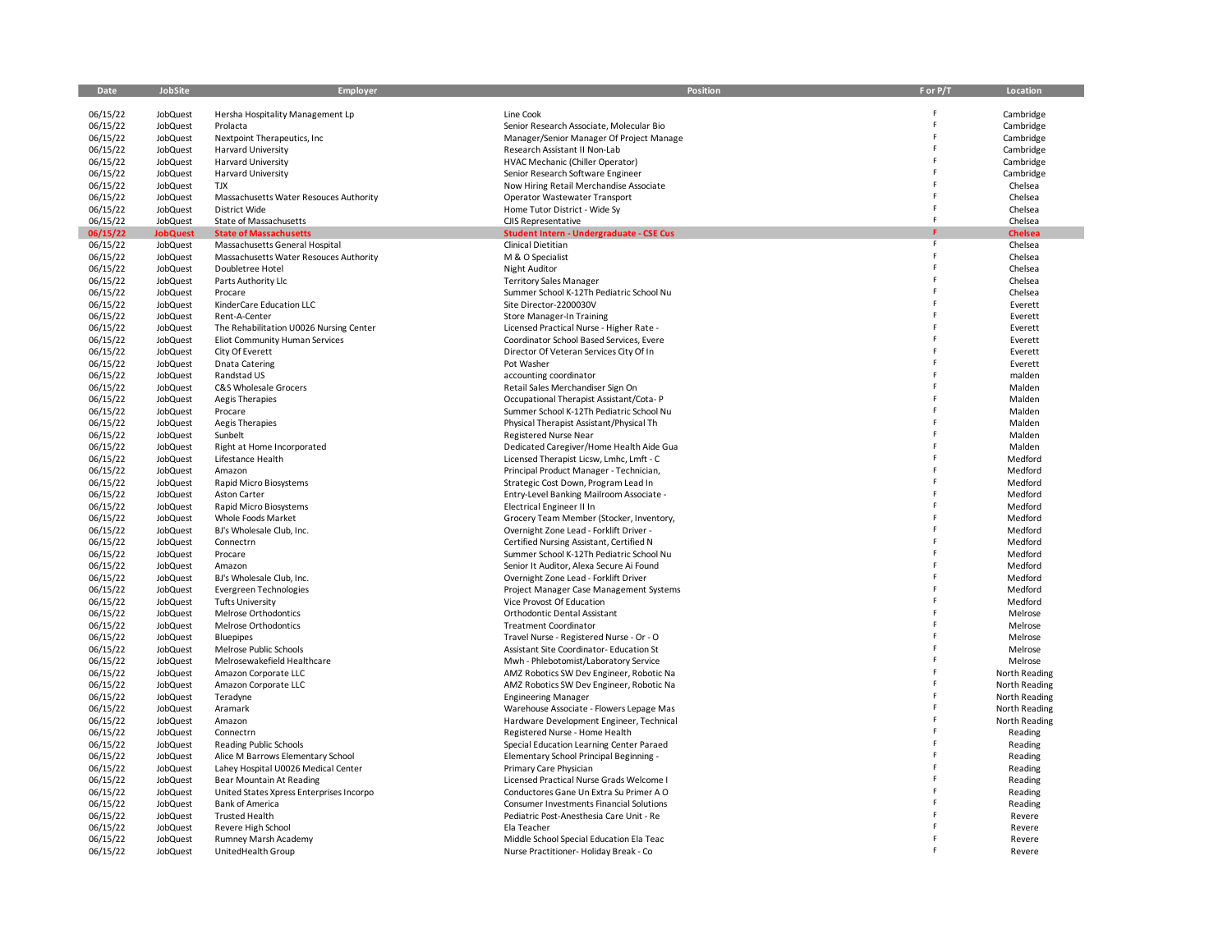| Date | JobSite | Employer | Position | F or P/T | Location |
|---|---|---|---|---|---|
| 06/15/22 | JobQuest | Hersha Hospitality Management Lp | Line Cook | F | Cambridge |
| 06/15/22 | JobQuest | Prolacta | Senior Research Associate, Molecular Bio | F | Cambridge |
| 06/15/22 | JobQuest | Nextpoint Therapeutics, Inc | Manager/Senior Manager Of Project Manage | F | Cambridge |
| 06/15/22 | JobQuest | Harvard University | Research Assistant II Non-Lab | F | Cambridge |
| 06/15/22 | JobQuest | Harvard University | HVAC Mechanic (Chiller Operator) | F | Cambridge |
| 06/15/22 | JobQuest | Harvard University | Senior Research Software Engineer | F | Cambridge |
| 06/15/22 | JobQuest | TJX | Now Hiring Retail Merchandise Associate | F | Chelsea |
| 06/15/22 | JobQuest | Massachusetts Water Resouces Authority | Operator Wastewater Transport | F | Chelsea |
| 06/15/22 | JobQuest | District Wide | Home Tutor District - Wide Sy | F | Chelsea |
| 06/15/22 | JobQuest | State of Massachusetts | CJIS Representative | F | Chelsea |
| **06/15/22** | **JobQuest** | **State of Massachusetts** | **Student Intern - Undergraduate - CSE Cus** | **F** | **Chelsea** |
| 06/15/22 | JobQuest | Massachusetts General Hospital | Clinical Dietitian | F | Chelsea |
| 06/15/22 | JobQuest | Massachusetts Water Resouces Authority | M & O Specialist | F | Chelsea |
| 06/15/22 | JobQuest | Doubletree Hotel | Night Auditor | F | Chelsea |
| 06/15/22 | JobQuest | Parts Authority Llc | Territory Sales Manager | F | Chelsea |
| 06/15/22 | JobQuest | Procare | Summer School K-12Th Pediatric School Nu | F | Chelsea |
| 06/15/22 | JobQuest | KinderCare Education LLC | Site Director-2200030V | F | Everett |
| 06/15/22 | JobQuest | Rent-A-Center | Store Manager-In Training | F | Everett |
| 06/15/22 | JobQuest | The Rehabilitation U0026 Nursing Center | Licensed Practical Nurse - Higher Rate - | F | Everett |
| 06/15/22 | JobQuest | Eliot Community Human Services | Coordinator School Based Services, Evere | F | Everett |
| 06/15/22 | JobQuest | City Of Everett | Director Of Veteran Services City Of In | F | Everett |
| 06/15/22 | JobQuest | Dnata Catering | Pot Washer | F | Everett |
| 06/15/22 | JobQuest | Randstad US | accounting coordinator | F | malden |
| 06/15/22 | JobQuest | C&S Wholesale Grocers | Retail Sales Merchandiser Sign On | F | Malden |
| 06/15/22 | JobQuest | Aegis Therapies | Occupational Therapist Assistant/Cota- P | F | Malden |
| 06/15/22 | JobQuest | Procare | Summer School K-12Th Pediatric School Nu | F | Malden |
| 06/15/22 | JobQuest | Aegis Therapies | Physical Therapist Assistant/Physical Th | F | Malden |
| 06/15/22 | JobQuest | Sunbelt | Registered Nurse Near | F | Malden |
| 06/15/22 | JobQuest | Right at Home Incorporated | Dedicated Caregiver/Home Health Aide Gua | F | Malden |
| 06/15/22 | JobQuest | Lifestance Health | Licensed Therapist Licsw, Lmhc, Lmft - C | F | Medford |
| 06/15/22 | JobQuest | Amazon | Principal Product Manager - Technician, | F | Medford |
| 06/15/22 | JobQuest | Rapid Micro Biosystems | Strategic Cost Down, Program Lead In | F | Medford |
| 06/15/22 | JobQuest | Aston Carter | Entry-Level Banking Mailroom Associate - | F | Medford |
| 06/15/22 | JobQuest | Rapid Micro Biosystems | Electrical Engineer II In | F | Medford |
| 06/15/22 | JobQuest | Whole Foods Market | Grocery Team Member (Stocker, Inventory, | F | Medford |
| 06/15/22 | JobQuest | BJ's Wholesale Club, Inc. | Overnight Zone Lead - Forklift Driver - | F | Medford |
| 06/15/22 | JobQuest | Connectrn | Certified Nursing Assistant, Certified N | F | Medford |
| 06/15/22 | JobQuest | Procare | Summer School K-12Th Pediatric School Nu | F | Medford |
| 06/15/22 | JobQuest | Amazon | Senior It Auditor, Alexa Secure Ai Found | F | Medford |
| 06/15/22 | JobQuest | BJ's Wholesale Club, Inc. | Overnight Zone Lead - Forklift Driver | F | Medford |
| 06/15/22 | JobQuest | Evergreen Technologies | Project Manager Case Management Systems | F | Medford |
| 06/15/22 | JobQuest | Tufts University | Vice Provost Of Education | F | Medford |
| 06/15/22 | JobQuest | Melrose Orthodontics | Orthodontic Dental Assistant | F | Melrose |
| 06/15/22 | JobQuest | Melrose Orthodontics | Treatment Coordinator | F | Melrose |
| 06/15/22 | JobQuest | Bluepipes | Travel Nurse - Registered Nurse - Or - O | F | Melrose |
| 06/15/22 | JobQuest | Melrose Public Schools | Assistant Site Coordinator- Education St | F | Melrose |
| 06/15/22 | JobQuest | Melrosewakefield Healthcare | Mwh - Phlebotomist/Laboratory Service | F | Melrose |
| 06/15/22 | JobQuest | Amazon Corporate LLC | AMZ Robotics SW Dev Engineer, Robotic Na | F | North Reading |
| 06/15/22 | JobQuest | Amazon Corporate LLC | AMZ Robotics SW Dev Engineer, Robotic Na | F | North Reading |
| 06/15/22 | JobQuest | Teradyne | Engineering Manager | F | North Reading |
| 06/15/22 | JobQuest | Aramark | Warehouse Associate - Flowers Lepage Mas | F | North Reading |
| 06/15/22 | JobQuest | Amazon | Hardware Development Engineer, Technical | F | North Reading |
| 06/15/22 | JobQuest | Connectrn | Registered Nurse - Home Health | F | Reading |
| 06/15/22 | JobQuest | Reading Public Schools | Special Education Learning Center Paraed | F | Reading |
| 06/15/22 | JobQuest | Alice M Barrows Elementary School | Elementary School Principal Beginning - | F | Reading |
| 06/15/22 | JobQuest | Lahey Hospital U0026 Medical Center | Primary Care Physician | F | Reading |
| 06/15/22 | JobQuest | Bear Mountain At Reading | Licensed Practical Nurse Grads Welcome I | F | Reading |
| 06/15/22 | JobQuest | United States Xpress Enterprises Incorpo | Conductores Gane Un Extra Su Primer A O | F | Reading |
| 06/15/22 | JobQuest | Bank of America | Consumer Investments Financial Solutions | F | Reading |
| 06/15/22 | JobQuest | Trusted Health | Pediatric Post-Anesthesia Care Unit - Re | F | Revere |
| 06/15/22 | JobQuest | Revere High School | Ela Teacher | F | Revere |
| 06/15/22 | JobQuest | Rumney Marsh Academy | Middle School Special Education Ela Teac | F | Revere |
| 06/15/22 | JobQuest | UnitedHealth Group | Nurse Practitioner- Holiday Break - Co | F | Revere |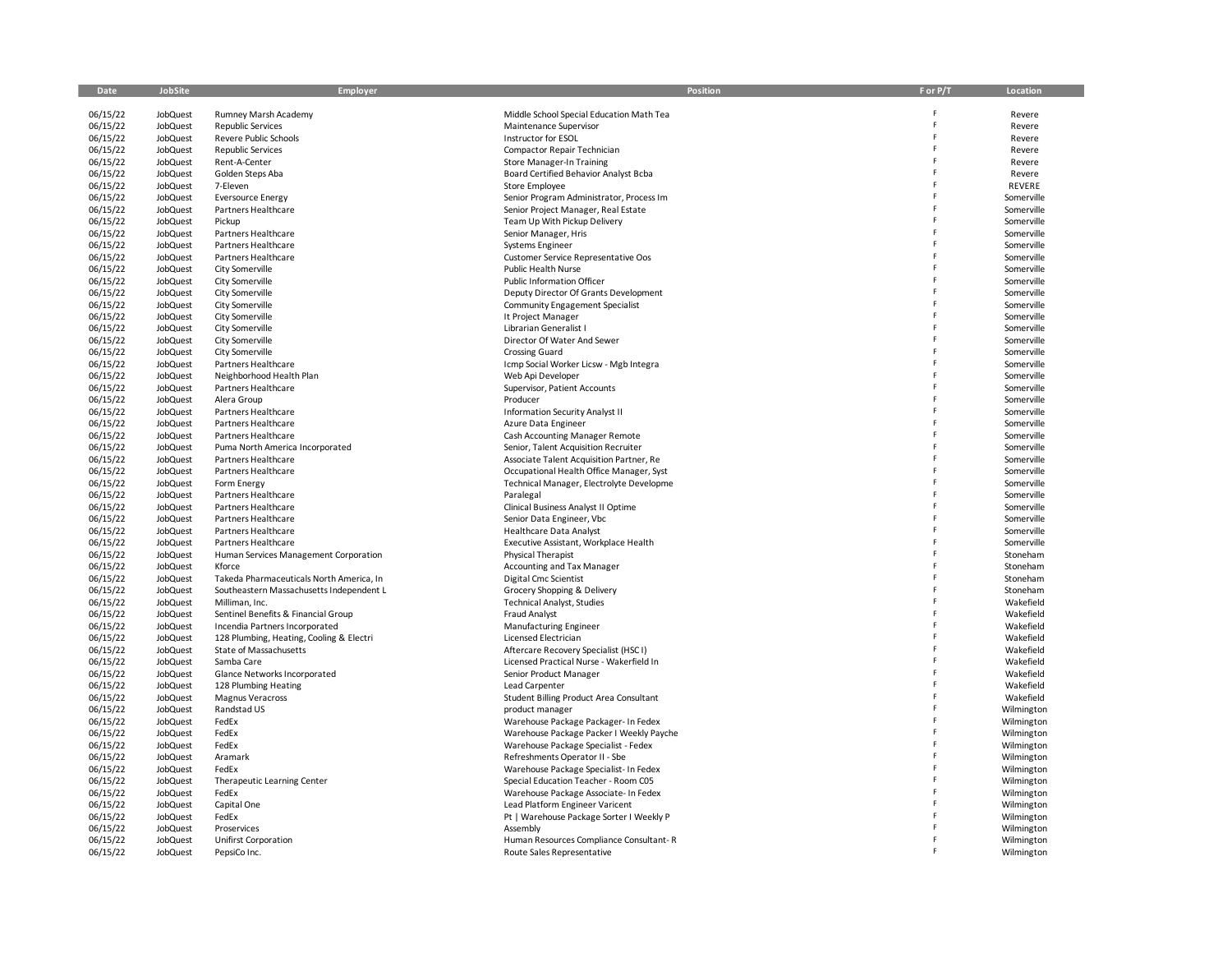| Date | JobSite | Employer | Position | F or P/T | Location |
|---|---|---|---|---|---|
| 06/15/22 | JobQuest | Rumney Marsh Academy | Middle School Special Education Math Tea | F | Revere |
| 06/15/22 | JobQuest | Republic Services | Maintenance Supervisor | F | Revere |
| 06/15/22 | JobQuest | Revere Public Schools | Instructor for ESOL | F | Revere |
| 06/15/22 | JobQuest | Republic Services | Compactor Repair Technician | F | Revere |
| 06/15/22 | JobQuest | Rent-A-Center | Store Manager-In Training | F | Revere |
| 06/15/22 | JobQuest | Golden Steps Aba | Board Certified Behavior Analyst Bcba | F | Revere |
| 06/15/22 | JobQuest | 7-Eleven | Store Employee | F | REVERE |
| 06/15/22 | JobQuest | Eversource Energy | Senior Program Administrator, Process Im | F | Somerville |
| 06/15/22 | JobQuest | Partners Healthcare | Senior Project Manager, Real Estate | F | Somerville |
| 06/15/22 | JobQuest | Pickup | Team Up With Pickup Delivery | F | Somerville |
| 06/15/22 | JobQuest | Partners Healthcare | Senior Manager, Hris | F | Somerville |
| 06/15/22 | JobQuest | Partners Healthcare | Systems Engineer | F | Somerville |
| 06/15/22 | JobQuest | Partners Healthcare | Customer Service Representative Oos | F | Somerville |
| 06/15/22 | JobQuest | City Somerville | Public Health Nurse | F | Somerville |
| 06/15/22 | JobQuest | City Somerville | Public Information Officer | F | Somerville |
| 06/15/22 | JobQuest | City Somerville | Deputy Director Of Grants Development | F | Somerville |
| 06/15/22 | JobQuest | City Somerville | Community Engagement Specialist | F | Somerville |
| 06/15/22 | JobQuest | City Somerville | It Project Manager | F | Somerville |
| 06/15/22 | JobQuest | City Somerville | Librarian Generalist I | F | Somerville |
| 06/15/22 | JobQuest | City Somerville | Director Of Water And Sewer | F | Somerville |
| 06/15/22 | JobQuest | City Somerville | Crossing Guard | F | Somerville |
| 06/15/22 | JobQuest | Partners Healthcare | Icmp Social Worker Licsw - Mgb Integra | F | Somerville |
| 06/15/22 | JobQuest | Neighborhood Health Plan | Web Api Developer | F | Somerville |
| 06/15/22 | JobQuest | Partners Healthcare | Supervisor, Patient Accounts | F | Somerville |
| 06/15/22 | JobQuest | Alera Group | Producer | F | Somerville |
| 06/15/22 | JobQuest | Partners Healthcare | Information Security Analyst II | F | Somerville |
| 06/15/22 | JobQuest | Partners Healthcare | Azure Data Engineer | F | Somerville |
| 06/15/22 | JobQuest | Partners Healthcare | Cash Accounting Manager Remote | F | Somerville |
| 06/15/22 | JobQuest | Puma North America Incorporated | Senior, Talent Acquisition Recruiter | F | Somerville |
| 06/15/22 | JobQuest | Partners Healthcare | Associate Talent Acquisition Partner, Re | F | Somerville |
| 06/15/22 | JobQuest | Partners Healthcare | Occupational Health Office Manager, Syst | F | Somerville |
| 06/15/22 | JobQuest | Form Energy | Technical Manager, Electrolyte Developme | F | Somerville |
| 06/15/22 | JobQuest | Partners Healthcare | Paralegal | F | Somerville |
| 06/15/22 | JobQuest | Partners Healthcare | Clinical Business Analyst II Optime | F | Somerville |
| 06/15/22 | JobQuest | Partners Healthcare | Senior Data Engineer, Vbc | F | Somerville |
| 06/15/22 | JobQuest | Partners Healthcare | Healthcare Data Analyst | F | Somerville |
| 06/15/22 | JobQuest | Partners Healthcare | Executive Assistant, Workplace Health | F | Somerville |
| 06/15/22 | JobQuest | Human Services Management Corporation | Physical Therapist | F | Stoneham |
| 06/15/22 | JobQuest | Kforce | Accounting and Tax Manager | F | Stoneham |
| 06/15/22 | JobQuest | Takeda Pharmaceuticals North America, In | Digital Cmc Scientist | F | Stoneham |
| 06/15/22 | JobQuest | Southeastern Massachusetts Independent L | Grocery Shopping & Delivery | F | Stoneham |
| 06/15/22 | JobQuest | Milliman, Inc. | Technical Analyst, Studies | F | Wakefield |
| 06/15/22 | JobQuest | Sentinel Benefits & Financial Group | Fraud Analyst | F | Wakefield |
| 06/15/22 | JobQuest | Incendia Partners Incorporated | Manufacturing Engineer | F | Wakefield |
| 06/15/22 | JobQuest | 128 Plumbing, Heating, Cooling & Electri | Licensed Electrician | F | Wakefield |
| 06/15/22 | JobQuest | State of Massachusetts | Aftercare Recovery Specialist (HSC I) | F | Wakefield |
| 06/15/22 | JobQuest | Samba Care | Licensed Practical Nurse - Wakerfield In | F | Wakefield |
| 06/15/22 | JobQuest | Glance Networks Incorporated | Senior Product Manager | F | Wakefield |
| 06/15/22 | JobQuest | 128 Plumbing Heating | Lead Carpenter | F | Wakefield |
| 06/15/22 | JobQuest | Magnus Veracross | Student Billing Product Area Consultant | F | Wakefield |
| 06/15/22 | JobQuest | Randstad US | product manager | F | Wilmington |
| 06/15/22 | JobQuest | FedEx | Warehouse Package Packager- In Fedex | F | Wilmington |
| 06/15/22 | JobQuest | FedEx | Warehouse Package Packer I Weekly Payche | F | Wilmington |
| 06/15/22 | JobQuest | FedEx | Warehouse Package Specialist - Fedex | F | Wilmington |
| 06/15/22 | JobQuest | Aramark | Refreshments Operator II - Sbe | F | Wilmington |
| 06/15/22 | JobQuest | FedEx | Warehouse Package Specialist- In Fedex | F | Wilmington |
| 06/15/22 | JobQuest | Therapeutic Learning Center | Special Education Teacher - Room C05 | F | Wilmington |
| 06/15/22 | JobQuest | FedEx | Warehouse Package Associate- In Fedex | F | Wilmington |
| 06/15/22 | JobQuest | Capital One | Lead Platform Engineer Varicent | F | Wilmington |
| 06/15/22 | JobQuest | FedEx | Pt \| Warehouse Package Sorter I Weekly P | F | Wilmington |
| 06/15/22 | JobQuest | Proservices | Assembly | F | Wilmington |
| 06/15/22 | JobQuest | Unifirst Corporation | Human Resources Compliance Consultant- R | F | Wilmington |
| 06/15/22 | JobQuest | PepsiCo Inc. | Route Sales Representative | F | Wilmington |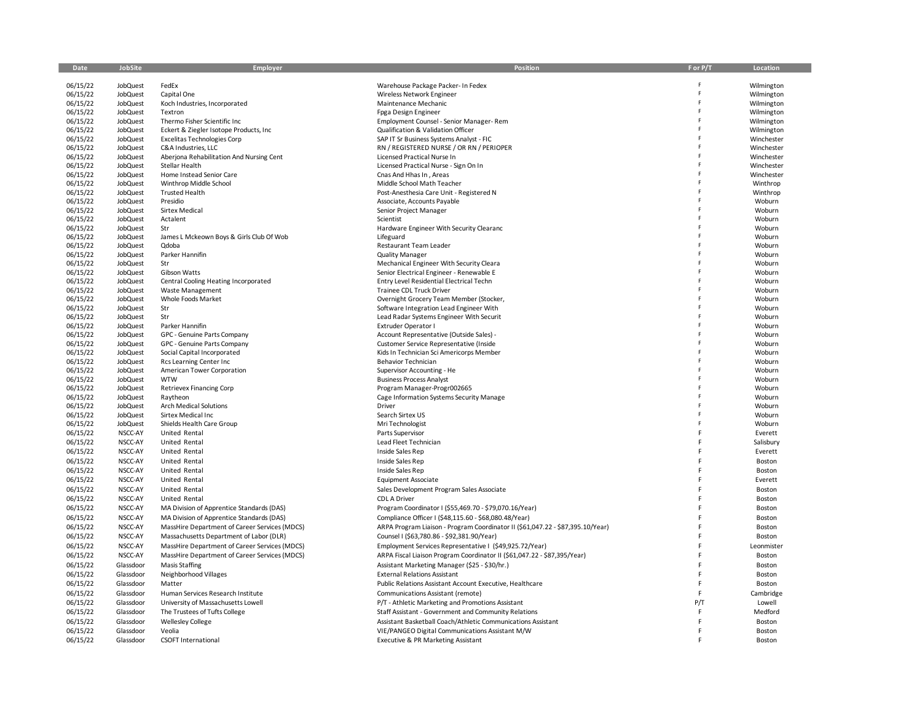| Date | JobSite | Employer | Position | F or P/T | Location |
|---|---|---|---|---|---|
| 06/15/22 | JobQuest | FedEx | Warehouse Package Packer- In Fedex | F | Wilmington |
| 06/15/22 | JobQuest | Capital One | Wireless Network Engineer | F | Wilmington |
| 06/15/22 | JobQuest | Koch Industries, Incorporated | Maintenance Mechanic | F | Wilmington |
| 06/15/22 | JobQuest | Textron | Fpga Design Engineer | F | Wilmington |
| 06/15/22 | JobQuest | Thermo Fisher Scientific Inc | Employment Counsel - Senior Manager- Rem | F | Wilmington |
| 06/15/22 | JobQuest | Eckert & Ziegler Isotope Products, Inc | Qualification & Validation Officer | F | Wilmington |
| 06/15/22 | JobQuest | Excelitas Technologies Corp | SAP IT Sr Business Systems Analyst - FIC | F | Winchester |
| 06/15/22 | JobQuest | C&A Industries, LLC | RN / REGISTERED NURSE / OR RN / PERIOPER | F | Winchester |
| 06/15/22 | JobQuest | Aberjona Rehabilitation And Nursing Cent | Licensed Practical Nurse In | F | Winchester |
| 06/15/22 | JobQuest | Stellar Health | Licensed Practical Nurse - Sign On In | F | Winchester |
| 06/15/22 | JobQuest | Home Instead Senior Care | Cnas And Hhas In , Areas | F | Winchester |
| 06/15/22 | JobQuest | Winthrop Middle School | Middle School Math Teacher | F | Winthrop |
| 06/15/22 | JobQuest | Trusted Health | Post-Anesthesia Care Unit - Registered N | F | Winthrop |
| 06/15/22 | JobQuest | Presidio | Associate, Accounts Payable | F | Woburn |
| 06/15/22 | JobQuest | Sirtex Medical | Senior Project Manager | F | Woburn |
| 06/15/22 | JobQuest | Actalent | Scientist | F | Woburn |
| 06/15/22 | JobQuest | Str | Hardware Engineer With Security Clearanc | F | Woburn |
| 06/15/22 | JobQuest | James L Mckeown Boys & Girls Club Of Wob | Lifeguard | F | Woburn |
| 06/15/22 | JobQuest | Qdoba | Restaurant Team Leader | F | Woburn |
| 06/15/22 | JobQuest | Parker Hannifin | Quality Manager | F | Woburn |
| 06/15/22 | JobQuest | Str | Mechanical Engineer With Security Cleara | F | Woburn |
| 06/15/22 | JobQuest | Gibson Watts | Senior Electrical Engineer - Renewable E | F | Woburn |
| 06/15/22 | JobQuest | Central Cooling Heating Incorporated | Entry Level Residential Electrical Techn | F | Woburn |
| 06/15/22 | JobQuest | Waste Management | Trainee CDL Truck Driver | F | Woburn |
| 06/15/22 | JobQuest | Whole Foods Market | Overnight Grocery Team Member (Stocker, | F | Woburn |
| 06/15/22 | JobQuest | Str | Software Integration Lead Engineer With | F | Woburn |
| 06/15/22 | JobQuest | Str | Lead Radar Systems Engineer With Securit | F | Woburn |
| 06/15/22 | JobQuest | Parker Hannifin | Extruder Operator I | F | Woburn |
| 06/15/22 | JobQuest | GPC - Genuine Parts Company | Account Representative (Outside Sales) - | F | Woburn |
| 06/15/22 | JobQuest | GPC - Genuine Parts Company | Customer Service Representative (Inside | F | Woburn |
| 06/15/22 | JobQuest | Social Capital Incorporated | Kids In Technician Sci Americorps Member | F | Woburn |
| 06/15/22 | JobQuest | Rcs Learning Center Inc | Behavior Technician | F | Woburn |
| 06/15/22 | JobQuest | American Tower Corporation | Supervisor Accounting - He | F | Woburn |
| 06/15/22 | JobQuest | WTW | Business Process Analyst | F | Woburn |
| 06/15/22 | JobQuest | Retrievex Financing Corp | Program Manager-Progr002665 | F | Woburn |
| 06/15/22 | JobQuest | Raytheon | Cage Information Systems Security Manage | F | Woburn |
| 06/15/22 | JobQuest | Arch Medical Solutions | Driver | F | Woburn |
| 06/15/22 | JobQuest | Sirtex Medical Inc | Search Sirtex US | F | Woburn |
| 06/15/22 | JobQuest | Shields Health Care Group | Mri Technologist | F | Woburn |
| 06/15/22 | NSCC-AY | United Rental | Parts Supervisor | F | Everett |
| 06/15/22 | NSCC-AY | United Rental | Lead Fleet Technician | F | Salisbury |
| 06/15/22 | NSCC-AY | United Rental | Inside Sales Rep | F | Everett |
| 06/15/22 | NSCC-AY | United Rental | Inside Sales Rep | F | Boston |
| 06/15/22 | NSCC-AY | United Rental | Inside Sales Rep | F | Boston |
| 06/15/22 | NSCC-AY | United Rental | Equipment Associate | F | Everett |
| 06/15/22 | NSCC-AY | United Rental | Sales Development Program Sales Associate | F | Boston |
| 06/15/22 | NSCC-AY | United Rental | CDL A Driver | F | Boston |
| 06/15/22 | NSCC-AY | MA Division of Apprentice Standards (DAS) | Program Coordinator I ($55,469.70 - $79,070.16/Year) | F | Boston |
| 06/15/22 | NSCC-AY | MA Division of Apprentice Standards (DAS) | Compliance Officer I ($48,115.60 - $68,080.48/Year) | F | Boston |
| 06/15/22 | NSCC-AY | MassHire Department of Career Services (MDCS) | ARPA Program Liaison - Program Coordinator II ($61,047.22 - $87,395.10/Year) | F | Boston |
| 06/15/22 | NSCC-AY | Massachusetts Department of Labor (DLR) | Counsel I ($63,780.86 - $92,381.90/Year) | F | Boston |
| 06/15/22 | NSCC-AY | MassHire Department of Career Services (MDCS) | Employment Services Representative I ($49,925.72/Year) | F | Leonmister |
| 06/15/22 | NSCC-AY | MassHire Department of Career Services (MDCS) | ARPA Fiscal Liaison Program Coordinator II ($61,047.22 - $87,395/Year) | F | Boston |
| 06/15/22 | Glassdoor | Masis Staffing | Assistant Marketing Manager ($25 - $30/hr.) | F | Boston |
| 06/15/22 | Glassdoor | Neighborhood Villages | External Relations Assistant | F | Boston |
| 06/15/22 | Glassdoor | Matter | Public Relations Assistant Account Executive, Healthcare | F | Boston |
| 06/15/22 | Glassdoor | Human Services Research Institute | Communications Assistant (remote) | F | Cambridge |
| 06/15/22 | Glassdoor | University of Massachusetts Lowell | P/T - Athletic Marketing and Promotions Assistant | P/T | Lowell |
| 06/15/22 | Glassdoor | The Trustees of Tufts College | Staff Assistant - Government and Community Relations | F | Medford |
| 06/15/22 | Glassdoor | Wellesley College | Assistant Basketball Coach/Athletic Communications Assistant | F | Boston |
| 06/15/22 | Glassdoor | Veolia | VIE/PANGEO Digital Communications Assistant M/W | F | Boston |
| 06/15/22 | Glassdoor | CSOFT International | Executive & PR Marketing Assistant | F | Boston |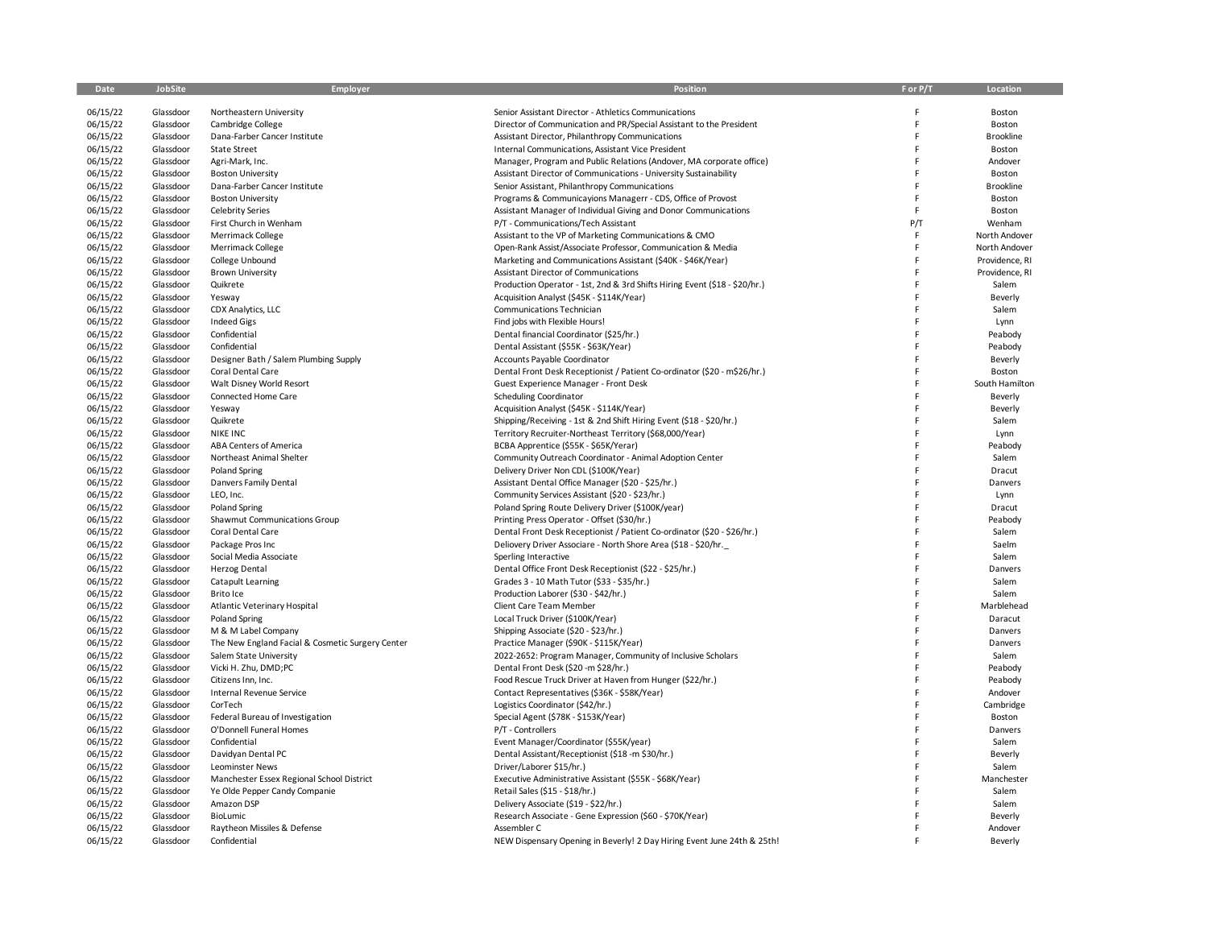| Date | JobSite | Employer | Position | F or P/T | Location |
|---|---|---|---|---|---|
| 06/15/22 | Glassdoor | Northeastern University | Senior Assistant Director - Athletics Communications | F | Boston |
| 06/15/22 | Glassdoor | Cambridge College | Director of Communication and PR/Special Assistant to the President | F | Boston |
| 06/15/22 | Glassdoor | Dana-Farber Cancer Institute | Assistant Director, Philanthropy Communications | F | Brookline |
| 06/15/22 | Glassdoor | State Street | Internal Communications, Assistant Vice President | F | Boston |
| 06/15/22 | Glassdoor | Agri-Mark, Inc. | Manager, Program and Public Relations (Andover, MA corporate office) | F | Andover |
| 06/15/22 | Glassdoor | Boston University | Assistant Director of Communications - University Sustainability | F | Boston |
| 06/15/22 | Glassdoor | Dana-Farber Cancer Institute | Senior Assistant, Philanthropy Communications | F | Brookline |
| 06/15/22 | Glassdoor | Boston University | Programs & Communicayions Managerr - CDS, Office of Provost | F | Boston |
| 06/15/22 | Glassdoor | Celebrity Series | Assistant Manager of Individual Giving and Donor Communications | F | Boston |
| 06/15/22 | Glassdoor | First Church in Wenham | P/T - Communications/Tech Assistant | P/T | Wenham |
| 06/15/22 | Glassdoor | Merrimack College | Assistant to the VP of Marketing Communications & CMO | F | North Andover |
| 06/15/22 | Glassdoor | Merrimack College | Open-Rank Assist/Associate Professor, Communication & Media | F | North Andover |
| 06/15/22 | Glassdoor | College Unbound | Marketing and Communications Assistant ($40K - $46K/Year) | F | Providence, RI |
| 06/15/22 | Glassdoor | Brown University | Assistant Director of Communications | F | Providence, RI |
| 06/15/22 | Glassdoor | Quikrete | Production Operator - 1st, 2nd & 3rd Shifts Hiring Event ($18 - $20/hr.) | F | Salem |
| 06/15/22 | Glassdoor | Yesway | Acquisition Analyst ($45K - $114K/Year) | F | Beverly |
| 06/15/22 | Glassdoor | CDX Analytics, LLC | Communications Technician | F | Salem |
| 06/15/22 | Glassdoor | Indeed Gigs | Find jobs with Flexible Hours! | F | Lynn |
| 06/15/22 | Glassdoor | Confidential | Dental financial Coordinator ($25/hr.) | F | Peabody |
| 06/15/22 | Glassdoor | Confidential | Dental Assistant ($55K - $63K/Year) | F | Peabody |
| 06/15/22 | Glassdoor | Designer Bath / Salem Plumbing Supply | Accounts Payable Coordinator | F | Beverly |
| 06/15/22 | Glassdoor | Coral Dental Care | Dental Front Desk Receptionist / Patient Co-ordinator ($20 - m$26/hr.) | F | Boston |
| 06/15/22 | Glassdoor | Walt Disney World Resort | Guest Experience Manager - Front Desk | F | South Hamilton |
| 06/15/22 | Glassdoor | Connected Home Care | Scheduling Coordinator | F | Beverly |
| 06/15/22 | Glassdoor | Yesway | Acquisition Analyst ($45K - $114K/Year) | F | Beverly |
| 06/15/22 | Glassdoor | Quikrete | Shipping/Receiving - 1st & 2nd Shift Hiring Event ($18 - $20/hr.) | F | Salem |
| 06/15/22 | Glassdoor | NIKE INC | Territory Recruiter-Northeast Territory ($68,000/Year) | F | Lynn |
| 06/15/22 | Glassdoor | ABA Centers of America | BCBA Apprentice ($55K - $65K/Yerar) | F | Peabody |
| 06/15/22 | Glassdoor | Northeast Animal Shelter | Community Outreach Coordinator - Animal Adoption Center | F | Salem |
| 06/15/22 | Glassdoor | Poland Spring | Delivery Driver Non CDL ($100K/Year) | F | Dracut |
| 06/15/22 | Glassdoor | Danvers Family Dental | Assistant Dental Office Manager ($20 - $25/hr.) | F | Danvers |
| 06/15/22 | Glassdoor | LEO, Inc. | Community Services Assistant ($20 - $23/hr.) | F | Lynn |
| 06/15/22 | Glassdoor | Poland Spring | Poland Spring Route Delivery Driver ($100K/year) | F | Dracut |
| 06/15/22 | Glassdoor | Shawmut Communications Group | Printing Press Operator - Offset ($30/hr.) | F | Peabody |
| 06/15/22 | Glassdoor | Coral Dental Care | Dental Front Desk Receptionist / Patient Co-ordinator ($20 - $26/hr.) | F | Salem |
| 06/15/22 | Glassdoor | Package Pros Inc | Delievery Driver Associare - North Shore Area ($18 - $20/hr._ | F | Saelm |
| 06/15/22 | Glassdoor | Social Media Associate | Sperling Interactive | F | Salem |
| 06/15/22 | Glassdoor | Herzog Dental | Dental Office Front Desk Receptionist ($22 - $25/hr.) | F | Danvers |
| 06/15/22 | Glassdoor | Catapult Learning | Grades 3 - 10 Math Tutor ($33 - $35/hr.) | F | Salem |
| 06/15/22 | Glassdoor | Brito Ice | Production Laborer ($30 - $42/hr.) | F | Salem |
| 06/15/22 | Glassdoor | Atlantic Veterinary Hospital | Client Care Team Member | F | Marblehead |
| 06/15/22 | Glassdoor | Poland Spring | Local Truck Driver ($100K/Year) | F | Daracut |
| 06/15/22 | Glassdoor | M & M Label Company | Shipping Associate ($20 - $23/hr.) | F | Danvers |
| 06/15/22 | Glassdoor | The New England Facial & Cosmetic Surgery Center | Practice Manager ($90K - $115K/Year) | F | Danvers |
| 06/15/22 | Glassdoor | Salem State University | 2022-2652: Program Manager, Community of Inclusive Scholars | F | Salem |
| 06/15/22 | Glassdoor | Vicki H. Zhu, DMD;PC | Dental Front Desk ($20 -m $28/hr.) | F | Peabody |
| 06/15/22 | Glassdoor | Citizens Inn, Inc. | Food Rescue Truck Driver at Haven from Hunger ($22/hr.) | F | Peabody |
| 06/15/22 | Glassdoor | Internal Revenue Service | Contact Representatives ($36K - $58K/Year) | F | Andover |
| 06/15/22 | Glassdoor | CorTech | Logistics Coordinator ($42/hr.) | F | Cambridge |
| 06/15/22 | Glassdoor | Federal Bureau of Investigation | Special Agent ($78K - $153K/Year) | F | Boston |
| 06/15/22 | Glassdoor | O'Donnell Funeral Homes | P/T - Controllers | F | Danvers |
| 06/15/22 | Glassdoor | Confidential | Event Manager/Coordinator ($55K/year) | F | Salem |
| 06/15/22 | Glassdoor | Davidyan Dental PC | Dental Assistant/Receptionist ($18 -m $30/hr.) | F | Beverly |
| 06/15/22 | Glassdoor | Leominster News | Driver/Laborer $15/hr.) | F | Salem |
| 06/15/22 | Glassdoor | Manchester Essex Regional School District | Executive Administrative Assistant ($55K - $68K/Year) | F | Manchester |
| 06/15/22 | Glassdoor | Ye Olde Pepper Candy Companie | Retail Sales ($15 - $18/hr.) | F | Salem |
| 06/15/22 | Glassdoor | Amazon DSP | Delivery Associate ($19 - $22/hr.) | F | Salem |
| 06/15/22 | Glassdoor | BioLumic | Research Associate - Gene Expression ($60 - $70K/Year) | F | Beverly |
| 06/15/22 | Glassdoor | Raytheon Missiles & Defense | Assembler C | F | Andover |
| 06/15/22 | Glassdoor | Confidential | NEW Dispensary Opening in Beverly! 2 Day Hiring Event June 24th & 25th! | F | Beverly |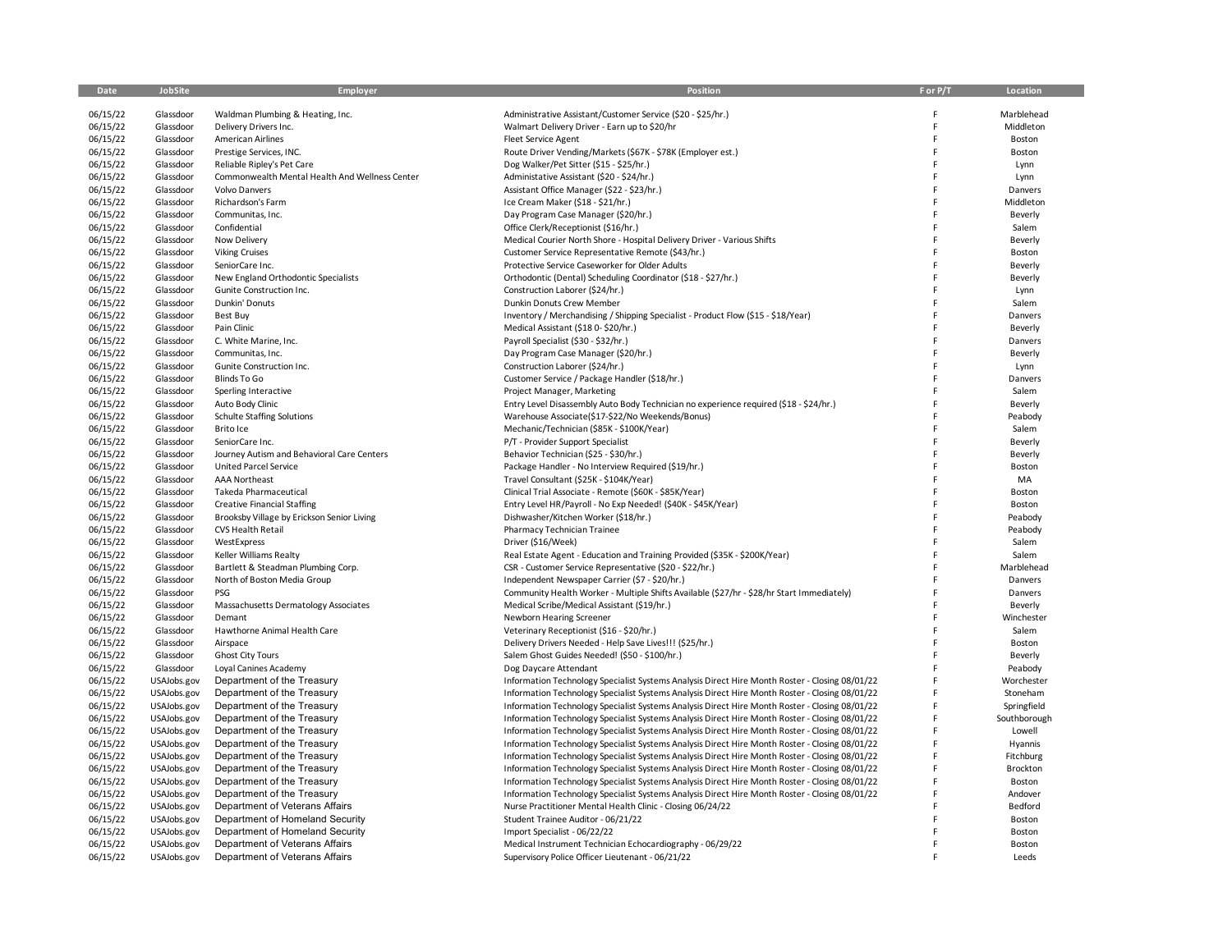| Date | JobSite | Employer | Position | F or P/T | Location |
|---|---|---|---|---|---|
| 06/15/22 | Glassdoor | Waldman Plumbing & Heating, Inc. | Administrative Assistant/Customer Service ($20 - $25/hr.) | F | Marblehead |
| 06/15/22 | Glassdoor | Delivery Drivers Inc. | Walmart Delivery Driver - Earn up to $20/hr | F | Middleton |
| 06/15/22 | Glassdoor | American Airlines | Fleet Service Agent | F | Boston |
| 06/15/22 | Glassdoor | Prestige Services, INC. | Route Driver Vending/Markets ($67K - $78K (Employer est.) | F | Boston |
| 06/15/22 | Glassdoor | Reliable Ripley's Pet Care | Dog Walker/Pet Sitter ($15 - $25/hr.) | F | Lynn |
| 06/15/22 | Glassdoor | Commonwealth Mental Health And Wellness Center | Administative Assistant ($20 - $24/hr.) | F | Lynn |
| 06/15/22 | Glassdoor | Volvo Danvers | Assistant Office Manager ($22 - $23/hr.) | F | Danvers |
| 06/15/22 | Glassdoor | Richardson's Farm | Ice Cream Maker ($18 - $21/hr.) | F | Middleton |
| 06/15/22 | Glassdoor | Communitas, Inc. | Day Program Case Manager ($20/hr.) | F | Beverly |
| 06/15/22 | Glassdoor | Confidential | Office Clerk/Receptionist ($16/hr.) | F | Salem |
| 06/15/22 | Glassdoor | Now Delivery | Medical Courier North Shore - Hospital Delivery Driver - Various Shifts | F | Beverly |
| 06/15/22 | Glassdoor | Viking Cruises | Customer Service Representative Remote ($43/hr.) | F | Boston |
| 06/15/22 | Glassdoor | SeniorCare Inc. | Protective Service Caseworker for Older Adults | F | Beverly |
| 06/15/22 | Glassdoor | New England Orthodontic Specialists | Orthodontic (Dental) Scheduling Coordinator ($18 - $27/hr.) | F | Beverly |
| 06/15/22 | Glassdoor | Gunite Construction Inc. | Construction Laborer ($24/hr.) | F | Lynn |
| 06/15/22 | Glassdoor | Dunkin' Donuts | Dunkin Donuts Crew Member | F | Salem |
| 06/15/22 | Glassdoor | Best Buy | Inventory / Merchandising / Shipping Specialist - Product Flow ($15 - $18/Year) | F | Danvers |
| 06/15/22 | Glassdoor | Pain Clinic | Medical Assistant ($18 0- $20/hr.) | F | Beverly |
| 06/15/22 | Glassdoor | C. White Marine, Inc. | Payroll Specialist ($30 - $32/hr.) | F | Danvers |
| 06/15/22 | Glassdoor | Communitas, Inc. | Day Program Case Manager ($20/hr.) | F | Beverly |
| 06/15/22 | Glassdoor | Gunite Construction Inc. | Construction Laborer ($24/hr.) | F | Lynn |
| 06/15/22 | Glassdoor | Blinds To Go | Customer Service / Package Handler ($18/hr.) | F | Danvers |
| 06/15/22 | Glassdoor | Sperling Interactive | Project Manager, Marketing | F | Salem |
| 06/15/22 | Glassdoor | Auto Body Clinic | Entry Level Disassembly Auto Body Technician no experience required ($18 - $24/hr.) | F | Beverly |
| 06/15/22 | Glassdoor | Schulte Staffing Solutions | Warehouse Associate($17-$22/No Weekends/Bonus) | F | Peabody |
| 06/15/22 | Glassdoor | Brito Ice | Mechanic/Technician ($85K - $100K/Year) | F | Salem |
| 06/15/22 | Glassdoor | SeniorCare Inc. | P/T - Provider Support Specialist | F | Beverly |
| 06/15/22 | Glassdoor | Journey Autism and Behavioral Care Centers | Behavior Technician ($25 - $30/hr.) | F | Beverly |
| 06/15/22 | Glassdoor | United Parcel Service | Package Handler - No Interview Required ($19/hr.) | F | Boston |
| 06/15/22 | Glassdoor | AAA Northeast | Travel Consultant ($25K - $104K/Year) | F | MA |
| 06/15/22 | Glassdoor | Takeda Pharmaceutical | Clinical Trial Associate - Remote ($60K - $85K/Year) | F | Boston |
| 06/15/22 | Glassdoor | Creative Financial Staffing | Entry Level HR/Payroll - No Exp Needed! ($40K - $45K/Year) | F | Boston |
| 06/15/22 | Glassdoor | Brooksby Village by Erickson Senior Living | Dishwasher/Kitchen Worker ($18/hr.) | F | Peabody |
| 06/15/22 | Glassdoor | CVS Health Retail | Pharmacy Technician Trainee | F | Peabody |
| 06/15/22 | Glassdoor | WestExpress | Driver ($16/Week) | F | Salem |
| 06/15/22 | Glassdoor | Keller Williams Realty | Real Estate Agent - Education and Training Provided ($35K - $200K/Year) | F | Salem |
| 06/15/22 | Glassdoor | Bartlett & Steadman Plumbing Corp. | CSR - Customer Service Representative ($20 - $22/hr.) | F | Marblehead |
| 06/15/22 | Glassdoor | North of Boston Media Group | Independent Newspaper Carrier ($7 - $20/hr.) | F | Danvers |
| 06/15/22 | Glassdoor | PSG | Community Health Worker - Multiple Shifts Available ($27/hr - $28/hr Start Immediately) | F | Danvers |
| 06/15/22 | Glassdoor | Massachusetts Dermatology Associates | Medical Scribe/Medical Assistant ($19/hr.) | F | Beverly |
| 06/15/22 | Glassdoor | Demant | Newborn Hearing Screener | F | Winchester |
| 06/15/22 | Glassdoor | Hawthorne Animal Health Care | Veterinary Receptionist ($16 - $20/hr.) | F | Salem |
| 06/15/22 | Glassdoor | Airspace | Delivery Drivers Needed - Help Save Lives!!! ($25/hr.) | F | Boston |
| 06/15/22 | Glassdoor | Ghost City Tours | Salem Ghost Guides Needed! ($50 - $100/hr.) | F | Beverly |
| 06/15/22 | Glassdoor | Loyal Canines Academy | Dog Daycare Attendant | F | Peabody |
| 06/15/22 | USAJobs.gov | Department of the Treasury | Information Technology Specialist Systems Analysis Direct Hire Month Roster - Closing 08/01/22 | F | Worchester |
| 06/15/22 | USAJobs.gov | Department of the Treasury | Information Technology Specialist Systems Analysis Direct Hire Month Roster - Closing 08/01/22 | F | Stoneham |
| 06/15/22 | USAJobs.gov | Department of the Treasury | Information Technology Specialist Systems Analysis Direct Hire Month Roster - Closing 08/01/22 | F | Springfield |
| 06/15/22 | USAJobs.gov | Department of the Treasury | Information Technology Specialist Systems Analysis Direct Hire Month Roster - Closing 08/01/22 | F | Southborough |
| 06/15/22 | USAJobs.gov | Department of the Treasury | Information Technology Specialist Systems Analysis Direct Hire Month Roster - Closing 08/01/22 | F | Lowell |
| 06/15/22 | USAJobs.gov | Department of the Treasury | Information Technology Specialist Systems Analysis Direct Hire Month Roster - Closing 08/01/22 | F | Hyannis |
| 06/15/22 | USAJobs.gov | Department of the Treasury | Information Technology Specialist Systems Analysis Direct Hire Month Roster - Closing 08/01/22 | F | Fitchburg |
| 06/15/22 | USAJobs.gov | Department of the Treasury | Information Technology Specialist Systems Analysis Direct Hire Month Roster - Closing 08/01/22 | F | Brockton |
| 06/15/22 | USAJobs.gov | Department of the Treasury | Information Technology Specialist Systems Analysis Direct Hire Month Roster - Closing 08/01/22 | F | Boston |
| 06/15/22 | USAJobs.gov | Department of the Treasury | Information Technology Specialist Systems Analysis Direct Hire Month Roster - Closing 08/01/22 | F | Andover |
| 06/15/22 | USAJobs.gov | Department of Veterans Affairs | Nurse Practitioner Mental Health Clinic - Closing 06/24/22 | F | Bedford |
| 06/15/22 | USAJobs.gov | Department of Homeland Security | Student Trainee Auditor - 06/21/22 | F | Boston |
| 06/15/22 | USAJobs.gov | Department of Homeland Security | Import Specialist - 06/22/22 | F | Boston |
| 06/15/22 | USAJobs.gov | Department of Veterans Affairs | Medical Instrument Technician Echocardiography - 06/29/22 | F | Boston |
| 06/15/22 | USAJobs.gov | Department of Veterans Affairs | Supervisory Police Officer Lieutenant - 06/21/22 | F | Leeds |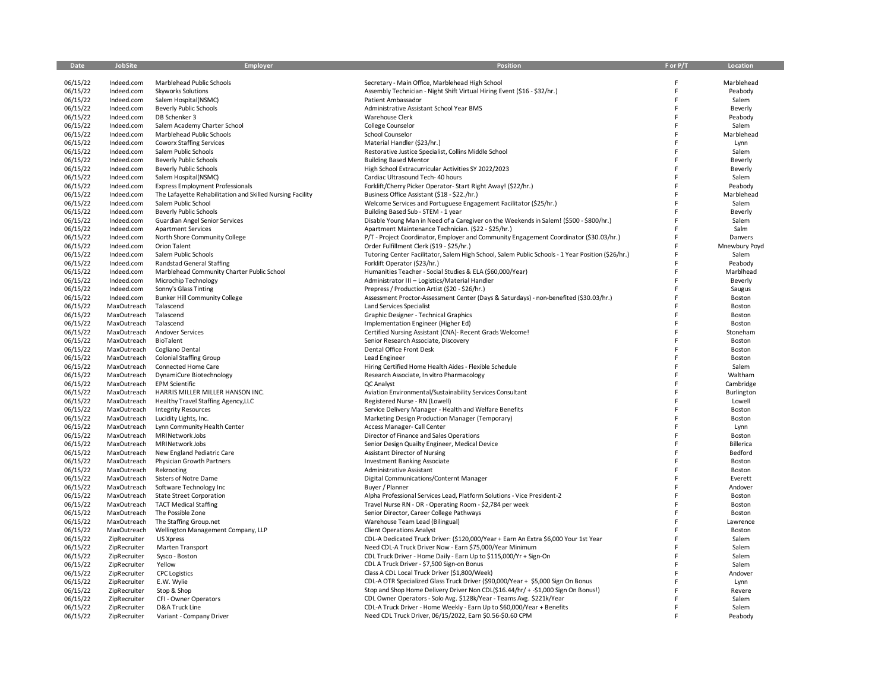| Date | JobSite | Employer | Position | F or P/T | Location |
|---|---|---|---|---|---|
| 06/15/22 | Indeed.com | Marblehead Public Schools | Secretary - Main Office, Marblehead High School | F | Marblehead |
| 06/15/22 | Indeed.com | Skyworks Solutions | Assembly Technician - Night Shift Virtual Hiring Event ($16 - $32/hr.) | F | Peabody |
| 06/15/22 | Indeed.com | Salem Hospital(NSMC) | Patient Ambassador | F | Salem |
| 06/15/22 | Indeed.com | Beverly Public Schools | Administrative Assistant School Year BMS | F | Beverly |
| 06/15/22 | Indeed.com | DB Schenker 3 | Warehouse Clerk | F | Peabody |
| 06/15/22 | Indeed.com | Salem Academy Charter School | College Counselor | F | Salem |
| 06/15/22 | Indeed.com | Marblehead Public Schools | School Counselor | F | Marblehead |
| 06/15/22 | Indeed.com | Coworx Staffing Services | Material Handler ($23/hr.) | F | Lynn |
| 06/15/22 | Indeed.com | Salem Public Schools | Restorative Justice Specialist, Collins Middle School | F | Salem |
| 06/15/22 | Indeed.com | Beverly Public Schools | Building Based Mentor | F | Beverly |
| 06/15/22 | Indeed.com | Beverly Public Schools | High School Extracurricular Activities SY 2022/2023 | F | Beverly |
| 06/15/22 | Indeed.com | Salem Hospital(NSMC) | Cardiac Ultrasound Tech- 40 hours | F | Salem |
| 06/15/22 | Indeed.com | Express Employment Professionals | Forklift/Cherry Picker Operator- Start Right Away! ($22/hr.) | F | Peabody |
| 06/15/22 | Indeed.com | The Lafayette Rehabilitation and Skilled Nursing Facility | Business Office Assistant ($18 - $22./hr.) | F | Marblehead |
| 06/15/22 | Indeed.com | Salem Public School | Welcome Services and Portuguese Engagement Facilitator ($25/hr.) | F | Salem |
| 06/15/22 | Indeed.com | Beverly Public Schools | Building Based Sub - STEM - 1 year | F | Beverly |
| 06/15/22 | Indeed.com | Guardian Angel Senior Services | Disable Young Man in Need of a Caregiver on the Weekends in Salem! ($500 - $800/hr.) | F | Salem |
| 06/15/22 | Indeed.com | Apartment Services | Apartment Maintenance Technician. ($22 - $25/hr.) | F | Salm |
| 06/15/22 | Indeed.com | North Shore Community College | P/T - Project Coordinator, Employer and Community Engagement Coordinator ($30.03/hr.) | F | Danvers |
| 06/15/22 | Indeed.com | Orion Talent | Order Fulfillment Clerk ($19 - $25/hr.) | F | Mnewbury Poyd |
| 06/15/22 | Indeed.com | Salem Public Schools | Tutoring Center Facilitator, Salem High School, Salem Public Schools - 1 Year Position ($26/hr.) | F | Salem |
| 06/15/22 | Indeed.com | Randstad General Staffing | Forklift Operator ($23/hr.) | F | Peabody |
| 06/15/22 | Indeed.com | Marblehead Community Charter Public School | Humanities Teacher - Social Studies & ELA ($60,000/Year) | F | Marblhead |
| 06/15/22 | Indeed.com | Microchip Technology | Administrator III – Logistics/Material Handler | F | Beverly |
| 06/15/22 | Indeed.com | Sonny's Glass Tinting | Prepress / Production Artist ($20 - $26/hr.) | F | Saugus |
| 06/15/22 | Indeed.com | Bunker Hill Community College | Assessment Proctor-Assessment Center (Days & Saturdays) - non-benefited ($30.03/hr.) | F | Boston |
| 06/15/22 | MaxOutreach | Talascend | Land Services Specialist | F | Boston |
| 06/15/22 | MaxOutreach | Talascend | Graphic Designer - Technical Graphics | F | Boston |
| 06/15/22 | MaxOutreach | Talascend | Implementation Engineer (Higher Ed) | F | Boston |
| 06/15/22 | MaxOutreach | Andover Services | Certified Nursing Assistant (CNA)- Recent Grads Welcome! | F | Stoneham |
| 06/15/22 | MaxOutreach | BioTalent | Senior Research Associate, Discovery | F | Boston |
| 06/15/22 | MaxOutreach | Cogliano Dental | Dental Office Front Desk | F | Boston |
| 06/15/22 | MaxOutreach | Colonial Staffing Group | Lead Engineer | F | Boston |
| 06/15/22 | MaxOutreach | Connected Home Care | Hiring Certified Home Health Aides - Flexible Schedule | F | Salem |
| 06/15/22 | MaxOutreach | DynamiCure Biotechnology | Research Associate, In vitro Pharmacology | F | Waltham |
| 06/15/22 | MaxOutreach | EPM Scientific | QC Analyst | F | Cambridge |
| 06/15/22 | MaxOutreach | HARRIS MILLER MILLER HANSON INC. | Aviation Environmental/Sustainability Services Consultant | F | Burlington |
| 06/15/22 | MaxOutreach | Healthy Travel Staffing Agency,LLC | Registered Nurse - RN (Lowell) | F | Lowell |
| 06/15/22 | MaxOutreach | Integrity Resources | Service Delivery Manager - Health and Welfare Benefits | F | Boston |
| 06/15/22 | MaxOutreach | Lucidity Lights, Inc. | Marketing Design Production Manager (Temporary) | F | Boston |
| 06/15/22 | MaxOutreach | Lynn Community Health Center | Access Manager- Call Center | F | Lynn |
| 06/15/22 | MaxOutreach | MRINetwork Jobs | Director of Finance and Sales Operations | F | Boston |
| 06/15/22 | MaxOutreach | MRINetwork Jobs | Senior Design Quailty Engineer, Medical Device | F | Billerica |
| 06/15/22 | MaxOutreach | New England Pediatric Care | Assistant Director of Nursing | F | Bedford |
| 06/15/22 | MaxOutreach | Physician Growth Partners | Investment Banking Associate | F | Boston |
| 06/15/22 | MaxOutreach | Rekrooting | Administrative Assistant | F | Boston |
| 06/15/22 | MaxOutreach | Sisters of Notre Dame | Digital Communications/Conternt Manager | F | Everett |
| 06/15/22 | MaxOutreach | Software Technology Inc | Buyer / Planner | F | Andover |
| 06/15/22 | MaxOutreach | State Street Corporation | Alpha Professional Services Lead, Platform Solutions - Vice President-2 | F | Boston |
| 06/15/22 | MaxOutreach | TACT Medical Staffing | Travel Nurse RN - OR - Operating Room - $2,784 per week | F | Boston |
| 06/15/22 | MaxOutreach | The Possible Zone | Senior Director, Career College Pathways | F | Boston |
| 06/15/22 | MaxOutreach | The Staffing Group.net | Warehouse Team Lead (Bilingual) | F | Lawrence |
| 06/15/22 | MaxOutreach | Wellington Management Company, LLP | Client Operations Analyst | F | Boston |
| 06/15/22 | ZipRecruiter | US Xpress | CDL-A Dedicated Truck Driver: ($120,000/Year + Earn An Extra $6,000 Your 1st Year | F | Salem |
| 06/15/22 | ZipRecruiter | Marten Transport | Need CDL-A Truck Driver Now - Earn $75,000/Year Minimum | F | Salem |
| 06/15/22 | ZipRecruiter | Sysco - Boston | CDL Truck Driver - Home Daily - Earn Up to $115,000/Yr + Sign-On | F | Salem |
| 06/15/22 | ZipRecruiter | Yellow | CDL A Truck Driver - $7,500 Sign-on Bonus | F | Salem |
| 06/15/22 | ZipRecruiter | CPC Logistics | Class A CDL Local Truck Driver ($1,800/Week) | F | Andover |
| 06/15/22 | ZipRecruiter | E.W. Wylie | CDL-A OTR Specialized Glass Truck Driver ($90,000/Year + $5,000 Sign On Bonus | F | Lynn |
| 06/15/22 | ZipRecruiter | Stop & Shop | Stop and Shop Home Delivery Driver Non CDL($16.44/hr/ + -$1,000 Sign On Bonus!) | F | Revere |
| 06/15/22 | ZipRecruiter | CFI - Owner Operators | CDL Owner Operators - Solo Avg. $128k/Year - Teams Avg. $221k/Year | F | Salem |
| 06/15/22 | ZipRecruiter | D&A Truck Line | CDL-A Truck Driver - Home Weekly - Earn Up to $60,000/Year + Benefits | F | Salem |
| 06/15/22 | ZipRecruiter | Variant - Company Driver | Need CDL Truck Driver, 06/15/2022, Earn $0.56-$0.60 CPM | F | Peabody |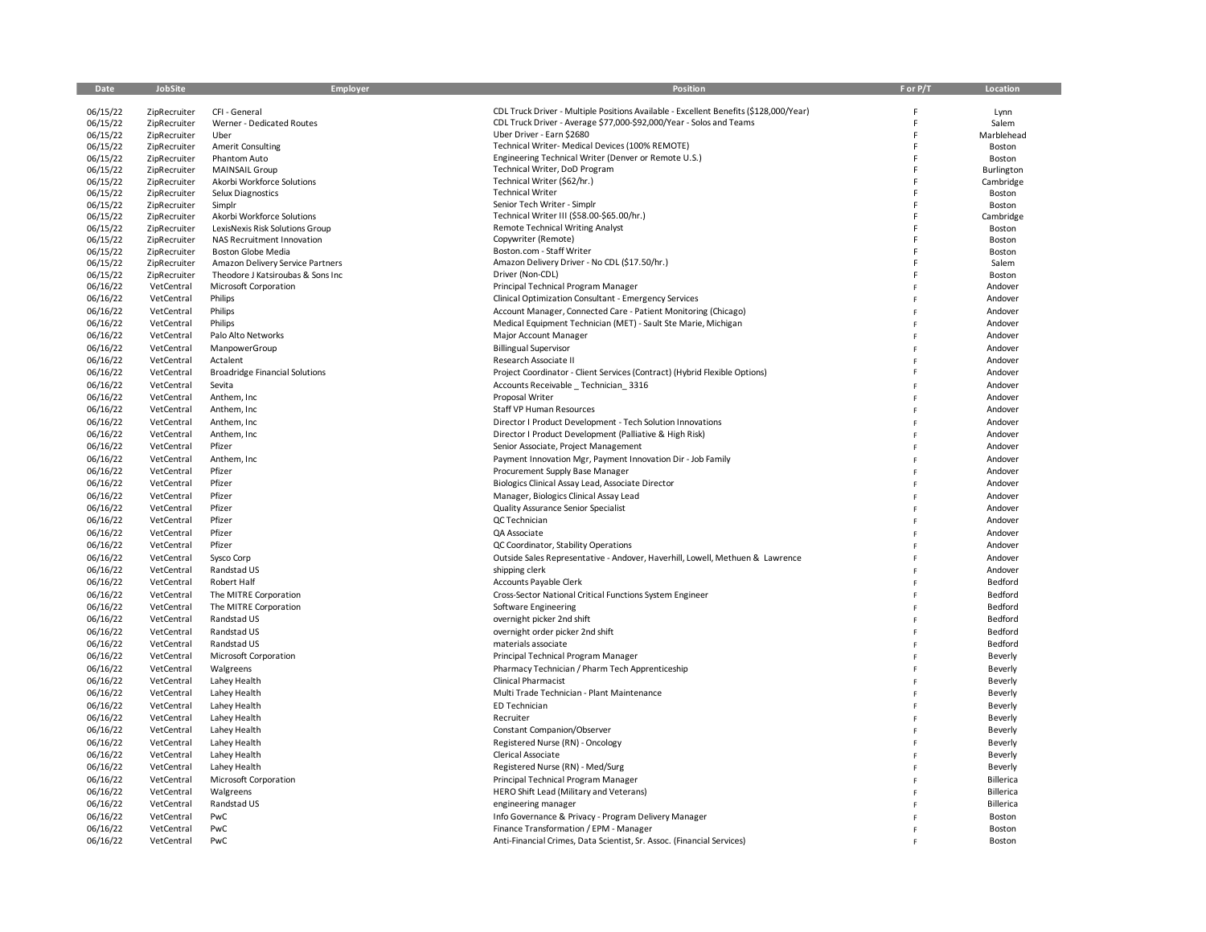| Date | JobSite | Employer | Position | F or P/T | Location |
|---|---|---|---|---|---|
| 06/15/22 | ZipRecruiter | CFI - General | CDL Truck Driver - Multiple Positions Available - Excellent Benefits ($128,000/Year) | F | Lynn |
| 06/15/22 | ZipRecruiter | Werner - Dedicated Routes | CDL Truck Driver - Average $77,000-$92,000/Year - Solos and Teams | F | Salem |
| 06/15/22 | ZipRecruiter | Uber | Uber Driver - Earn $2680 | F | Marblehead |
| 06/15/22 | ZipRecruiter | Amerit Consulting | Technical Writer- Medical Devices (100% REMOTE) | F | Boston |
| 06/15/22 | ZipRecruiter | Phantom Auto | Engineering Technical Writer (Denver or Remote U.S.) | F | Boston |
| 06/15/22 | ZipRecruiter | MAINSAIL Group | Technical Writer, DoD Program | F | Burlington |
| 06/15/22 | ZipRecruiter | Akorbi Workforce Solutions | Technical Writer ($62/hr.) | F | Cambridge |
| 06/15/22 | ZipRecruiter | Selux Diagnostics | Technical Writer | F | Boston |
| 06/15/22 | ZipRecruiter | Simplr | Senior Tech Writer - Simplr | F | Boston |
| 06/15/22 | ZipRecruiter | Akorbi Workforce Solutions | Technical Writer III ($58.00-$65.00/hr.) | F | Cambridge |
| 06/15/22 | ZipRecruiter | LexisNexis Risk Solutions Group | Remote Technical Writing Analyst | F | Boston |
| 06/15/22 | ZipRecruiter | NAS Recruitment Innovation | Copywriter (Remote) | F | Boston |
| 06/15/22 | ZipRecruiter | Boston Globe Media | Boston.com - Staff Writer | F | Boston |
| 06/15/22 | ZipRecruiter | Amazon Delivery Service Partners | Amazon Delivery Driver - No CDL ($17.50/hr.) | F | Salem |
| 06/15/22 | ZipRecruiter | Theodore J Katsiroubas & Sons Inc | Driver (Non-CDL) | F | Boston |
| 06/16/22 | VetCentral | Microsoft Corporation | Principal Technical Program Manager | F | Andover |
| 06/16/22 | VetCentral | Philips | Clinical Optimization Consultant - Emergency Services | F | Andover |
| 06/16/22 | VetCentral | Philips | Account Manager, Connected Care - Patient Monitoring (Chicago) | F | Andover |
| 06/16/22 | VetCentral | Philips | Medical Equipment Technician (MET) - Sault Ste Marie, Michigan | F | Andover |
| 06/16/22 | VetCentral | Palo Alto Networks | Major Account Manager | F | Andover |
| 06/16/22 | VetCentral | ManpowerGroup | Billingual Supervisor | F | Andover |
| 06/16/22 | VetCentral | Actalent | Research Associate II | F | Andover |
| 06/16/22 | VetCentral | Broadridge Financial Solutions | Project Coordinator - Client Services (Contract) (Hybrid Flexible Options) | F | Andover |
| 06/16/22 | VetCentral | Sevita | Accounts Receivable _ Technician_ 3316 | F | Andover |
| 06/16/22 | VetCentral | Anthem, Inc | Proposal Writer | F | Andover |
| 06/16/22 | VetCentral | Anthem, Inc | Staff VP Human Resources | F | Andover |
| 06/16/22 | VetCentral | Anthem, Inc | Director I Product Development - Tech Solution Innovations | F | Andover |
| 06/16/22 | VetCentral | Anthem, Inc | Director I Product Development (Palliative & High Risk) | F | Andover |
| 06/16/22 | VetCentral | Pfizer | Senior Associate, Project Management | F | Andover |
| 06/16/22 | VetCentral | Anthem, Inc | Payment Innovation Mgr, Payment Innovation Dir - Job Family | F | Andover |
| 06/16/22 | VetCentral | Pfizer | Procurement Supply Base Manager | F | Andover |
| 06/16/22 | VetCentral | Pfizer | Biologics Clinical Assay Lead, Associate Director | F | Andover |
| 06/16/22 | VetCentral | Pfizer | Manager, Biologics Clinical Assay Lead | F | Andover |
| 06/16/22 | VetCentral | Pfizer | Quality Assurance Senior Specialist | F | Andover |
| 06/16/22 | VetCentral | Pfizer | QC Technician | F | Andover |
| 06/16/22 | VetCentral | Pfizer | QA Associate | F | Andover |
| 06/16/22 | VetCentral | Pfizer | QC Coordinator, Stability Operations | F | Andover |
| 06/16/22 | VetCentral | Sysco Corp | Outside Sales Representative - Andover, Haverhill, Lowell, Methuen & Lawrence | F | Andover |
| 06/16/22 | VetCentral | Randstad US | shipping clerk | F | Andover |
| 06/16/22 | VetCentral | Robert Half | Accounts Payable Clerk | F | Bedford |
| 06/16/22 | VetCentral | The MITRE Corporation | Cross-Sector National Critical Functions System Engineer | F | Bedford |
| 06/16/22 | VetCentral | The MITRE Corporation | Software Engineering | F | Bedford |
| 06/16/22 | VetCentral | Randstad US | overnight picker 2nd shift | F | Bedford |
| 06/16/22 | VetCentral | Randstad US | overnight order picker 2nd shift | F | Bedford |
| 06/16/22 | VetCentral | Randstad US | materials associate | F | Bedford |
| 06/16/22 | VetCentral | Microsoft Corporation | Principal Technical Program Manager | F | Beverly |
| 06/16/22 | VetCentral | Walgreens | Pharmacy Technician / Pharm Tech Apprenticeship | F | Beverly |
| 06/16/22 | VetCentral | Lahey Health | Clinical Pharmacist | F | Beverly |
| 06/16/22 | VetCentral | Lahey Health | Multi Trade Technician - Plant Maintenance | F | Beverly |
| 06/16/22 | VetCentral | Lahey Health | ED Technician | F | Beverly |
| 06/16/22 | VetCentral | Lahey Health | Recruiter | F | Beverly |
| 06/16/22 | VetCentral | Lahey Health | Constant Companion/Observer | F | Beverly |
| 06/16/22 | VetCentral | Lahey Health | Registered Nurse (RN) - Oncology | F | Beverly |
| 06/16/22 | VetCentral | Lahey Health | Clerical Associate | F | Beverly |
| 06/16/22 | VetCentral | Lahey Health | Registered Nurse (RN) - Med/Surg | F | Beverly |
| 06/16/22 | VetCentral | Microsoft Corporation | Principal Technical Program Manager | F | Billerica |
| 06/16/22 | VetCentral | Walgreens | HERO Shift Lead (Military and Veterans) | F | Billerica |
| 06/16/22 | VetCentral | Randstad US | engineering manager | F | Billerica |
| 06/16/22 | VetCentral | PwC | Info Governance & Privacy - Program Delivery Manager | F | Boston |
| 06/16/22 | VetCentral | PwC | Finance Transformation / EPM - Manager | F | Boston |
| 06/16/22 | VetCentral | PwC | Anti-Financial Crimes, Data Scientist, Sr. Assoc. (Financial Services) | F | Boston |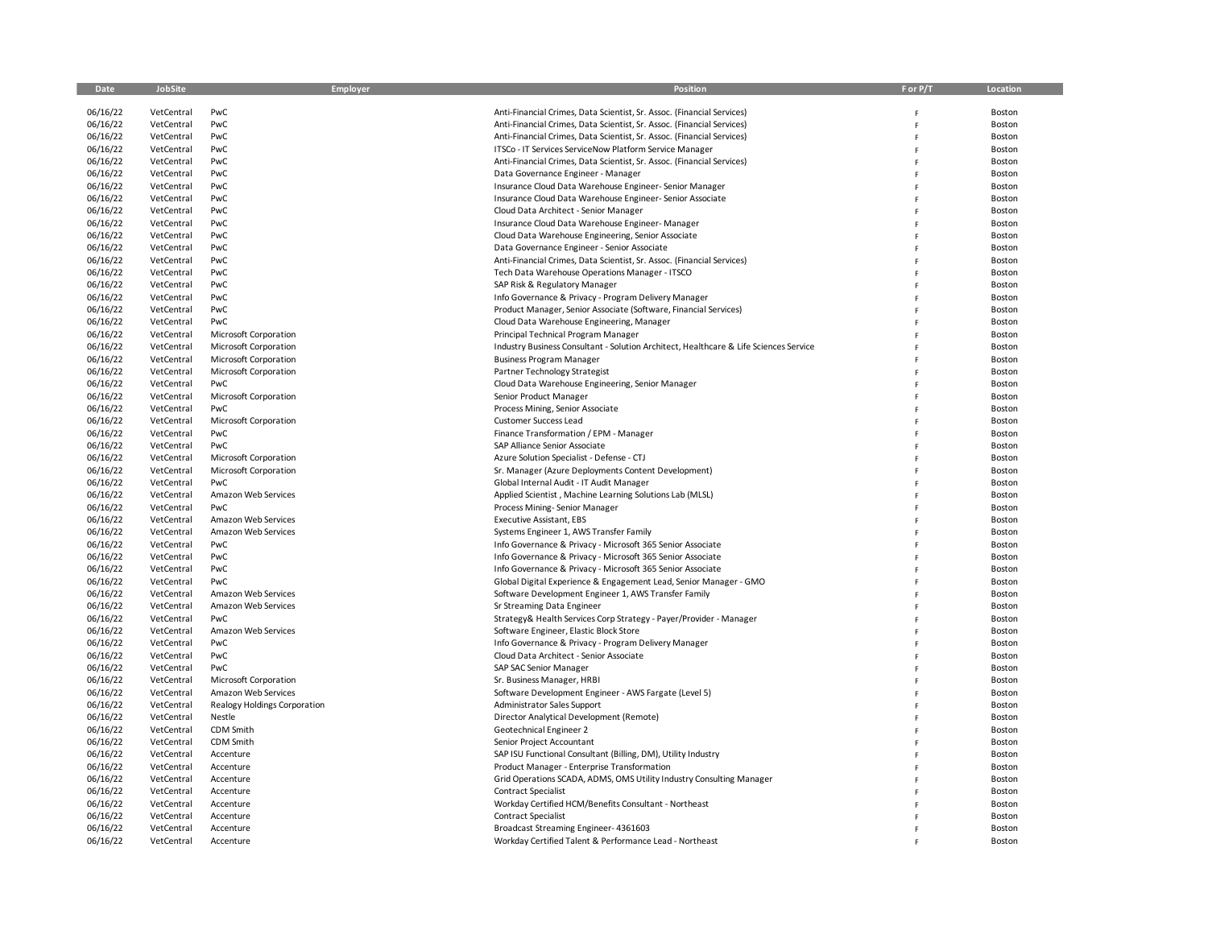| Date | JobSite | Employer | Position | F or P/T | Location |
|---|---|---|---|---|---|
| 06/16/22 | VetCentral | PwC | Anti-Financial Crimes, Data Scientist, Sr. Assoc. (Financial Services) | F | Boston |
| 06/16/22 | VetCentral | PwC | Anti-Financial Crimes, Data Scientist, Sr. Assoc. (Financial Services) | F | Boston |
| 06/16/22 | VetCentral | PwC | Anti-Financial Crimes, Data Scientist, Sr. Assoc. (Financial Services) | F | Boston |
| 06/16/22 | VetCentral | PwC | ITSCo - IT Services ServiceNow Platform Service Manager | F | Boston |
| 06/16/22 | VetCentral | PwC | Anti-Financial Crimes, Data Scientist, Sr. Assoc. (Financial Services) | F | Boston |
| 06/16/22 | VetCentral | PwC | Data Governance Engineer - Manager | F | Boston |
| 06/16/22 | VetCentral | PwC | Insurance Cloud Data Warehouse Engineer- Senior Manager | F | Boston |
| 06/16/22 | VetCentral | PwC | Insurance Cloud Data Warehouse Engineer- Senior Associate | F | Boston |
| 06/16/22 | VetCentral | PwC | Cloud Data Architect - Senior Manager | F | Boston |
| 06/16/22 | VetCentral | PwC | Insurance Cloud Data Warehouse Engineer- Manager | F | Boston |
| 06/16/22 | VetCentral | PwC | Cloud Data Warehouse Engineering, Senior Associate | F | Boston |
| 06/16/22 | VetCentral | PwC | Data Governance Engineer - Senior Associate | F | Boston |
| 06/16/22 | VetCentral | PwC | Anti-Financial Crimes, Data Scientist, Sr. Assoc. (Financial Services) | F | Boston |
| 06/16/22 | VetCentral | PwC | Tech Data Warehouse Operations Manager - ITSCO | F | Boston |
| 06/16/22 | VetCentral | PwC | SAP Risk & Regulatory Manager | F | Boston |
| 06/16/22 | VetCentral | PwC | Info Governance & Privacy - Program Delivery Manager | F | Boston |
| 06/16/22 | VetCentral | PwC | Product Manager, Senior Associate (Software, Financial Services) | F | Boston |
| 06/16/22 | VetCentral | PwC | Cloud Data Warehouse Engineering, Manager | F | Boston |
| 06/16/22 | VetCentral | Microsoft Corporation | Principal Technical Program Manager | F | Boston |
| 06/16/22 | VetCentral | Microsoft Corporation | Industry Business Consultant - Solution Architect, Healthcare & Life Sciences Service | F | Boston |
| 06/16/22 | VetCentral | Microsoft Corporation | Business Program Manager | F | Boston |
| 06/16/22 | VetCentral | Microsoft Corporation | Partner Technology Strategist | F | Boston |
| 06/16/22 | VetCentral | PwC | Cloud Data Warehouse Engineering, Senior Manager | F | Boston |
| 06/16/22 | VetCentral | Microsoft Corporation | Senior Product Manager | F | Boston |
| 06/16/22 | VetCentral | PwC | Process Mining, Senior Associate | F | Boston |
| 06/16/22 | VetCentral | Microsoft Corporation | Customer Success Lead | F | Boston |
| 06/16/22 | VetCentral | PwC | Finance Transformation / EPM - Manager | F | Boston |
| 06/16/22 | VetCentral | PwC | SAP Alliance Senior Associate | F | Boston |
| 06/16/22 | VetCentral | Microsoft Corporation | Azure Solution Specialist - Defense - CTJ | F | Boston |
| 06/16/22 | VetCentral | Microsoft Corporation | Sr. Manager (Azure Deployments Content Development) | F | Boston |
| 06/16/22 | VetCentral | PwC | Global Internal Audit - IT Audit Manager | F | Boston |
| 06/16/22 | VetCentral | Amazon Web Services | Applied Scientist , Machine Learning Solutions Lab (MLSL) | F | Boston |
| 06/16/22 | VetCentral | PwC | Process Mining- Senior Manager | F | Boston |
| 06/16/22 | VetCentral | Amazon Web Services | Executive Assistant, EBS | F | Boston |
| 06/16/22 | VetCentral | Amazon Web Services | Systems Engineer 1, AWS Transfer Family | F | Boston |
| 06/16/22 | VetCentral | PwC | Info Governance & Privacy - Microsoft 365 Senior Associate | F | Boston |
| 06/16/22 | VetCentral | PwC | Info Governance & Privacy - Microsoft 365 Senior Associate | F | Boston |
| 06/16/22 | VetCentral | PwC | Info Governance & Privacy - Microsoft 365 Senior Associate | F | Boston |
| 06/16/22 | VetCentral | PwC | Global Digital Experience & Engagement Lead, Senior Manager - GMO | F | Boston |
| 06/16/22 | VetCentral | Amazon Web Services | Software Development Engineer 1, AWS Transfer Family | F | Boston |
| 06/16/22 | VetCentral | Amazon Web Services | Sr Streaming Data Engineer | F | Boston |
| 06/16/22 | VetCentral | PwC | Strategy& Health Services Corp Strategy - Payer/Provider - Manager | F | Boston |
| 06/16/22 | VetCentral | Amazon Web Services | Software Engineer, Elastic Block Store | F | Boston |
| 06/16/22 | VetCentral | PwC | Info Governance & Privacy - Program Delivery Manager | F | Boston |
| 06/16/22 | VetCentral | PwC | Cloud Data Architect - Senior Associate | F | Boston |
| 06/16/22 | VetCentral | PwC | SAP SAC Senior Manager | F | Boston |
| 06/16/22 | VetCentral | Microsoft Corporation | Sr. Business Manager, HRBI | F | Boston |
| 06/16/22 | VetCentral | Amazon Web Services | Software Development Engineer - AWS Fargate (Level 5) | F | Boston |
| 06/16/22 | VetCentral | Realogy Holdings Corporation | Administrator Sales Support | F | Boston |
| 06/16/22 | VetCentral | Nestle | Director Analytical Development (Remote) | F | Boston |
| 06/16/22 | VetCentral | CDM Smith | Geotechnical Engineer 2 | F | Boston |
| 06/16/22 | VetCentral | CDM Smith | Senior Project Accountant | F | Boston |
| 06/16/22 | VetCentral | Accenture | SAP ISU Functional Consultant (Billing, DM), Utility Industry | F | Boston |
| 06/16/22 | VetCentral | Accenture | Product Manager - Enterprise Transformation | F | Boston |
| 06/16/22 | VetCentral | Accenture | Grid Operations SCADA, ADMS, OMS Utility Industry Consulting Manager | F | Boston |
| 06/16/22 | VetCentral | Accenture | Contract Specialist | F | Boston |
| 06/16/22 | VetCentral | Accenture | Workday Certified HCM/Benefits Consultant - Northeast | F | Boston |
| 06/16/22 | VetCentral | Accenture | Contract Specialist | F | Boston |
| 06/16/22 | VetCentral | Accenture | Broadcast Streaming Engineer- 4361603 | F | Boston |
| 06/16/22 | VetCentral | Accenture | Workday Certified Talent & Performance Lead - Northeast | F | Boston |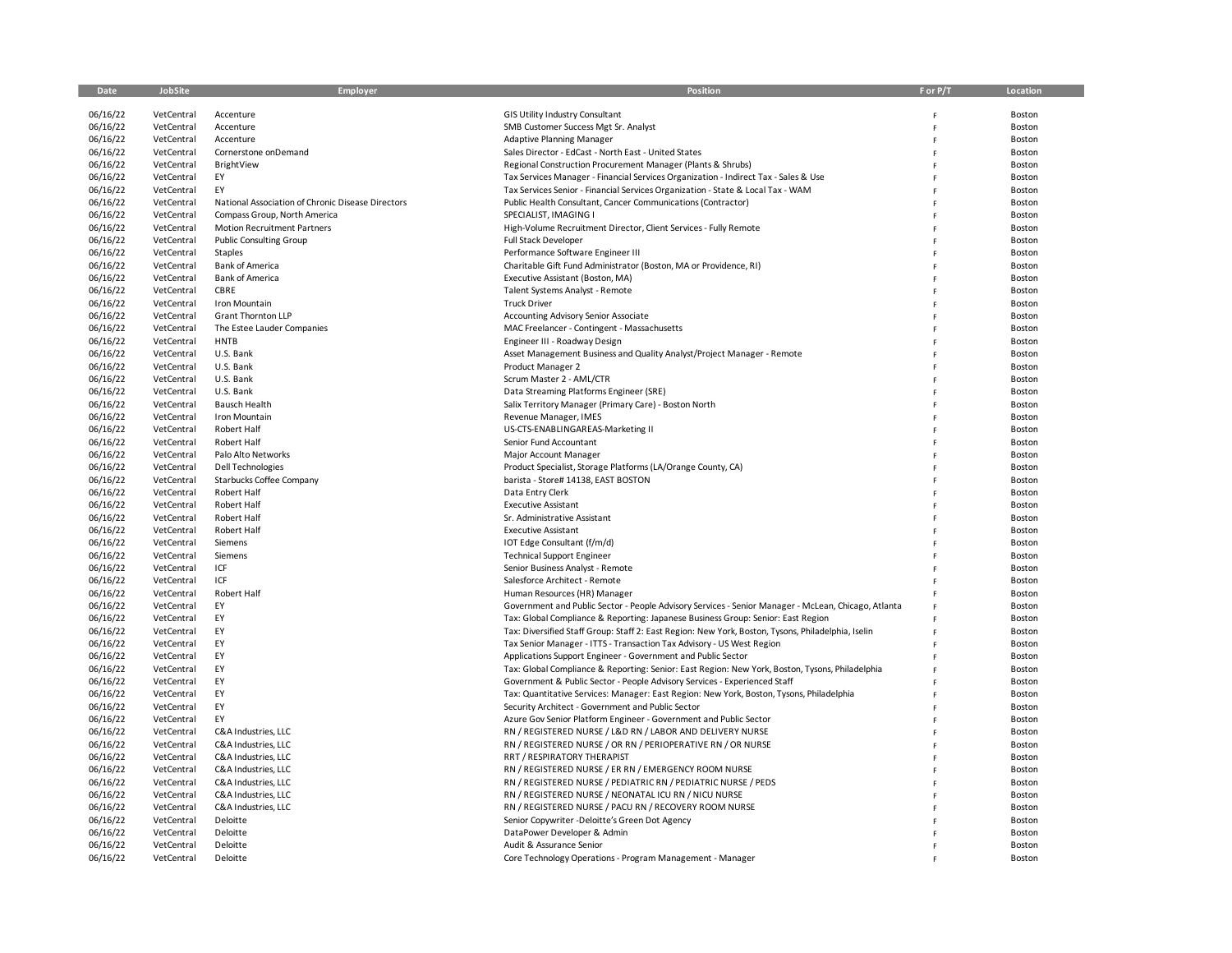| Date | JobSite | Employer | Position | F or P/T | Location |
|---|---|---|---|---|---|
| 06/16/22 | VetCentral | Accenture | GIS Utility Industry Consultant | F | Boston |
| 06/16/22 | VetCentral | Accenture | SMB Customer Success Mgt Sr. Analyst | F | Boston |
| 06/16/22 | VetCentral | Accenture | Adaptive Planning Manager | F | Boston |
| 06/16/22 | VetCentral | Cornerstone onDemand | Sales Director - EdCast - North East - United States | F | Boston |
| 06/16/22 | VetCentral | BrightView | Regional Construction Procurement Manager (Plants & Shrubs) | F | Boston |
| 06/16/22 | VetCentral | EY | Tax Services Manager - Financial Services Organization - Indirect Tax - Sales & Use | F | Boston |
| 06/16/22 | VetCentral | EY | Tax Services Senior - Financial Services Organization - State & Local Tax - WAM | F | Boston |
| 06/16/22 | VetCentral | National Association of Chronic Disease Directors | Public Health Consultant, Cancer Communications (Contractor) | F | Boston |
| 06/16/22 | VetCentral | Compass Group, North America | SPECIALIST, IMAGING I | F | Boston |
| 06/16/22 | VetCentral | Motion Recruitment Partners | High-Volume Recruitment Director, Client Services - Fully Remote | F | Boston |
| 06/16/22 | VetCentral | Public Consulting Group | Full Stack Developer | F | Boston |
| 06/16/22 | VetCentral | Staples | Performance Software Engineer III | F | Boston |
| 06/16/22 | VetCentral | Bank of America | Charitable Gift Fund Administrator (Boston, MA or Providence, RI) | F | Boston |
| 06/16/22 | VetCentral | Bank of America | Executive Assistant (Boston, MA) | F | Boston |
| 06/16/22 | VetCentral | CBRE | Talent Systems Analyst - Remote | F | Boston |
| 06/16/22 | VetCentral | Iron Mountain | Truck Driver | F | Boston |
| 06/16/22 | VetCentral | Grant Thornton LLP | Accounting Advisory Senior Associate | F | Boston |
| 06/16/22 | VetCentral | The Estee Lauder Companies | MAC Freelancer - Contingent - Massachusetts | F | Boston |
| 06/16/22 | VetCentral | HNTB | Engineer III - Roadway Design | F | Boston |
| 06/16/22 | VetCentral | U.S. Bank | Asset Management Business and Quality Analyst/Project Manager - Remote | F | Boston |
| 06/16/22 | VetCentral | U.S. Bank | Product Manager 2 | F | Boston |
| 06/16/22 | VetCentral | U.S. Bank | Scrum Master 2 - AML/CTR | F | Boston |
| 06/16/22 | VetCentral | U.S. Bank | Data Streaming Platforms Engineer (SRE) | F | Boston |
| 06/16/22 | VetCentral | Bausch Health | Salix Territory Manager (Primary Care) - Boston North | F | Boston |
| 06/16/22 | VetCentral | Iron Mountain | Revenue Manager, IMES | F | Boston |
| 06/16/22 | VetCentral | Robert Half | US-CTS-ENABLINGAREAS-Marketing II | F | Boston |
| 06/16/22 | VetCentral | Robert Half | Senior Fund Accountant | F | Boston |
| 06/16/22 | VetCentral | Palo Alto Networks | Major Account Manager | F | Boston |
| 06/16/22 | VetCentral | Dell Technologies | Product Specialist, Storage Platforms (LA/Orange County, CA) | F | Boston |
| 06/16/22 | VetCentral | Starbucks Coffee Company | barista - Store# 14138, EAST BOSTON | F | Boston |
| 06/16/22 | VetCentral | Robert Half | Data Entry Clerk | F | Boston |
| 06/16/22 | VetCentral | Robert Half | Executive Assistant | F | Boston |
| 06/16/22 | VetCentral | Robert Half | Sr. Administrative Assistant | F | Boston |
| 06/16/22 | VetCentral | Robert Half | Executive Assistant | F | Boston |
| 06/16/22 | VetCentral | Siemens | IOT Edge Consultant (f/m/d) | F | Boston |
| 06/16/22 | VetCentral | Siemens | Technical Support Engineer | F | Boston |
| 06/16/22 | VetCentral | ICF | Senior Business Analyst - Remote | F | Boston |
| 06/16/22 | VetCentral | ICF | Salesforce Architect - Remote | F | Boston |
| 06/16/22 | VetCentral | Robert Half | Human Resources (HR) Manager | F | Boston |
| 06/16/22 | VetCentral | EY | Government and Public Sector - People Advisory Services - Senior Manager - McLean, Chicago, Atlanta | F | Boston |
| 06/16/22 | VetCentral | EY | Tax: Global Compliance & Reporting: Japanese Business Group: Senior: East Region | F | Boston |
| 06/16/22 | VetCentral | EY | Tax: Diversified Staff Group: Staff 2: East Region: New York, Boston, Tysons, Philadelphia, Iselin | F | Boston |
| 06/16/22 | VetCentral | EY | Tax Senior Manager - ITTS - Transaction Tax Advisory - US West Region | F | Boston |
| 06/16/22 | VetCentral | EY | Applications Support Engineer - Government and Public Sector | F | Boston |
| 06/16/22 | VetCentral | EY | Tax: Global Compliance & Reporting: Senior: East Region: New York, Boston, Tysons, Philadelphia | F | Boston |
| 06/16/22 | VetCentral | EY | Government & Public Sector - People Advisory Services - Experienced Staff | F | Boston |
| 06/16/22 | VetCentral | EY | Tax: Quantitative Services: Manager: East Region: New York, Boston, Tysons, Philadelphia | F | Boston |
| 06/16/22 | VetCentral | EY | Security Architect - Government and Public Sector | F | Boston |
| 06/16/22 | VetCentral | EY | Azure Gov Senior Platform Engineer - Government and Public Sector | F | Boston |
| 06/16/22 | VetCentral | C&A Industries, LLC | RN / REGISTERED NURSE / L&D RN / LABOR AND DELIVERY NURSE | F | Boston |
| 06/16/22 | VetCentral | C&A Industries, LLC | RN / REGISTERED NURSE / OR RN / PERIOPERATIVE RN / OR NURSE | F | Boston |
| 06/16/22 | VetCentral | C&A Industries, LLC | RRT / RESPIRATORY THERAPIST | F | Boston |
| 06/16/22 | VetCentral | C&A Industries, LLC | RN / REGISTERED NURSE / ER RN / EMERGENCY ROOM NURSE | F | Boston |
| 06/16/22 | VetCentral | C&A Industries, LLC | RN / REGISTERED NURSE / PEDIATRIC RN / PEDIATRIC NURSE / PEDS | F | Boston |
| 06/16/22 | VetCentral | C&A Industries, LLC | RN / REGISTERED NURSE / NEONATAL ICU RN / NICU NURSE | F | Boston |
| 06/16/22 | VetCentral | C&A Industries, LLC | RN / REGISTERED NURSE / PACU RN / RECOVERY ROOM NURSE | F | Boston |
| 06/16/22 | VetCentral | Deloitte | Senior Copywriter -Deloitte's Green Dot Agency | F | Boston |
| 06/16/22 | VetCentral | Deloitte | DataPower Developer & Admin | F | Boston |
| 06/16/22 | VetCentral | Deloitte | Audit & Assurance Senior | F | Boston |
| 06/16/22 | VetCentral | Deloitte | Core Technology Operations - Program Management - Manager | F | Boston |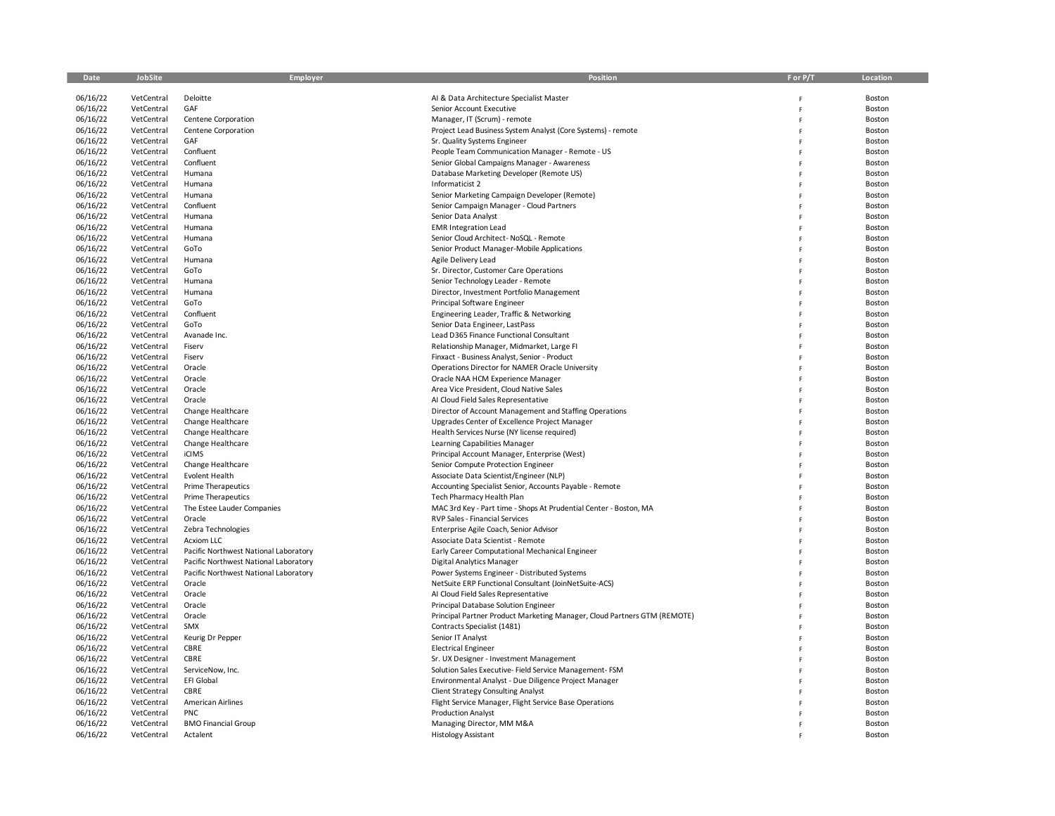| Date | JobSite | Employer | Position | F or P/T | Location |
|---|---|---|---|---|---|
| 06/16/22 | VetCentral | Deloitte | AI & Data Architecture Specialist Master | F | Boston |
| 06/16/22 | VetCentral | GAF | Senior Account Executive | F | Boston |
| 06/16/22 | VetCentral | Centene Corporation | Manager, IT (Scrum) - remote | F | Boston |
| 06/16/22 | VetCentral | Centene Corporation | Project Lead Business System Analyst (Core Systems) - remote | F | Boston |
| 06/16/22 | VetCentral | GAF | Sr. Quality Systems Engineer | F | Boston |
| 06/16/22 | VetCentral | Confluent | People Team Communication Manager - Remote - US | F | Boston |
| 06/16/22 | VetCentral | Confluent | Senior Global Campaigns Manager - Awareness | F | Boston |
| 06/16/22 | VetCentral | Humana | Database Marketing Developer (Remote US) | F | Boston |
| 06/16/22 | VetCentral | Humana | Informaticist 2 | F | Boston |
| 06/16/22 | VetCentral | Humana | Senior Marketing Campaign Developer (Remote) | F | Boston |
| 06/16/22 | VetCentral | Confluent | Senior Campaign Manager - Cloud Partners | F | Boston |
| 06/16/22 | VetCentral | Humana | Senior Data Analyst | F | Boston |
| 06/16/22 | VetCentral | Humana | EMR Integration Lead | F | Boston |
| 06/16/22 | VetCentral | Humana | Senior Cloud Architect- NoSQL - Remote | F | Boston |
| 06/16/22 | VetCentral | GoTo | Senior Product Manager-Mobile Applications | F | Boston |
| 06/16/22 | VetCentral | Humana | Agile Delivery Lead | F | Boston |
| 06/16/22 | VetCentral | GoTo | Sr. Director, Customer Care Operations | F | Boston |
| 06/16/22 | VetCentral | Humana | Senior Technology Leader - Remote | F | Boston |
| 06/16/22 | VetCentral | Humana | Director, Investment Portfolio Management | F | Boston |
| 06/16/22 | VetCentral | GoTo | Principal Software Engineer | F | Boston |
| 06/16/22 | VetCentral | Confluent | Engineering Leader, Traffic & Networking | F | Boston |
| 06/16/22 | VetCentral | GoTo | Senior Data Engineer, LastPass | F | Boston |
| 06/16/22 | VetCentral | Avanade Inc. | Lead D365 Finance Functional Consultant | F | Boston |
| 06/16/22 | VetCentral | Fiserv | Relationship Manager, Midmarket, Large FI | F | Boston |
| 06/16/22 | VetCentral | Fiserv | Finxact - Business Analyst, Senior - Product | F | Boston |
| 06/16/22 | VetCentral | Oracle | Operations Director for NAMER Oracle University | F | Boston |
| 06/16/22 | VetCentral | Oracle | Oracle NAA HCM Experience Manager | F | Boston |
| 06/16/22 | VetCentral | Oracle | Area Vice President, Cloud Native Sales | F | Boston |
| 06/16/22 | VetCentral | Oracle | AI Cloud Field Sales Representative | F | Boston |
| 06/16/22 | VetCentral | Change Healthcare | Director of Account Management and Staffing Operations | F | Boston |
| 06/16/22 | VetCentral | Change Healthcare | Upgrades Center of Excellence Project Manager | F | Boston |
| 06/16/22 | VetCentral | Change Healthcare | Health Services Nurse (NY license required) | F | Boston |
| 06/16/22 | VetCentral | Change Healthcare | Learning Capabilities Manager | F | Boston |
| 06/16/22 | VetCentral | iCIMS | Principal Account Manager, Enterprise (West) | F | Boston |
| 06/16/22 | VetCentral | Change Healthcare | Senior Compute Protection Engineer | F | Boston |
| 06/16/22 | VetCentral | Evolent Health | Associate Data Scientist/Engineer (NLP) | F | Boston |
| 06/16/22 | VetCentral | Prime Therapeutics | Accounting Specialist Senior, Accounts Payable - Remote | F | Boston |
| 06/16/22 | VetCentral | Prime Therapeutics | Tech Pharmacy Health Plan | F | Boston |
| 06/16/22 | VetCentral | The Estee Lauder Companies | MAC 3rd Key - Part time - Shops At Prudential Center - Boston, MA | F | Boston |
| 06/16/22 | VetCentral | Oracle | RVP Sales - Financial Services | F | Boston |
| 06/16/22 | VetCentral | Zebra Technologies | Enterprise Agile Coach, Senior Advisor | F | Boston |
| 06/16/22 | VetCentral | Acxiom LLC | Associate Data Scientist - Remote | F | Boston |
| 06/16/22 | VetCentral | Pacific Northwest National Laboratory | Early Career Computational Mechanical Engineer | F | Boston |
| 06/16/22 | VetCentral | Pacific Northwest National Laboratory | Digital Analytics Manager | F | Boston |
| 06/16/22 | VetCentral | Pacific Northwest National Laboratory | Power Systems Engineer - Distributed Systems | F | Boston |
| 06/16/22 | VetCentral | Oracle | NetSuite ERP Functional Consultant (JoinNetSuite-ACS) | F | Boston |
| 06/16/22 | VetCentral | Oracle | AI Cloud Field Sales Representative | F | Boston |
| 06/16/22 | VetCentral | Oracle | Principal Database Solution Engineer | F | Boston |
| 06/16/22 | VetCentral | Oracle | Principal Partner Product Marketing Manager, Cloud Partners GTM (REMOTE) | F | Boston |
| 06/16/22 | VetCentral | SMX | Contracts Specialist (1481) | F | Boston |
| 06/16/22 | VetCentral | Keurig Dr Pepper | Senior IT Analyst | F | Boston |
| 06/16/22 | VetCentral | CBRE | Electrical Engineer | F | Boston |
| 06/16/22 | VetCentral | CBRE | Sr. UX Designer - Investment Management | F | Boston |
| 06/16/22 | VetCentral | ServiceNow, Inc. | Solution Sales Executive- Field Service Management- FSM | F | Boston |
| 06/16/22 | VetCentral | EFI Global | Environmental Analyst - Due Diligence Project Manager | F | Boston |
| 06/16/22 | VetCentral | CBRE | Client Strategy Consulting Analyst | F | Boston |
| 06/16/22 | VetCentral | American Airlines | Flight Service Manager, Flight Service Base Operations | F | Boston |
| 06/16/22 | VetCentral | PNC | Production Analyst | F | Boston |
| 06/16/22 | VetCentral | BMO Financial Group | Managing Director, MM M&A | F | Boston |
| 06/16/22 | VetCentral | Actalent | Histology Assistant | F | Boston |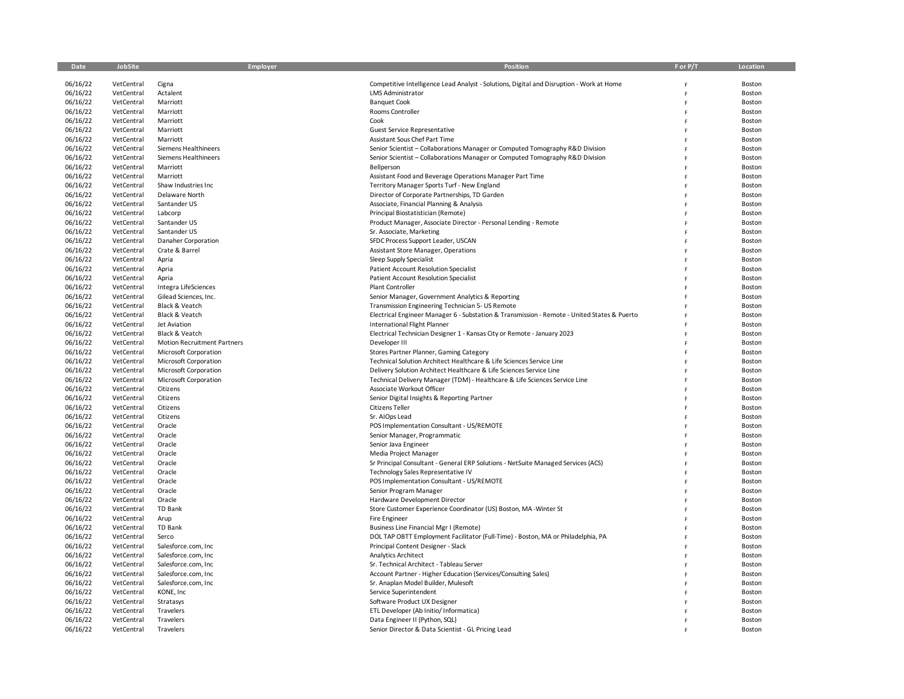| Date | JobSite | Employer | Position | F or P/T | Location |
|---|---|---|---|---|---|
| 06/16/22 | VetCentral | Cigna | Competitive Intelligence Lead Analyst - Solutions, Digital and Disruption - Work at Home | F | Boston |
| 06/16/22 | VetCentral | Actalent | LMS Administrator | F | Boston |
| 06/16/22 | VetCentral | Marriott | Banquet Cook | F | Boston |
| 06/16/22 | VetCentral | Marriott | Rooms Controller | F | Boston |
| 06/16/22 | VetCentral | Marriott | Cook | F | Boston |
| 06/16/22 | VetCentral | Marriott | Guest Service Representative | F | Boston |
| 06/16/22 | VetCentral | Marriott | Assistant Sous Chef Part Time | F | Boston |
| 06/16/22 | VetCentral | Siemens Healthineers | Senior Scientist – Collaborations Manager or Computed Tomography R&D Division | F | Boston |
| 06/16/22 | VetCentral | Siemens Healthineers | Senior Scientist – Collaborations Manager or Computed Tomography R&D Division | F | Boston |
| 06/16/22 | VetCentral | Marriott | Bellperson | F | Boston |
| 06/16/22 | VetCentral | Marriott | Assistant Food and Beverage Operations Manager Part Time | F | Boston |
| 06/16/22 | VetCentral | Shaw Industries Inc | Territory Manager Sports Turf - New England | F | Boston |
| 06/16/22 | VetCentral | Delaware North | Director of Corporate Partnerships, TD Garden | F | Boston |
| 06/16/22 | VetCentral | Santander US | Associate, Financial Planning & Analysis | F | Boston |
| 06/16/22 | VetCentral | Labcorp | Principal Biostatistician (Remote) | F | Boston |
| 06/16/22 | VetCentral | Santander US | Product Manager, Associate Director - Personal Lending - Remote | F | Boston |
| 06/16/22 | VetCentral | Santander US | Sr. Associate, Marketing | F | Boston |
| 06/16/22 | VetCentral | Danaher Corporation | SFDC Process Support Leader, USCAN | F | Boston |
| 06/16/22 | VetCentral | Crate & Barrel | Assistant Store Manager, Operations | F | Boston |
| 06/16/22 | VetCentral | Apria | Sleep Supply Specialist | F | Boston |
| 06/16/22 | VetCentral | Apria | Patient Account Resolution Specialist | F | Boston |
| 06/16/22 | VetCentral | Apria | Patient Account Resolution Specialist | F | Boston |
| 06/16/22 | VetCentral | Integra LifeSciences | Plant Controller | F | Boston |
| 06/16/22 | VetCentral | Gilead Sciences, Inc. | Senior Manager, Government Analytics & Reporting | F | Boston |
| 06/16/22 | VetCentral | Black & Veatch | Transmission Engineering Technician 5- US Remote | F | Boston |
| 06/16/22 | VetCentral | Black & Veatch | Electrical Engineer Manager 6 - Substation & Transmission - Remote - United States & Puerto | F | Boston |
| 06/16/22 | VetCentral | Jet Aviation | International Flight Planner | F | Boston |
| 06/16/22 | VetCentral | Black & Veatch | Electrical Technician Designer 1 - Kansas City or Remote - January 2023 | F | Boston |
| 06/16/22 | VetCentral | Motion Recruitment Partners | Developer III | F | Boston |
| 06/16/22 | VetCentral | Microsoft Corporation | Stores Partner Planner, Gaming Category | F | Boston |
| 06/16/22 | VetCentral | Microsoft Corporation | Technical Solution Architect Healthcare & Life Sciences Service Line | F | Boston |
| 06/16/22 | VetCentral | Microsoft Corporation | Delivery Solution Architect Healthcare & Life Sciences Service Line | F | Boston |
| 06/16/22 | VetCentral | Microsoft Corporation | Technical Delivery Manager (TDM) - Healthcare & Life Sciences Service Line | F | Boston |
| 06/16/22 | VetCentral | Citizens | Associate Workout Officer | F | Boston |
| 06/16/22 | VetCentral | Citizens | Senior Digital Insights & Reporting Partner | F | Boston |
| 06/16/22 | VetCentral | Citizens | Citizens Teller | F | Boston |
| 06/16/22 | VetCentral | Citizens | Sr. AIOps Lead | F | Boston |
| 06/16/22 | VetCentral | Oracle | POS Implementation Consultant - US/REMOTE | F | Boston |
| 06/16/22 | VetCentral | Oracle | Senior Manager, Programmatic | F | Boston |
| 06/16/22 | VetCentral | Oracle | Senior Java Engineer | F | Boston |
| 06/16/22 | VetCentral | Oracle | Media Project Manager | F | Boston |
| 06/16/22 | VetCentral | Oracle | Sr Principal Consultant - General ERP Solutions - NetSuite Managed Services (ACS) | F | Boston |
| 06/16/22 | VetCentral | Oracle | Technology Sales Representative IV | F | Boston |
| 06/16/22 | VetCentral | Oracle | POS Implementation Consultant - US/REMOTE | F | Boston |
| 06/16/22 | VetCentral | Oracle | Senior Program Manager | F | Boston |
| 06/16/22 | VetCentral | Oracle | Hardware Development Director | F | Boston |
| 06/16/22 | VetCentral | TD Bank | Store Customer Experience Coordinator (US) Boston, MA -Winter St | F | Boston |
| 06/16/22 | VetCentral | Arup | Fire Engineer | F | Boston |
| 06/16/22 | VetCentral | TD Bank | Business Line Financial Mgr I (Remote) | F | Boston |
| 06/16/22 | VetCentral | Serco | DOL TAP OBTT Employment Facilitator (Full-Time) - Boston, MA or Philadelphia, PA | F | Boston |
| 06/16/22 | VetCentral | Salesforce.com, Inc | Principal Content Designer - Slack | F | Boston |
| 06/16/22 | VetCentral | Salesforce.com, Inc | Analytics Architect | F | Boston |
| 06/16/22 | VetCentral | Salesforce.com, Inc | Sr. Technical Architect - Tableau Server | F | Boston |
| 06/16/22 | VetCentral | Salesforce.com, Inc | Account Partner - Higher Education (Services/Consulting Sales) | F | Boston |
| 06/16/22 | VetCentral | Salesforce.com, Inc | Sr. Anaplan Model Builder, Mulesoft | F | Boston |
| 06/16/22 | VetCentral | KONE, Inc | Service Superintendent | F | Boston |
| 06/16/22 | VetCentral | Stratasys | Software Product UX Designer | F | Boston |
| 06/16/22 | VetCentral | Travelers | ETL Developer (Ab Initio/ Informatica) | F | Boston |
| 06/16/22 | VetCentral | Travelers | Data Engineer II (Python, SQL) | F | Boston |
| 06/16/22 | VetCentral | Travelers | Senior Director & Data Scientist - GL Pricing Lead | F | Boston |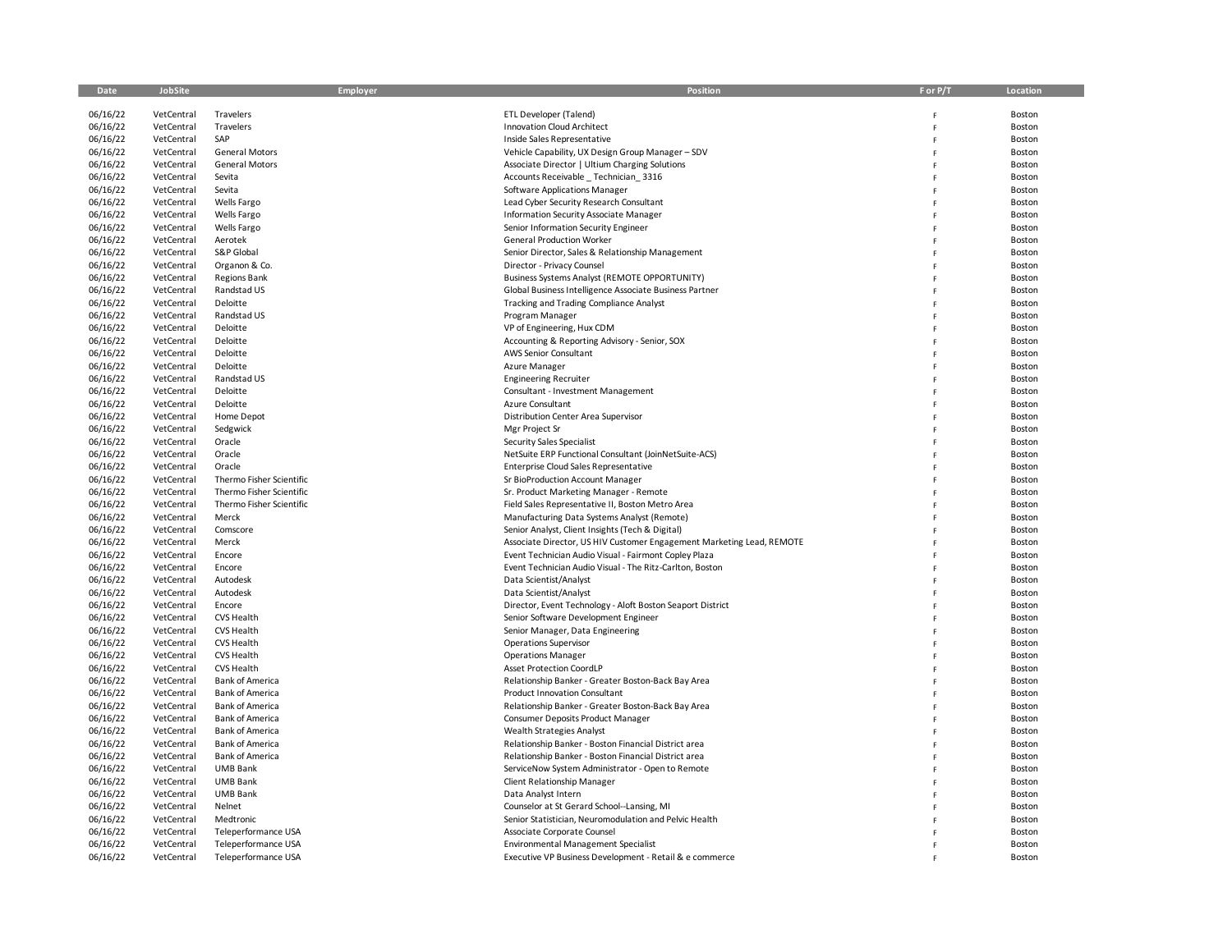| Date | JobSite | Employer | Position | F or P/T | Location |
|---|---|---|---|---|---|
| 06/16/22 | VetCentral | Travelers | ETL Developer (Talend) | F | Boston |
| 06/16/22 | VetCentral | Travelers | Innovation Cloud Architect | F | Boston |
| 06/16/22 | VetCentral | SAP | Inside Sales Representative | F | Boston |
| 06/16/22 | VetCentral | General Motors | Vehicle Capability, UX Design Group Manager – SDV | F | Boston |
| 06/16/22 | VetCentral | General Motors | Associate Director \| Ultium Charging Solutions | F | Boston |
| 06/16/22 | VetCentral | Sevita | Accounts Receivable _ Technician_ 3316 | F | Boston |
| 06/16/22 | VetCentral | Sevita | Software Applications Manager | F | Boston |
| 06/16/22 | VetCentral | Wells Fargo | Lead Cyber Security Research Consultant | F | Boston |
| 06/16/22 | VetCentral | Wells Fargo | Information Security Associate Manager | F | Boston |
| 06/16/22 | VetCentral | Wells Fargo | Senior Information Security Engineer | F | Boston |
| 06/16/22 | VetCentral | Aerotek | General Production Worker | F | Boston |
| 06/16/22 | VetCentral | S&P Global | Senior Director, Sales & Relationship Management | F | Boston |
| 06/16/22 | VetCentral | Organon & Co. | Director - Privacy Counsel | F | Boston |
| 06/16/22 | VetCentral | Regions Bank | Business Systems Analyst (REMOTE OPPORTUNITY) | F | Boston |
| 06/16/22 | VetCentral | Randstad US | Global Business Intelligence Associate Business Partner | F | Boston |
| 06/16/22 | VetCentral | Deloitte | Tracking and Trading Compliance Analyst | F | Boston |
| 06/16/22 | VetCentral | Randstad US | Program Manager | F | Boston |
| 06/16/22 | VetCentral | Deloitte | VP of Engineering, Hux CDM | F | Boston |
| 06/16/22 | VetCentral | Deloitte | Accounting & Reporting Advisory - Senior, SOX | F | Boston |
| 06/16/22 | VetCentral | Deloitte | AWS Senior Consultant | F | Boston |
| 06/16/22 | VetCentral | Deloitte | Azure Manager | F | Boston |
| 06/16/22 | VetCentral | Randstad US | Engineering Recruiter | F | Boston |
| 06/16/22 | VetCentral | Deloitte | Consultant - Investment Management | F | Boston |
| 06/16/22 | VetCentral | Deloitte | Azure Consultant | F | Boston |
| 06/16/22 | VetCentral | Home Depot | Distribution Center Area Supervisor | F | Boston |
| 06/16/22 | VetCentral | Sedgwick | Mgr Project Sr | F | Boston |
| 06/16/22 | VetCentral | Oracle | Security Sales Specialist | F | Boston |
| 06/16/22 | VetCentral | Oracle | NetSuite ERP Functional Consultant (JoinNetSuite-ACS) | F | Boston |
| 06/16/22 | VetCentral | Oracle | Enterprise Cloud Sales Representative | F | Boston |
| 06/16/22 | VetCentral | Thermo Fisher Scientific | Sr BioProduction Account Manager | F | Boston |
| 06/16/22 | VetCentral | Thermo Fisher Scientific | Sr. Product Marketing Manager - Remote | F | Boston |
| 06/16/22 | VetCentral | Thermo Fisher Scientific | Field Sales Representative II, Boston Metro Area | F | Boston |
| 06/16/22 | VetCentral | Merck | Manufacturing Data Systems Analyst (Remote) | F | Boston |
| 06/16/22 | VetCentral | Comscore | Senior Analyst, Client Insights (Tech & Digital) | F | Boston |
| 06/16/22 | VetCentral | Merck | Associate Director, US HIV Customer Engagement Marketing Lead, REMOTE | F | Boston |
| 06/16/22 | VetCentral | Encore | Event Technician Audio Visual - Fairmont Copley Plaza | F | Boston |
| 06/16/22 | VetCentral | Encore | Event Technician Audio Visual - The Ritz-Carlton, Boston | F | Boston |
| 06/16/22 | VetCentral | Autodesk | Data Scientist/Analyst | F | Boston |
| 06/16/22 | VetCentral | Autodesk | Data Scientist/Analyst | F | Boston |
| 06/16/22 | VetCentral | Encore | Director, Event Technology - Aloft Boston Seaport District | F | Boston |
| 06/16/22 | VetCentral | CVS Health | Senior Software Development Engineer | F | Boston |
| 06/16/22 | VetCentral | CVS Health | Senior Manager, Data Engineering | F | Boston |
| 06/16/22 | VetCentral | CVS Health | Operations Supervisor | F | Boston |
| 06/16/22 | VetCentral | CVS Health | Operations Manager | F | Boston |
| 06/16/22 | VetCentral | CVS Health | Asset Protection CoordLP | F | Boston |
| 06/16/22 | VetCentral | Bank of America | Relationship Banker - Greater Boston-Back Bay Area | F | Boston |
| 06/16/22 | VetCentral | Bank of America | Product Innovation Consultant | F | Boston |
| 06/16/22 | VetCentral | Bank of America | Relationship Banker - Greater Boston-Back Bay Area | F | Boston |
| 06/16/22 | VetCentral | Bank of America | Consumer Deposits Product Manager | F | Boston |
| 06/16/22 | VetCentral | Bank of America | Wealth Strategies Analyst | F | Boston |
| 06/16/22 | VetCentral | Bank of America | Relationship Banker - Boston Financial District area | F | Boston |
| 06/16/22 | VetCentral | Bank of America | Relationship Banker - Boston Financial District area | F | Boston |
| 06/16/22 | VetCentral | UMB Bank | ServiceNow System Administrator - Open to Remote | F | Boston |
| 06/16/22 | VetCentral | UMB Bank | Client Relationship Manager | F | Boston |
| 06/16/22 | VetCentral | UMB Bank | Data Analyst Intern | F | Boston |
| 06/16/22 | VetCentral | Nelnet | Counselor at St Gerard School--Lansing, MI | F | Boston |
| 06/16/22 | VetCentral | Medtronic | Senior Statistician, Neuromodulation and Pelvic Health | F | Boston |
| 06/16/22 | VetCentral | Teleperformance USA | Associate Corporate Counsel | F | Boston |
| 06/16/22 | VetCentral | Teleperformance USA | Environmental Management Specialist | F | Boston |
| 06/16/22 | VetCentral | Teleperformance USA | Executive VP Business Development - Retail & e commerce | F | Boston |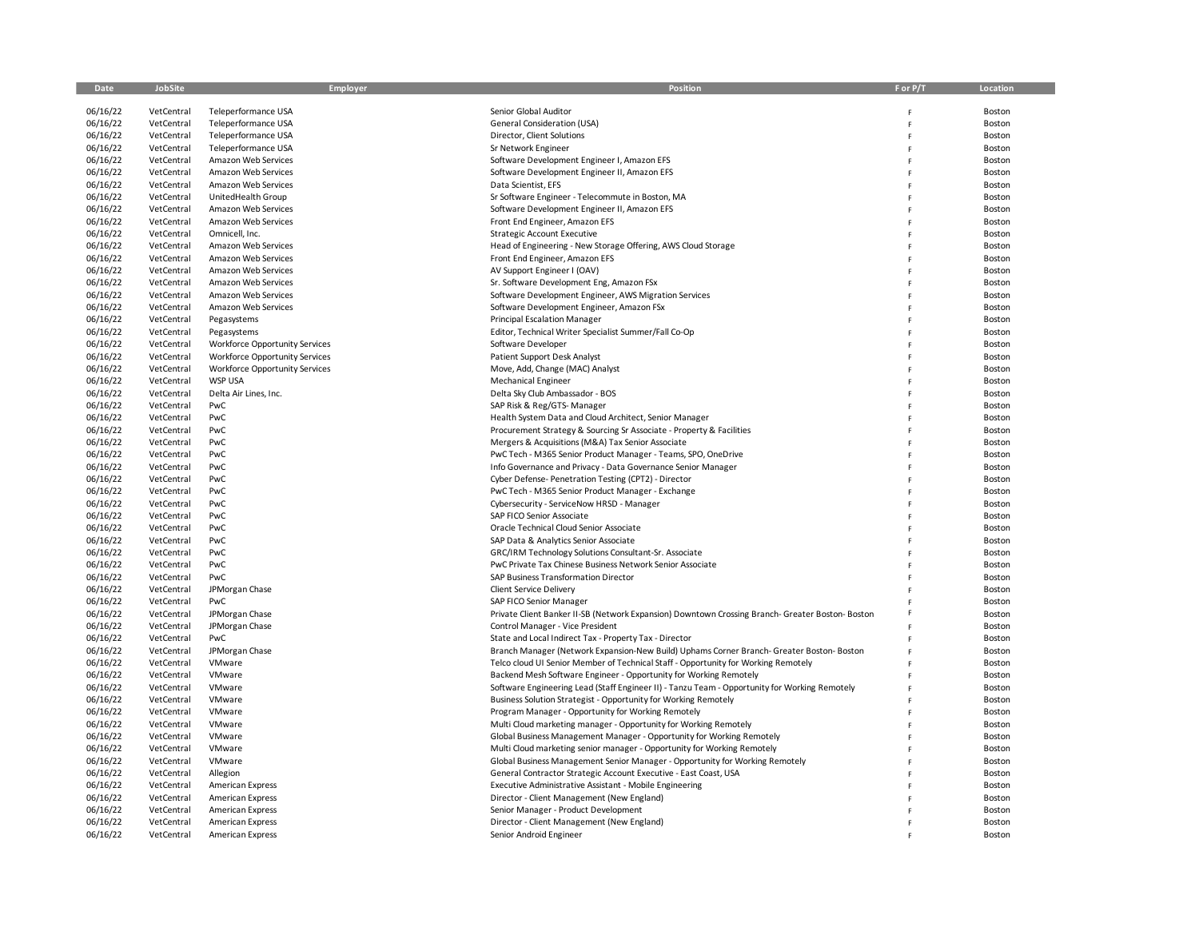| Date | JobSite | Employer | Position | F or P/T | Location |
|---|---|---|---|---|---|
| 06/16/22 | VetCentral | Teleperformance USA | Senior Global Auditor | F | Boston |
| 06/16/22 | VetCentral | Teleperformance USA | General Consideration (USA) | F | Boston |
| 06/16/22 | VetCentral | Teleperformance USA | Director, Client Solutions | F | Boston |
| 06/16/22 | VetCentral | Teleperformance USA | Sr Network Engineer | F | Boston |
| 06/16/22 | VetCentral | Amazon Web Services | Software Development Engineer I, Amazon EFS | F | Boston |
| 06/16/22 | VetCentral | Amazon Web Services | Software Development Engineer II, Amazon EFS | F | Boston |
| 06/16/22 | VetCentral | Amazon Web Services | Data Scientist, EFS | F | Boston |
| 06/16/22 | VetCentral | UnitedHealth Group | Sr Software Engineer - Telecommute in Boston, MA | F | Boston |
| 06/16/22 | VetCentral | Amazon Web Services | Software Development Engineer II, Amazon EFS | F | Boston |
| 06/16/22 | VetCentral | Amazon Web Services | Front End Engineer, Amazon EFS | F | Boston |
| 06/16/22 | VetCentral | Omnicell, Inc. | Strategic Account Executive | F | Boston |
| 06/16/22 | VetCentral | Amazon Web Services | Head of Engineering - New Storage Offering, AWS Cloud Storage | F | Boston |
| 06/16/22 | VetCentral | Amazon Web Services | Front End Engineer, Amazon EFS | F | Boston |
| 06/16/22 | VetCentral | Amazon Web Services | AV Support Engineer I (OAV) | F | Boston |
| 06/16/22 | VetCentral | Amazon Web Services | Sr. Software Development Eng, Amazon FSx | F | Boston |
| 06/16/22 | VetCentral | Amazon Web Services | Software Development Engineer, AWS Migration Services | F | Boston |
| 06/16/22 | VetCentral | Amazon Web Services | Software Development Engineer, Amazon FSx | F | Boston |
| 06/16/22 | VetCentral | Pegasystems | Principal Escalation Manager | F | Boston |
| 06/16/22 | VetCentral | Pegasystems | Editor, Technical Writer Specialist Summer/Fall Co-Op | F | Boston |
| 06/16/22 | VetCentral | Workforce Opportunity Services | Software Developer | F | Boston |
| 06/16/22 | VetCentral | Workforce Opportunity Services | Patient Support Desk Analyst | F | Boston |
| 06/16/22 | VetCentral | Workforce Opportunity Services | Move, Add, Change (MAC) Analyst | F | Boston |
| 06/16/22 | VetCentral | WSP USA | Mechanical Engineer | F | Boston |
| 06/16/22 | VetCentral | Delta Air Lines, Inc. | Delta Sky Club Ambassador - BOS | F | Boston |
| 06/16/22 | VetCentral | PwC | SAP Risk & Reg/GTS- Manager | F | Boston |
| 06/16/22 | VetCentral | PwC | Health System Data and Cloud Architect, Senior Manager | F | Boston |
| 06/16/22 | VetCentral | PwC | Procurement Strategy & Sourcing Sr Associate - Property & Facilities | F | Boston |
| 06/16/22 | VetCentral | PwC | Mergers & Acquisitions (M&A) Tax Senior Associate | F | Boston |
| 06/16/22 | VetCentral | PwC | PwC Tech - M365 Senior Product Manager - Teams, SPO, OneDrive | F | Boston |
| 06/16/22 | VetCentral | PwC | Info Governance and Privacy - Data Governance Senior Manager | F | Boston |
| 06/16/22 | VetCentral | PwC | Cyber Defense- Penetration Testing (CPT2) - Director | F | Boston |
| 06/16/22 | VetCentral | PwC | PwC Tech - M365 Senior Product Manager - Exchange | F | Boston |
| 06/16/22 | VetCentral | PwC | Cybersecurity - ServiceNow HRSD - Manager | F | Boston |
| 06/16/22 | VetCentral | PwC | SAP FICO Senior Associate | F | Boston |
| 06/16/22 | VetCentral | PwC | Oracle Technical Cloud Senior Associate | F | Boston |
| 06/16/22 | VetCentral | PwC | SAP Data & Analytics Senior Associate | F | Boston |
| 06/16/22 | VetCentral | PwC | GRC/IRM Technology Solutions Consultant-Sr. Associate | F | Boston |
| 06/16/22 | VetCentral | PwC | PwC Private Tax Chinese Business Network Senior Associate | F | Boston |
| 06/16/22 | VetCentral | PwC | SAP Business Transformation Director | F | Boston |
| 06/16/22 | VetCentral | JPMorgan Chase | Client Service Delivery | F | Boston |
| 06/16/22 | VetCentral | PwC | SAP FICO Senior Manager | F | Boston |
| 06/16/22 | VetCentral | JPMorgan Chase | Private Client Banker II-SB (Network Expansion) Downtown Crossing Branch- Greater Boston- Boston | F | Boston |
| 06/16/22 | VetCentral | JPMorgan Chase | Control Manager - Vice President | F | Boston |
| 06/16/22 | VetCentral | PwC | State and Local Indirect Tax - Property Tax - Director | F | Boston |
| 06/16/22 | VetCentral | JPMorgan Chase | Branch Manager (Network Expansion-New Build) Uphams Corner Branch- Greater Boston- Boston | F | Boston |
| 06/16/22 | VetCentral | VMware | Telco cloud UI Senior Member of Technical Staff - Opportunity for Working Remotely | F | Boston |
| 06/16/22 | VetCentral | VMware | Backend Mesh Software Engineer - Opportunity for Working Remotely | F | Boston |
| 06/16/22 | VetCentral | VMware | Software Engineering Lead (Staff Engineer II) - Tanzu Team - Opportunity for Working Remotely | F | Boston |
| 06/16/22 | VetCentral | VMware | Business Solution Strategist - Opportunity for Working Remotely | F | Boston |
| 06/16/22 | VetCentral | VMware | Program Manager - Opportunity for Working Remotely | F | Boston |
| 06/16/22 | VetCentral | VMware | Multi Cloud marketing manager - Opportunity for Working Remotely | F | Boston |
| 06/16/22 | VetCentral | VMware | Global Business Management Manager - Opportunity for Working Remotely | F | Boston |
| 06/16/22 | VetCentral | VMware | Multi Cloud marketing senior manager - Opportunity for Working Remotely | F | Boston |
| 06/16/22 | VetCentral | VMware | Global Business Management Senior Manager - Opportunity for Working Remotely | F | Boston |
| 06/16/22 | VetCentral | Allegion | General Contractor Strategic Account Executive - East Coast, USA | F | Boston |
| 06/16/22 | VetCentral | American Express | Executive Administrative Assistant - Mobile Engineering | F | Boston |
| 06/16/22 | VetCentral | American Express | Director - Client Management (New England) | F | Boston |
| 06/16/22 | VetCentral | American Express | Senior Manager - Product Development | F | Boston |
| 06/16/22 | VetCentral | American Express | Director - Client Management (New England) | F | Boston |
| 06/16/22 | VetCentral | American Express | Senior Android Engineer | F | Boston |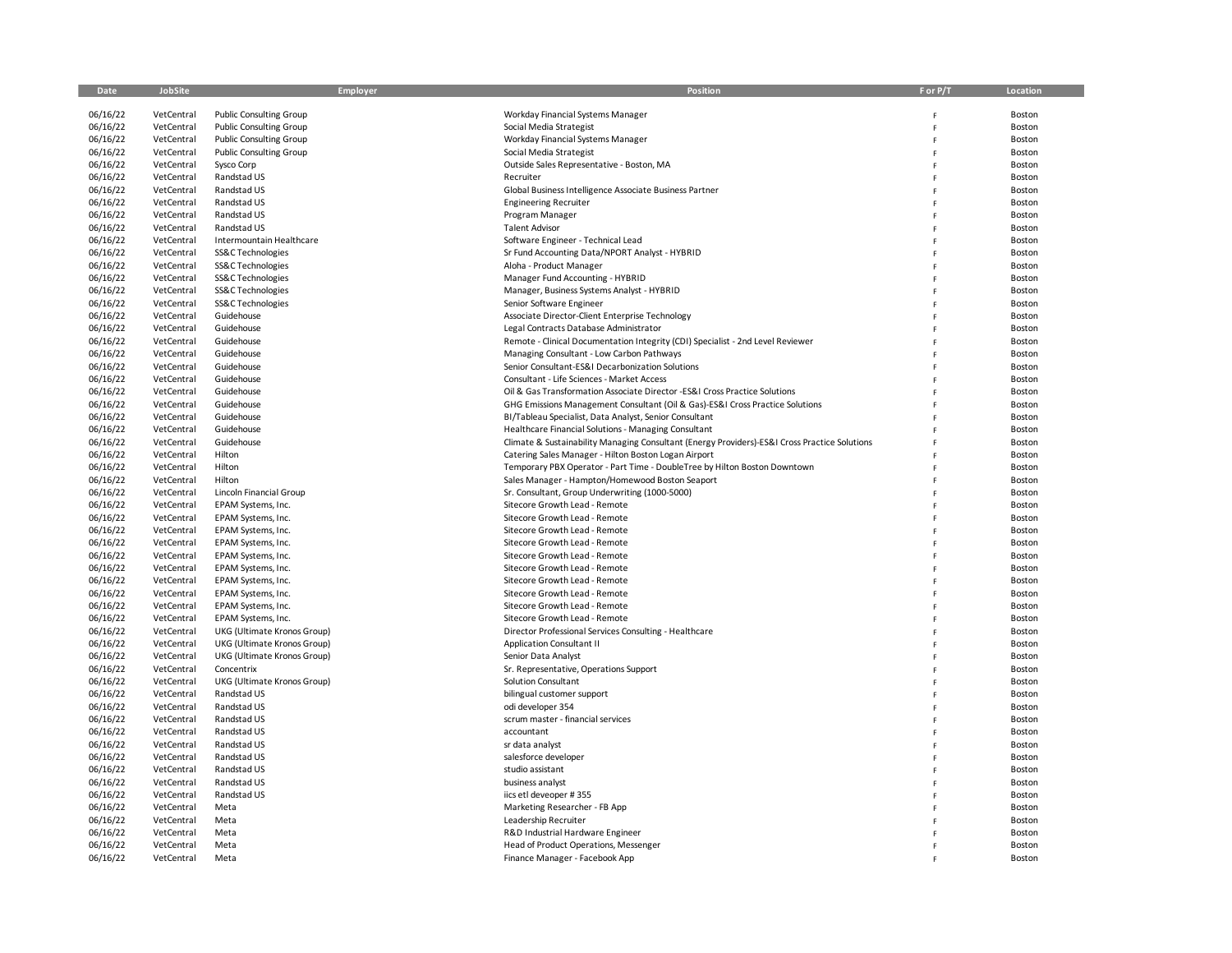| Date | JobSite | Employer | Position | F or P/T | Location |
|---|---|---|---|---|---|
| 06/16/22 | VetCentral | Public Consulting Group | Workday Financial Systems Manager | F | Boston |
| 06/16/22 | VetCentral | Public Consulting Group | Social Media Strategist | F | Boston |
| 06/16/22 | VetCentral | Public Consulting Group | Workday Financial Systems Manager | F | Boston |
| 06/16/22 | VetCentral | Public Consulting Group | Social Media Strategist | F | Boston |
| 06/16/22 | VetCentral | Sysco Corp | Outside Sales Representative - Boston, MA | F | Boston |
| 06/16/22 | VetCentral | Randstad US | Recruiter | F | Boston |
| 06/16/22 | VetCentral | Randstad US | Global Business Intelligence Associate Business Partner | F | Boston |
| 06/16/22 | VetCentral | Randstad US | Engineering Recruiter | F | Boston |
| 06/16/22 | VetCentral | Randstad US | Program Manager | F | Boston |
| 06/16/22 | VetCentral | Randstad US | Talent Advisor | F | Boston |
| 06/16/22 | VetCentral | Intermountain Healthcare | Software Engineer - Technical Lead | F | Boston |
| 06/16/22 | VetCentral | SS&C Technologies | Sr Fund Accounting Data/NPORT Analyst - HYBRID | F | Boston |
| 06/16/22 | VetCentral | SS&C Technologies | Aloha - Product Manager | F | Boston |
| 06/16/22 | VetCentral | SS&C Technologies | Manager Fund Accounting - HYBRID | F | Boston |
| 06/16/22 | VetCentral | SS&C Technologies | Manager, Business Systems Analyst - HYBRID | F | Boston |
| 06/16/22 | VetCentral | SS&C Technologies | Senior Software Engineer | F | Boston |
| 06/16/22 | VetCentral | Guidehouse | Associate Director-Client Enterprise Technology | F | Boston |
| 06/16/22 | VetCentral | Guidehouse | Legal Contracts Database Administrator | F | Boston |
| 06/16/22 | VetCentral | Guidehouse | Remote - Clinical Documentation Integrity (CDI) Specialist - 2nd Level Reviewer | F | Boston |
| 06/16/22 | VetCentral | Guidehouse | Managing Consultant - Low Carbon Pathways | F | Boston |
| 06/16/22 | VetCentral | Guidehouse | Senior Consultant-ES&I Decarbonization Solutions | F | Boston |
| 06/16/22 | VetCentral | Guidehouse | Consultant - Life Sciences - Market Access | F | Boston |
| 06/16/22 | VetCentral | Guidehouse | Oil & Gas Transformation Associate Director -ES&I Cross Practice Solutions | F | Boston |
| 06/16/22 | VetCentral | Guidehouse | GHG Emissions Management Consultant (Oil & Gas)-ES&I Cross Practice Solutions | F | Boston |
| 06/16/22 | VetCentral | Guidehouse | BI/Tableau Specialist, Data Analyst, Senior Consultant | F | Boston |
| 06/16/22 | VetCentral | Guidehouse | Healthcare Financial Solutions - Managing Consultant | F | Boston |
| 06/16/22 | VetCentral | Guidehouse | Climate & Sustainability Managing Consultant (Energy Providers)-ES&I Cross Practice Solutions | F | Boston |
| 06/16/22 | VetCentral | Hilton | Catering Sales Manager - Hilton Boston Logan Airport | F | Boston |
| 06/16/22 | VetCentral | Hilton | Temporary PBX Operator - Part Time - DoubleTree by Hilton Boston Downtown | F | Boston |
| 06/16/22 | VetCentral | Hilton | Sales Manager - Hampton/Homewood Boston Seaport | F | Boston |
| 06/16/22 | VetCentral | Lincoln Financial Group | Sr. Consultant, Group Underwriting (1000-5000) | F | Boston |
| 06/16/22 | VetCentral | EPAM Systems, Inc. | Sitecore Growth Lead - Remote | F | Boston |
| 06/16/22 | VetCentral | EPAM Systems, Inc. | Sitecore Growth Lead - Remote | F | Boston |
| 06/16/22 | VetCentral | EPAM Systems, Inc. | Sitecore Growth Lead - Remote | F | Boston |
| 06/16/22 | VetCentral | EPAM Systems, Inc. | Sitecore Growth Lead - Remote | F | Boston |
| 06/16/22 | VetCentral | EPAM Systems, Inc. | Sitecore Growth Lead - Remote | F | Boston |
| 06/16/22 | VetCentral | EPAM Systems, Inc. | Sitecore Growth Lead - Remote | F | Boston |
| 06/16/22 | VetCentral | EPAM Systems, Inc. | Sitecore Growth Lead - Remote | F | Boston |
| 06/16/22 | VetCentral | EPAM Systems, Inc. | Sitecore Growth Lead - Remote | F | Boston |
| 06/16/22 | VetCentral | EPAM Systems, Inc. | Sitecore Growth Lead - Remote | F | Boston |
| 06/16/22 | VetCentral | EPAM Systems, Inc. | Sitecore Growth Lead - Remote | F | Boston |
| 06/16/22 | VetCentral | UKG (Ultimate Kronos Group) | Director Professional Services Consulting - Healthcare | F | Boston |
| 06/16/22 | VetCentral | UKG (Ultimate Kronos Group) | Application Consultant II | F | Boston |
| 06/16/22 | VetCentral | UKG (Ultimate Kronos Group) | Senior Data Analyst | F | Boston |
| 06/16/22 | VetCentral | Concentrix | Sr. Representative, Operations Support | F | Boston |
| 06/16/22 | VetCentral | UKG (Ultimate Kronos Group) | Solution Consultant | F | Boston |
| 06/16/22 | VetCentral | Randstad US | bilingual customer support | F | Boston |
| 06/16/22 | VetCentral | Randstad US | odi developer 354 | F | Boston |
| 06/16/22 | VetCentral | Randstad US | scrum master - financial services | F | Boston |
| 06/16/22 | VetCentral | Randstad US | accountant | F | Boston |
| 06/16/22 | VetCentral | Randstad US | sr data analyst | F | Boston |
| 06/16/22 | VetCentral | Randstad US | salesforce developer | F | Boston |
| 06/16/22 | VetCentral | Randstad US | studio assistant | F | Boston |
| 06/16/22 | VetCentral | Randstad US | business analyst | F | Boston |
| 06/16/22 | VetCentral | Randstad US | iics etl deveoper # 355 | F | Boston |
| 06/16/22 | VetCentral | Meta | Marketing Researcher - FB App | F | Boston |
| 06/16/22 | VetCentral | Meta | Leadership Recruiter | F | Boston |
| 06/16/22 | VetCentral | Meta | R&D Industrial Hardware Engineer | F | Boston |
| 06/16/22 | VetCentral | Meta | Head of Product Operations, Messenger | F | Boston |
| 06/16/22 | VetCentral | Meta | Finance Manager - Facebook App | F | Boston |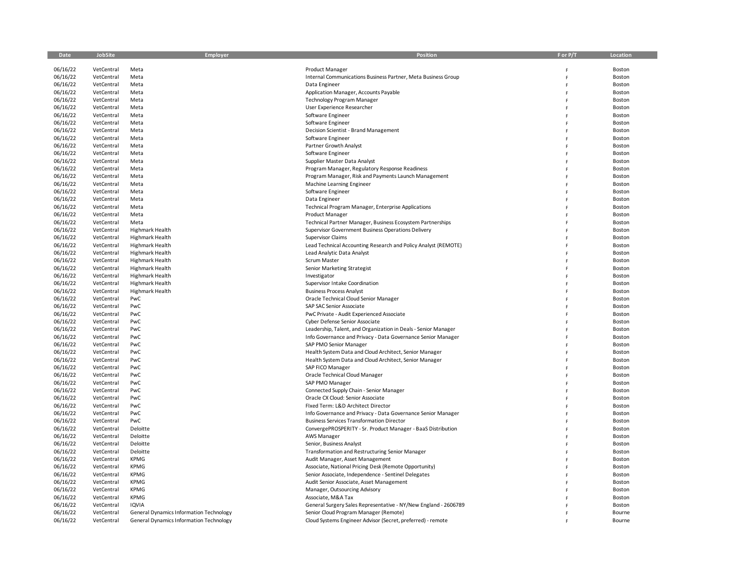| Date | JobSite | Employer | Position | F or P/T | Location |
|---|---|---|---|---|---|
| 06/16/22 | VetCentral | Meta | Product Manager | F | Boston |
| 06/16/22 | VetCentral | Meta | Internal Communications Business Partner, Meta Business Group | F | Boston |
| 06/16/22 | VetCentral | Meta | Data Engineer | F | Boston |
| 06/16/22 | VetCentral | Meta | Application Manager, Accounts Payable | F | Boston |
| 06/16/22 | VetCentral | Meta | Technology Program Manager | F | Boston |
| 06/16/22 | VetCentral | Meta | User Experience Researcher | F | Boston |
| 06/16/22 | VetCentral | Meta | Software Engineer | F | Boston |
| 06/16/22 | VetCentral | Meta | Software Engineer | F | Boston |
| 06/16/22 | VetCentral | Meta | Decision Scientist - Brand Management | F | Boston |
| 06/16/22 | VetCentral | Meta | Software Engineer | F | Boston |
| 06/16/22 | VetCentral | Meta | Partner Growth Analyst | F | Boston |
| 06/16/22 | VetCentral | Meta | Software Engineer | F | Boston |
| 06/16/22 | VetCentral | Meta | Supplier Master Data Analyst | F | Boston |
| 06/16/22 | VetCentral | Meta | Program Manager, Regulatory Response Readiness | F | Boston |
| 06/16/22 | VetCentral | Meta | Program Manager, Risk and Payments Launch Management | F | Boston |
| 06/16/22 | VetCentral | Meta | Machine Learning Engineer | F | Boston |
| 06/16/22 | VetCentral | Meta | Software Engineer | F | Boston |
| 06/16/22 | VetCentral | Meta | Data Engineer | F | Boston |
| 06/16/22 | VetCentral | Meta | Technical Program Manager, Enterprise Applications | F | Boston |
| 06/16/22 | VetCentral | Meta | Product Manager | F | Boston |
| 06/16/22 | VetCentral | Meta | Technical Partner Manager, Business Ecosystem Partnerships | F | Boston |
| 06/16/22 | VetCentral | Highmark Health | Supervisor Government Business Operations Delivery | F | Boston |
| 06/16/22 | VetCentral | Highmark Health | Supervisor Claims | F | Boston |
| 06/16/22 | VetCentral | Highmark Health | Lead Technical Accounting Research and Policy Analyst (REMOTE) | F | Boston |
| 06/16/22 | VetCentral | Highmark Health | Lead Analytic Data Analyst | F | Boston |
| 06/16/22 | VetCentral | Highmark Health | Scrum Master | F | Boston |
| 06/16/22 | VetCentral | Highmark Health | Senior Marketing Strategist | F | Boston |
| 06/16/22 | VetCentral | Highmark Health | Investigator | F | Boston |
| 06/16/22 | VetCentral | Highmark Health | Supervisor Intake Coordination | F | Boston |
| 06/16/22 | VetCentral | Highmark Health | Business Process Analyst | F | Boston |
| 06/16/22 | VetCentral | PwC | Oracle Technical Cloud Senior Manager | F | Boston |
| 06/16/22 | VetCentral | PwC | SAP SAC Senior Associate | F | Boston |
| 06/16/22 | VetCentral | PwC | PwC Private - Audit Experienced Associate | F | Boston |
| 06/16/22 | VetCentral | PwC | Cyber Defense Senior Associate | F | Boston |
| 06/16/22 | VetCentral | PwC | Leadership, Talent, and Organization in Deals - Senior Manager | F | Boston |
| 06/16/22 | VetCentral | PwC | Info Governance and Privacy - Data Governance Senior Manager | F | Boston |
| 06/16/22 | VetCentral | PwC | SAP PMO Senior Manager | F | Boston |
| 06/16/22 | VetCentral | PwC | Health System Data and Cloud Architect, Senior Manager | F | Boston |
| 06/16/22 | VetCentral | PwC | Health System Data and Cloud Architect, Senior Manager | F | Boston |
| 06/16/22 | VetCentral | PwC | SAP FICO Manager | F | Boston |
| 06/16/22 | VetCentral | PwC | Oracle Technical Cloud Manager | F | Boston |
| 06/16/22 | VetCentral | PwC | SAP PMO Manager | F | Boston |
| 06/16/22 | VetCentral | PwC | Connected Supply Chain - Senior Manager | F | Boston |
| 06/16/22 | VetCentral | PwC | Oracle CX Cloud: Senior Associate | F | Boston |
| 06/16/22 | VetCentral | PwC | FIxed Term: L&D Architect Director | F | Boston |
| 06/16/22 | VetCentral | PwC | Info Governance and Privacy - Data Governance Senior Manager | F | Boston |
| 06/16/22 | VetCentral | PwC | Business Services Transformation Director | F | Boston |
| 06/16/22 | VetCentral | Deloitte | ConvergePROSPERITY - Sr. Product Manager - BaaS Distribution | F | Boston |
| 06/16/22 | VetCentral | Deloitte | AWS Manager | F | Boston |
| 06/16/22 | VetCentral | Deloitte | Senior, Business Analyst | F | Boston |
| 06/16/22 | VetCentral | Deloitte | Transformation and Restructuring Senior Manager | F | Boston |
| 06/16/22 | VetCentral | KPMG | Audit Manager, Asset Management | F | Boston |
| 06/16/22 | VetCentral | KPMG | Associate, National Pricing Desk (Remote Opportunity) | F | Boston |
| 06/16/22 | VetCentral | KPMG | Senior Associate, Independence - Sentinel Delegates | F | Boston |
| 06/16/22 | VetCentral | KPMG | Audit Senior Associate, Asset Management | F | Boston |
| 06/16/22 | VetCentral | KPMG | Manager, Outsourcing Advisory | F | Boston |
| 06/16/22 | VetCentral | KPMG | Associate, M&A Tax | F | Boston |
| 06/16/22 | VetCentral | IQVIA | General Surgery Sales Representative - NY/New England - 2606789 | F | Boston |
| 06/16/22 | VetCentral | General Dynamics Information Technology | Senior Cloud Program Manager (Remote) | F | Bourne |
| 06/16/22 | VetCentral | General Dynamics Information Technology | Cloud Systems Engineer Advisor (Secret, preferred) - remote | F | Bourne |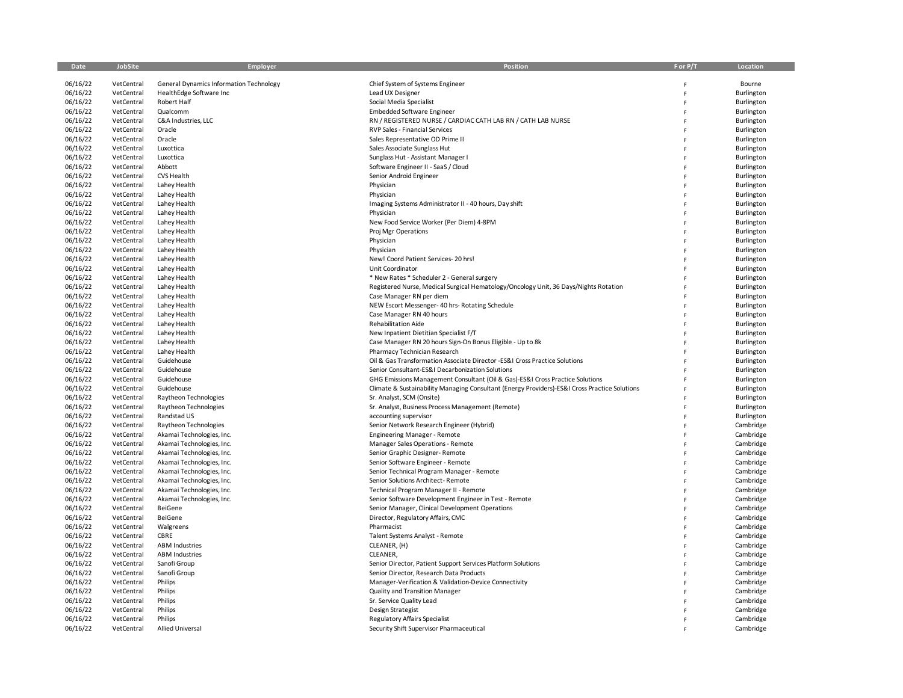| Date | JobSite | Employer | Position | F or P/T | Location |
|---|---|---|---|---|---|
| 06/16/22 | VetCentral | General Dynamics Information Technology | Chief System of Systems Engineer | F | Bourne |
| 06/16/22 | VetCentral | HealthEdge Software Inc | Lead UX Designer | F | Burlington |
| 06/16/22 | VetCentral | Robert Half | Social Media Specialist | F | Burlington |
| 06/16/22 | VetCentral | Qualcomm | Embedded Software Engineer | F | Burlington |
| 06/16/22 | VetCentral | C&A Industries, LLC | RN / REGISTERED NURSE / CARDIAC CATH LAB RN / CATH LAB NURSE | F | Burlington |
| 06/16/22 | VetCentral | Oracle | RVP Sales - Financial Services | F | Burlington |
| 06/16/22 | VetCentral | Oracle | Sales Representative OD Prime II | F | Burlington |
| 06/16/22 | VetCentral | Luxottica | Sales Associate Sunglass Hut | F | Burlington |
| 06/16/22 | VetCentral | Luxottica | Sunglass Hut - Assistant Manager I | F | Burlington |
| 06/16/22 | VetCentral | Abbott | Software Engineer II - SaaS / Cloud | F | Burlington |
| 06/16/22 | VetCentral | CVS Health | Senior Android Engineer | F | Burlington |
| 06/16/22 | VetCentral | Lahey Health | Physician | F | Burlington |
| 06/16/22 | VetCentral | Lahey Health | Physician | F | Burlington |
| 06/16/22 | VetCentral | Lahey Health | Imaging Systems Administrator II - 40 hours, Day shift | F | Burlington |
| 06/16/22 | VetCentral | Lahey Health | Physician | F | Burlington |
| 06/16/22 | VetCentral | Lahey Health | New Food Service Worker (Per Diem) 4-8PM | F | Burlington |
| 06/16/22 | VetCentral | Lahey Health | Proj Mgr Operations | F | Burlington |
| 06/16/22 | VetCentral | Lahey Health | Physician | F | Burlington |
| 06/16/22 | VetCentral | Lahey Health | Physician | F | Burlington |
| 06/16/22 | VetCentral | Lahey Health | New! Coord Patient Services- 20 hrs! | F | Burlington |
| 06/16/22 | VetCentral | Lahey Health | Unit Coordinator | F | Burlington |
| 06/16/22 | VetCentral | Lahey Health | * New Rates * Scheduler 2 - General surgery | F | Burlington |
| 06/16/22 | VetCentral | Lahey Health | Registered Nurse, Medical Surgical Hematology/Oncology Unit, 36 Days/Nights Rotation | F | Burlington |
| 06/16/22 | VetCentral | Lahey Health | Case Manager RN per diem | F | Burlington |
| 06/16/22 | VetCentral | Lahey Health | NEW Escort Messenger- 40 hrs- Rotating Schedule | F | Burlington |
| 06/16/22 | VetCentral | Lahey Health | Case Manager RN 40 hours | F | Burlington |
| 06/16/22 | VetCentral | Lahey Health | Rehabilitation Aide | F | Burlington |
| 06/16/22 | VetCentral | Lahey Health | New Inpatient Dietitian Specialist F/T | F | Burlington |
| 06/16/22 | VetCentral | Lahey Health | Case Manager RN 20 hours Sign-On Bonus Eligible - Up to 8k | F | Burlington |
| 06/16/22 | VetCentral | Lahey Health | Pharmacy Technician Research | F | Burlington |
| 06/16/22 | VetCentral | Guidehouse | Oil & Gas Transformation Associate Director -ES&I Cross Practice Solutions | F | Burlington |
| 06/16/22 | VetCentral | Guidehouse | Senior Consultant-ES&I Decarbonization Solutions | F | Burlington |
| 06/16/22 | VetCentral | Guidehouse | GHG Emissions Management Consultant (Oil & Gas)-ES&I Cross Practice Solutions | F | Burlington |
| 06/16/22 | VetCentral | Guidehouse | Climate & Sustainability Managing Consultant (Energy Providers)-ES&I Cross Practice Solutions | F | Burlington |
| 06/16/22 | VetCentral | Raytheon Technologies | Sr. Analyst, SCM (Onsite) | F | Burlington |
| 06/16/22 | VetCentral | Raytheon Technologies | Sr. Analyst, Business Process Management (Remote) | F | Burlington |
| 06/16/22 | VetCentral | Randstad US | accounting supervisor | F | Burlington |
| 06/16/22 | VetCentral | Raytheon Technologies | Senior Network Research Engineer (Hybrid) | F | Cambridge |
| 06/16/22 | VetCentral | Akamai Technologies, Inc. | Engineering Manager - Remote | F | Cambridge |
| 06/16/22 | VetCentral | Akamai Technologies, Inc. | Manager Sales Operations - Remote | F | Cambridge |
| 06/16/22 | VetCentral | Akamai Technologies, Inc. | Senior Graphic Designer- Remote | F | Cambridge |
| 06/16/22 | VetCentral | Akamai Technologies, Inc. | Senior Software Engineer - Remote | F | Cambridge |
| 06/16/22 | VetCentral | Akamai Technologies, Inc. | Senior Technical Program Manager - Remote | F | Cambridge |
| 06/16/22 | VetCentral | Akamai Technologies, Inc. | Senior Solutions Architect- Remote | F | Cambridge |
| 06/16/22 | VetCentral | Akamai Technologies, Inc. | Technical Program Manager II - Remote | F | Cambridge |
| 06/16/22 | VetCentral | Akamai Technologies, Inc. | Senior Software Development Engineer in Test - Remote | F | Cambridge |
| 06/16/22 | VetCentral | BeiGene | Senior Manager, Clinical Development Operations | F | Cambridge |
| 06/16/22 | VetCentral | BeiGene | Director, Regulatory Affairs, CMC | F | Cambridge |
| 06/16/22 | VetCentral | Walgreens | Pharmacist | F | Cambridge |
| 06/16/22 | VetCentral | CBRE | Talent Systems Analyst - Remote | F | Cambridge |
| 06/16/22 | VetCentral | ABM Industries | CLEANER, (H) | F | Cambridge |
| 06/16/22 | VetCentral | ABM Industries | CLEANER, | F | Cambridge |
| 06/16/22 | VetCentral | Sanofi Group | Senior Director, Patient Support Services Platform Solutions | F | Cambridge |
| 06/16/22 | VetCentral | Sanofi Group | Senior Director, Research Data Products | F | Cambridge |
| 06/16/22 | VetCentral | Philips | Manager-Verification & Validation-Device Connectivity | F | Cambridge |
| 06/16/22 | VetCentral | Philips | Quality and Transition Manager | F | Cambridge |
| 06/16/22 | VetCentral | Philips | Sr. Service Quality Lead | F | Cambridge |
| 06/16/22 | VetCentral | Philips | Design Strategist | F | Cambridge |
| 06/16/22 | VetCentral | Philips | Regulatory Affairs Specialist | F | Cambridge |
| 06/16/22 | VetCentral | Allied Universal | Security Shift Supervisor Pharmaceutical | F | Cambridge |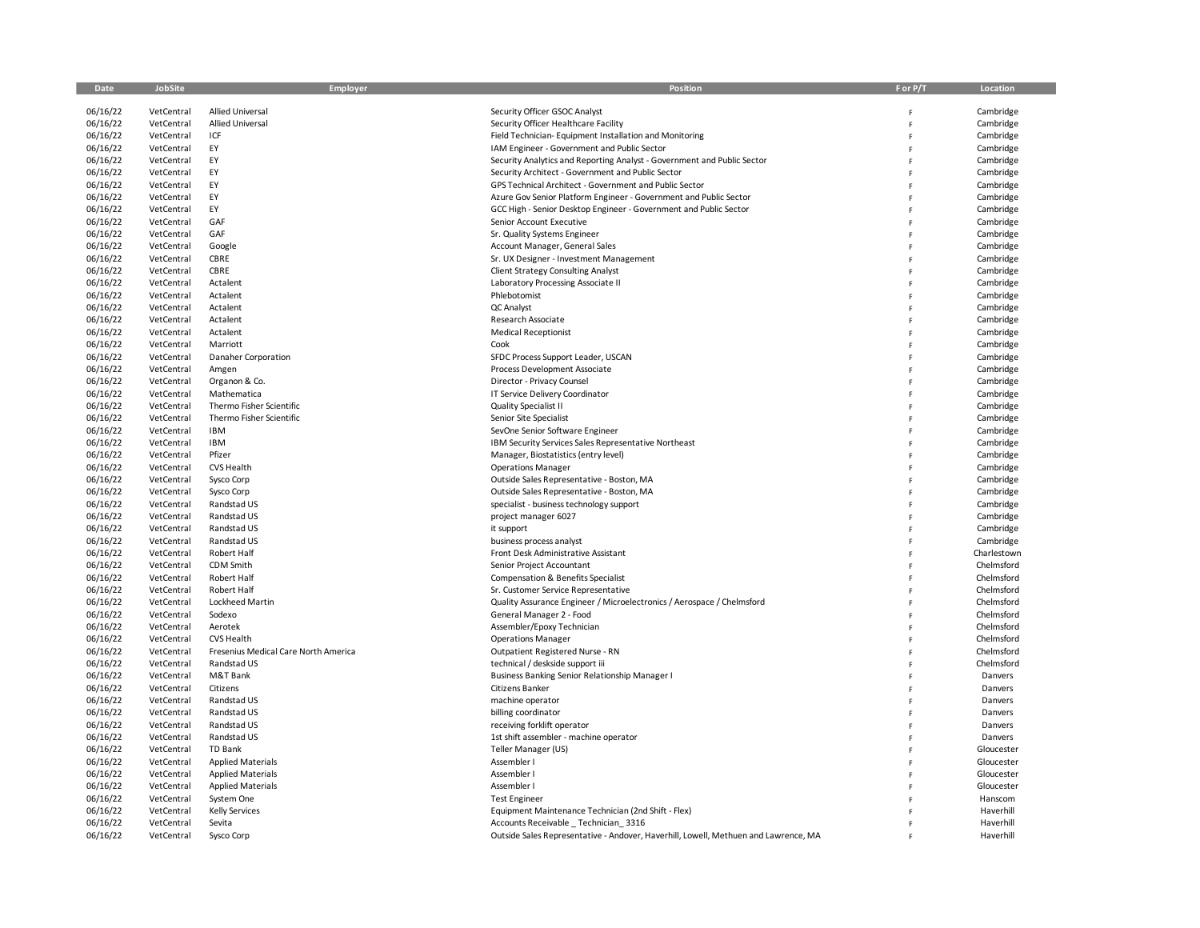| Date | JobSite | Employer | Position | F or P/T | Location |
|---|---|---|---|---|---|
| 06/16/22 | VetCentral | Allied Universal | Security Officer GSOC Analyst | F | Cambridge |
| 06/16/22 | VetCentral | Allied Universal | Security Officer Healthcare Facility | F | Cambridge |
| 06/16/22 | VetCentral | ICF | Field Technician- Equipment Installation and Monitoring | F | Cambridge |
| 06/16/22 | VetCentral | EY | IAM Engineer - Government and Public Sector | F | Cambridge |
| 06/16/22 | VetCentral | EY | Security Analytics and Reporting Analyst - Government and Public Sector | F | Cambridge |
| 06/16/22 | VetCentral | EY | Security Architect - Government and Public Sector | F | Cambridge |
| 06/16/22 | VetCentral | EY | GPS Technical Architect - Government and Public Sector | F | Cambridge |
| 06/16/22 | VetCentral | EY | Azure Gov Senior Platform Engineer - Government and Public Sector | F | Cambridge |
| 06/16/22 | VetCentral | EY | GCC High - Senior Desktop Engineer - Government and Public Sector | F | Cambridge |
| 06/16/22 | VetCentral | GAF | Senior Account Executive | F | Cambridge |
| 06/16/22 | VetCentral | GAF | Sr. Quality Systems Engineer | F | Cambridge |
| 06/16/22 | VetCentral | Google | Account Manager, General Sales | F | Cambridge |
| 06/16/22 | VetCentral | CBRE | Sr. UX Designer - Investment Management | F | Cambridge |
| 06/16/22 | VetCentral | CBRE | Client Strategy Consulting Analyst | F | Cambridge |
| 06/16/22 | VetCentral | Actalent | Laboratory Processing Associate II | F | Cambridge |
| 06/16/22 | VetCentral | Actalent | Phlebotomist | F | Cambridge |
| 06/16/22 | VetCentral | Actalent | QC Analyst | F | Cambridge |
| 06/16/22 | VetCentral | Actalent | Research Associate | F | Cambridge |
| 06/16/22 | VetCentral | Actalent | Medical Receptionist | F | Cambridge |
| 06/16/22 | VetCentral | Marriott | Cook | F | Cambridge |
| 06/16/22 | VetCentral | Danaher Corporation | SFDC Process Support Leader, USCAN | F | Cambridge |
| 06/16/22 | VetCentral | Amgen | Process Development Associate | F | Cambridge |
| 06/16/22 | VetCentral | Organon & Co. | Director - Privacy Counsel | F | Cambridge |
| 06/16/22 | VetCentral | Mathematica | IT Service Delivery Coordinator | F | Cambridge |
| 06/16/22 | VetCentral | Thermo Fisher Scientific | Quality Specialist II | F | Cambridge |
| 06/16/22 | VetCentral | Thermo Fisher Scientific | Senior Site Specialist | F | Cambridge |
| 06/16/22 | VetCentral | IBM | SevOne Senior Software Engineer | F | Cambridge |
| 06/16/22 | VetCentral | IBM | IBM Security Services Sales Representative Northeast | F | Cambridge |
| 06/16/22 | VetCentral | Pfizer | Manager, Biostatistics (entry level) | F | Cambridge |
| 06/16/22 | VetCentral | CVS Health | Operations Manager | F | Cambridge |
| 06/16/22 | VetCentral | Sysco Corp | Outside Sales Representative - Boston, MA | F | Cambridge |
| 06/16/22 | VetCentral | Sysco Corp | Outside Sales Representative - Boston, MA | F | Cambridge |
| 06/16/22 | VetCentral | Randstad US | specialist - business technology support | F | Cambridge |
| 06/16/22 | VetCentral | Randstad US | project manager 6027 | F | Cambridge |
| 06/16/22 | VetCentral | Randstad US | it support | F | Cambridge |
| 06/16/22 | VetCentral | Randstad US | business process analyst | F | Cambridge |
| 06/16/22 | VetCentral | Robert Half | Front Desk Administrative Assistant | F | Charlestown |
| 06/16/22 | VetCentral | CDM Smith | Senior Project Accountant | F | Chelmsford |
| 06/16/22 | VetCentral | Robert Half | Compensation & Benefits Specialist | F | Chelmsford |
| 06/16/22 | VetCentral | Robert Half | Sr. Customer Service Representative | F | Chelmsford |
| 06/16/22 | VetCentral | Lockheed Martin | Quality Assurance Engineer / Microelectronics / Aerospace / Chelmsford | F | Chelmsford |
| 06/16/22 | VetCentral | Sodexo | General Manager 2 - Food | F | Chelmsford |
| 06/16/22 | VetCentral | Aerotek | Assembler/Epoxy Technician | F | Chelmsford |
| 06/16/22 | VetCentral | CVS Health | Operations Manager | F | Chelmsford |
| 06/16/22 | VetCentral | Fresenius Medical Care North America | Outpatient Registered Nurse - RN | F | Chelmsford |
| 06/16/22 | VetCentral | Randstad US | technical / deskside support iii | F | Chelmsford |
| 06/16/22 | VetCentral | M&T Bank | Business Banking Senior Relationship Manager I | F | Danvers |
| 06/16/22 | VetCentral | Citizens | Citizens Banker | F | Danvers |
| 06/16/22 | VetCentral | Randstad US | machine operator | F | Danvers |
| 06/16/22 | VetCentral | Randstad US | billing coordinator | F | Danvers |
| 06/16/22 | VetCentral | Randstad US | receiving forklift operator | F | Danvers |
| 06/16/22 | VetCentral | Randstad US | 1st shift assembler - machine operator | F | Danvers |
| 06/16/22 | VetCentral | TD Bank | Teller Manager (US) | F | Gloucester |
| 06/16/22 | VetCentral | Applied Materials | Assembler I | F | Gloucester |
| 06/16/22 | VetCentral | Applied Materials | Assembler I | F | Gloucester |
| 06/16/22 | VetCentral | Applied Materials | Assembler I | F | Gloucester |
| 06/16/22 | VetCentral | System One | Test Engineer | F | Hanscom |
| 06/16/22 | VetCentral | Kelly Services | Equipment Maintenance Technician (2nd Shift - Flex) | F | Haverhill |
| 06/16/22 | VetCentral | Sevita | Accounts Receivable _ Technician_ 3316 | F | Haverhill |
| 06/16/22 | VetCentral | Sysco Corp | Outside Sales Representative - Andover, Haverhill, Lowell, Methuen and Lawrence, MA | F | Haverhill |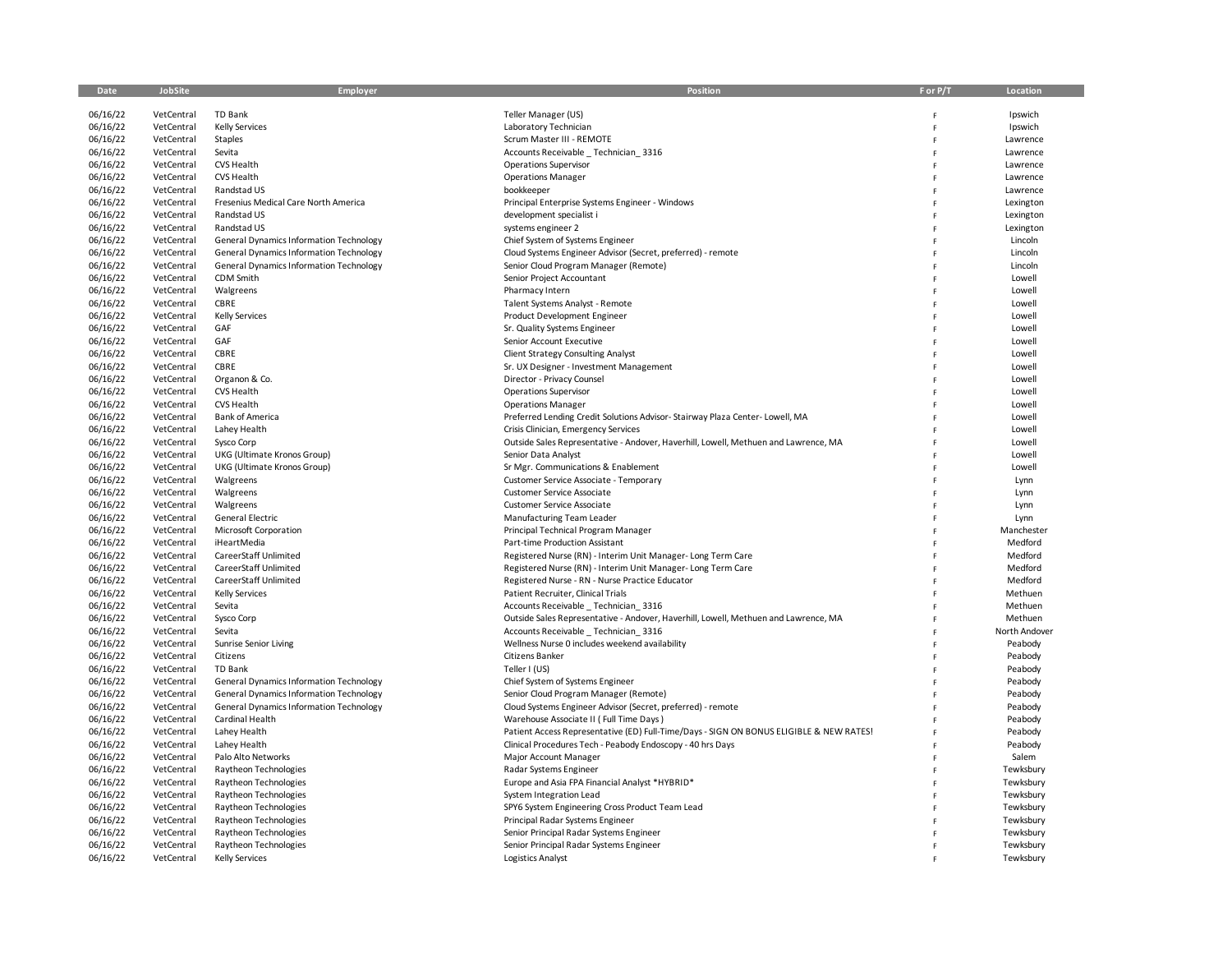| Date | JobSite | Employer | Position | F or P/T | Location |
|---|---|---|---|---|---|
| 06/16/22 | VetCentral | TD Bank | Teller Manager (US) | F | Ipswich |
| 06/16/22 | VetCentral | Kelly Services | Laboratory Technician | F | Ipswich |
| 06/16/22 | VetCentral | Staples | Scrum Master III - REMOTE | F | Lawrence |
| 06/16/22 | VetCentral | Sevita | Accounts Receivable _ Technician_ 3316 | F | Lawrence |
| 06/16/22 | VetCentral | CVS Health | Operations Supervisor | F | Lawrence |
| 06/16/22 | VetCentral | CVS Health | Operations Manager | F | Lawrence |
| 06/16/22 | VetCentral | Randstad US | bookkeeper | F | Lawrence |
| 06/16/22 | VetCentral | Fresenius Medical Care North America | Principal Enterprise Systems Engineer - Windows | F | Lexington |
| 06/16/22 | VetCentral | Randstad US | development specialist i | F | Lexington |
| 06/16/22 | VetCentral | Randstad US | systems engineer 2 | F | Lexington |
| 06/16/22 | VetCentral | General Dynamics Information Technology | Chief System of Systems Engineer | F | Lincoln |
| 06/16/22 | VetCentral | General Dynamics Information Technology | Cloud Systems Engineer Advisor (Secret, preferred) - remote | F | Lincoln |
| 06/16/22 | VetCentral | General Dynamics Information Technology | Senior Cloud Program Manager (Remote) | F | Lincoln |
| 06/16/22 | VetCentral | CDM Smith | Senior Project Accountant | F | Lowell |
| 06/16/22 | VetCentral | Walgreens | Pharmacy Intern | F | Lowell |
| 06/16/22 | VetCentral | CBRE | Talent Systems Analyst - Remote | F | Lowell |
| 06/16/22 | VetCentral | Kelly Services | Product Development Engineer | F | Lowell |
| 06/16/22 | VetCentral | GAF | Sr. Quality Systems Engineer | F | Lowell |
| 06/16/22 | VetCentral | GAF | Senior Account Executive | F | Lowell |
| 06/16/22 | VetCentral | CBRE | Client Strategy Consulting Analyst | F | Lowell |
| 06/16/22 | VetCentral | CBRE | Sr. UX Designer - Investment Management | F | Lowell |
| 06/16/22 | VetCentral | Organon & Co. | Director - Privacy Counsel | F | Lowell |
| 06/16/22 | VetCentral | CVS Health | Operations Supervisor | F | Lowell |
| 06/16/22 | VetCentral | CVS Health | Operations Manager | F | Lowell |
| 06/16/22 | VetCentral | Bank of America | Preferred Lending Credit Solutions Advisor- Stairway Plaza Center- Lowell, MA | F | Lowell |
| 06/16/22 | VetCentral | Lahey Health | Crisis Clinician, Emergency Services | F | Lowell |
| 06/16/22 | VetCentral | Sysco Corp | Outside Sales Representative - Andover, Haverhill, Lowell, Methuen and Lawrence, MA | F | Lowell |
| 06/16/22 | VetCentral | UKG (Ultimate Kronos Group) | Senior Data Analyst | F | Lowell |
| 06/16/22 | VetCentral | UKG (Ultimate Kronos Group) | Sr Mgr. Communications & Enablement | F | Lowell |
| 06/16/22 | VetCentral | Walgreens | Customer Service Associate - Temporary | F | Lynn |
| 06/16/22 | VetCentral | Walgreens | Customer Service Associate | F | Lynn |
| 06/16/22 | VetCentral | Walgreens | Customer Service Associate | F | Lynn |
| 06/16/22 | VetCentral | General Electric | Manufacturing Team Leader | F | Lynn |
| 06/16/22 | VetCentral | Microsoft Corporation | Principal Technical Program Manager | F | Manchester |
| 06/16/22 | VetCentral | iHeartMedia | Part-time Production Assistant | F | Medford |
| 06/16/22 | VetCentral | CareerStaff Unlimited | Registered Nurse (RN) - Interim Unit Manager- Long Term Care | F | Medford |
| 06/16/22 | VetCentral | CareerStaff Unlimited | Registered Nurse (RN) - Interim Unit Manager- Long Term Care | F | Medford |
| 06/16/22 | VetCentral | CareerStaff Unlimited | Registered Nurse - RN - Nurse Practice Educator | F | Medford |
| 06/16/22 | VetCentral | Kelly Services | Patient Recruiter, Clinical Trials | F | Methuen |
| 06/16/22 | VetCentral | Sevita | Accounts Receivable _ Technician_ 3316 | F | Methuen |
| 06/16/22 | VetCentral | Sysco Corp | Outside Sales Representative - Andover, Haverhill, Lowell, Methuen and Lawrence, MA | F | Methuen |
| 06/16/22 | VetCentral | Sevita | Accounts Receivable _ Technician_ 3316 | F | North Andover |
| 06/16/22 | VetCentral | Sunrise Senior Living | Wellness Nurse 0 includes weekend availability | F | Peabody |
| 06/16/22 | VetCentral | Citizens | Citizens Banker | F | Peabody |
| 06/16/22 | VetCentral | TD Bank | Teller I (US) | F | Peabody |
| 06/16/22 | VetCentral | General Dynamics Information Technology | Chief System of Systems Engineer | F | Peabody |
| 06/16/22 | VetCentral | General Dynamics Information Technology | Senior Cloud Program Manager (Remote) | F | Peabody |
| 06/16/22 | VetCentral | General Dynamics Information Technology | Cloud Systems Engineer Advisor (Secret, preferred) - remote | F | Peabody |
| 06/16/22 | VetCentral | Cardinal Health | Warehouse Associate II ( Full Time Days ) | F | Peabody |
| 06/16/22 | VetCentral | Lahey Health | Patient Access Representative (ED) Full-Time/Days - SIGN ON BONUS ELIGIBLE & NEW RATES! | F | Peabody |
| 06/16/22 | VetCentral | Lahey Health | Clinical Procedures Tech - Peabody Endoscopy - 40 hrs Days | F | Peabody |
| 06/16/22 | VetCentral | Palo Alto Networks | Major Account Manager | F | Salem |
| 06/16/22 | VetCentral | Raytheon Technologies | Radar Systems Engineer | F | Tewksbury |
| 06/16/22 | VetCentral | Raytheon Technologies | Europe and Asia FPA Financial Analyst *HYBRID* | F | Tewksbury |
| 06/16/22 | VetCentral | Raytheon Technologies | System Integration Lead | F | Tewksbury |
| 06/16/22 | VetCentral | Raytheon Technologies | SPY6 System Engineering Cross Product Team Lead | F | Tewksbury |
| 06/16/22 | VetCentral | Raytheon Technologies | Principal Radar Systems Engineer | F | Tewksbury |
| 06/16/22 | VetCentral | Raytheon Technologies | Senior Principal Radar Systems Engineer | F | Tewksbury |
| 06/16/22 | VetCentral | Raytheon Technologies | Senior Principal Radar Systems Engineer | F | Tewksbury |
| 06/16/22 | VetCentral | Kelly Services | Logistics Analyst | F | Tewksbury |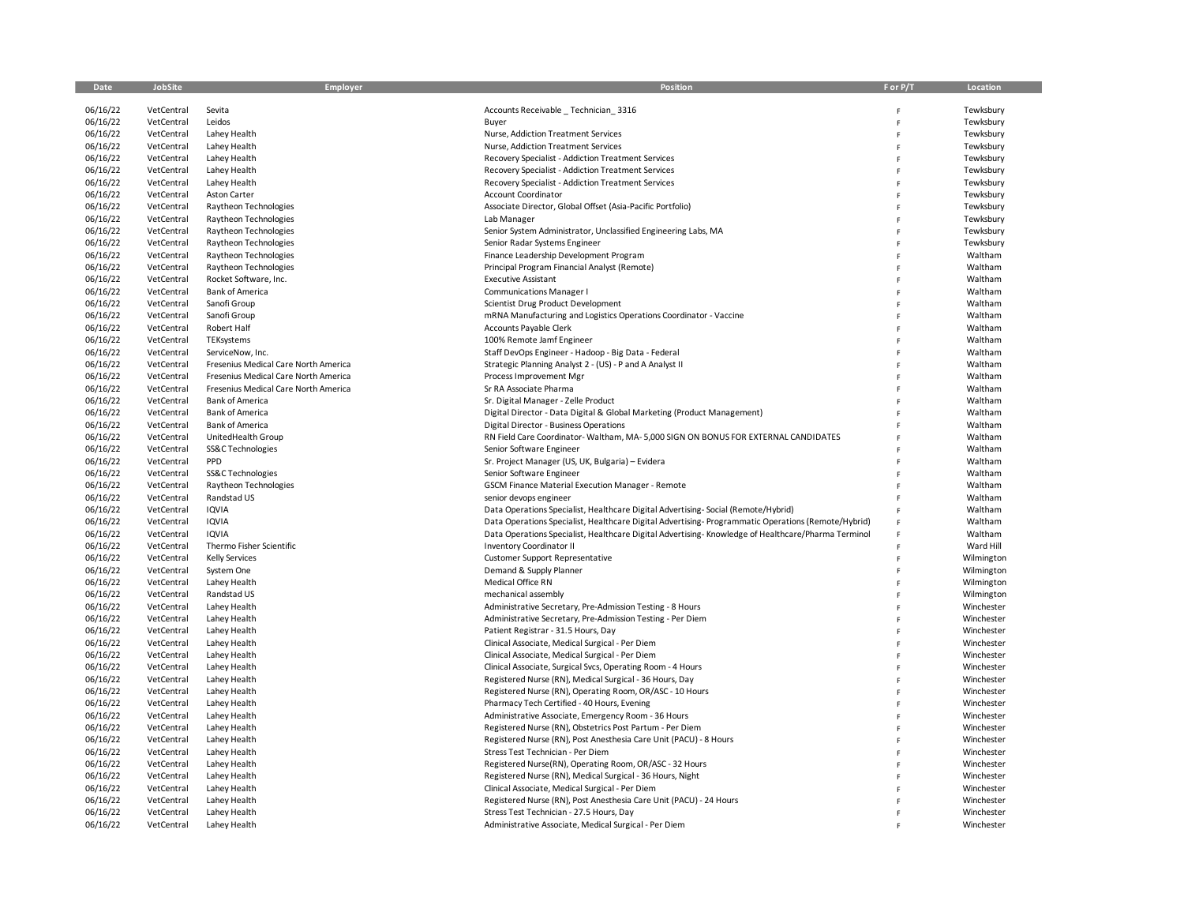| Date | JobSite | Employer | Position | F or P/T | Location |
|---|---|---|---|---|---|
| 06/16/22 | VetCentral | Sevita | Accounts Receivable _ Technician_ 3316 | F | Tewksbury |
| 06/16/22 | VetCentral | Leidos | Buyer | F | Tewksbury |
| 06/16/22 | VetCentral | Lahey Health | Nurse, Addiction Treatment Services | F | Tewksbury |
| 06/16/22 | VetCentral | Lahey Health | Nurse, Addiction Treatment Services | F | Tewksbury |
| 06/16/22 | VetCentral | Lahey Health | Recovery Specialist - Addiction Treatment Services | F | Tewksbury |
| 06/16/22 | VetCentral | Lahey Health | Recovery Specialist - Addiction Treatment Services | F | Tewksbury |
| 06/16/22 | VetCentral | Lahey Health | Recovery Specialist - Addiction Treatment Services | F | Tewksbury |
| 06/16/22 | VetCentral | Aston Carter | Account Coordinator | F | Tewksbury |
| 06/16/22 | VetCentral | Raytheon Technologies | Associate Director, Global Offset (Asia-Pacific Portfolio) | F | Tewksbury |
| 06/16/22 | VetCentral | Raytheon Technologies | Lab Manager | F | Tewksbury |
| 06/16/22 | VetCentral | Raytheon Technologies | Senior System Administrator, Unclassified Engineering Labs, MA | F | Tewksbury |
| 06/16/22 | VetCentral | Raytheon Technologies | Senior Radar Systems Engineer | F | Tewksbury |
| 06/16/22 | VetCentral | Raytheon Technologies | Finance Leadership Development Program | F | Waltham |
| 06/16/22 | VetCentral | Raytheon Technologies | Principal Program Financial Analyst (Remote) | F | Waltham |
| 06/16/22 | VetCentral | Rocket Software, Inc. | Executive Assistant | F | Waltham |
| 06/16/22 | VetCentral | Bank of America | Communications Manager I | F | Waltham |
| 06/16/22 | VetCentral | Sanofi Group | Scientist Drug Product Development | F | Waltham |
| 06/16/22 | VetCentral | Sanofi Group | mRNA Manufacturing and Logistics Operations Coordinator - Vaccine | F | Waltham |
| 06/16/22 | VetCentral | Robert Half | Accounts Payable Clerk | F | Waltham |
| 06/16/22 | VetCentral | TEKsystems | 100% Remote Jamf Engineer | F | Waltham |
| 06/16/22 | VetCentral | ServiceNow, Inc. | Staff DevOps Engineer - Hadoop - Big Data - Federal | F | Waltham |
| 06/16/22 | VetCentral | Fresenius Medical Care North America | Strategic Planning Analyst 2 - (US) - P and A Analyst II | F | Waltham |
| 06/16/22 | VetCentral | Fresenius Medical Care North America | Process Improvement Mgr | F | Waltham |
| 06/16/22 | VetCentral | Fresenius Medical Care North America | Sr RA Associate Pharma | F | Waltham |
| 06/16/22 | VetCentral | Bank of America | Sr. Digital Manager - Zelle Product | F | Waltham |
| 06/16/22 | VetCentral | Bank of America | Digital Director - Data Digital & Global Marketing (Product Management) | F | Waltham |
| 06/16/22 | VetCentral | Bank of America | Digital Director - Business Operations | F | Waltham |
| 06/16/22 | VetCentral | UnitedHealth Group | RN Field Care Coordinator- Waltham, MA- 5,000 SIGN ON BONUS FOR EXTERNAL CANDIDATES | F | Waltham |
| 06/16/22 | VetCentral | SS&C Technologies | Senior Software Engineer | F | Waltham |
| 06/16/22 | VetCentral | PPD | Sr. Project Manager (US, UK, Bulgaria) – Evidera | F | Waltham |
| 06/16/22 | VetCentral | SS&C Technologies | Senior Software Engineer | F | Waltham |
| 06/16/22 | VetCentral | Raytheon Technologies | GSCM Finance Material Execution Manager - Remote | F | Waltham |
| 06/16/22 | VetCentral | Randstad US | senior devops engineer | F | Waltham |
| 06/16/22 | VetCentral | IQVIA | Data Operations Specialist, Healthcare Digital Advertising- Social (Remote/Hybrid) | F | Waltham |
| 06/16/22 | VetCentral | IQVIA | Data Operations Specialist, Healthcare Digital Advertising- Programmatic Operations (Remote/Hybrid) | F | Waltham |
| 06/16/22 | VetCentral | IQVIA | Data Operations Specialist, Healthcare Digital Advertising- Knowledge of Healthcare/Pharma Terminol | F | Waltham |
| 06/16/22 | VetCentral | Thermo Fisher Scientific | Inventory Coordinator II | F | Ward Hill |
| 06/16/22 | VetCentral | Kelly Services | Customer Support Representative | F | Wilmington |
| 06/16/22 | VetCentral | System One | Demand & Supply Planner | F | Wilmington |
| 06/16/22 | VetCentral | Lahey Health | Medical Office RN | F | Wilmington |
| 06/16/22 | VetCentral | Randstad US | mechanical assembly | F | Wilmington |
| 06/16/22 | VetCentral | Lahey Health | Administrative Secretary, Pre-Admission Testing - 8 Hours | F | Winchester |
| 06/16/22 | VetCentral | Lahey Health | Administrative Secretary, Pre-Admission Testing - Per Diem | F | Winchester |
| 06/16/22 | VetCentral | Lahey Health | Patient Registrar - 31.5 Hours, Day | F | Winchester |
| 06/16/22 | VetCentral | Lahey Health | Clinical Associate, Medical Surgical - Per Diem | F | Winchester |
| 06/16/22 | VetCentral | Lahey Health | Clinical Associate, Medical Surgical - Per Diem | F | Winchester |
| 06/16/22 | VetCentral | Lahey Health | Clinical Associate, Surgical Svcs, Operating Room - 4 Hours | F | Winchester |
| 06/16/22 | VetCentral | Lahey Health | Registered Nurse (RN), Medical Surgical - 36 Hours, Day | F | Winchester |
| 06/16/22 | VetCentral | Lahey Health | Registered Nurse (RN), Operating Room, OR/ASC - 10 Hours | F | Winchester |
| 06/16/22 | VetCentral | Lahey Health | Pharmacy Tech Certified - 40 Hours, Evening | F | Winchester |
| 06/16/22 | VetCentral | Lahey Health | Administrative Associate, Emergency Room - 36 Hours | F | Winchester |
| 06/16/22 | VetCentral | Lahey Health | Registered Nurse (RN), Obstetrics Post Partum - Per Diem | F | Winchester |
| 06/16/22 | VetCentral | Lahey Health | Registered Nurse (RN), Post Anesthesia Care Unit (PACU) - 8 Hours | F | Winchester |
| 06/16/22 | VetCentral | Lahey Health | Stress Test Technician - Per Diem | F | Winchester |
| 06/16/22 | VetCentral | Lahey Health | Registered Nurse(RN), Operating Room, OR/ASC - 32 Hours | F | Winchester |
| 06/16/22 | VetCentral | Lahey Health | Registered Nurse (RN), Medical Surgical - 36 Hours, Night | F | Winchester |
| 06/16/22 | VetCentral | Lahey Health | Clinical Associate, Medical Surgical - Per Diem | F | Winchester |
| 06/16/22 | VetCentral | Lahey Health | Registered Nurse (RN), Post Anesthesia Care Unit (PACU) - 24 Hours | F | Winchester |
| 06/16/22 | VetCentral | Lahey Health | Stress Test Technician - 27.5 Hours, Day | F | Winchester |
| 06/16/22 | VetCentral | Lahey Health | Administrative Associate, Medical Surgical - Per Diem | F | Winchester |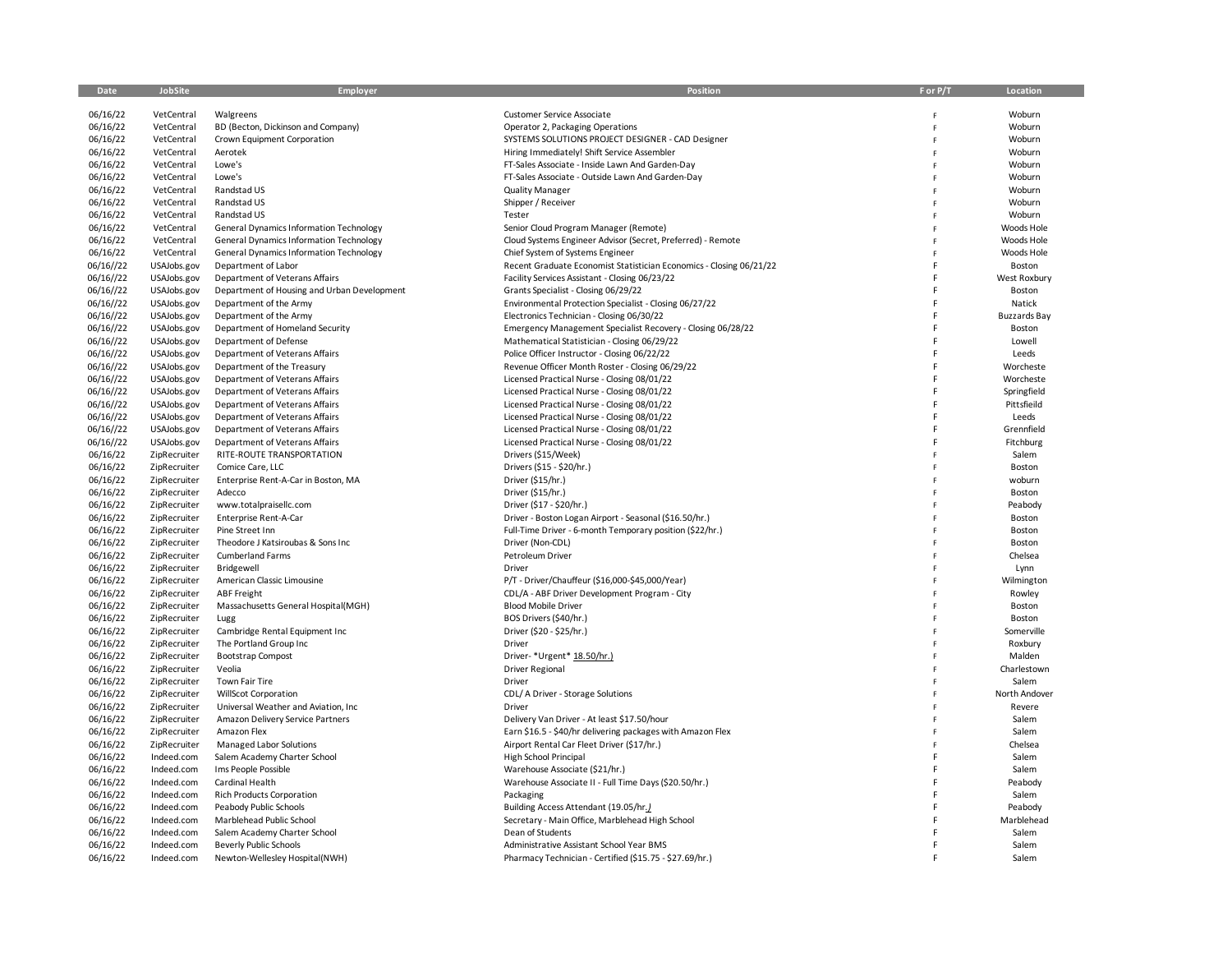| Date | JobSite | Employer | Position | F or P/T | Location |
|---|---|---|---|---|---|
| 06/16/22 | VetCentral | Walgreens | Customer Service Associate | F | Woburn |
| 06/16/22 | VetCentral | BD (Becton, Dickinson and Company) | Operator 2, Packaging Operations | F | Woburn |
| 06/16/22 | VetCentral | Crown Equipment Corporation | SYSTEMS SOLUTIONS PROJECT DESIGNER - CAD Designer | F | Woburn |
| 06/16/22 | VetCentral | Aerotek | Hiring Immediately! Shift Service Assembler | F | Woburn |
| 06/16/22 | VetCentral | Lowe's | FT-Sales Associate - Inside Lawn And Garden-Day | F | Woburn |
| 06/16/22 | VetCentral | Lowe's | FT-Sales Associate - Outside Lawn And Garden-Day | F | Woburn |
| 06/16/22 | VetCentral | Randstad US | Quality Manager | F | Woburn |
| 06/16/22 | VetCentral | Randstad US | Shipper / Receiver | F | Woburn |
| 06/16/22 | VetCentral | Randstad US | Tester | F | Woburn |
| 06/16/22 | VetCentral | General Dynamics Information Technology | Senior Cloud Program Manager (Remote) | F | Woods Hole |
| 06/16/22 | VetCentral | General Dynamics Information Technology | Cloud Systems Engineer Advisor (Secret, Preferred) - Remote | F | Woods Hole |
| 06/16/22 | VetCentral | General Dynamics Information Technology | Chief System of Systems Engineer | F | Woods Hole |
| 06/16//22 | USAJobs.gov | Department of Labor | Recent Graduate Economist Statistician Economics - Closing 06/21/22 | F | Boston |
| 06/16//22 | USAJobs.gov | Department of Veterans Affairs | Facility Services Assistant - Closing 06/23/22 | F | West Roxbury |
| 06/16//22 | USAJobs.gov | Department of Housing and Urban Development | Grants Specialist - Closing 06/29/22 | F | Boston |
| 06/16//22 | USAJobs.gov | Department of the Army | Environmental Protection Specialist - Closing 06/27/22 | F | Natick |
| 06/16//22 | USAJobs.gov | Department of the Army | Electronics Technician - Closing 06/30/22 | F | Buzzards Bay |
| 06/16//22 | USAJobs.gov | Department of Homeland Security | Emergency Management Specialist Recovery - Closing 06/28/22 | F | Boston |
| 06/16//22 | USAJobs.gov | Department of Defense | Mathematical Statistician - Closing 06/29/22 | F | Lowell |
| 06/16//22 | USAJobs.gov | Department of Veterans Affairs | Police Officer Instructor - Closing 06/22/22 | F | Leeds |
| 06/16//22 | USAJobs.gov | Department of the Treasury | Revenue Officer Month Roster - Closing 06/29/22 | F | Worcheste |
| 06/16//22 | USAJobs.gov | Department of Veterans Affairs | Licensed Practical Nurse - Closing 08/01/22 | F | Worcheste |
| 06/16//22 | USAJobs.gov | Department of Veterans Affairs | Licensed Practical Nurse - Closing 08/01/22 | F | Springfield |
| 06/16//22 | USAJobs.gov | Department of Veterans Affairs | Licensed Practical Nurse - Closing 08/01/22 | F | Pittsfieild |
| 06/16//22 | USAJobs.gov | Department of Veterans Affairs | Licensed Practical Nurse - Closing 08/01/22 | F | Leeds |
| 06/16//22 | USAJobs.gov | Department of Veterans Affairs | Licensed Practical Nurse - Closing 08/01/22 | F | Grennfield |
| 06/16//22 | USAJobs.gov | Department of Veterans Affairs | Licensed Practical Nurse - Closing 08/01/22 | F | Fitchburg |
| 06/16/22 | ZipRecruiter | RITE-ROUTE TRANSPORTATION | Drivers ($15/Week) | F | Salem |
| 06/16/22 | ZipRecruiter | Comice Care, LLC | Drivers ($15 - $20/hr.) | F | Boston |
| 06/16/22 | ZipRecruiter | Enterprise Rent-A-Car in Boston, MA | Driver ($15/hr.) | F | woburn |
| 06/16/22 | ZipRecruiter | Adecco | Driver ($15/hr.) | F | Boston |
| 06/16/22 | ZipRecruiter | www.totalpraisellc.com | Driver ($17 - $20/hr.) | F | Peabody |
| 06/16/22 | ZipRecruiter | Enterprise Rent-A-Car | Driver - Boston Logan Airport - Seasonal ($16.50/hr.) | F | Boston |
| 06/16/22 | ZipRecruiter | Pine Street Inn | Full-Time Driver - 6-month Temporary position ($22/hr.) | F | Boston |
| 06/16/22 | ZipRecruiter | Theodore J Katsiroubas & Sons Inc | Driver (Non-CDL) | F | Boston |
| 06/16/22 | ZipRecruiter | Cumberland Farms | Petroleum Driver | F | Chelsea |
| 06/16/22 | ZipRecruiter | Bridgewell | Driver | F | Lynn |
| 06/16/22 | ZipRecruiter | American Classic Limousine | P/T - Driver/Chauffeur ($16,000-$45,000/Year) | F | Wilmington |
| 06/16/22 | ZipRecruiter | ABF Freight | CDL/A - ABF Driver Development Program - City | F | Rowley |
| 06/16/22 | ZipRecruiter | Massachusetts General Hospital(MGH) | Blood Mobile Driver | F | Boston |
| 06/16/22 | ZipRecruiter | Lugg | BOS Drivers ($40/hr.) | F | Boston |
| 06/16/22 | ZipRecruiter | Cambridge Rental Equipment Inc | Driver ($20 - $25/hr.) | F | Somerville |
| 06/16/22 | ZipRecruiter | The Portland Group Inc | Driver | F | Roxbury |
| 06/16/22 | ZipRecruiter | Bootstrap Compost | Driver- *Urgent* 18.50/hr.) | F | Malden |
| 06/16/22 | ZipRecruiter | Veolia | Driver Regional | F | Charlestown |
| 06/16/22 | ZipRecruiter | Town Fair Tire | Driver | F | Salem |
| 06/16/22 | ZipRecruiter | WillScot Corporation | CDL/ A Driver - Storage Solutions | F | North Andover |
| 06/16/22 | ZipRecruiter | Universal Weather and Aviation, Inc | Driver | F | Revere |
| 06/16/22 | ZipRecruiter | Amazon Delivery Service Partners | Delivery Van Driver - At least $17.50/hour | F | Salem |
| 06/16/22 | ZipRecruiter | Amazon Flex | Earn $16.5 - $40/hr delivering packages with Amazon Flex | F | Salem |
| 06/16/22 | ZipRecruiter | Managed Labor Solutions | Airport Rental Car Fleet Driver ($17/hr.) | F | Chelsea |
| 06/16/22 | Indeed.com | Salem Academy Charter School | High School Principal | F | Salem |
| 06/16/22 | Indeed.com | Ims People Possible | Warehouse Associate ($21/hr.) | F | Salem |
| 06/16/22 | Indeed.com | Cardinal Health | Warehouse Associate II - Full Time Days ($20.50/hr.) | F | Peabody |
| 06/16/22 | Indeed.com | Rich Products Corporation | Packaging | F | Salem |
| 06/16/22 | Indeed.com | Peabody Public Schools | Building Access Attendant (19.05/hr.) | F | Peabody |
| 06/16/22 | Indeed.com | Marblehead Public School | Secretary - Main Office, Marblehead High School | F | Marblehead |
| 06/16/22 | Indeed.com | Salem Academy Charter School | Dean of Students | F | Salem |
| 06/16/22 | Indeed.com | Beverly Public Schools | Administrative Assistant School Year BMS | F | Salem |
| 06/16/22 | Indeed.com | Newton-Wellesley Hospital(NWH) | Pharmacy Technician - Certified ($15.75 - $27.69/hr.) | F | Salem |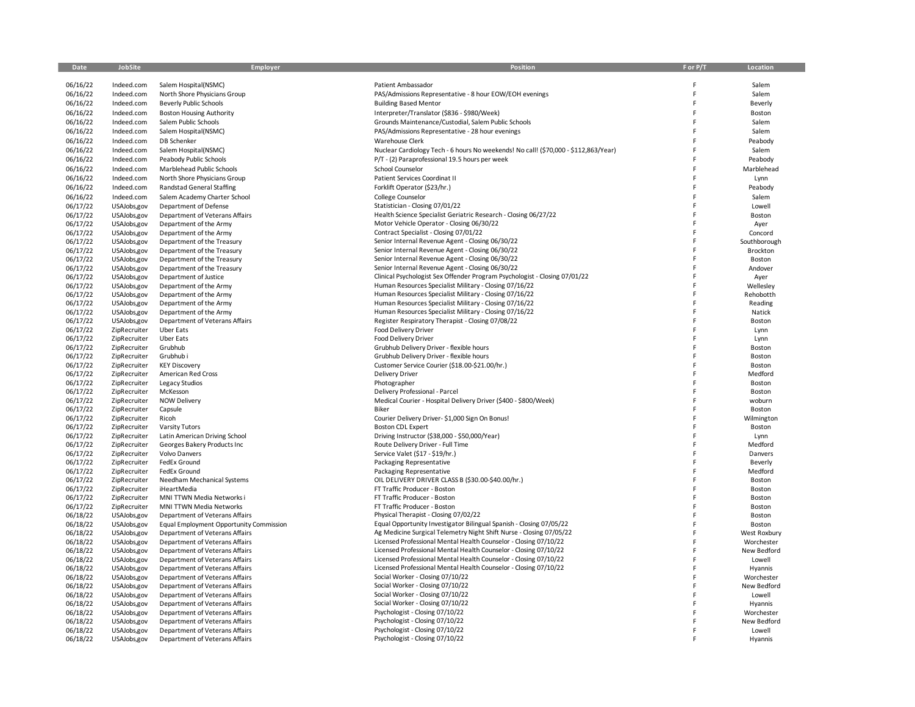| Date | JobSite | Employer | Position | F or P/T | Location |
|---|---|---|---|---|---|
| 06/16/22 | Indeed.com | Salem Hospital(NSMC) | Patient Ambassador | F | Salem |
| 06/16/22 | Indeed.com | North Shore Physicians Group | PAS/Admissions Representative - 8 hour EOW/EOH evenings | F | Salem |
| 06/16/22 | Indeed.com | Beverly Public Schools | Building Based Mentor | F | Beverly |
| 06/16/22 | Indeed.com | Boston Housing Authority | Interpreter/Translator ($836 - $980/Week) | F | Boston |
| 06/16/22 | Indeed.com | Salem Public Schools | Grounds Maintenance/Custodial, Salem Public Schools | F | Salem |
| 06/16/22 | Indeed.com | Salem Hospital(NSMC) | PAS/Admissions Representative - 28 hour evenings | F | Salem |
| 06/16/22 | Indeed.com | DB Schenker | Warehouse Clerk | F | Peabody |
| 06/16/22 | Indeed.com | Salem Hospital(NSMC) | Nuclear Cardiology Tech - 6 hours No weekends! No call! ($70,000 - $112,863/Year) | F | Salem |
| 06/16/22 | Indeed.com | Peabody Public Schools | P/T - (2) Paraprofessional 19.5 hours per week | F | Peabody |
| 06/16/22 | Indeed.com | Marblehead Public Schools | School Counselor | F | Marblehead |
| 06/16/22 | Indeed.com | North Shore Physicians Group | Patient Services Coordinat II | F | Lynn |
| 06/16/22 | Indeed.com | Randstad General Staffing | Forklift Operator ($23/hr.) | F | Peabody |
| 06/16/22 | Indeed.com | Salem Academy Charter School | College Counselor | F | Salem |
| 06/17/22 | USAJobs,gov | Department of Defense | Statistician - Closing 07/01/22 | F | Lowell |
| 06/17/22 | USAJobs,gov | Department of Veterans Affairs | Health Science Specialist Geriatric Research - Closing 06/27/22 | F | Boston |
| 06/17/22 | USAJobs,gov | Department of the Army | Motor Vehicle Operator - Closing 06/30/22 | F | Ayer |
| 06/17/22 | USAJobs,gov | Department of the Army | Contract Specialist - Closing 07/01/22 | F | Concord |
| 06/17/22 | USAJobs,gov | Department of the Treasury | Senior Internal Revenue Agent - Closing 06/30/22 | F | Southborough |
| 06/17/22 | USAJobs,gov | Department of the Treasury | Senior Internal Revenue Agent - Closing 06/30/22 | F | Brockton |
| 06/17/22 | USAJobs,gov | Department of the Treasury | Senior Internal Revenue Agent - Closing 06/30/22 | F | Boston |
| 06/17/22 | USAJobs,gov | Department of the Treasury | Senior Internal Revenue Agent - Closing 06/30/22 | F | Andover |
| 06/17/22 | USAJobs,gov | Department of Justice | Clinical Psychologist Sex Offender Program Psychologist - Closing 07/01/22 | F | Ayer |
| 06/17/22 | USAJobs,gov | Department of the Army | Human Resources Specialist Military - Closing 07/16/22 | F | Wellesley |
| 06/17/22 | USAJobs,gov | Department of the Army | Human Resources Specialist Military - Closing 07/16/22 | F | Rehobotth |
| 06/17/22 | USAJobs,gov | Department of the Army | Human Resources Specialist Military - Closing 07/16/22 | F | Reading |
| 06/17/22 | USAJobs,gov | Department of the Army | Human Resources Specialist Military - Closing 07/16/22 | F | Natick |
| 06/17/22 | USAJobs,gov | Department of Veterans Affairs | Register Respiratory Therapist - Closing 07/08/22 | F | Boston |
| 06/17/22 | ZipRecruiter | Uber Eats | Food Delivery Driver | F | Lynn |
| 06/17/22 | ZipRecruiter | Uber Eats | Food Delivery Driver | F | Lynn |
| 06/17/22 | ZipRecruiter | Grubhub | Grubhub Delivery Driver - flexible hours | F | Boston |
| 06/17/22 | ZipRecruiter | Grubhub i | Grubhub Delivery Driver - flexible hours | F | Boston |
| 06/17/22 | ZipRecruiter | KEY Discovery | Customer Service Courier ($18.00-$21.00/hr.) | F | Boston |
| 06/17/22 | ZipRecruiter | American Red Cross | Delivery Driver | F | Medford |
| 06/17/22 | ZipRecruiter | Legacy Studios | Photographer | F | Boston |
| 06/17/22 | ZipRecruiter | McKesson | Delivery Professional - Parcel | F | Boston |
| 06/17/22 | ZipRecruiter | NOW Delivery | Medical Courier - Hospital Delivery Driver ($400 - $800/Week) | F | woburn |
| 06/17/22 | ZipRecruiter | Capsule | Biker | F | Boston |
| 06/17/22 | ZipRecruiter | Ricoh | Courier Delivery Driver- $1,000 Sign On Bonus! | F | Wilmington |
| 06/17/22 | ZipRecruiter | Varsity Tutors | Boston CDL Expert | F | Boston |
| 06/17/22 | ZipRecruiter | Latin American Driving School | Driving Instructor ($38,000 - $50,000/Year) | F | Lynn |
| 06/17/22 | ZipRecruiter | Georges Bakery Products Inc | Route Delivery Driver - Full Time | F | Medford |
| 06/17/22 | ZipRecruiter | Volvo Danvers | Service Valet ($17 - $19/hr.) | F | Danvers |
| 06/17/22 | ZipRecruiter | FedEx Ground | Packaging Representative | F | Beverly |
| 06/17/22 | ZipRecruiter | FedEx Ground | Packaging Representative | F | Medford |
| 06/17/22 | ZipRecruiter | Needham Mechanical Systems | OIL DELIVERY DRIVER CLASS B ($30.00-$40.00/hr.) | F | Boston |
| 06/17/22 | ZipRecruiter | iHeartMedia | FT Traffic Producer - Boston | F | Boston |
| 06/17/22 | ZipRecruiter | MNI TTWN Media Networks i | FT Traffic Producer - Boston | F | Boston |
| 06/17/22 | ZipRecruiter | MNI TTWN Media Networks | FT Traffic Producer - Boston | F | Boston |
| 06/18/22 | USAJobs,gov | Department of Veterans Affairs | Physical Therapist - Closing 07/02/22 | F | Boston |
| 06/18/22 | USAJobs,gov | Equal Employment Opportunity Commission | Equal Opportunity Investigator Bilingual Spanish - Closing 07/05/22 | F | Boston |
| 06/18/22 | USAJobs,gov | Department of Veterans Affairs | Ag Medicine Surgical Telemetry Night Shift Nurse - Closing 07/05/22 | F | West Roxbury |
| 06/18/22 | USAJobs,gov | Department of Veterans Affairs | Licensed Professional Mental Health Counselor - Closing 07/10/22 | F | Worchester |
| 06/18/22 | USAJobs,gov | Department of Veterans Affairs | Licensed Professional Mental Health Counselor - Closing 07/10/22 | F | New Bedford |
| 06/18/22 | USAJobs,gov | Department of Veterans Affairs | Licensed Professional Mental Health Counselor - Closing 07/10/22 | F | Lowell |
| 06/18/22 | USAJobs,gov | Department of Veterans Affairs | Licensed Professional Mental Health Counselor - Closing 07/10/22 | F | Hyannis |
| 06/18/22 | USAJobs,gov | Department of Veterans Affairs | Social Worker - Closing 07/10/22 | F | Worchester |
| 06/18/22 | USAJobs,gov | Department of Veterans Affairs | Social Worker - Closing 07/10/22 | F | New Bedford |
| 06/18/22 | USAJobs,gov | Department of Veterans Affairs | Social Worker - Closing 07/10/22 | F | Lowell |
| 06/18/22 | USAJobs,gov | Department of Veterans Affairs | Social Worker - Closing 07/10/22 | F | Hyannis |
| 06/18/22 | USAJobs,gov | Department of Veterans Affairs | Psychologist - Closing 07/10/22 | F | Worchester |
| 06/18/22 | USAJobs,gov | Department of Veterans Affairs | Psychologist - Closing 07/10/22 | F | New Bedford |
| 06/18/22 | USAJobs,gov | Department of Veterans Affairs | Psychologist - Closing 07/10/22 | F | Lowell |
| 06/18/22 | USAJobs,gov | Department of Veterans Affairs | Psychologist - Closing 07/10/22 | F | Hyannis |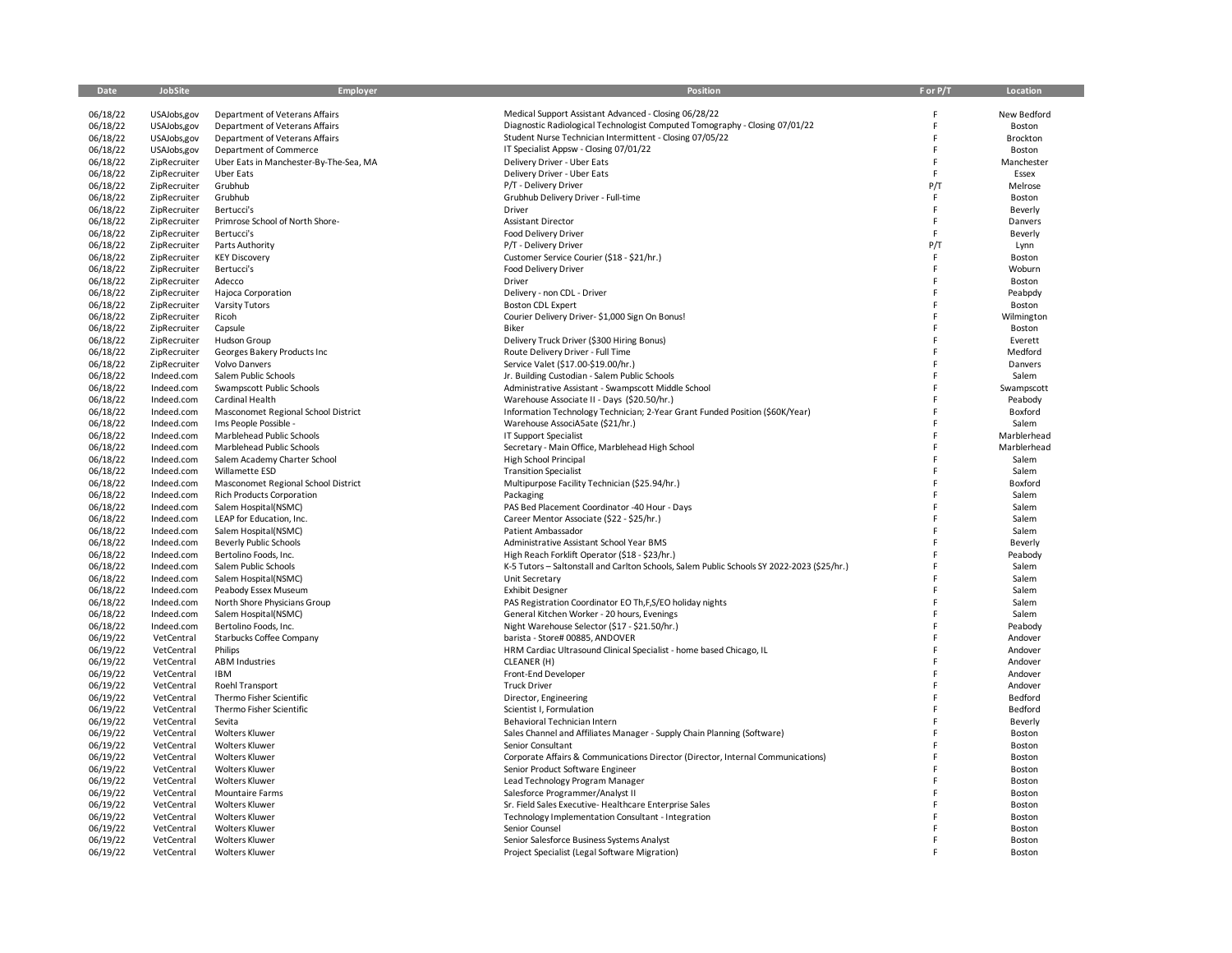| Date | JobSite | Employer | Position | F or P/T | Location |
|---|---|---|---|---|---|
| 06/18/22 | USAJobs,gov | Department of Veterans Affairs | Medical Support Assistant Advanced - Closing 06/28/22 | F | New Bedford |
| 06/18/22 | USAJobs,gov | Department of Veterans Affairs | Diagnostic Radiological Technologist Computed Tomography - Closing 07/01/22 | F | Boston |
| 06/18/22 | USAJobs,gov | Department of Veterans Affairs | Student Nurse Technician Intermittent - Closing 07/05/22 | F | Brockton |
| 06/18/22 | USAJobs,gov | Department of Commerce | IT Specialist Appsw - Closing 07/01/22 | F | Boston |
| 06/18/22 | ZipRecruiter | Uber Eats in Manchester-By-The-Sea, MA | Delivery Driver - Uber Eats | F | Manchester |
| 06/18/22 | ZipRecruiter | Uber Eats | Delivery Driver - Uber Eats | F | Essex |
| 06/18/22 | ZipRecruiter | Grubhub | P/T - Delivery Driver | P/T | Melrose |
| 06/18/22 | ZipRecruiter | Grubhub | Grubhub Delivery Driver - Full-time | F | Boston |
| 06/18/22 | ZipRecruiter | Bertucci's | Driver | F | Beverly |
| 06/18/22 | ZipRecruiter | Primrose School of North Shore- | Assistant Director | F | Danvers |
| 06/18/22 | ZipRecruiter | Bertucci's | Food Delivery Driver | F | Beverly |
| 06/18/22 | ZipRecruiter | Parts Authority | P/T - Delivery Driver | P/T | Lynn |
| 06/18/22 | ZipRecruiter | KEY Discovery | Customer Service Courier ($18 - $21/hr.) | F | Boston |
| 06/18/22 | ZipRecruiter | Bertucci's | Food Delivery Driver | F | Woburn |
| 06/18/22 | ZipRecruiter | Adecco | Driver | F | Boston |
| 06/18/22 | ZipRecruiter | Hajoca Corporation | Delivery - non CDL - Driver | F | Peabpdy |
| 06/18/22 | ZipRecruiter | Varsity Tutors | Boston CDL Expert | F | Boston |
| 06/18/22 | ZipRecruiter | Ricoh | Courier Delivery Driver- $1,000 Sign On Bonus! | F | Wilmington |
| 06/18/22 | ZipRecruiter | Capsule | Biker | F | Boston |
| 06/18/22 | ZipRecruiter | Hudson Group | Delivery Truck Driver ($300 Hiring Bonus) | F | Everett |
| 06/18/22 | ZipRecruiter | Georges Bakery Products Inc | Route Delivery Driver - Full Time | F | Medford |
| 06/18/22 | ZipRecruiter | Volvo Danvers | Service Valet ($17.00-$19.00/hr.) | F | Danvers |
| 06/18/22 | Indeed.com | Salem Public Schools | Jr. Building Custodian - Salem Public Schools | F | Salem |
| 06/18/22 | Indeed.com | Swampscott Public Schools | Administrative Assistant - Swampscott Middle School | F | Swampscott |
| 06/18/22 | Indeed.com | Cardinal Health | Warehouse Associate II - Days ($20.50/hr.) | F | Peabody |
| 06/18/22 | Indeed.com | Masconomet Regional School District | Information Technology Technician; 2-Year Grant Funded Position ($60K/Year) | F | Boxford |
| 06/18/22 | Indeed.com | Ims People Possible - | Warehouse AssociA5ate ($21/hr.) | F | Salem |
| 06/18/22 | Indeed.com | Marblehead Public Schools | IT Support Specialist | F | Marblerhead |
| 06/18/22 | Indeed.com | Marblehead Public Schools | Secretary - Main Office, Marblehead High School | F | Marblerhead |
| 06/18/22 | Indeed.com | Salem Academy Charter School | High School Principal | F | Salem |
| 06/18/22 | Indeed.com | Willamette ESD | Transition Specialist | F | Salem |
| 06/18/22 | Indeed.com | Masconomet Regional School District | Multipurpose Facility Technician ($25.94/hr.) | F | Boxford |
| 06/18/22 | Indeed.com | Rich Products Corporation | Packaging | F | Salem |
| 06/18/22 | Indeed.com | Salem Hospital(NSMC) | PAS Bed Placement Coordinator -40 Hour - Days | F | Salem |
| 06/18/22 | Indeed.com | LEAP for Education, Inc. | Career Mentor Associate ($22 - $25/hr.) | F | Salem |
| 06/18/22 | Indeed.com | Salem Hospital(NSMC) | Patient Ambassador | F | Salem |
| 06/18/22 | Indeed.com | Beverly Public Schools | Administrative Assistant School Year BMS | F | Beverly |
| 06/18/22 | Indeed.com | Bertolino Foods, Inc. | High Reach Forklift Operator ($18 - $23/hr.) | F | Peabody |
| 06/18/22 | Indeed.com | Salem Public Schools | K-5 Tutors – Saltonstall and Carlton Schools, Salem Public Schools SY 2022-2023 ($25/hr.) | F | Salem |
| 06/18/22 | Indeed.com | Salem Hospital(NSMC) | Unit Secretary | F | Salem |
| 06/18/22 | Indeed.com | Peabody Essex Museum | Exhibit Designer | F | Salem |
| 06/18/22 | Indeed.com | North Shore Physicians Group | PAS Registration Coordinator EO Th,F,S/EO holiday nights | F | Salem |
| 06/18/22 | Indeed.com | Salem Hospital(NSMC) | General Kitchen Worker - 20 hours, Evenings | F | Salem |
| 06/18/22 | Indeed.com | Bertolino Foods, Inc. | Night Warehouse Selector ($17 - $21.50/hr.) | F | Peabody |
| 06/19/22 | VetCentral | Starbucks Coffee Company | barista - Store# 00885, ANDOVER | F | Andover |
| 06/19/22 | VetCentral | Philips | HRM Cardiac Ultrasound Clinical Specialist - home based Chicago, IL | F | Andover |
| 06/19/22 | VetCentral | ABM Industries | CLEANER (H) | F | Andover |
| 06/19/22 | VetCentral | IBM | Front-End Developer | F | Andover |
| 06/19/22 | VetCentral | Roehl Transport | Truck Driver | F | Andover |
| 06/19/22 | VetCentral | Thermo Fisher Scientific | Director, Engineering | F | Bedford |
| 06/19/22 | VetCentral | Thermo Fisher Scientific | Scientist I, Formulation | F | Bedford |
| 06/19/22 | VetCentral | Sevita | Behavioral Technician Intern | F | Beverly |
| 06/19/22 | VetCentral | Wolters Kluwer | Sales Channel and Affiliates Manager - Supply Chain Planning (Software) | F | Boston |
| 06/19/22 | VetCentral | Wolters Kluwer | Senior Consultant | F | Boston |
| 06/19/22 | VetCentral | Wolters Kluwer | Corporate Affairs & Communications Director (Director, Internal Communications) | F | Boston |
| 06/19/22 | VetCentral | Wolters Kluwer | Senior Product Software Engineer | F | Boston |
| 06/19/22 | VetCentral | Wolters Kluwer | Lead Technology Program Manager | F | Boston |
| 06/19/22 | VetCentral | Mountaire Farms | Salesforce Programmer/Analyst II | F | Boston |
| 06/19/22 | VetCentral | Wolters Kluwer | Sr. Field Sales Executive- Healthcare Enterprise Sales | F | Boston |
| 06/19/22 | VetCentral | Wolters Kluwer | Technology Implementation Consultant - Integration | F | Boston |
| 06/19/22 | VetCentral | Wolters Kluwer | Senior Counsel | F | Boston |
| 06/19/22 | VetCentral | Wolters Kluwer | Senior Salesforce Business Systems Analyst | F | Boston |
| 06/19/22 | VetCentral | Wolters Kluwer | Project Specialist (Legal Software Migration) | F | Boston |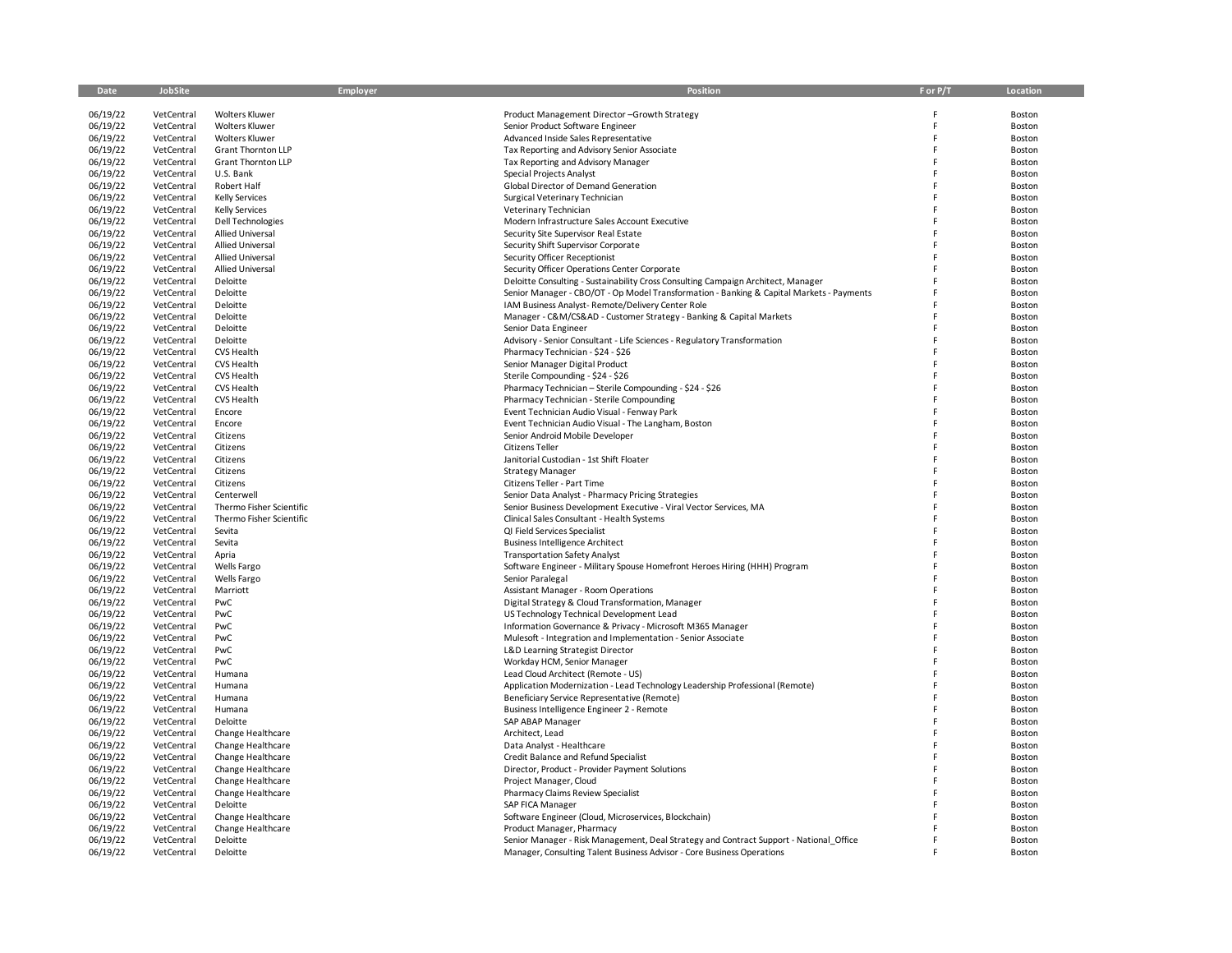| Date | JobSite | Employer | Position | F or P/T | Location |
|---|---|---|---|---|---|
| 06/19/22 | VetCentral | Wolters Kluwer | Product Management Director –Growth Strategy | F | Boston |
| 06/19/22 | VetCentral | Wolters Kluwer | Senior Product Software Engineer | F | Boston |
| 06/19/22 | VetCentral | Wolters Kluwer | Advanced Inside Sales Representative | F | Boston |
| 06/19/22 | VetCentral | Grant Thornton LLP | Tax Reporting and Advisory Senior Associate | F | Boston |
| 06/19/22 | VetCentral | Grant Thornton LLP | Tax Reporting and Advisory Manager | F | Boston |
| 06/19/22 | VetCentral | U.S. Bank | Special Projects Analyst | F | Boston |
| 06/19/22 | VetCentral | Robert Half | Global Director of Demand Generation | F | Boston |
| 06/19/22 | VetCentral | Kelly Services | Surgical Veterinary Technician | F | Boston |
| 06/19/22 | VetCentral | Kelly Services | Veterinary Technician | F | Boston |
| 06/19/22 | VetCentral | Dell Technologies | Modern Infrastructure Sales Account Executive | F | Boston |
| 06/19/22 | VetCentral | Allied Universal | Security Site Supervisor Real Estate | F | Boston |
| 06/19/22 | VetCentral | Allied Universal | Security Shift Supervisor Corporate | F | Boston |
| 06/19/22 | VetCentral | Allied Universal | Security Officer Receptionist | F | Boston |
| 06/19/22 | VetCentral | Allied Universal | Security Officer Operations Center Corporate | F | Boston |
| 06/19/22 | VetCentral | Deloitte | Deloitte Consulting - Sustainability Cross Consulting Campaign Architect, Manager | F | Boston |
| 06/19/22 | VetCentral | Deloitte | Senior Manager - CBO/OT - Op Model Transformation - Banking & Capital Markets - Payments | F | Boston |
| 06/19/22 | VetCentral | Deloitte | IAM Business Analyst- Remote/Delivery Center Role | F | Boston |
| 06/19/22 | VetCentral | Deloitte | Manager - C&M/CS&AD - Customer Strategy - Banking & Capital Markets | F | Boston |
| 06/19/22 | VetCentral | Deloitte | Senior Data Engineer | F | Boston |
| 06/19/22 | VetCentral | Deloitte | Advisory - Senior Consultant - Life Sciences - Regulatory Transformation | F | Boston |
| 06/19/22 | VetCentral | CVS Health | Pharmacy Technician - $24 - $26 | F | Boston |
| 06/19/22 | VetCentral | CVS Health | Senior Manager Digital Product | F | Boston |
| 06/19/22 | VetCentral | CVS Health | Sterile Compounding - $24 - $26 | F | Boston |
| 06/19/22 | VetCentral | CVS Health | Pharmacy Technician – Sterile Compounding - $24 - $26 | F | Boston |
| 06/19/22 | VetCentral | CVS Health | Pharmacy Technician - Sterile Compounding | F | Boston |
| 06/19/22 | VetCentral | Encore | Event Technician Audio Visual - Fenway Park | F | Boston |
| 06/19/22 | VetCentral | Encore | Event Technician Audio Visual - The Langham, Boston | F | Boston |
| 06/19/22 | VetCentral | Citizens | Senior Android Mobile Developer | F | Boston |
| 06/19/22 | VetCentral | Citizens | Citizens Teller | F | Boston |
| 06/19/22 | VetCentral | Citizens | Janitorial Custodian - 1st Shift Floater | F | Boston |
| 06/19/22 | VetCentral | Citizens | Strategy Manager | F | Boston |
| 06/19/22 | VetCentral | Citizens | Citizens Teller - Part Time | F | Boston |
| 06/19/22 | VetCentral | Centerwell | Senior Data Analyst - Pharmacy Pricing Strategies | F | Boston |
| 06/19/22 | VetCentral | Thermo Fisher Scientific | Senior Business Development Executive - Viral Vector Services, MA | F | Boston |
| 06/19/22 | VetCentral | Thermo Fisher Scientific | Clinical Sales Consultant - Health Systems | F | Boston |
| 06/19/22 | VetCentral | Sevita | QI Field Services Specialist | F | Boston |
| 06/19/22 | VetCentral | Sevita | Business Intelligence Architect | F | Boston |
| 06/19/22 | VetCentral | Apria | Transportation Safety Analyst | F | Boston |
| 06/19/22 | VetCentral | Wells Fargo | Software Engineer - Military Spouse Homefront Heroes Hiring (HHH) Program | F | Boston |
| 06/19/22 | VetCentral | Wells Fargo | Senior Paralegal | F | Boston |
| 06/19/22 | VetCentral | Marriott | Assistant Manager - Room Operations | F | Boston |
| 06/19/22 | VetCentral | PwC | Digital Strategy & Cloud Transformation, Manager | F | Boston |
| 06/19/22 | VetCentral | PwC | US Technology Technical Development Lead | F | Boston |
| 06/19/22 | VetCentral | PwC | Information Governance & Privacy - Microsoft M365 Manager | F | Boston |
| 06/19/22 | VetCentral | PwC | Mulesoft - Integration and Implementation - Senior Associate | F | Boston |
| 06/19/22 | VetCentral | PwC | L&D Learning Strategist Director | F | Boston |
| 06/19/22 | VetCentral | PwC | Workday HCM, Senior Manager | F | Boston |
| 06/19/22 | VetCentral | Humana | Lead Cloud Architect (Remote - US) | F | Boston |
| 06/19/22 | VetCentral | Humana | Application Modernization - Lead Technology Leadership Professional (Remote) | F | Boston |
| 06/19/22 | VetCentral | Humana | Beneficiary Service Representative (Remote) | F | Boston |
| 06/19/22 | VetCentral | Humana | Business Intelligence Engineer 2 - Remote | F | Boston |
| 06/19/22 | VetCentral | Deloitte | SAP ABAP Manager | F | Boston |
| 06/19/22 | VetCentral | Change Healthcare | Architect, Lead | F | Boston |
| 06/19/22 | VetCentral | Change Healthcare | Data Analyst - Healthcare | F | Boston |
| 06/19/22 | VetCentral | Change Healthcare | Credit Balance and Refund Specialist | F | Boston |
| 06/19/22 | VetCentral | Change Healthcare | Director, Product - Provider Payment Solutions | F | Boston |
| 06/19/22 | VetCentral | Change Healthcare | Project Manager, Cloud | F | Boston |
| 06/19/22 | VetCentral | Change Healthcare | Pharmacy Claims Review Specialist | F | Boston |
| 06/19/22 | VetCentral | Deloitte | SAP FICA Manager | F | Boston |
| 06/19/22 | VetCentral | Change Healthcare | Software Engineer (Cloud, Microservices, Blockchain) | F | Boston |
| 06/19/22 | VetCentral | Change Healthcare | Product Manager, Pharmacy | F | Boston |
| 06/19/22 | VetCentral | Deloitte | Senior Manager - Risk Management, Deal Strategy and Contract Support - National_Office | F | Boston |
| 06/19/22 | VetCentral | Deloitte | Manager, Consulting Talent Business Advisor - Core Business Operations | F | Boston |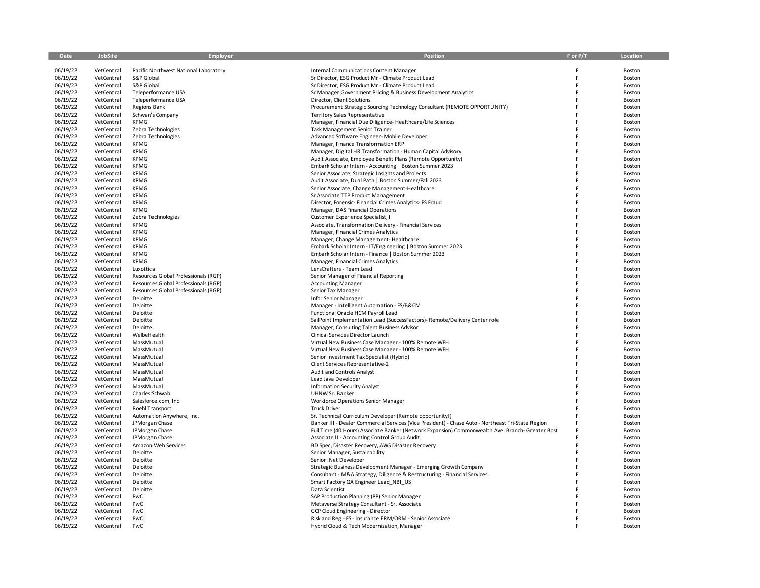| Date | JobSite | Employer | Position | F or P/T | Location |
|---|---|---|---|---|---|
| 06/19/22 | VetCentral | Pacific Northwest National Laboratory | Internal Communications Content Manager | F | Boston |
| 06/19/22 | VetCentral | S&P Global | Sr Director, ESG Product Mr - Climate Product Lead | F | Boston |
| 06/19/22 | VetCentral | S&P Global | Sr Director, ESG Product Mr - Climate Product Lead | F | Boston |
| 06/19/22 | VetCentral | Teleperformance USA | Sr Manager Government Pricing & Business Development Analytics | F | Boston |
| 06/19/22 | VetCentral | Teleperformance USA | Director, Client Solutions | F | Boston |
| 06/19/22 | VetCentral | Regions Bank | Procurement Strategic Sourcing Technology Consultant (REMOTE OPPORTUNITY) | F | Boston |
| 06/19/22 | VetCentral | Schwan's Company | Territory Sales Representative | F | Boston |
| 06/19/22 | VetCentral | KPMG | Manager, Financial Due Diligence- Healthcare/Life Sciences | F | Boston |
| 06/19/22 | VetCentral | Zebra Technologies | Task Management Senior Trainer | F | Boston |
| 06/19/22 | VetCentral | Zebra Technologies | Advanced Software Engineer- Mobile Developer | F | Boston |
| 06/19/22 | VetCentral | KPMG | Manager, Finance Transformation ERP | F | Boston |
| 06/19/22 | VetCentral | KPMG | Manager, Digital HR Transformation - Human Capital Advisory | F | Boston |
| 06/19/22 | VetCentral | KPMG | Audit Associate, Employee Benefit Plans (Remote Opportunity) | F | Boston |
| 06/19/22 | VetCentral | KPMG | Embark Scholar Intern - Accounting \| Boston Summer 2023 | F | Boston |
| 06/19/22 | VetCentral | KPMG | Senior Associate, Strategic Insights and Projects | F | Boston |
| 06/19/22 | VetCentral | KPMG | Audit Associate, Dual Path \| Boston Summer/Fall 2023 | F | Boston |
| 06/19/22 | VetCentral | KPMG | Senior Associate, Change Management-Healthcare | F | Boston |
| 06/19/22 | VetCentral | KPMG | Sr Associate TTP Product Management | F | Boston |
| 06/19/22 | VetCentral | KPMG | Director, Forensic- Financial Crimes Analytics- FS Fraud | F | Boston |
| 06/19/22 | VetCentral | KPMG | Manager, DAS Financial Operations | F | Boston |
| 06/19/22 | VetCentral | Zebra Technologies | Customer Experience Specialist, I | F | Boston |
| 06/19/22 | VetCentral | KPMG | Associate, Transformation Delivery - Financial Services | F | Boston |
| 06/19/22 | VetCentral | KPMG | Manager, Financial Crimes Analytics | F | Boston |
| 06/19/22 | VetCentral | KPMG | Manager, Change Management- Healthcare | F | Boston |
| 06/19/22 | VetCentral | KPMG | Embark Scholar Intern - IT/Engineering \| Boston Summer 2023 | F | Boston |
| 06/19/22 | VetCentral | KPMG | Embark Scholar Intern - Finance \| Boston Summer 2023 | F | Boston |
| 06/19/22 | VetCentral | KPMG | Manager, Financial Crimes Analytics | F | Boston |
| 06/19/22 | VetCentral | Luxottica | LensCrafters - Team Lead | F | Boston |
| 06/19/22 | VetCentral | Resources Global Professionals (RGP) | Senior Manager of Financial Reporting | F | Boston |
| 06/19/22 | VetCentral | Resources Global Professionals (RGP) | Accounting Manager | F | Boston |
| 06/19/22 | VetCentral | Resources Global Professionals (RGP) | Senior Tax Manager | F | Boston |
| 06/19/22 | VetCentral | Deloitte | Infor Senior Manager | F | Boston |
| 06/19/22 | VetCentral | Deloitte | Manager - Intelligent Automation - FS/B&CM | F | Boston |
| 06/19/22 | VetCentral | Deloitte | Functional Oracle HCM Payroll Lead | F | Boston |
| 06/19/22 | VetCentral | Deloitte | SailPoint Implementation Lead (SuccessFactors)- Remote/Delivery Center role | F | Boston |
| 06/19/22 | VetCentral | Deloitte | Manager, Consulting Talent Business Advisor | F | Boston |
| 06/19/22 | VetCentral | WelbeHealth | Clinical Services Director Launch | F | Boston |
| 06/19/22 | VetCentral | MassMutual | Virtual New Business Case Manager - 100% Remote WFH | F | Boston |
| 06/19/22 | VetCentral | MassMutual | Virtual New Business Case Manager - 100% Remote WFH | F | Boston |
| 06/19/22 | VetCentral | MassMutual | Senior Investment Tax Specialist (Hybrid) | F | Boston |
| 06/19/22 | VetCentral | MassMutual | Client Services Representative-2 | F | Boston |
| 06/19/22 | VetCentral | MassMutual | Audit and Controls Analyst | F | Boston |
| 06/19/22 | VetCentral | MassMutual | Lead Java Developer | F | Boston |
| 06/19/22 | VetCentral | MassMutual | Information Security Analyst | F | Boston |
| 06/19/22 | VetCentral | Charles Schwab | UHNW Sr. Banker | F | Boston |
| 06/19/22 | VetCentral | Salesforce.com, Inc | Workforce Operations Senior Manager | F | Boston |
| 06/19/22 | VetCentral | Roehl Transport | Truck Driver | F | Boston |
| 06/19/22 | VetCentral | Automation Anywhere, Inc. | Sr. Technical Curriculum Developer (Remote opportunity!) | F | Boston |
| 06/19/22 | VetCentral | JPMorgan Chase | Banker III - Dealer Commercial Services (Vice President) - Chase Auto - Northeast Tri-State Region | F | Boston |
| 06/19/22 | VetCentral | JPMorgan Chase | Full Time (40 Hours) Associate Banker (Network Expansion) Commonwealth Ave. Branch- Greater Bost | F | Boston |
| 06/19/22 | VetCentral | JPMorgan Chase | Associate II - Accounting Control Group Audit | F | Boston |
| 06/19/22 | VetCentral | Amazon Web Services | BD Spec, Disaster Recovery, AWS Disaster Recovery | F | Boston |
| 06/19/22 | VetCentral | Deloitte | Senior Manager, Sustainability | F | Boston |
| 06/19/22 | VetCentral | Deloitte | Senior .Net Developer | F | Boston |
| 06/19/22 | VetCentral | Deloitte | Strategic Business Development Manager - Emerging Growth Company | F | Boston |
| 06/19/22 | VetCentral | Deloitte | Consultant - M&A Strategy, Diligence & Restructuring - Financial Services | F | Boston |
| 06/19/22 | VetCentral | Deloitte | Smart Factory QA Engineer Lead_NBI_US | F | Boston |
| 06/19/22 | VetCentral | Deloitte | Data Scientist | F | Boston |
| 06/19/22 | VetCentral | PwC | SAP Production Planning (PP) Senior Manager | F | Boston |
| 06/19/22 | VetCentral | PwC | Metaverse Strategy Consultant - Sr. Associate | F | Boston |
| 06/19/22 | VetCentral | PwC | GCP Cloud Engineering - Director | F | Boston |
| 06/19/22 | VetCentral | PwC | Risk and Reg - FS - Insurance ERM/ORM - Senior Associate | F | Boston |
| 06/19/22 | VetCentral | PwC | Hybrid Cloud & Tech Modernization, Manager | F | Boston |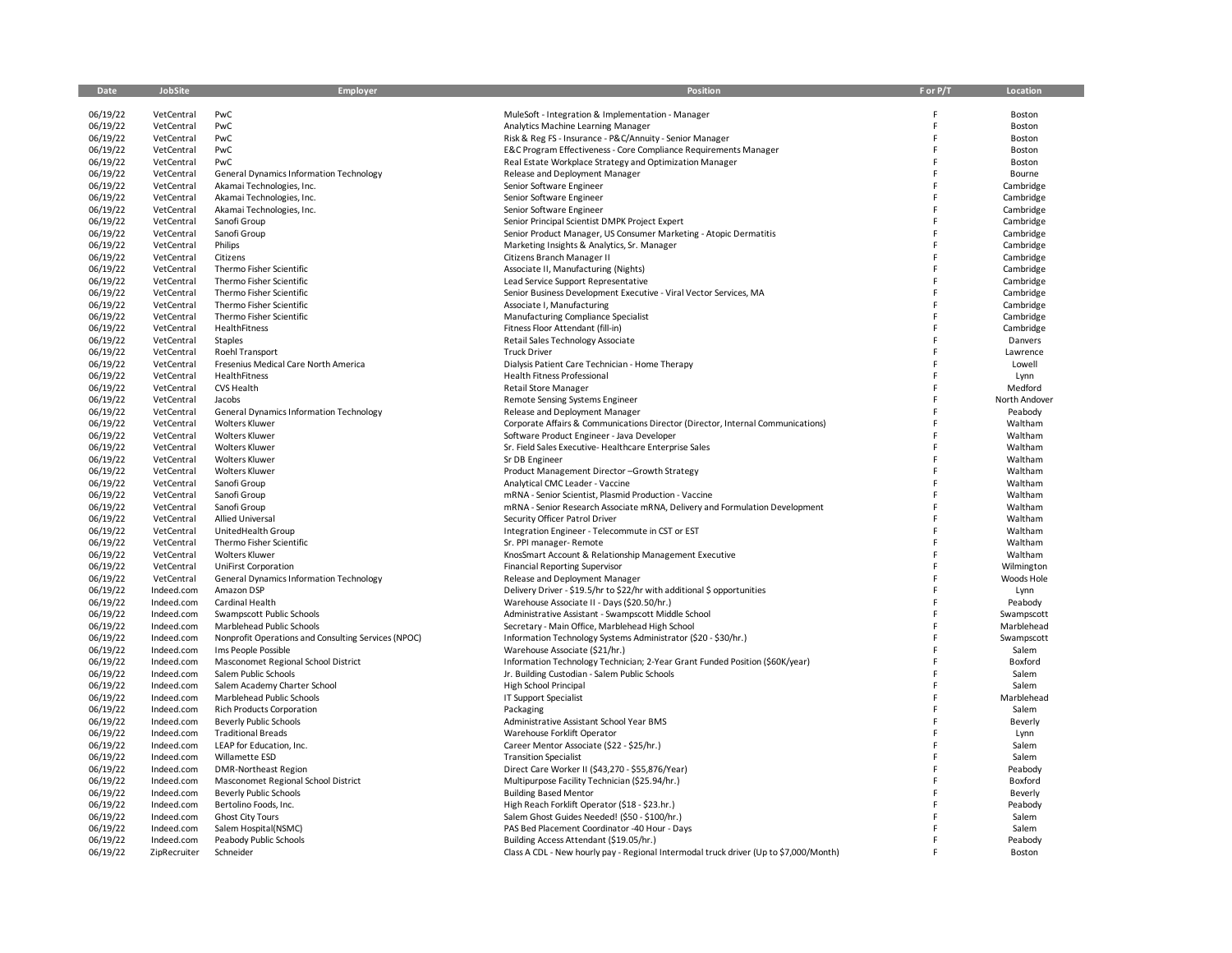| Date | JobSite | Employer | Position | F or P/T | Location |
|---|---|---|---|---|---|
| 06/19/22 | VetCentral | PwC | MuleSoft - Integration & Implementation - Manager | F | Boston |
| 06/19/22 | VetCentral | PwC | Analytics Machine Learning Manager | F | Boston |
| 06/19/22 | VetCentral | PwC | Risk & Reg FS - Insurance - P&C/Annuity - Senior Manager | F | Boston |
| 06/19/22 | VetCentral | PwC | E&C Program Effectiveness - Core Compliance Requirements Manager | F | Boston |
| 06/19/22 | VetCentral | PwC | Real Estate Workplace Strategy and Optimization Manager | F | Boston |
| 06/19/22 | VetCentral | General Dynamics Information Technology | Release and Deployment Manager | F | Bourne |
| 06/19/22 | VetCentral | Akamai Technologies, Inc. | Senior Software Engineer | F | Cambridge |
| 06/19/22 | VetCentral | Akamai Technologies, Inc. | Senior Software Engineer | F | Cambridge |
| 06/19/22 | VetCentral | Akamai Technologies, Inc. | Senior Software Engineer | F | Cambridge |
| 06/19/22 | VetCentral | Sanofi Group | Senior Principal Scientist DMPK Project Expert | F | Cambridge |
| 06/19/22 | VetCentral | Sanofi Group | Senior Product Manager, US Consumer Marketing - Atopic Dermatitis | F | Cambridge |
| 06/19/22 | VetCentral | Philips | Marketing Insights & Analytics, Sr. Manager | F | Cambridge |
| 06/19/22 | VetCentral | Citizens | Citizens Branch Manager II | F | Cambridge |
| 06/19/22 | VetCentral | Thermo Fisher Scientific | Associate II, Manufacturing (Nights) | F | Cambridge |
| 06/19/22 | VetCentral | Thermo Fisher Scientific | Lead Service Support Representative | F | Cambridge |
| 06/19/22 | VetCentral | Thermo Fisher Scientific | Senior Business Development Executive - Viral Vector Services, MA | F | Cambridge |
| 06/19/22 | VetCentral | Thermo Fisher Scientific | Associate I, Manufacturing | F | Cambridge |
| 06/19/22 | VetCentral | Thermo Fisher Scientific | Manufacturing Compliance Specialist | F | Cambridge |
| 06/19/22 | VetCentral | HealthFitness | Fitness Floor Attendant (fill-in) | F | Cambridge |
| 06/19/22 | VetCentral | Staples | Retail Sales Technology Associate | F | Danvers |
| 06/19/22 | VetCentral | Roehl Transport | Truck Driver | F | Lawrence |
| 06/19/22 | VetCentral | Fresenius Medical Care North America | Dialysis Patient Care Technician - Home Therapy | F | Lowell |
| 06/19/22 | VetCentral | HealthFitness | Health Fitness Professional | F | Lynn |
| 06/19/22 | VetCentral | CVS Health | Retail Store Manager | F | Medford |
| 06/19/22 | VetCentral | Jacobs | Remote Sensing Systems Engineer | F | North Andover |
| 06/19/22 | VetCentral | General Dynamics Information Technology | Release and Deployment Manager | F | Peabody |
| 06/19/22 | VetCentral | Wolters Kluwer | Corporate Affairs & Communications Director (Director, Internal Communications) | F | Waltham |
| 06/19/22 | VetCentral | Wolters Kluwer | Software Product Engineer - Java Developer | F | Waltham |
| 06/19/22 | VetCentral | Wolters Kluwer | Sr. Field Sales Executive- Healthcare Enterprise Sales | F | Waltham |
| 06/19/22 | VetCentral | Wolters Kluwer | Sr DB Engineer | F | Waltham |
| 06/19/22 | VetCentral | Wolters Kluwer | Product Management Director –Growth Strategy | F | Waltham |
| 06/19/22 | VetCentral | Sanofi Group | Analytical CMC Leader - Vaccine | F | Waltham |
| 06/19/22 | VetCentral | Sanofi Group | mRNA - Senior Scientist, Plasmid Production - Vaccine | F | Waltham |
| 06/19/22 | VetCentral | Sanofi Group | mRNA - Senior Research Associate mRNA, Delivery and Formulation Development | F | Waltham |
| 06/19/22 | VetCentral | Allied Universal | Security Officer Patrol Driver | F | Waltham |
| 06/19/22 | VetCentral | UnitedHealth Group | Integration Engineer - Telecommute in CST or EST | F | Waltham |
| 06/19/22 | VetCentral | Thermo Fisher Scientific | Sr. PPI manager- Remote | F | Waltham |
| 06/19/22 | VetCentral | Wolters Kluwer | KnosSmart Account & Relationship Management Executive | F | Waltham |
| 06/19/22 | VetCentral | UniFirst Corporation | Financial Reporting Supervisor | F | Wilmington |
| 06/19/22 | VetCentral | General Dynamics Information Technology | Release and Deployment Manager | F | Woods Hole |
| 06/19/22 | Indeed.com | Amazon DSP | Delivery Driver - $19.5/hr to $22/hr with additional $ opportunities | F | Lynn |
| 06/19/22 | Indeed.com | Cardinal Health | Warehouse Associate II - Days ($20.50/hr.) | F | Peabody |
| 06/19/22 | Indeed.com | Swampscott Public Schools | Administrative Assistant - Swampscott Middle School | F | Swampscott |
| 06/19/22 | Indeed.com | Marblehead Public Schools | Secretary - Main Office, Marblehead High School | F | Marblehead |
| 06/19/22 | Indeed.com | Nonprofit Operations and Consulting Services (NPOC) | Information Technology Systems Administrator ($20 - $30/hr.) | F | Swampscott |
| 06/19/22 | Indeed.com | Ims People Possible | Warehouse Associate ($21/hr.) | F | Salem |
| 06/19/22 | Indeed.com | Masconomet Regional School District | Information Technology Technician; 2-Year Grant Funded Position ($60K/year) | F | Boxford |
| 06/19/22 | Indeed.com | Salem Public Schools | Jr. Building Custodian - Salem Public Schools | F | Salem |
| 06/19/22 | Indeed.com | Salem Academy Charter School | High School Principal | F | Salem |
| 06/19/22 | Indeed.com | Marblehead Public Schools | IT Support Specialist | F | Marblehead |
| 06/19/22 | Indeed.com | Rich Products Corporation | Packaging | F | Salem |
| 06/19/22 | Indeed.com | Beverly Public Schools | Administrative Assistant School Year BMS | F | Beverly |
| 06/19/22 | Indeed.com | Traditional Breads | Warehouse Forklift Operator | F | Lynn |
| 06/19/22 | Indeed.com | LEAP for Education, Inc. | Career Mentor Associate ($22 - $25/hr.) | F | Salem |
| 06/19/22 | Indeed.com | Willamette ESD | Transition Specialist | F | Salem |
| 06/19/22 | Indeed.com | DMR-Northeast Region | Direct Care Worker II ($43,270 - $55,876/Year) | F | Peabody |
| 06/19/22 | Indeed.com | Masconomet Regional School District | Multipurpose Facility Technician ($25.94/hr.) | F | Boxford |
| 06/19/22 | Indeed.com | Beverly Public Schools | Building Based Mentor | F | Beverly |
| 06/19/22 | Indeed.com | Bertolino Foods, Inc. | High Reach Forklift Operator ($18 - $23.hr.) | F | Peabody |
| 06/19/22 | Indeed.com | Ghost City Tours | Salem Ghost Guides Needed! ($50 - $100/hr.) | F | Salem |
| 06/19/22 | Indeed.com | Salem Hospital(NSMC) | PAS Bed Placement Coordinator -40 Hour - Days | F | Salem |
| 06/19/22 | Indeed.com | Peabody Public Schools | Building Access Attendant ($19.05/hr.) | F | Peabody |
| 06/19/22 | ZipRecruiter | Schneider | Class A CDL - New hourly pay - Regional Intermodal truck driver (Up to $7,000/Month) | F | Boston |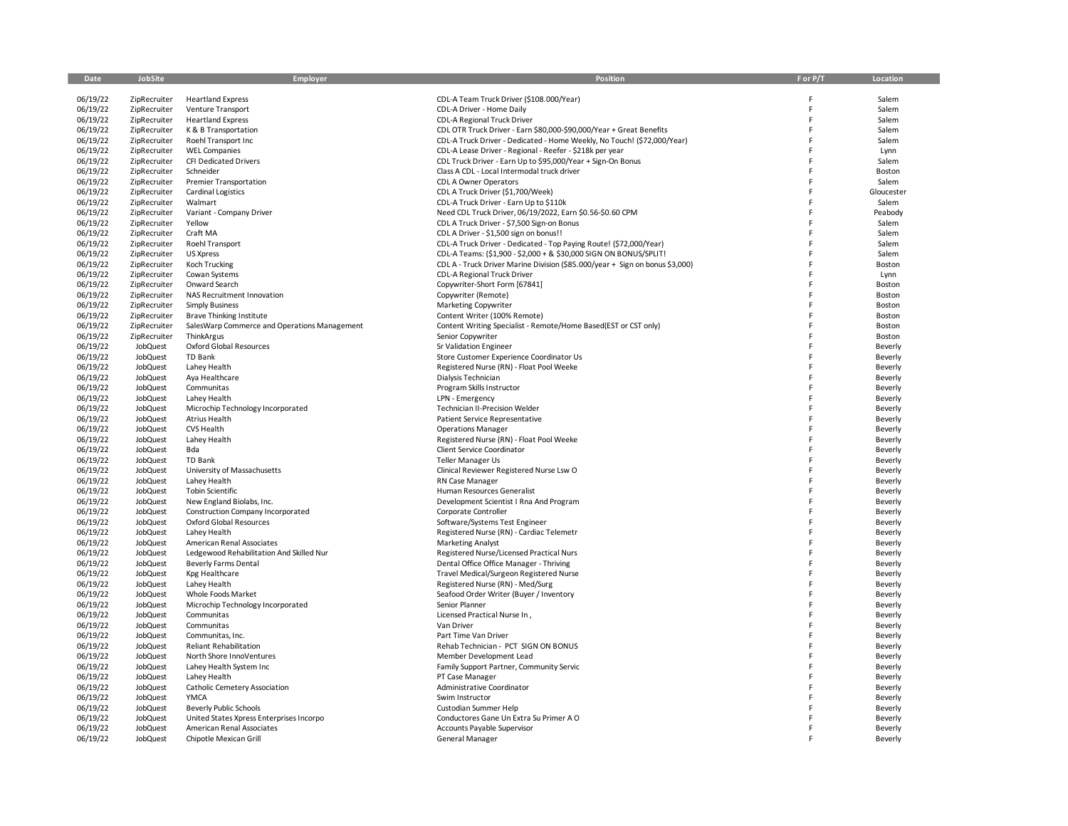| Date | JobSite | Employer | Position | F or P/T | Location |
|---|---|---|---|---|---|
| 06/19/22 | ZipRecruiter | Heartland Express | CDL-A Team Truck Driver ($108.000/Year) | F | Salem |
| 06/19/22 | ZipRecruiter | Venture Transport | CDL-A Driver - Home Daily | F | Salem |
| 06/19/22 | ZipRecruiter | Heartland Express | CDL-A Regional Truck Driver | F | Salem |
| 06/19/22 | ZipRecruiter | K & B Transportation | CDL OTR Truck Driver - Earn $80,000-$90,000/Year + Great Benefits | F | Salem |
| 06/19/22 | ZipRecruiter | Roehl Transport Inc | CDL-A Truck Driver - Dedicated - Home Weekly, No Touch! ($72,000/Year) | F | Salem |
| 06/19/22 | ZipRecruiter | WEL Companies | CDL-A Lease Driver - Regional - Reefer - $218k per year | F | Lynn |
| 06/19/22 | ZipRecruiter | CFI Dedicated Drivers | CDL Truck Driver - Earn Up to $95,000/Year + Sign-On Bonus | F | Salem |
| 06/19/22 | ZipRecruiter | Schneider | Class A CDL - Local Intermodal truck driver | F | Boston |
| 06/19/22 | ZipRecruiter | Premier Transportation | CDL A Owner Operators | F | Salem |
| 06/19/22 | ZipRecruiter | Cardinal Logistics | CDL A Truck Driver ($1,700/Week) | F | Gloucester |
| 06/19/22 | ZipRecruiter | Walmart | CDL-A Truck Driver - Earn Up to $110k | F | Salem |
| 06/19/22 | ZipRecruiter | Variant - Company Driver | Need CDL Truck Driver, 06/19/2022, Earn $0.56-$0.60 CPM | F | Peabody |
| 06/19/22 | ZipRecruiter | Yellow | CDL A Truck Driver - $7,500 Sign-on Bonus | F | Salem |
| 06/19/22 | ZipRecruiter | Craft MA | CDL A Driver - $1,500 sign on bonus!! | F | Salem |
| 06/19/22 | ZipRecruiter | Roehl Transport | CDL-A Truck Driver - Dedicated - Top Paying Route! ($72,000/Year) | F | Salem |
| 06/19/22 | ZipRecruiter | US Xpress | CDL-A Teams: ($1,900 - $2,000 + & $30,000 SIGN ON BONUS/SPLIT! | F | Salem |
| 06/19/22 | ZipRecruiter | Koch Trucking | CDL A - Truck Driver Marine Division ($85.000/year + Sign on bonus $3,000) | F | Boston |
| 06/19/22 | ZipRecruiter | Cowan Systems | CDL-A Regional Truck Driver | F | Lynn |
| 06/19/22 | ZipRecruiter | Onward Search | Copywriter-Short Form [67841] | F | Boston |
| 06/19/22 | ZipRecruiter | NAS Recruitment Innovation | Copywriter (Remote) | F | Boston |
| 06/19/22 | ZipRecruiter | Simply Business | Marketing Copywriter | F | Boston |
| 06/19/22 | ZipRecruiter | Brave Thinking Institute | Content Writer (100% Remote) | F | Boston |
| 06/19/22 | ZipRecruiter | SalesWarp Commerce and Operations Management | Content Writing Specialist - Remote/Home Based(EST or CST only) | F | Boston |
| 06/19/22 | ZipRecruiter | ThinkArgus | Senior Copywriter | F | Boston |
| 06/19/22 | JobQuest | Oxford Global Resources | Sr Validation Engineer | F | Beverly |
| 06/19/22 | JobQuest | TD Bank | Store Customer Experience Coordinator Us | F | Beverly |
| 06/19/22 | JobQuest | Lahey Health | Registered Nurse (RN) - Float Pool Weeke | F | Beverly |
| 06/19/22 | JobQuest | Aya Healthcare | Dialysis Technician | F | Beverly |
| 06/19/22 | JobQuest | Communitas | Program Skills Instructor | F | Beverly |
| 06/19/22 | JobQuest | Lahey Health | LPN - Emergency | F | Beverly |
| 06/19/22 | JobQuest | Microchip Technology Incorporated | Technician II-Precision Welder | F | Beverly |
| 06/19/22 | JobQuest | Atrius Health | Patient Service Representative | F | Beverly |
| 06/19/22 | JobQuest | CVS Health | Operations Manager | F | Beverly |
| 06/19/22 | JobQuest | Lahey Health | Registered Nurse (RN) - Float Pool Weeke | F | Beverly |
| 06/19/22 | JobQuest | Bda | Client Service Coordinator | F | Beverly |
| 06/19/22 | JobQuest | TD Bank | Teller Manager Us | F | Beverly |
| 06/19/22 | JobQuest | University of Massachusetts | Clinical Reviewer Registered Nurse Lsw O | F | Beverly |
| 06/19/22 | JobQuest | Lahey Health | RN Case Manager | F | Beverly |
| 06/19/22 | JobQuest | Tobin Scientific | Human Resources Generalist | F | Beverly |
| 06/19/22 | JobQuest | New England Biolabs, Inc. | Development Scientist I Rna And Program | F | Beverly |
| 06/19/22 | JobQuest | Construction Company Incorporated | Corporate Controller | F | Beverly |
| 06/19/22 | JobQuest | Oxford Global Resources | Software/Systems Test Engineer | F | Beverly |
| 06/19/22 | JobQuest | Lahey Health | Registered Nurse (RN) - Cardiac Telemetr | F | Beverly |
| 06/19/22 | JobQuest | American Renal Associates | Marketing Analyst | F | Beverly |
| 06/19/22 | JobQuest | Ledgewood Rehabilitation And Skilled Nur | Registered Nurse/Licensed Practical Nurs | F | Beverly |
| 06/19/22 | JobQuest | Beverly Farms Dental | Dental Office Office Manager - Thriving | F | Beverly |
| 06/19/22 | JobQuest | Kpg Healthcare | Travel Medical/Surgeon Registered Nurse | F | Beverly |
| 06/19/22 | JobQuest | Lahey Health | Registered Nurse (RN) - Med/Surg | F | Beverly |
| 06/19/22 | JobQuest | Whole Foods Market | Seafood Order Writer (Buyer / Inventory | F | Beverly |
| 06/19/22 | JobQuest | Microchip Technology Incorporated | Senior Planner | F | Beverly |
| 06/19/22 | JobQuest | Communitas | Licensed Practical Nurse In , | F | Beverly |
| 06/19/22 | JobQuest | Communitas | Van Driver | F | Beverly |
| 06/19/22 | JobQuest | Communitas, Inc. | Part Time Van Driver | F | Beverly |
| 06/19/22 | JobQuest | Reliant Rehabilitation | Rehab Technician - PCT SIGN ON BONUS | F | Beverly |
| 06/19/22 | JobQuest | North Shore InnoVentures | Member Development Lead | F | Beverly |
| 06/19/22 | JobQuest | Lahey Health System Inc | Family Support Partner, Community Servic | F | Beverly |
| 06/19/22 | JobQuest | Lahey Health | PT Case Manager | F | Beverly |
| 06/19/22 | JobQuest | Catholic Cemetery Association | Administrative Coordinator | F | Beverly |
| 06/19/22 | JobQuest | YMCA | Swim Instructor | F | Beverly |
| 06/19/22 | JobQuest | Beverly Public Schools | Custodian Summer Help | F | Beverly |
| 06/19/22 | JobQuest | United States Xpress Enterprises Incorpo | Conductores Gane Un Extra Su Primer A O | F | Beverly |
| 06/19/22 | JobQuest | American Renal Associates | Accounts Payable Supervisor | F | Beverly |
| 06/19/22 | JobQuest | Chipotle Mexican Grill | General Manager | F | Beverly |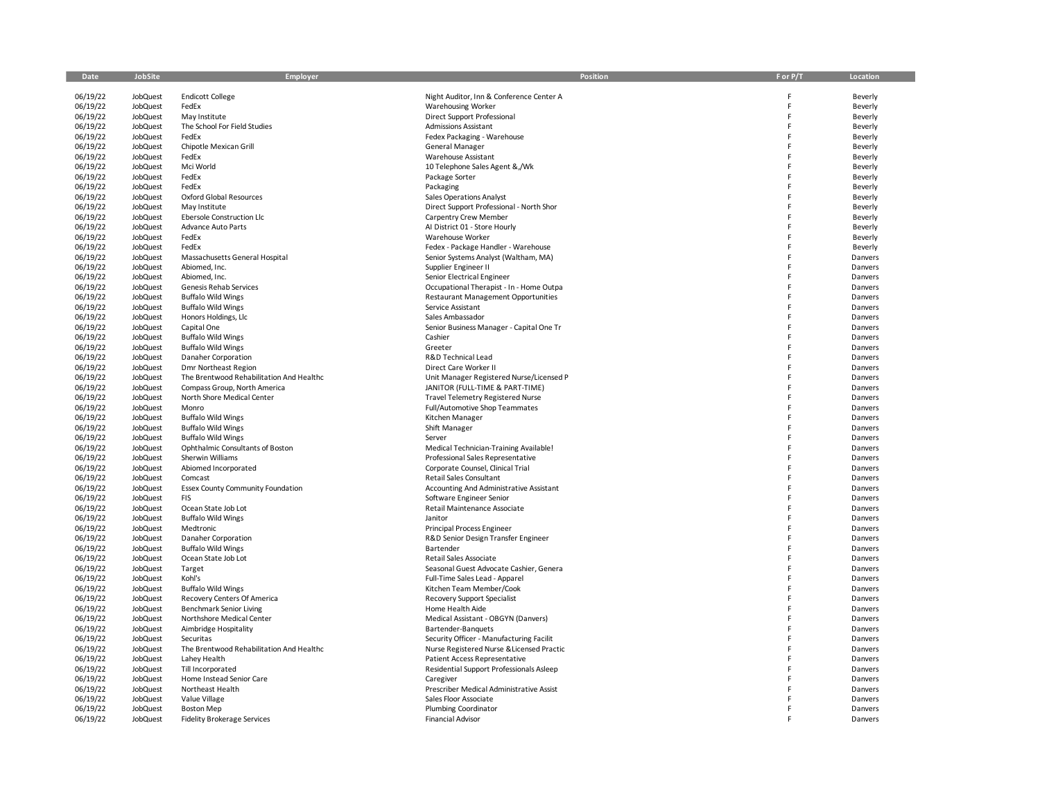| Date | JobSite | Employer | Position | F or P/T | Location |
|---|---|---|---|---|---|
| 06/19/22 | JobQuest | Endicott College | Night Auditor, Inn & Conference Center A | F | Beverly |
| 06/19/22 | JobQuest | FedEx | Warehousing Worker | F | Beverly |
| 06/19/22 | JobQuest | May Institute | Direct Support Professional | F | Beverly |
| 06/19/22 | JobQuest | The School For Field Studies | Admissions Assistant | F | Beverly |
| 06/19/22 | JobQuest | FedEx | Fedex Packaging - Warehouse | F | Beverly |
| 06/19/22 | JobQuest | Chipotle Mexican Grill | General Manager | F | Beverly |
| 06/19/22 | JobQuest | FedEx | Warehouse Assistant | F | Beverly |
| 06/19/22 | JobQuest | Mci World | 10 Telephone Sales Agent &,/Wk | F | Beverly |
| 06/19/22 | JobQuest | FedEx | Package Sorter | F | Beverly |
| 06/19/22 | JobQuest | FedEx | Packaging | F | Beverly |
| 06/19/22 | JobQuest | Oxford Global Resources | Sales Operations Analyst | F | Beverly |
| 06/19/22 | JobQuest | May Institute | Direct Support Professional - North Shor | F | Beverly |
| 06/19/22 | JobQuest | Ebersole Construction Llc | Carpentry Crew Member | F | Beverly |
| 06/19/22 | JobQuest | Advance Auto Parts | Al District 01 - Store Hourly | F | Beverly |
| 06/19/22 | JobQuest | FedEx | Warehouse Worker | F | Beverly |
| 06/19/22 | JobQuest | FedEx | Fedex - Package Handler - Warehouse | F | Beverly |
| 06/19/22 | JobQuest | Massachusetts General Hospital | Senior Systems Analyst (Waltham, MA) | F | Danvers |
| 06/19/22 | JobQuest | Abiomed, Inc. | Supplier Engineer II | F | Danvers |
| 06/19/22 | JobQuest | Abiomed, Inc. | Senior Electrical Engineer | F | Danvers |
| 06/19/22 | JobQuest | Genesis Rehab Services | Occupational Therapist - In - Home Outpa | F | Danvers |
| 06/19/22 | JobQuest | Buffalo Wild Wings | Restaurant Management Opportunities | F | Danvers |
| 06/19/22 | JobQuest | Buffalo Wild Wings | Service Assistant | F | Danvers |
| 06/19/22 | JobQuest | Honors Holdings, Llc | Sales Ambassador | F | Danvers |
| 06/19/22 | JobQuest | Capital One | Senior Business Manager - Capital One Tr | F | Danvers |
| 06/19/22 | JobQuest | Buffalo Wild Wings | Cashier | F | Danvers |
| 06/19/22 | JobQuest | Buffalo Wild Wings | Greeter | F | Danvers |
| 06/19/22 | JobQuest | Danaher Corporation | R&D Technical Lead | F | Danvers |
| 06/19/22 | JobQuest | Dmr Northeast Region | Direct Care Worker II | F | Danvers |
| 06/19/22 | JobQuest | The Brentwood Rehabilitation And Healthc | Unit Manager Registered Nurse/Licensed P | F | Danvers |
| 06/19/22 | JobQuest | Compass Group, North America | JANITOR (FULL-TIME & PART-TIME) | F | Danvers |
| 06/19/22 | JobQuest | North Shore Medical Center | Travel Telemetry Registered Nurse | F | Danvers |
| 06/19/22 | JobQuest | Monro | Full/Automotive Shop Teammates | F | Danvers |
| 06/19/22 | JobQuest | Buffalo Wild Wings | Kitchen Manager | F | Danvers |
| 06/19/22 | JobQuest | Buffalo Wild Wings | Shift Manager | F | Danvers |
| 06/19/22 | JobQuest | Buffalo Wild Wings | Server | F | Danvers |
| 06/19/22 | JobQuest | Ophthalmic Consultants of Boston | Medical Technician-Training Available! | F | Danvers |
| 06/19/22 | JobQuest | Sherwin Williams | Professional Sales Representative | F | Danvers |
| 06/19/22 | JobQuest | Abiomed Incorporated | Corporate Counsel, Clinical Trial | F | Danvers |
| 06/19/22 | JobQuest | Comcast | Retail Sales Consultant | F | Danvers |
| 06/19/22 | JobQuest | Essex County Community Foundation | Accounting And Administrative Assistant | F | Danvers |
| 06/19/22 | JobQuest | FIS | Software Engineer Senior | F | Danvers |
| 06/19/22 | JobQuest | Ocean State Job Lot | Retail Maintenance Associate | F | Danvers |
| 06/19/22 | JobQuest | Buffalo Wild Wings | Janitor | F | Danvers |
| 06/19/22 | JobQuest | Medtronic | Principal Process Engineer | F | Danvers |
| 06/19/22 | JobQuest | Danaher Corporation | R&D Senior Design Transfer Engineer | F | Danvers |
| 06/19/22 | JobQuest | Buffalo Wild Wings | Bartender | F | Danvers |
| 06/19/22 | JobQuest | Ocean State Job Lot | Retail Sales Associate | F | Danvers |
| 06/19/22 | JobQuest | Target | Seasonal Guest Advocate Cashier, Genera | F | Danvers |
| 06/19/22 | JobQuest | Kohl's | Full-Time Sales Lead - Apparel | F | Danvers |
| 06/19/22 | JobQuest | Buffalo Wild Wings | Kitchen Team Member/Cook | F | Danvers |
| 06/19/22 | JobQuest | Recovery Centers Of America | Recovery Support Specialist | F | Danvers |
| 06/19/22 | JobQuest | Benchmark Senior Living | Home Health Aide | F | Danvers |
| 06/19/22 | JobQuest | Northshore Medical Center | Medical Assistant - OBGYN (Danvers) | F | Danvers |
| 06/19/22 | JobQuest | Aimbridge Hospitality | Bartender-Banquets | F | Danvers |
| 06/19/22 | JobQuest | Securitas | Security Officer - Manufacturing Facilit | F | Danvers |
| 06/19/22 | JobQuest | The Brentwood Rehabilitation And Healthc | Nurse Registered Nurse &Licensed Practic | F | Danvers |
| 06/19/22 | JobQuest | Lahey Health | Patient Access Representative | F | Danvers |
| 06/19/22 | JobQuest | Till Incorporated | Residential Support Professionals Asleep | F | Danvers |
| 06/19/22 | JobQuest | Home Instead Senior Care | Caregiver | F | Danvers |
| 06/19/22 | JobQuest | Northeast Health | Prescriber Medical Administrative Assist | F | Danvers |
| 06/19/22 | JobQuest | Value Village | Sales Floor Associate | F | Danvers |
| 06/19/22 | JobQuest | Boston Mep | Plumbing Coordinator | F | Danvers |
| 06/19/22 | JobQuest | Fidelity Brokerage Services | Financial Advisor | F | Danvers |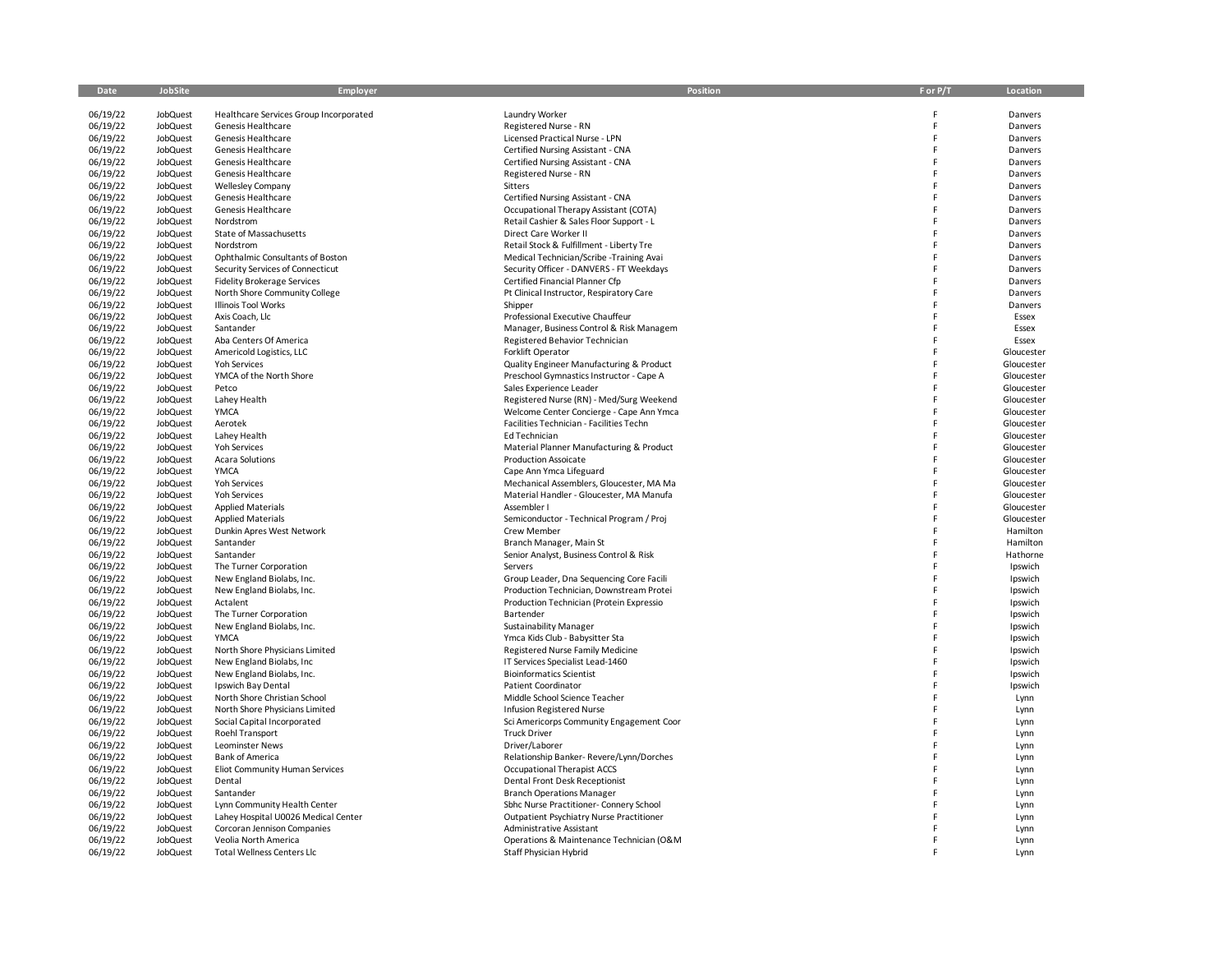| Date | JobSite | Employer | Position | F or P/T | Location |
|---|---|---|---|---|---|
| 06/19/22 | JobQuest | Healthcare Services Group Incorporated | Laundry Worker | F | Danvers |
| 06/19/22 | JobQuest | Genesis Healthcare | Registered Nurse - RN | F | Danvers |
| 06/19/22 | JobQuest | Genesis Healthcare | Licensed Practical Nurse - LPN | F | Danvers |
| 06/19/22 | JobQuest | Genesis Healthcare | Certified Nursing Assistant - CNA | F | Danvers |
| 06/19/22 | JobQuest | Genesis Healthcare | Certified Nursing Assistant - CNA | F | Danvers |
| 06/19/22 | JobQuest | Genesis Healthcare | Registered Nurse - RN | F | Danvers |
| 06/19/22 | JobQuest | Wellesley Company | Sitters | F | Danvers |
| 06/19/22 | JobQuest | Genesis Healthcare | Certified Nursing Assistant - CNA | F | Danvers |
| 06/19/22 | JobQuest | Genesis Healthcare | Occupational Therapy Assistant (COTA) | F | Danvers |
| 06/19/22 | JobQuest | Nordstrom | Retail Cashier & Sales Floor Support - L | F | Danvers |
| 06/19/22 | JobQuest | State of Massachusetts | Direct Care Worker II | F | Danvers |
| 06/19/22 | JobQuest | Nordstrom | Retail Stock & Fulfillment - Liberty Tre | F | Danvers |
| 06/19/22 | JobQuest | Ophthalmic Consultants of Boston | Medical Technician/Scribe -Training Avai | F | Danvers |
| 06/19/22 | JobQuest | Security Services of Connecticut | Security Officer - DANVERS - FT Weekdays | F | Danvers |
| 06/19/22 | JobQuest | Fidelity Brokerage Services | Certified Financial Planner Cfp | F | Danvers |
| 06/19/22 | JobQuest | North Shore Community College | Pt Clinical Instructor, Respiratory Care | F | Danvers |
| 06/19/22 | JobQuest | Illinois Tool Works | Shipper | F | Danvers |
| 06/19/22 | JobQuest | Axis Coach, Llc | Professional Executive Chauffeur | F | Essex |
| 06/19/22 | JobQuest | Santander | Manager, Business Control & Risk Managem | F | Essex |
| 06/19/22 | JobQuest | Aba Centers Of America | Registered Behavior Technician | F | Essex |
| 06/19/22 | JobQuest | Americold Logistics, LLC | Forklift Operator | F | Gloucester |
| 06/19/22 | JobQuest | Yoh Services | Quality Engineer Manufacturing & Product | F | Gloucester |
| 06/19/22 | JobQuest | YMCA of the North Shore | Preschool Gymnastics Instructor - Cape A | F | Gloucester |
| 06/19/22 | JobQuest | Petco | Sales Experience Leader | F | Gloucester |
| 06/19/22 | JobQuest | Lahey Health | Registered Nurse (RN) - Med/Surg Weekend | F | Gloucester |
| 06/19/22 | JobQuest | YMCA | Welcome Center Concierge - Cape Ann Ymca | F | Gloucester |
| 06/19/22 | JobQuest | Aerotek | Facilities Technician - Facilities Techn | F | Gloucester |
| 06/19/22 | JobQuest | Lahey Health | Ed Technician | F | Gloucester |
| 06/19/22 | JobQuest | Yoh Services | Material Planner Manufacturing & Product | F | Gloucester |
| 06/19/22 | JobQuest | Acara Solutions | Production Assoicate | F | Gloucester |
| 06/19/22 | JobQuest | YMCA | Cape Ann Ymca Lifeguard | F | Gloucester |
| 06/19/22 | JobQuest | Yoh Services | Mechanical Assemblers, Gloucester, MA Ma | F | Gloucester |
| 06/19/22 | JobQuest | Yoh Services | Material Handler - Gloucester, MA Manufa | F | Gloucester |
| 06/19/22 | JobQuest | Applied Materials | Assembler I | F | Gloucester |
| 06/19/22 | JobQuest | Applied Materials | Semiconductor - Technical Program / Proj | F | Gloucester |
| 06/19/22 | JobQuest | Dunkin Apres West Network | Crew Member | F | Hamilton |
| 06/19/22 | JobQuest | Santander | Branch Manager, Main St | F | Hamilton |
| 06/19/22 | JobQuest | Santander | Senior Analyst, Business Control & Risk | F | Hathorne |
| 06/19/22 | JobQuest | The Turner Corporation | Servers | F | Ipswich |
| 06/19/22 | JobQuest | New England Biolabs, Inc. | Group Leader, Dna Sequencing Core Facili | F | Ipswich |
| 06/19/22 | JobQuest | New England Biolabs, Inc. | Production Technician, Downstream Protei | F | Ipswich |
| 06/19/22 | JobQuest | Actalent | Production Technician (Protein Expressio | F | Ipswich |
| 06/19/22 | JobQuest | The Turner Corporation | Bartender | F | Ipswich |
| 06/19/22 | JobQuest | New England Biolabs, Inc. | Sustainability Manager | F | Ipswich |
| 06/19/22 | JobQuest | YMCA | Ymca Kids Club - Babysitter Sta | F | Ipswich |
| 06/19/22 | JobQuest | North Shore Physicians Limited | Registered Nurse Family Medicine | F | Ipswich |
| 06/19/22 | JobQuest | New England Biolabs, Inc | IT Services Specialist Lead-1460 | F | Ipswich |
| 06/19/22 | JobQuest | New England Biolabs, Inc. | Bioinformatics Scientist | F | Ipswich |
| 06/19/22 | JobQuest | Ipswich Bay Dental | Patient Coordinator | F | Ipswich |
| 06/19/22 | JobQuest | North Shore Christian School | Middle School Science Teacher | F | Lynn |
| 06/19/22 | JobQuest | North Shore Physicians Limited | Infusion Registered Nurse | F | Lynn |
| 06/19/22 | JobQuest | Social Capital Incorporated | Sci Americorps Community Engagement Coor | F | Lynn |
| 06/19/22 | JobQuest | Roehl Transport | Truck Driver | F | Lynn |
| 06/19/22 | JobQuest | Leominster News | Driver/Laborer | F | Lynn |
| 06/19/22 | JobQuest | Bank of America | Relationship Banker- Revere/Lynn/Dorches | F | Lynn |
| 06/19/22 | JobQuest | Eliot Community Human Services | Occupational Therapist ACCS | F | Lynn |
| 06/19/22 | JobQuest | Dental | Dental Front Desk Receptionist | F | Lynn |
| 06/19/22 | JobQuest | Santander | Branch Operations Manager | F | Lynn |
| 06/19/22 | JobQuest | Lynn Community Health Center | Sbhc Nurse Practitioner- Connery School | F | Lynn |
| 06/19/22 | JobQuest | Lahey Hospital U0026 Medical Center | Outpatient Psychiatry Nurse Practitioner | F | Lynn |
| 06/19/22 | JobQuest | Corcoran Jennison Companies | Administrative Assistant | F | Lynn |
| 06/19/22 | JobQuest | Veolia North America | Operations & Maintenance Technician (O&M | F | Lynn |
| 06/19/22 | JobQuest | Total Wellness Centers Llc | Staff Physician Hybrid | F | Lynn |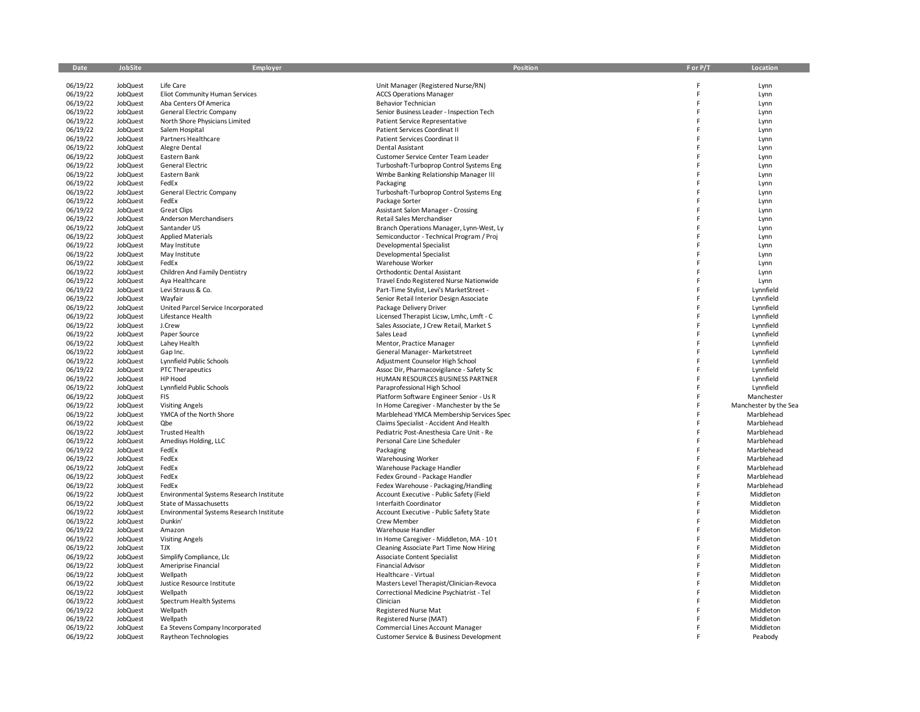| Date | JobSite | Employer | Position | F or P/T | Location |
|---|---|---|---|---|---|
| 06/19/22 | JobQuest | Life Care | Unit Manager (Registered Nurse/RN) | F | Lynn |
| 06/19/22 | JobQuest | Eliot Community Human Services | ACCS Operations Manager | F | Lynn |
| 06/19/22 | JobQuest | Aba Centers Of America | Behavior Technician | F | Lynn |
| 06/19/22 | JobQuest | General Electric Company | Senior Business Leader - Inspection Tech | F | Lynn |
| 06/19/22 | JobQuest | North Shore Physicians Limited | Patient Service Representative | F | Lynn |
| 06/19/22 | JobQuest | Salem Hospital | Patient Services Coordinat II | F | Lynn |
| 06/19/22 | JobQuest | Partners Healthcare | Patient Services Coordinat II | F | Lynn |
| 06/19/22 | JobQuest | Alegre Dental | Dental Assistant | F | Lynn |
| 06/19/22 | JobQuest | Eastern Bank | Customer Service Center Team Leader | F | Lynn |
| 06/19/22 | JobQuest | General Electric | Turboshaft-Turboprop Control Systems Eng | F | Lynn |
| 06/19/22 | JobQuest | Eastern Bank | Wmbe Banking Relationship Manager III | F | Lynn |
| 06/19/22 | JobQuest | FedEx | Packaging | F | Lynn |
| 06/19/22 | JobQuest | General Electric Company | Turboshaft-Turboprop Control Systems Eng | F | Lynn |
| 06/19/22 | JobQuest | FedEx | Package Sorter | F | Lynn |
| 06/19/22 | JobQuest | Great Clips | Assistant Salon Manager - Crossing | F | Lynn |
| 06/19/22 | JobQuest | Anderson Merchandisers | Retail Sales Merchandiser | F | Lynn |
| 06/19/22 | JobQuest | Santander US | Branch Operations Manager, Lynn-West, Ly | F | Lynn |
| 06/19/22 | JobQuest | Applied Materials | Semiconductor - Technical Program / Proj | F | Lynn |
| 06/19/22 | JobQuest | May Institute | Developmental Specialist | F | Lynn |
| 06/19/22 | JobQuest | May Institute | Developmental Specialist | F | Lynn |
| 06/19/22 | JobQuest | FedEx | Warehouse Worker | F | Lynn |
| 06/19/22 | JobQuest | Children And Family Dentistry | Orthodontic Dental Assistant | F | Lynn |
| 06/19/22 | JobQuest | Aya Healthcare | Travel Endo Registered Nurse Nationwide | F | Lynn |
| 06/19/22 | JobQuest | Levi Strauss & Co. | Part-Time Stylist, Levi's MarketStreet - | F | Lynnfield |
| 06/19/22 | JobQuest | Wayfair | Senior Retail Interior Design Associate | F | Lynnfield |
| 06/19/22 | JobQuest | United Parcel Service Incorporated | Package Delivery Driver | F | Lynnfield |
| 06/19/22 | JobQuest | Lifestance Health | Licensed Therapist Licsw, Lmhc, Lmft - C | F | Lynnfield |
| 06/19/22 | JobQuest | J.Crew | Sales Associate, J Crew Retail, Market S | F | Lynnfield |
| 06/19/22 | JobQuest | Paper Source | Sales Lead | F | Lynnfield |
| 06/19/22 | JobQuest | Lahey Health | Mentor, Practice Manager | F | Lynnfield |
| 06/19/22 | JobQuest | Gap Inc. | General Manager- Marketstreet | F | Lynnfield |
| 06/19/22 | JobQuest | Lynnfield Public Schools | Adjustment Counselor High School | F | Lynnfield |
| 06/19/22 | JobQuest | PTC Therapeutics | Assoc Dir, Pharmacovigilance - Safety Sc | F | Lynnfield |
| 06/19/22 | JobQuest | HP Hood | HUMAN RESOURCES BUSINESS PARTNER | F | Lynnfield |
| 06/19/22 | JobQuest | Lynnfield Public Schools | Paraprofessional High School | F | Lynnfield |
| 06/19/22 | JobQuest | FIS | Platform Software Engineer Senior - Us R | F | Manchester |
| 06/19/22 | JobQuest | Visiting Angels | In Home Caregiver - Manchester by the Se | F | Manchester by the Sea |
| 06/19/22 | JobQuest | YMCA of the North Shore | Marblehead YMCA Membership Services Spec | F | Marblehead |
| 06/19/22 | JobQuest | Qbe | Claims Specialist - Accident And Health | F | Marblehead |
| 06/19/22 | JobQuest | Trusted Health | Pediatric Post-Anesthesia Care Unit - Re | F | Marblehead |
| 06/19/22 | JobQuest | Amedisys Holding, LLC | Personal Care Line Scheduler | F | Marblehead |
| 06/19/22 | JobQuest | FedEx | Packaging | F | Marblehead |
| 06/19/22 | JobQuest | FedEx | Warehousing Worker | F | Marblehead |
| 06/19/22 | JobQuest | FedEx | Warehouse Package Handler | F | Marblehead |
| 06/19/22 | JobQuest | FedEx | Fedex Ground - Package Handler | F | Marblehead |
| 06/19/22 | JobQuest | FedEx | Fedex Warehouse - Packaging/Handling | F | Marblehead |
| 06/19/22 | JobQuest | Environmental Systems Research Institute | Account Executive - Public Safety (Field | F | Middleton |
| 06/19/22 | JobQuest | State of Massachusetts | Interfaith Coordinator | F | Middleton |
| 06/19/22 | JobQuest | Environmental Systems Research Institute | Account Executive - Public Safety State | F | Middleton |
| 06/19/22 | JobQuest | Dunkin' | Crew Member | F | Middleton |
| 06/19/22 | JobQuest | Amazon | Warehouse Handler | F | Middleton |
| 06/19/22 | JobQuest | Visiting Angels | In Home Caregiver - Middleton, MA - 10 t | F | Middleton |
| 06/19/22 | JobQuest | TJX | Cleaning Associate Part Time Now Hiring | F | Middleton |
| 06/19/22 | JobQuest | Simplify Compliance, Llc | Associate Content Specialist | F | Middleton |
| 06/19/22 | JobQuest | Ameriprise Financial | Financial Advisor | F | Middleton |
| 06/19/22 | JobQuest | Wellpath | Healthcare - Virtual | F | Middleton |
| 06/19/22 | JobQuest | Justice Resource Institute | Masters Level Therapist/Clinician-Revoca | F | Middleton |
| 06/19/22 | JobQuest | Wellpath | Correctional Medicine Psychiatrist - Tel | F | Middleton |
| 06/19/22 | JobQuest | Spectrum Health Systems | Clinician | F | Middleton |
| 06/19/22 | JobQuest | Wellpath | Registered Nurse Mat | F | Middleton |
| 06/19/22 | JobQuest | Wellpath | Registered Nurse (MAT) | F | Middleton |
| 06/19/22 | JobQuest | Ea Stevens Company Incorporated | Commercial Lines Account Manager | F | Middleton |
| 06/19/22 | JobQuest | Raytheon Technologies | Customer Service & Business Development | F | Peabody |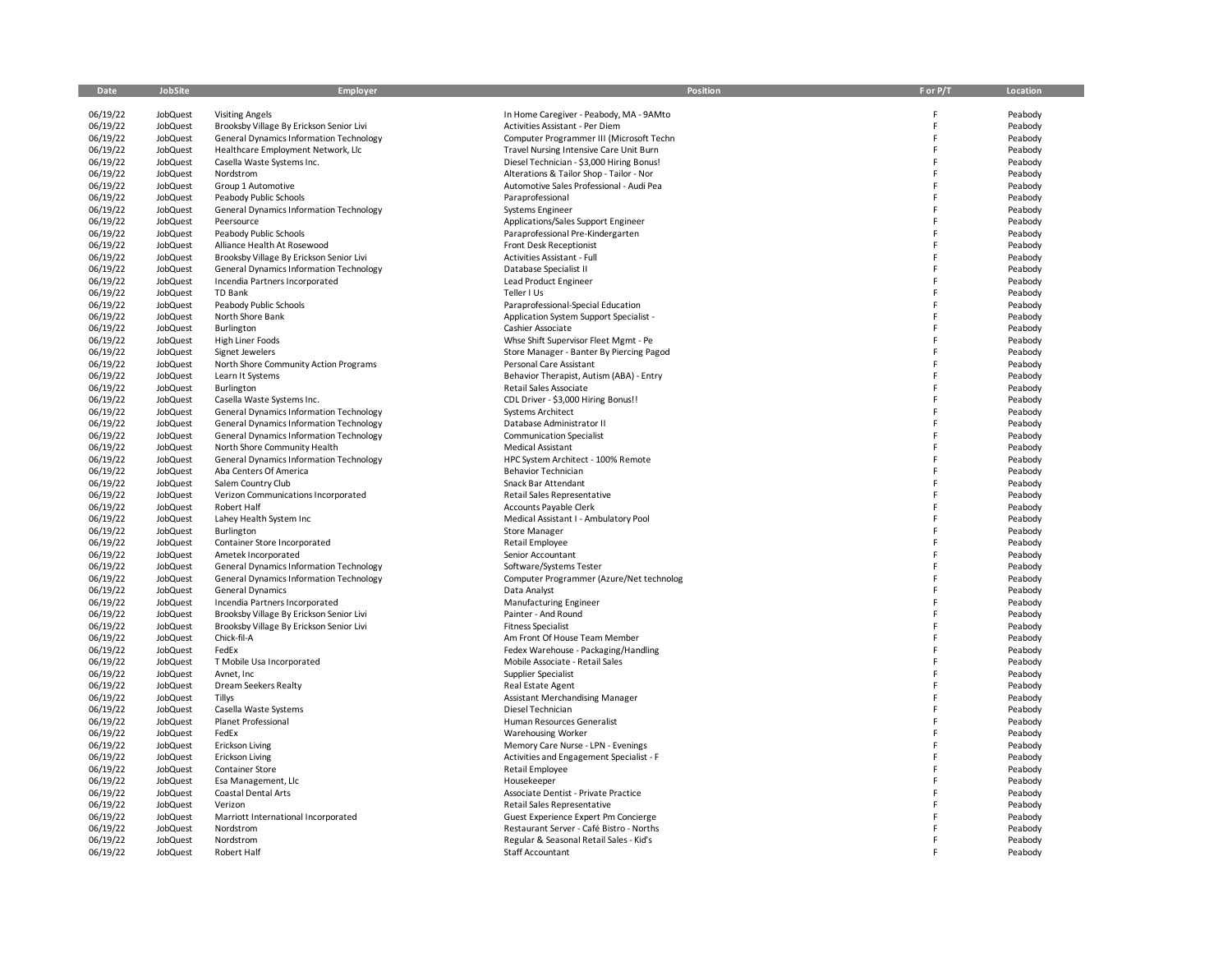| Date | JobSite | Employer | Position | F or P/T | Location |
|---|---|---|---|---|---|
| 06/19/22 | JobQuest | Visiting Angels | In Home Caregiver - Peabody, MA - 9AMto | F | Peabody |
| 06/19/22 | JobQuest | Brooksby Village By Erickson Senior Livi | Activities Assistant - Per Diem | F | Peabody |
| 06/19/22 | JobQuest | General Dynamics Information Technology | Computer Programmer III (Microsoft Techn | F | Peabody |
| 06/19/22 | JobQuest | Healthcare Employment Network, Llc | Travel Nursing Intensive Care Unit Burn | F | Peabody |
| 06/19/22 | JobQuest | Casella Waste Systems Inc. | Diesel Technician - $3,000 Hiring Bonus! | F | Peabody |
| 06/19/22 | JobQuest | Nordstrom | Alterations & Tailor Shop - Tailor - Nor | F | Peabody |
| 06/19/22 | JobQuest | Group 1 Automotive | Automotive Sales Professional - Audi Pea | F | Peabody |
| 06/19/22 | JobQuest | Peabody Public Schools | Paraprofessional | F | Peabody |
| 06/19/22 | JobQuest | General Dynamics Information Technology | Systems Engineer | F | Peabody |
| 06/19/22 | JobQuest | Peersource | Applications/Sales Support Engineer | F | Peabody |
| 06/19/22 | JobQuest | Peabody Public Schools | Paraprofessional Pre-Kindergarten | F | Peabody |
| 06/19/22 | JobQuest | Alliance Health At Rosewood | Front Desk Receptionist | F | Peabody |
| 06/19/22 | JobQuest | Brooksby Village By Erickson Senior Livi | Activities Assistant - Full | F | Peabody |
| 06/19/22 | JobQuest | General Dynamics Information Technology | Database Specialist II | F | Peabody |
| 06/19/22 | JobQuest | Incendia Partners Incorporated | Lead Product Engineer | F | Peabody |
| 06/19/22 | JobQuest | TD Bank | Teller I Us | F | Peabody |
| 06/19/22 | JobQuest | Peabody Public Schools | Paraprofessional-Special Education | F | Peabody |
| 06/19/22 | JobQuest | North Shore Bank | Application System Support Specialist - | F | Peabody |
| 06/19/22 | JobQuest | Burlington | Cashier Associate | F | Peabody |
| 06/19/22 | JobQuest | High Liner Foods | Whse Shift Supervisor Fleet Mgmt - Pe | F | Peabody |
| 06/19/22 | JobQuest | Signet Jewelers | Store Manager - Banter By Piercing Pagod | F | Peabody |
| 06/19/22 | JobQuest | North Shore Community Action Programs | Personal Care Assistant | F | Peabody |
| 06/19/22 | JobQuest | Learn It Systems | Behavior Therapist, Autism (ABA) - Entry | F | Peabody |
| 06/19/22 | JobQuest | Burlington | Retail Sales Associate | F | Peabody |
| 06/19/22 | JobQuest | Casella Waste Systems Inc. | CDL Driver - $3,000 Hiring Bonus!! | F | Peabody |
| 06/19/22 | JobQuest | General Dynamics Information Technology | Systems Architect | F | Peabody |
| 06/19/22 | JobQuest | General Dynamics Information Technology | Database Administrator II | F | Peabody |
| 06/19/22 | JobQuest | General Dynamics Information Technology | Communication Specialist | F | Peabody |
| 06/19/22 | JobQuest | North Shore Community Health | Medical Assistant | F | Peabody |
| 06/19/22 | JobQuest | General Dynamics Information Technology | HPC System Architect - 100% Remote | F | Peabody |
| 06/19/22 | JobQuest | Aba Centers Of America | Behavior Technician | F | Peabody |
| 06/19/22 | JobQuest | Salem Country Club | Snack Bar Attendant | F | Peabody |
| 06/19/22 | JobQuest | Verizon Communications Incorporated | Retail Sales Representative | F | Peabody |
| 06/19/22 | JobQuest | Robert Half | Accounts Payable Clerk | F | Peabody |
| 06/19/22 | JobQuest | Lahey Health System Inc | Medical Assistant I - Ambulatory Pool | F | Peabody |
| 06/19/22 | JobQuest | Burlington | Store Manager | F | Peabody |
| 06/19/22 | JobQuest | Container Store Incorporated | Retail Employee | F | Peabody |
| 06/19/22 | JobQuest | Ametek Incorporated | Senior Accountant | F | Peabody |
| 06/19/22 | JobQuest | General Dynamics Information Technology | Software/Systems Tester | F | Peabody |
| 06/19/22 | JobQuest | General Dynamics Information Technology | Computer Programmer (Azure/Net technolog | F | Peabody |
| 06/19/22 | JobQuest | General Dynamics | Data Analyst | F | Peabody |
| 06/19/22 | JobQuest | Incendia Partners Incorporated | Manufacturing Engineer | F | Peabody |
| 06/19/22 | JobQuest | Brooksby Village By Erickson Senior Livi | Painter - And Round | F | Peabody |
| 06/19/22 | JobQuest | Brooksby Village By Erickson Senior Livi | Fitness Specialist | F | Peabody |
| 06/19/22 | JobQuest | Chick-fil-A | Am Front Of House Team Member | F | Peabody |
| 06/19/22 | JobQuest | FedEx | Fedex Warehouse - Packaging/Handling | F | Peabody |
| 06/19/22 | JobQuest | T Mobile Usa Incorporated | Mobile Associate - Retail Sales | F | Peabody |
| 06/19/22 | JobQuest | Avnet, Inc | Supplier Specialist | F | Peabody |
| 06/19/22 | JobQuest | Dream Seekers Realty | Real Estate Agent | F | Peabody |
| 06/19/22 | JobQuest | Tillys | Assistant Merchandising Manager | F | Peabody |
| 06/19/22 | JobQuest | Casella Waste Systems | Diesel Technician | F | Peabody |
| 06/19/22 | JobQuest | Planet Professional | Human Resources Generalist | F | Peabody |
| 06/19/22 | JobQuest | FedEx | Warehousing Worker | F | Peabody |
| 06/19/22 | JobQuest | Erickson Living | Memory Care Nurse - LPN - Evenings | F | Peabody |
| 06/19/22 | JobQuest | Erickson Living | Activities and Engagement Specialist - F | F | Peabody |
| 06/19/22 | JobQuest | Container Store | Retail Employee | F | Peabody |
| 06/19/22 | JobQuest | Esa Management, Llc | Housekeeper | F | Peabody |
| 06/19/22 | JobQuest | Coastal Dental Arts | Associate Dentist - Private Practice | F | Peabody |
| 06/19/22 | JobQuest | Verizon | Retail Sales Representative | F | Peabody |
| 06/19/22 | JobQuest | Marriott International Incorporated | Guest Experience Expert Pm Concierge | F | Peabody |
| 06/19/22 | JobQuest | Nordstrom | Restaurant Server - Café Bistro - Norths | F | Peabody |
| 06/19/22 | JobQuest | Nordstrom | Regular & Seasonal Retail Sales - Kid's | F | Peabody |
| 06/19/22 | JobQuest | Robert Half | Staff Accountant | F | Peabody |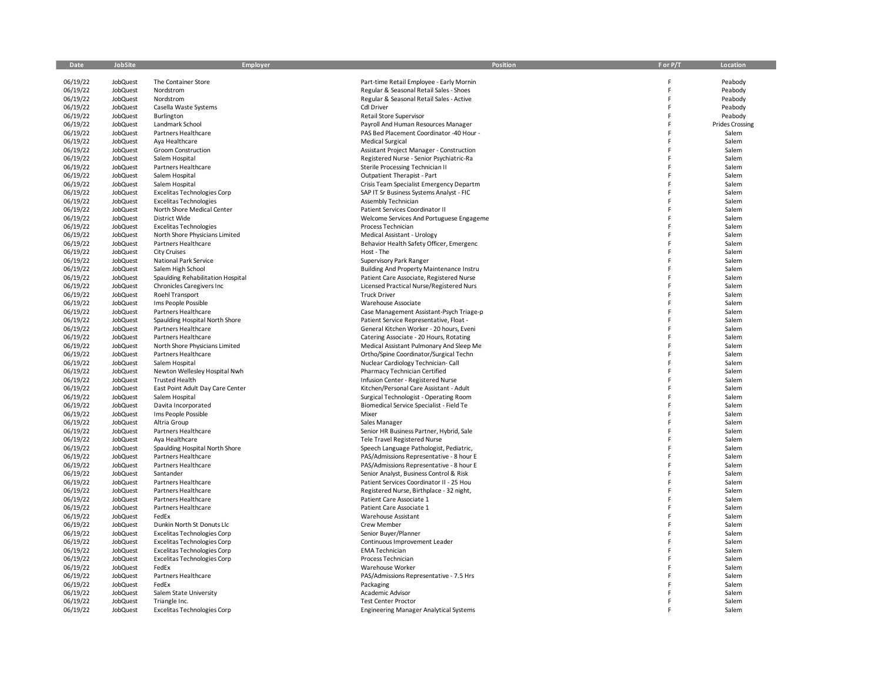| Date | JobSite | Employer | Position | F or P/T | Location |
|---|---|---|---|---|---|
| 06/19/22 | JobQuest | The Container Store | Part-time Retail Employee - Early Mornin | F | Peabody |
| 06/19/22 | JobQuest | Nordstrom | Regular & Seasonal Retail Sales - Shoes | F | Peabody |
| 06/19/22 | JobQuest | Nordstrom | Regular & Seasonal Retail Sales - Active | F | Peabody |
| 06/19/22 | JobQuest | Casella Waste Systems | Cdl Driver | F | Peabody |
| 06/19/22 | JobQuest | Burlington | Retail Store Supervisor | F | Peabody |
| 06/19/22 | JobQuest | Landmark School | Payroll And Human Resources Manager | F | Prides Crossing |
| 06/19/22 | JobQuest | Partners Healthcare | PAS Bed Placement Coordinator -40 Hour - | F | Salem |
| 06/19/22 | JobQuest | Aya Healthcare | Medical Surgical | F | Salem |
| 06/19/22 | JobQuest | Groom Construction | Assistant Project Manager - Construction | F | Salem |
| 06/19/22 | JobQuest | Salem Hospital | Registered Nurse - Senior Psychiatric-Ra | F | Salem |
| 06/19/22 | JobQuest | Partners Healthcare | Sterile Processing Technician II | F | Salem |
| 06/19/22 | JobQuest | Salem Hospital | Outpatient Therapist - Part | F | Salem |
| 06/19/22 | JobQuest | Salem Hospital | Crisis Team Specialist Emergency Departm | F | Salem |
| 06/19/22 | JobQuest | Excelitas Technologies Corp | SAP IT Sr Business Systems Analyst - FIC | F | Salem |
| 06/19/22 | JobQuest | Excelitas Technologies | Assembly Technician | F | Salem |
| 06/19/22 | JobQuest | North Shore Medical Center | Patient Services Coordinator II | F | Salem |
| 06/19/22 | JobQuest | District Wide | Welcome Services And Portuguese Engageme | F | Salem |
| 06/19/22 | JobQuest | Excelitas Technologies | Process Technician | F | Salem |
| 06/19/22 | JobQuest | North Shore Physicians Limited | Medical Assistant - Urology | F | Salem |
| 06/19/22 | JobQuest | Partners Healthcare | Behavior Health Safety Officer, Emergenc | F | Salem |
| 06/19/22 | JobQuest | City Cruises | Host - The | F | Salem |
| 06/19/22 | JobQuest | National Park Service | Supervisory Park Ranger | F | Salem |
| 06/19/22 | JobQuest | Salem High School | Building And Property Maintenance Instru | F | Salem |
| 06/19/22 | JobQuest | Spaulding Rehabilitation Hospital | Patient Care Associate, Registered Nurse | F | Salem |
| 06/19/22 | JobQuest | Chronicles Caregivers Inc | Licensed Practical Nurse/Registered Nurs | F | Salem |
| 06/19/22 | JobQuest | Roehl Transport | Truck Driver | F | Salem |
| 06/19/22 | JobQuest | Ims People Possible | Warehouse Associate | F | Salem |
| 06/19/22 | JobQuest | Partners Healthcare | Case Management Assistant-Psych Triage-p | F | Salem |
| 06/19/22 | JobQuest | Spaulding Hospital North Shore | Patient Service Representative, Float - | F | Salem |
| 06/19/22 | JobQuest | Partners Healthcare | General Kitchen Worker - 20 hours, Eveni | F | Salem |
| 06/19/22 | JobQuest | Partners Healthcare | Catering Associate - 20 Hours, Rotating | F | Salem |
| 06/19/22 | JobQuest | North Shore Physicians Limited | Medical Assistant Pulmonary And Sleep Me | F | Salem |
| 06/19/22 | JobQuest | Partners Healthcare | Ortho/Spine Coordinator/Surgical Techn | F | Salem |
| 06/19/22 | JobQuest | Salem Hospital | Nuclear Cardiology Technician- Call | F | Salem |
| 06/19/22 | JobQuest | Newton Wellesley Hospital Nwh | Pharmacy Technician Certified | F | Salem |
| 06/19/22 | JobQuest | Trusted Health | Infusion Center - Registered Nurse | F | Salem |
| 06/19/22 | JobQuest | East Point Adult Day Care Center | Kitchen/Personal Care Assistant - Adult | F | Salem |
| 06/19/22 | JobQuest | Salem Hospital | Surgical Technologist - Operating Room | F | Salem |
| 06/19/22 | JobQuest | Davita Incorporated | Biomedical Service Specialist - Field Te | F | Salem |
| 06/19/22 | JobQuest | Ims People Possible | Mixer | F | Salem |
| 06/19/22 | JobQuest | Altria Group | Sales Manager | F | Salem |
| 06/19/22 | JobQuest | Partners Healthcare | Senior HR Business Partner, Hybrid, Sale | F | Salem |
| 06/19/22 | JobQuest | Aya Healthcare | Tele Travel Registered Nurse | F | Salem |
| 06/19/22 | JobQuest | Spaulding Hospital North Shore | Speech Language Pathologist, Pediatric, | F | Salem |
| 06/19/22 | JobQuest | Partners Healthcare | PAS/Admissions Representative - 8 hour E | F | Salem |
| 06/19/22 | JobQuest | Partners Healthcare | PAS/Admissions Representative - 8 hour E | F | Salem |
| 06/19/22 | JobQuest | Santander | Senior Analyst, Business Control & Risk | F | Salem |
| 06/19/22 | JobQuest | Partners Healthcare | Patient Services Coordinator II - 25 Hou | F | Salem |
| 06/19/22 | JobQuest | Partners Healthcare | Registered Nurse, Birthplace - 32 night, | F | Salem |
| 06/19/22 | JobQuest | Partners Healthcare | Patient Care Associate 1 | F | Salem |
| 06/19/22 | JobQuest | Partners Healthcare | Patient Care Associate 1 | F | Salem |
| 06/19/22 | JobQuest | FedEx | Warehouse Assistant | F | Salem |
| 06/19/22 | JobQuest | Dunkin North St Donuts Llc | Crew Member | F | Salem |
| 06/19/22 | JobQuest | Excelitas Technologies Corp | Senior Buyer/Planner | F | Salem |
| 06/19/22 | JobQuest | Excelitas Technologies Corp | Continuous Improvement Leader | F | Salem |
| 06/19/22 | JobQuest | Excelitas Technologies Corp | EMA Technician | F | Salem |
| 06/19/22 | JobQuest | Excelitas Technologies Corp | Process Technician | F | Salem |
| 06/19/22 | JobQuest | FedEx | Warehouse Worker | F | Salem |
| 06/19/22 | JobQuest | Partners Healthcare | PAS/Admissions Representative - 7.5 Hrs | F | Salem |
| 06/19/22 | JobQuest | FedEx | Packaging | F | Salem |
| 06/19/22 | JobQuest | Salem State University | Academic Advisor | F | Salem |
| 06/19/22 | JobQuest | Triangle Inc. | Test Center Proctor | F | Salem |
| 06/19/22 | JobQuest | Excelitas Technologies Corp | Engineering Manager Analytical Systems | F | Salem |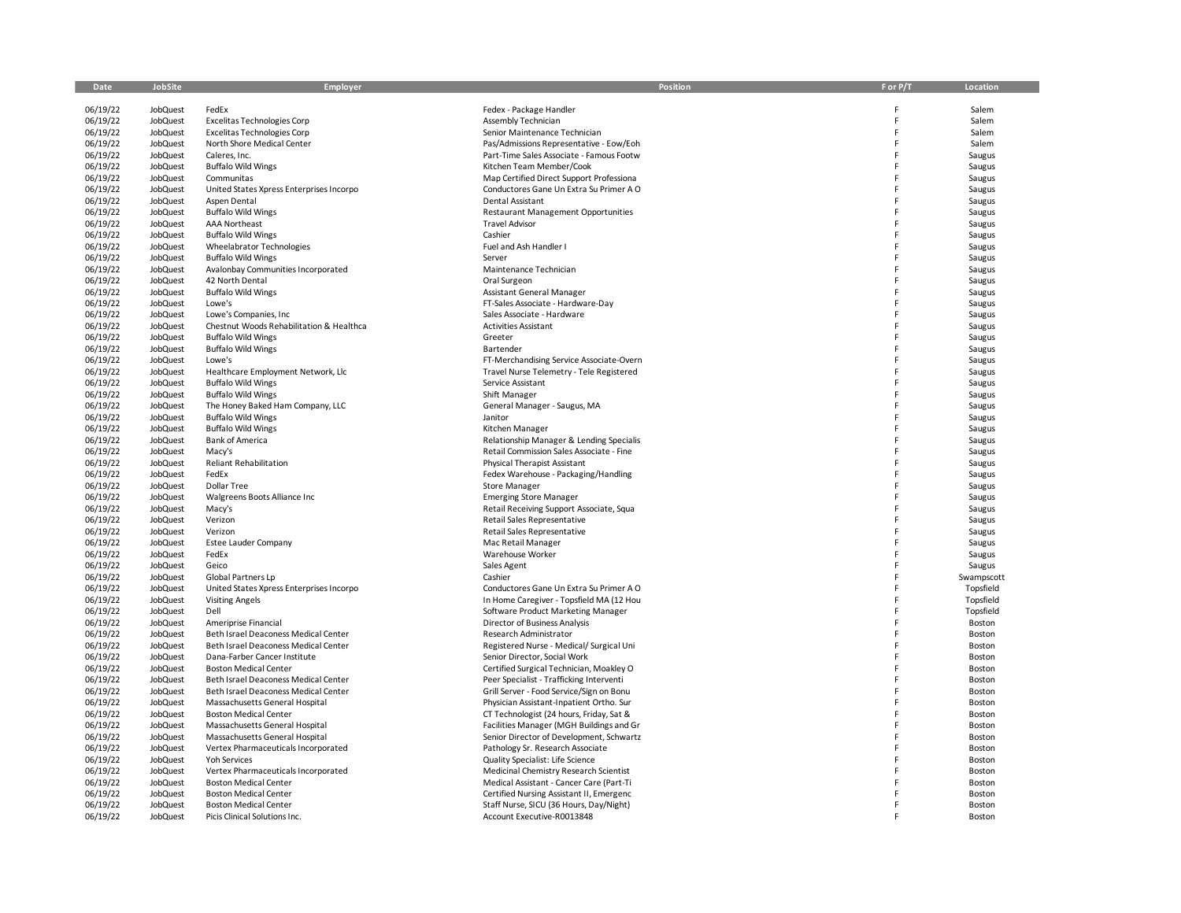| Date | JobSite | Employer | Position | F or P/T | Location |
|---|---|---|---|---|---|
| 06/19/22 | JobQuest | FedEx | Fedex - Package Handler | F | Salem |
| 06/19/22 | JobQuest | Excelitas Technologies Corp | Assembly Technician | F | Salem |
| 06/19/22 | JobQuest | Excelitas Technologies Corp | Senior Maintenance Technician | F | Salem |
| 06/19/22 | JobQuest | North Shore Medical Center | Pas/Admissions Representative - Eow/Eoh | F | Salem |
| 06/19/22 | JobQuest | Caleres, Inc. | Part-Time Sales Associate - Famous Footw | F | Saugus |
| 06/19/22 | JobQuest | Buffalo Wild Wings | Kitchen Team Member/Cook | F | Saugus |
| 06/19/22 | JobQuest | Communitas | Map Certified Direct Support Professiona | F | Saugus |
| 06/19/22 | JobQuest | United States Xpress Enterprises Incorpo | Conductores Gane Un Extra Su Primer A O | F | Saugus |
| 06/19/22 | JobQuest | Aspen Dental | Dental Assistant | F | Saugus |
| 06/19/22 | JobQuest | Buffalo Wild Wings | Restaurant Management Opportunities | F | Saugus |
| 06/19/22 | JobQuest | AAA Northeast | Travel Advisor | F | Saugus |
| 06/19/22 | JobQuest | Buffalo Wild Wings | Cashier | F | Saugus |
| 06/19/22 | JobQuest | Wheelabrator Technologies | Fuel and Ash Handler I | F | Saugus |
| 06/19/22 | JobQuest | Buffalo Wild Wings | Server | F | Saugus |
| 06/19/22 | JobQuest | Avalonbay Communities Incorporated | Maintenance Technician | F | Saugus |
| 06/19/22 | JobQuest | 42 North Dental | Oral Surgeon | F | Saugus |
| 06/19/22 | JobQuest | Buffalo Wild Wings | Assistant General Manager | F | Saugus |
| 06/19/22 | JobQuest | Lowe's | FT-Sales Associate - Hardware-Day | F | Saugus |
| 06/19/22 | JobQuest | Lowe's Companies, Inc | Sales Associate - Hardware | F | Saugus |
| 06/19/22 | JobQuest | Chestnut Woods Rehabilitation & Healthca | Activities Assistant | F | Saugus |
| 06/19/22 | JobQuest | Buffalo Wild Wings | Greeter | F | Saugus |
| 06/19/22 | JobQuest | Buffalo Wild Wings | Bartender | F | Saugus |
| 06/19/22 | JobQuest | Lowe's | FT-Merchandising Service Associate-Overn | F | Saugus |
| 06/19/22 | JobQuest | Healthcare Employment Network, Llc | Travel Nurse Telemetry - Tele Registered | F | Saugus |
| 06/19/22 | JobQuest | Buffalo Wild Wings | Service Assistant | F | Saugus |
| 06/19/22 | JobQuest | Buffalo Wild Wings | Shift Manager | F | Saugus |
| 06/19/22 | JobQuest | The Honey Baked Ham Company, LLC | General Manager - Saugus, MA | F | Saugus |
| 06/19/22 | JobQuest | Buffalo Wild Wings | Janitor | F | Saugus |
| 06/19/22 | JobQuest | Buffalo Wild Wings | Kitchen Manager | F | Saugus |
| 06/19/22 | JobQuest | Bank of America | Relationship Manager & Lending Specialis | F | Saugus |
| 06/19/22 | JobQuest | Macy's | Retail Commission Sales Associate - Fine | F | Saugus |
| 06/19/22 | JobQuest | Reliant Rehabilitation | Physical Therapist Assistant | F | Saugus |
| 06/19/22 | JobQuest | FedEx | Fedex Warehouse - Packaging/Handling | F | Saugus |
| 06/19/22 | JobQuest | Dollar Tree | Store Manager | F | Saugus |
| 06/19/22 | JobQuest | Walgreens Boots Alliance Inc | Emerging Store Manager | F | Saugus |
| 06/19/22 | JobQuest | Macy's | Retail Receiving Support Associate, Squa | F | Saugus |
| 06/19/22 | JobQuest | Verizon | Retail Sales Representative | F | Saugus |
| 06/19/22 | JobQuest | Verizon | Retail Sales Representative | F | Saugus |
| 06/19/22 | JobQuest | Estee Lauder Company | Mac Retail Manager | F | Saugus |
| 06/19/22 | JobQuest | FedEx | Warehouse Worker | F | Saugus |
| 06/19/22 | JobQuest | Geico | Sales Agent | F | Saugus |
| 06/19/22 | JobQuest | Global Partners Lp | Cashier | F | Swampscott |
| 06/19/22 | JobQuest | United States Xpress Enterprises Incorpo | Conductores Gane Un Extra Su Primer A O | F | Topsfield |
| 06/19/22 | JobQuest | Visiting Angels | In Home Caregiver - Topsfield MA (12 Hou | F | Topsfield |
| 06/19/22 | JobQuest | Dell | Software Product Marketing Manager | F | Topsfield |
| 06/19/22 | JobQuest | Ameriprise Financial | Director of Business Analysis | F | Boston |
| 06/19/22 | JobQuest | Beth Israel Deaconess Medical Center | Research Administrator | F | Boston |
| 06/19/22 | JobQuest | Beth Israel Deaconess Medical Center | Registered Nurse - Medical/ Surgical Uni | F | Boston |
| 06/19/22 | JobQuest | Dana-Farber Cancer Institute | Senior Director, Social Work | F | Boston |
| 06/19/22 | JobQuest | Boston Medical Center | Certified Surgical Technician, Moakley O | F | Boston |
| 06/19/22 | JobQuest | Beth Israel Deaconess Medical Center | Peer Specialist - Trafficking Interventi | F | Boston |
| 06/19/22 | JobQuest | Beth Israel Deaconess Medical Center | Grill Server - Food Service/Sign on Bonu | F | Boston |
| 06/19/22 | JobQuest | Massachusetts General Hospital | Physician Assistant-Inpatient Ortho. Sur | F | Boston |
| 06/19/22 | JobQuest | Boston Medical Center | CT Technologist (24 hours, Friday, Sat & | F | Boston |
| 06/19/22 | JobQuest | Massachusetts General Hospital | Facilities Manager (MGH Buildings and Gr | F | Boston |
| 06/19/22 | JobQuest | Massachusetts General Hospital | Senior Director of Development, Schwartz | F | Boston |
| 06/19/22 | JobQuest | Vertex Pharmaceuticals Incorporated | Pathology Sr. Research Associate | F | Boston |
| 06/19/22 | JobQuest | Yoh Services | Quality Specialist: Life Science | F | Boston |
| 06/19/22 | JobQuest | Vertex Pharmaceuticals Incorporated | Medicinal Chemistry Research Scientist | F | Boston |
| 06/19/22 | JobQuest | Boston Medical Center | Medical Assistant - Cancer Care (Part-Ti | F | Boston |
| 06/19/22 | JobQuest | Boston Medical Center | Certified Nursing Assistant II, Emergenc | F | Boston |
| 06/19/22 | JobQuest | Boston Medical Center | Staff Nurse, SICU (36 Hours, Day/Night) | F | Boston |
| 06/19/22 | JobQuest | Picis Clinical Solutions Inc. | Account Executive-R0013848 | F | Boston |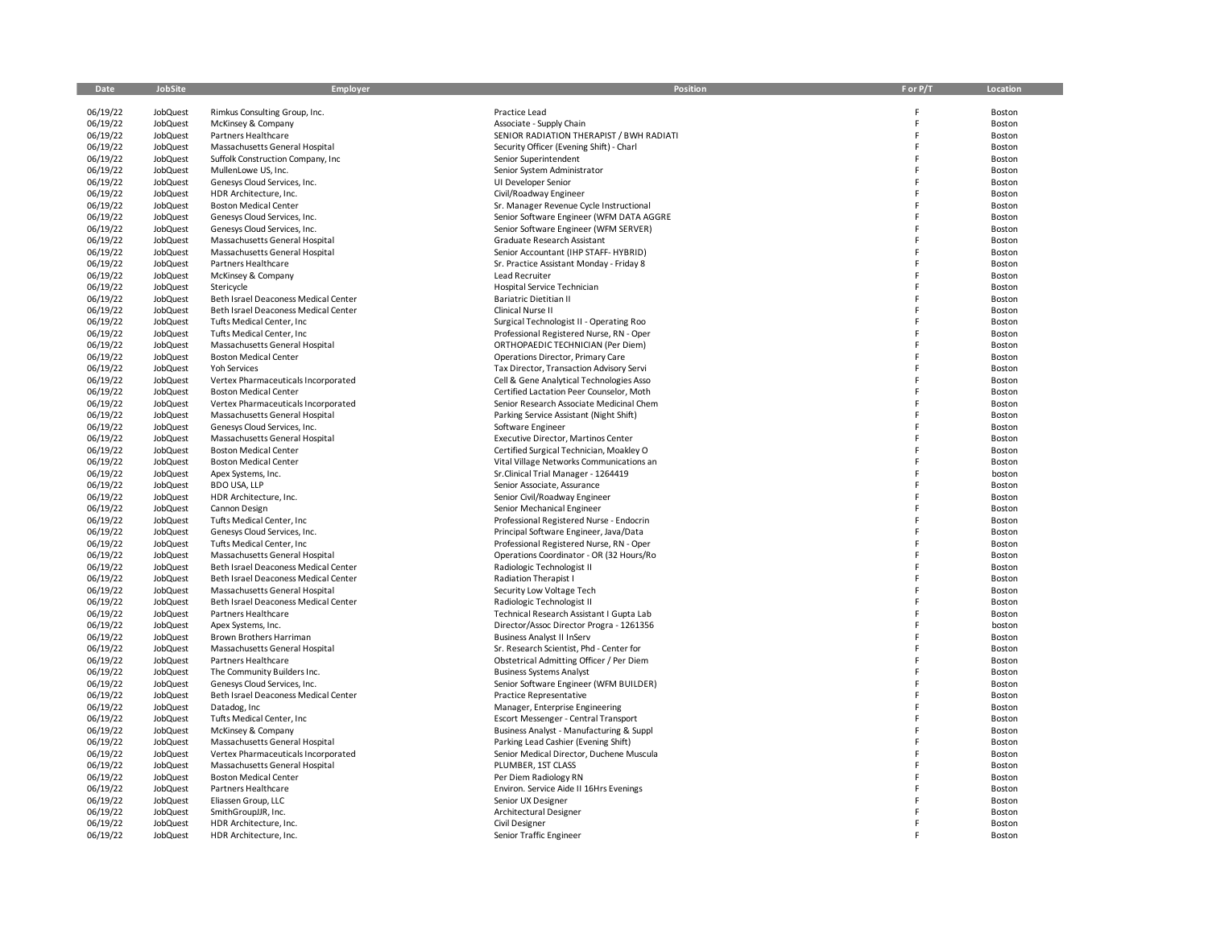| Date | JobSite | Employer | Position | F or P/T | Location |
|---|---|---|---|---|---|
| 06/19/22 | JobQuest | Rimkus Consulting Group, Inc. | Practice Lead | F | Boston |
| 06/19/22 | JobQuest | McKinsey & Company | Associate - Supply Chain | F | Boston |
| 06/19/22 | JobQuest | Partners Healthcare | SENIOR RADIATION THERAPIST / BWH RADIATI | F | Boston |
| 06/19/22 | JobQuest | Massachusetts General Hospital | Security Officer (Evening Shift) - Charl | F | Boston |
| 06/19/22 | JobQuest | Suffolk Construction Company, Inc | Senior Superintendent | F | Boston |
| 06/19/22 | JobQuest | MullenLowe US, Inc. | Senior System Administrator | F | Boston |
| 06/19/22 | JobQuest | Genesys Cloud Services, Inc. | UI Developer Senior | F | Boston |
| 06/19/22 | JobQuest | HDR Architecture, Inc. | Civil/Roadway Engineer | F | Boston |
| 06/19/22 | JobQuest | Boston Medical Center | Sr. Manager Revenue Cycle Instructional | F | Boston |
| 06/19/22 | JobQuest | Genesys Cloud Services, Inc. | Senior Software Engineer (WFM DATA AGGRE | F | Boston |
| 06/19/22 | JobQuest | Genesys Cloud Services, Inc. | Senior Software Engineer (WFM SERVER) | F | Boston |
| 06/19/22 | JobQuest | Massachusetts General Hospital | Graduate Research Assistant | F | Boston |
| 06/19/22 | JobQuest | Massachusetts General Hospital | Senior Accountant (IHP STAFF- HYBRID) | F | Boston |
| 06/19/22 | JobQuest | Partners Healthcare | Sr. Practice Assistant Monday - Friday 8 | F | Boston |
| 06/19/22 | JobQuest | McKinsey & Company | Lead Recruiter | F | Boston |
| 06/19/22 | JobQuest | Stericycle | Hospital Service Technician | F | Boston |
| 06/19/22 | JobQuest | Beth Israel Deaconess Medical Center | Bariatric Dietitian II | F | Boston |
| 06/19/22 | JobQuest | Beth Israel Deaconess Medical Center | Clinical Nurse II | F | Boston |
| 06/19/22 | JobQuest | Tufts Medical Center, Inc | Surgical Technologist II - Operating Roo | F | Boston |
| 06/19/22 | JobQuest | Tufts Medical Center, Inc | Professional Registered Nurse, RN - Oper | F | Boston |
| 06/19/22 | JobQuest | Massachusetts General Hospital | ORTHOPAEDIC TECHNICIAN (Per Diem) | F | Boston |
| 06/19/22 | JobQuest | Boston Medical Center | Operations Director, Primary Care | F | Boston |
| 06/19/22 | JobQuest | Yoh Services | Tax Director, Transaction Advisory Servi | F | Boston |
| 06/19/22 | JobQuest | Vertex Pharmaceuticals Incorporated | Cell & Gene Analytical Technologies Asso | F | Boston |
| 06/19/22 | JobQuest | Boston Medical Center | Certified Lactation Peer Counselor, Moth | F | Boston |
| 06/19/22 | JobQuest | Vertex Pharmaceuticals Incorporated | Senior Research Associate Medicinal Chem | F | Boston |
| 06/19/22 | JobQuest | Massachusetts General Hospital | Parking Service Assistant (Night Shift) | F | Boston |
| 06/19/22 | JobQuest | Genesys Cloud Services, Inc. | Software Engineer | F | Boston |
| 06/19/22 | JobQuest | Massachusetts General Hospital | Executive Director, Martinos Center | F | Boston |
| 06/19/22 | JobQuest | Boston Medical Center | Certified Surgical Technician, Moakley O | F | Boston |
| 06/19/22 | JobQuest | Boston Medical Center | Vital Village Networks Communications an | F | Boston |
| 06/19/22 | JobQuest | Apex Systems, Inc. | Sr.Clinical Trial Manager - 1264419 | F | boston |
| 06/19/22 | JobQuest | BDO USA, LLP | Senior Associate, Assurance | F | Boston |
| 06/19/22 | JobQuest | HDR Architecture, Inc. | Senior Civil/Roadway Engineer | F | Boston |
| 06/19/22 | JobQuest | Cannon Design | Senior Mechanical Engineer | F | Boston |
| 06/19/22 | JobQuest | Tufts Medical Center, Inc | Professional Registered Nurse - Endocrin | F | Boston |
| 06/19/22 | JobQuest | Genesys Cloud Services, Inc. | Principal Software Engineer, Java/Data | F | Boston |
| 06/19/22 | JobQuest | Tufts Medical Center, Inc | Professional Registered Nurse, RN - Oper | F | Boston |
| 06/19/22 | JobQuest | Massachusetts General Hospital | Operations Coordinator - OR (32 Hours/Ro | F | Boston |
| 06/19/22 | JobQuest | Beth Israel Deaconess Medical Center | Radiologic Technologist II | F | Boston |
| 06/19/22 | JobQuest | Beth Israel Deaconess Medical Center | Radiation Therapist I | F | Boston |
| 06/19/22 | JobQuest | Massachusetts General Hospital | Security Low Voltage Tech | F | Boston |
| 06/19/22 | JobQuest | Beth Israel Deaconess Medical Center | Radiologic Technologist II | F | Boston |
| 06/19/22 | JobQuest | Partners Healthcare | Technical Research Assistant I Gupta Lab | F | Boston |
| 06/19/22 | JobQuest | Apex Systems, Inc. | Director/Assoc Director Progra - 1261356 | F | boston |
| 06/19/22 | JobQuest | Brown Brothers Harriman | Business Analyst II InServ | F | Boston |
| 06/19/22 | JobQuest | Massachusetts General Hospital | Sr. Research Scientist, Phd - Center for | F | Boston |
| 06/19/22 | JobQuest | Partners Healthcare | Obstetrical Admitting Officer / Per Diem | F | Boston |
| 06/19/22 | JobQuest | The Community Builders Inc. | Business Systems Analyst | F | Boston |
| 06/19/22 | JobQuest | Genesys Cloud Services, Inc. | Senior Software Engineer (WFM BUILDER) | F | Boston |
| 06/19/22 | JobQuest | Beth Israel Deaconess Medical Center | Practice Representative | F | Boston |
| 06/19/22 | JobQuest | Datadog, Inc | Manager, Enterprise Engineering | F | Boston |
| 06/19/22 | JobQuest | Tufts Medical Center, Inc | Escort Messenger - Central Transport | F | Boston |
| 06/19/22 | JobQuest | McKinsey & Company | Business Analyst - Manufacturing & Suppl | F | Boston |
| 06/19/22 | JobQuest | Massachusetts General Hospital | Parking Lead Cashier (Evening Shift) | F | Boston |
| 06/19/22 | JobQuest | Vertex Pharmaceuticals Incorporated | Senior Medical Director, Duchene Muscula | F | Boston |
| 06/19/22 | JobQuest | Massachusetts General Hospital | PLUMBER, 1ST CLASS | F | Boston |
| 06/19/22 | JobQuest | Boston Medical Center | Per Diem Radiology RN | F | Boston |
| 06/19/22 | JobQuest | Partners Healthcare | Environ. Service Aide II 16Hrs Evenings | F | Boston |
| 06/19/22 | JobQuest | Eliassen Group, LLC | Senior UX Designer | F | Boston |
| 06/19/22 | JobQuest | SmithGroupJJR, Inc. | Architectural Designer | F | Boston |
| 06/19/22 | JobQuest | HDR Architecture, Inc. | Civil Designer | F | Boston |
| 06/19/22 | JobQuest | HDR Architecture, Inc. | Senior Traffic Engineer | F | Boston |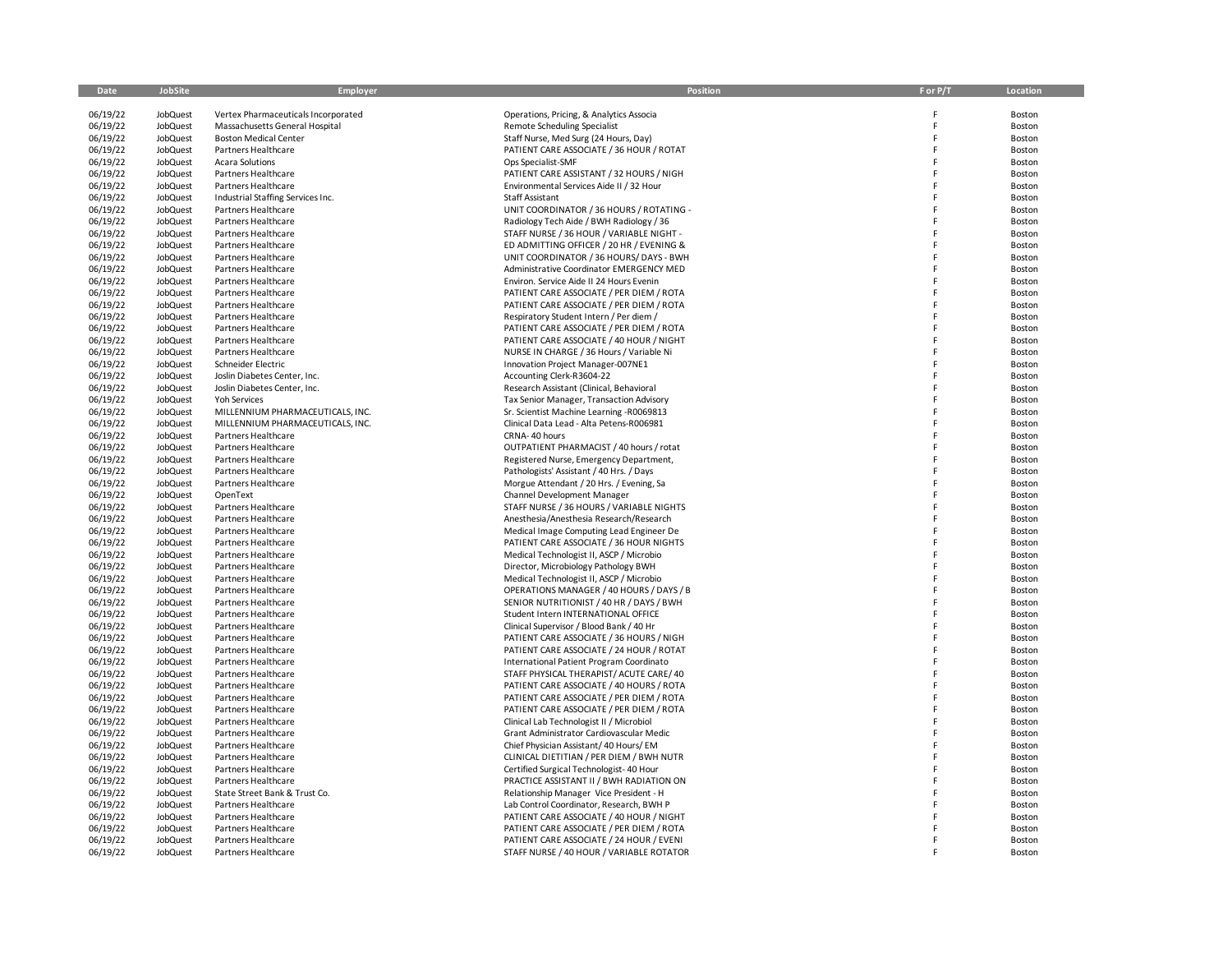| Date | JobSite | Employer | Position | F or P/T | Location |
|---|---|---|---|---|---|
| 06/19/22 | JobQuest | Vertex Pharmaceuticals Incorporated | Operations, Pricing, & Analytics Associa | F | Boston |
| 06/19/22 | JobQuest | Massachusetts General Hospital | Remote Scheduling Specialist | F | Boston |
| 06/19/22 | JobQuest | Boston Medical Center | Staff Nurse, Med Surg (24 Hours, Day) | F | Boston |
| 06/19/22 | JobQuest | Partners Healthcare | PATIENT CARE ASSOCIATE / 36 HOUR / ROTAT | F | Boston |
| 06/19/22 | JobQuest | Acara Solutions | Ops Specialist-SMF | F | Boston |
| 06/19/22 | JobQuest | Partners Healthcare | PATIENT CARE ASSISTANT / 32 HOURS / NIGH | F | Boston |
| 06/19/22 | JobQuest | Partners Healthcare | Environmental Services Aide II / 32 Hour | F | Boston |
| 06/19/22 | JobQuest | Industrial Staffing Services Inc. | Staff Assistant | F | Boston |
| 06/19/22 | JobQuest | Partners Healthcare | UNIT COORDINATOR / 36 HOURS / ROTATING - | F | Boston |
| 06/19/22 | JobQuest | Partners Healthcare | Radiology Tech Aide / BWH Radiology / 36 | F | Boston |
| 06/19/22 | JobQuest | Partners Healthcare | STAFF NURSE / 36 HOUR / VARIABLE NIGHT - | F | Boston |
| 06/19/22 | JobQuest | Partners Healthcare | ED ADMITTING OFFICER / 20 HR / EVENING & | F | Boston |
| 06/19/22 | JobQuest | Partners Healthcare | UNIT COORDINATOR / 36 HOURS/ DAYS - BWH | F | Boston |
| 06/19/22 | JobQuest | Partners Healthcare | Administrative Coordinator EMERGENCY MED | F | Boston |
| 06/19/22 | JobQuest | Partners Healthcare | Environ. Service Aide II 24 Hours Evenin | F | Boston |
| 06/19/22 | JobQuest | Partners Healthcare | PATIENT CARE ASSOCIATE / PER DIEM / ROTA | F | Boston |
| 06/19/22 | JobQuest | Partners Healthcare | PATIENT CARE ASSOCIATE / PER DIEM / ROTA | F | Boston |
| 06/19/22 | JobQuest | Partners Healthcare | Respiratory Student Intern / Per diem / | F | Boston |
| 06/19/22 | JobQuest | Partners Healthcare | PATIENT CARE ASSOCIATE / PER DIEM / ROTA | F | Boston |
| 06/19/22 | JobQuest | Partners Healthcare | PATIENT CARE ASSOCIATE / 40 HOUR / NIGHT | F | Boston |
| 06/19/22 | JobQuest | Partners Healthcare | NURSE IN CHARGE / 36 Hours / Variable Ni | F | Boston |
| 06/19/22 | JobQuest | Schneider Electric | Innovation Project Manager-007NE1 | F | Boston |
| 06/19/22 | JobQuest | Joslin Diabetes Center, Inc. | Accounting Clerk-R3604-22 | F | Boston |
| 06/19/22 | JobQuest | Joslin Diabetes Center, Inc. | Research Assistant (Clinical, Behavioral | F | Boston |
| 06/19/22 | JobQuest | Yoh Services | Tax Senior Manager, Transaction Advisory | F | Boston |
| 06/19/22 | JobQuest | MILLENNIUM PHARMACEUTICALS, INC. | Sr. Scientist Machine Learning -R0069813 | F | Boston |
| 06/19/22 | JobQuest | MILLENNIUM PHARMACEUTICALS, INC. | Clinical Data Lead - Alta Petens-R006981 | F | Boston |
| 06/19/22 | JobQuest | Partners Healthcare | CRNA- 40 hours | F | Boston |
| 06/19/22 | JobQuest | Partners Healthcare | OUTPATIENT PHARMACIST / 40 hours / rotat | F | Boston |
| 06/19/22 | JobQuest | Partners Healthcare | Registered Nurse, Emergency Department, | F | Boston |
| 06/19/22 | JobQuest | Partners Healthcare | Pathologists' Assistant / 40 Hrs. / Days | F | Boston |
| 06/19/22 | JobQuest | Partners Healthcare | Morgue Attendant / 20 Hrs. / Evening, Sa | F | Boston |
| 06/19/22 | JobQuest | OpenText | Channel Development Manager | F | Boston |
| 06/19/22 | JobQuest | Partners Healthcare | STAFF NURSE / 36 HOURS / VARIABLE NIGHTS | F | Boston |
| 06/19/22 | JobQuest | Partners Healthcare | Anesthesia/Anesthesia Research/Research | F | Boston |
| 06/19/22 | JobQuest | Partners Healthcare | Medical Image Computing Lead Engineer De | F | Boston |
| 06/19/22 | JobQuest | Partners Healthcare | PATIENT CARE ASSOCIATE / 36 HOUR NIGHTS | F | Boston |
| 06/19/22 | JobQuest | Partners Healthcare | Medical Technologist II, ASCP / Microbio | F | Boston |
| 06/19/22 | JobQuest | Partners Healthcare | Director, Microbiology Pathology BWH | F | Boston |
| 06/19/22 | JobQuest | Partners Healthcare | Medical Technologist II, ASCP / Microbio | F | Boston |
| 06/19/22 | JobQuest | Partners Healthcare | OPERATIONS MANAGER / 40 HOURS / DAYS / B | F | Boston |
| 06/19/22 | JobQuest | Partners Healthcare | SENIOR NUTRITIONIST / 40 HR / DAYS / BWH | F | Boston |
| 06/19/22 | JobQuest | Partners Healthcare | Student Intern INTERNATIONAL OFFICE | F | Boston |
| 06/19/22 | JobQuest | Partners Healthcare | Clinical Supervisor / Blood Bank / 40 Hr | F | Boston |
| 06/19/22 | JobQuest | Partners Healthcare | PATIENT CARE ASSOCIATE / 36 HOURS / NIGH | F | Boston |
| 06/19/22 | JobQuest | Partners Healthcare | PATIENT CARE ASSOCIATE / 24 HOUR / ROTAT | F | Boston |
| 06/19/22 | JobQuest | Partners Healthcare | International Patient Program Coordinato | F | Boston |
| 06/19/22 | JobQuest | Partners Healthcare | STAFF PHYSICAL THERAPIST/ ACUTE CARE/ 40 | F | Boston |
| 06/19/22 | JobQuest | Partners Healthcare | PATIENT CARE ASSOCIATE / 40 HOURS / ROTA | F | Boston |
| 06/19/22 | JobQuest | Partners Healthcare | PATIENT CARE ASSOCIATE / PER DIEM / ROTA | F | Boston |
| 06/19/22 | JobQuest | Partners Healthcare | PATIENT CARE ASSOCIATE / PER DIEM / ROTA | F | Boston |
| 06/19/22 | JobQuest | Partners Healthcare | Clinical Lab Technologist II / Microbiol | F | Boston |
| 06/19/22 | JobQuest | Partners Healthcare | Grant Administrator Cardiovascular Medic | F | Boston |
| 06/19/22 | JobQuest | Partners Healthcare | Chief Physician Assistant/ 40 Hours/ EM | F | Boston |
| 06/19/22 | JobQuest | Partners Healthcare | CLINICAL DIETITIAN / PER DIEM / BWH NUTR | F | Boston |
| 06/19/22 | JobQuest | Partners Healthcare | Certified Surgical Technologist- 40 Hour | F | Boston |
| 06/19/22 | JobQuest | Partners Healthcare | PRACTICE ASSISTANT II / BWH RADIATION ON | F | Boston |
| 06/19/22 | JobQuest | State Street Bank & Trust Co. | Relationship Manager Vice President - H | F | Boston |
| 06/19/22 | JobQuest | Partners Healthcare | Lab Control Coordinator, Research, BWH P | F | Boston |
| 06/19/22 | JobQuest | Partners Healthcare | PATIENT CARE ASSOCIATE / 40 HOUR / NIGHT | F | Boston |
| 06/19/22 | JobQuest | Partners Healthcare | PATIENT CARE ASSOCIATE / PER DIEM / ROTA | F | Boston |
| 06/19/22 | JobQuest | Partners Healthcare | PATIENT CARE ASSOCIATE / 24 HOUR / EVENI | F | Boston |
| 06/19/22 | JobQuest | Partners Healthcare | STAFF NURSE / 40 HOUR / VARIABLE ROTATOR | F | Boston |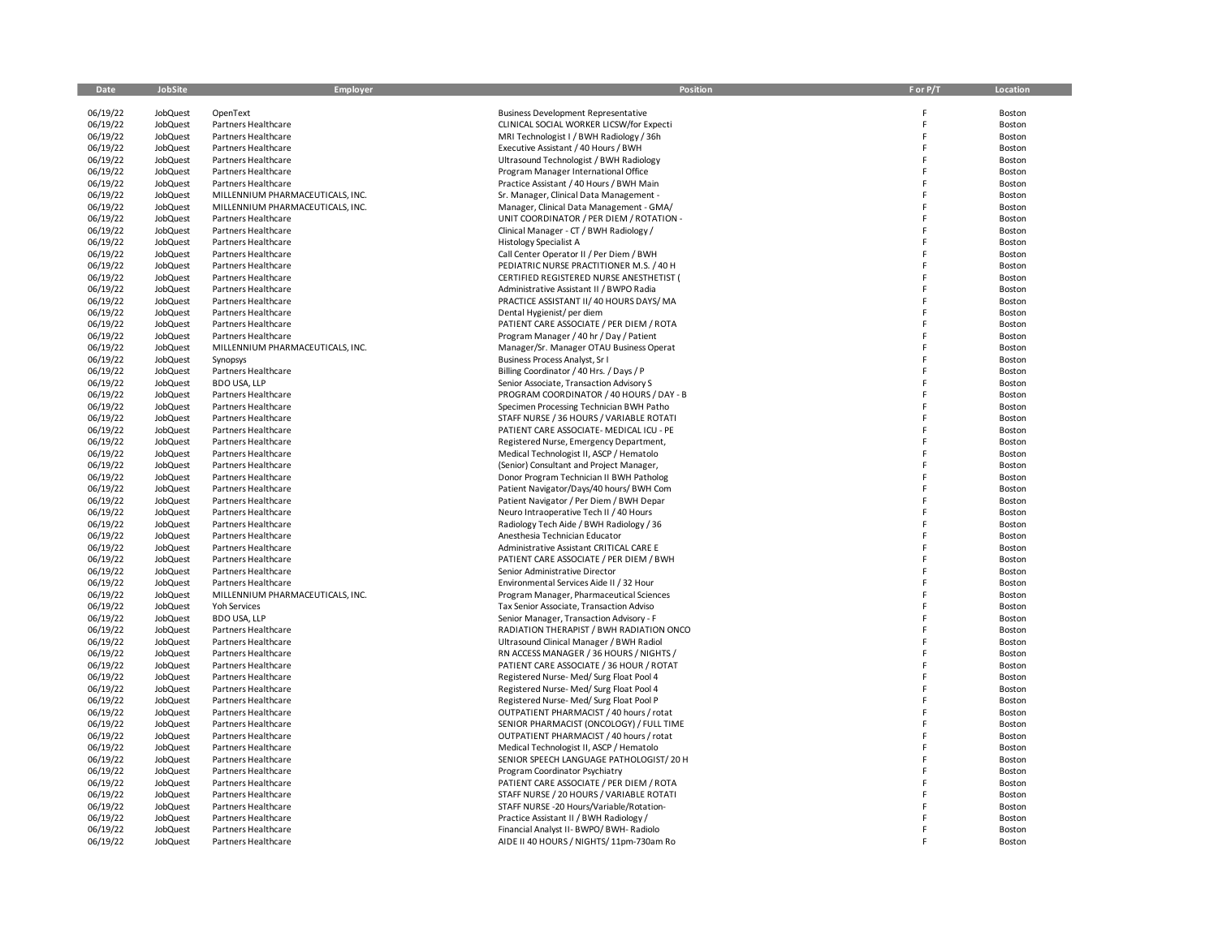| Date | JobSite | Employer | Position | F or P/T | Location |
|---|---|---|---|---|---|
| 06/19/22 | JobQuest | OpenText | Business Development Representative | F | Boston |
| 06/19/22 | JobQuest | Partners Healthcare | CLINICAL SOCIAL WORKER LICSW/for Expecti | F | Boston |
| 06/19/22 | JobQuest | Partners Healthcare | MRI Technologist I / BWH Radiology / 36h | F | Boston |
| 06/19/22 | JobQuest | Partners Healthcare | Executive Assistant / 40 Hours / BWH | F | Boston |
| 06/19/22 | JobQuest | Partners Healthcare | Ultrasound Technologist / BWH Radiology | F | Boston |
| 06/19/22 | JobQuest | Partners Healthcare | Program Manager International Office | F | Boston |
| 06/19/22 | JobQuest | Partners Healthcare | Practice Assistant / 40 Hours / BWH Main | F | Boston |
| 06/19/22 | JobQuest | MILLENNIUM PHARMACEUTICALS, INC. | Sr. Manager, Clinical Data Management - | F | Boston |
| 06/19/22 | JobQuest | MILLENNIUM PHARMACEUTICALS, INC. | Manager, Clinical Data Management - GMA/ | F | Boston |
| 06/19/22 | JobQuest | Partners Healthcare | UNIT COORDINATOR / PER DIEM / ROTATION - | F | Boston |
| 06/19/22 | JobQuest | Partners Healthcare | Clinical Manager - CT / BWH Radiology / | F | Boston |
| 06/19/22 | JobQuest | Partners Healthcare | Histology Specialist A | F | Boston |
| 06/19/22 | JobQuest | Partners Healthcare | Call Center Operator II / Per Diem / BWH | F | Boston |
| 06/19/22 | JobQuest | Partners Healthcare | PEDIATRIC NURSE PRACTITIONER M.S. / 40 H | F | Boston |
| 06/19/22 | JobQuest | Partners Healthcare | CERTIFIED REGISTERED NURSE ANESTHETIST ( | F | Boston |
| 06/19/22 | JobQuest | Partners Healthcare | Administrative Assistant II / BWPO Radia | F | Boston |
| 06/19/22 | JobQuest | Partners Healthcare | PRACTICE ASSISTANT II/ 40 HOURS DAYS/ MA | F | Boston |
| 06/19/22 | JobQuest | Partners Healthcare | Dental Hygienist/ per diem | F | Boston |
| 06/19/22 | JobQuest | Partners Healthcare | PATIENT CARE ASSOCIATE / PER DIEM / ROTA | F | Boston |
| 06/19/22 | JobQuest | Partners Healthcare | Program Manager / 40 hr / Day / Patient | F | Boston |
| 06/19/22 | JobQuest | MILLENNIUM PHARMACEUTICALS, INC. | Manager/Sr. Manager OTAU Business Operat | F | Boston |
| 06/19/22 | JobQuest | Synopsys | Business Process Analyst, Sr I | F | Boston |
| 06/19/22 | JobQuest | Partners Healthcare | Billing Coordinator / 40 Hrs. / Days / P | F | Boston |
| 06/19/22 | JobQuest | BDO USA, LLP | Senior Associate, Transaction Advisory S | F | Boston |
| 06/19/22 | JobQuest | Partners Healthcare | PROGRAM COORDINATOR / 40 HOURS / DAY - B | F | Boston |
| 06/19/22 | JobQuest | Partners Healthcare | Specimen Processing Technician BWH Patho | F | Boston |
| 06/19/22 | JobQuest | Partners Healthcare | STAFF NURSE / 36 HOURS / VARIABLE ROTATI | F | Boston |
| 06/19/22 | JobQuest | Partners Healthcare | PATIENT CARE ASSOCIATE- MEDICAL ICU - PE | F | Boston |
| 06/19/22 | JobQuest | Partners Healthcare | Registered Nurse, Emergency Department, | F | Boston |
| 06/19/22 | JobQuest | Partners Healthcare | Medical Technologist II, ASCP / Hematolo | F | Boston |
| 06/19/22 | JobQuest | Partners Healthcare | (Senior) Consultant and Project Manager, | F | Boston |
| 06/19/22 | JobQuest | Partners Healthcare | Donor Program Technician II BWH Patholog | F | Boston |
| 06/19/22 | JobQuest | Partners Healthcare | Patient Navigator/Days/40 hours/ BWH Com | F | Boston |
| 06/19/22 | JobQuest | Partners Healthcare | Patient Navigator / Per Diem / BWH Depar | F | Boston |
| 06/19/22 | JobQuest | Partners Healthcare | Neuro Intraoperative Tech II / 40 Hours | F | Boston |
| 06/19/22 | JobQuest | Partners Healthcare | Radiology Tech Aide / BWH Radiology / 36 | F | Boston |
| 06/19/22 | JobQuest | Partners Healthcare | Anesthesia Technician Educator | F | Boston |
| 06/19/22 | JobQuest | Partners Healthcare | Administrative Assistant CRITICAL CARE E | F | Boston |
| 06/19/22 | JobQuest | Partners Healthcare | PATIENT CARE ASSOCIATE / PER DIEM / BWH | F | Boston |
| 06/19/22 | JobQuest | Partners Healthcare | Senior Administrative Director | F | Boston |
| 06/19/22 | JobQuest | Partners Healthcare | Environmental Services Aide II / 32 Hour | F | Boston |
| 06/19/22 | JobQuest | MILLENNIUM PHARMACEUTICALS, INC. | Program Manager, Pharmaceutical Sciences | F | Boston |
| 06/19/22 | JobQuest | Yoh Services | Tax Senior Associate, Transaction Adviso | F | Boston |
| 06/19/22 | JobQuest | BDO USA, LLP | Senior Manager, Transaction Advisory - F | F | Boston |
| 06/19/22 | JobQuest | Partners Healthcare | RADIATION THERAPIST / BWH RADIATION ONCO | F | Boston |
| 06/19/22 | JobQuest | Partners Healthcare | Ultrasound Clinical Manager / BWH Radiol | F | Boston |
| 06/19/22 | JobQuest | Partners Healthcare | RN ACCESS MANAGER / 36 HOURS / NIGHTS / | F | Boston |
| 06/19/22 | JobQuest | Partners Healthcare | PATIENT CARE ASSOCIATE / 36 HOUR / ROTAT | F | Boston |
| 06/19/22 | JobQuest | Partners Healthcare | Registered Nurse- Med/ Surg Float Pool 4 | F | Boston |
| 06/19/22 | JobQuest | Partners Healthcare | Registered Nurse- Med/ Surg Float Pool 4 | F | Boston |
| 06/19/22 | JobQuest | Partners Healthcare | Registered Nurse- Med/ Surg Float Pool P | F | Boston |
| 06/19/22 | JobQuest | Partners Healthcare | OUTPATIENT PHARMACIST / 40 hours / rotat | F | Boston |
| 06/19/22 | JobQuest | Partners Healthcare | SENIOR PHARMACIST (ONCOLOGY) / FULL TIME | F | Boston |
| 06/19/22 | JobQuest | Partners Healthcare | OUTPATIENT PHARMACIST / 40 hours / rotat | F | Boston |
| 06/19/22 | JobQuest | Partners Healthcare | Medical Technologist II, ASCP / Hematolo | F | Boston |
| 06/19/22 | JobQuest | Partners Healthcare | SENIOR SPEECH LANGUAGE PATHOLOGIST/ 20 H | F | Boston |
| 06/19/22 | JobQuest | Partners Healthcare | Program Coordinator Psychiatry | F | Boston |
| 06/19/22 | JobQuest | Partners Healthcare | PATIENT CARE ASSOCIATE / PER DIEM / ROTA | F | Boston |
| 06/19/22 | JobQuest | Partners Healthcare | STAFF NURSE / 20 HOURS / VARIABLE ROTATI | F | Boston |
| 06/19/22 | JobQuest | Partners Healthcare | STAFF NURSE -20 Hours/Variable/Rotation- | F | Boston |
| 06/19/22 | JobQuest | Partners Healthcare | Practice Assistant II / BWH Radiology / | F | Boston |
| 06/19/22 | JobQuest | Partners Healthcare | Financial Analyst II- BWPO/ BWH- Radiolo | F | Boston |
| 06/19/22 | JobQuest | Partners Healthcare | AIDE II 40 HOURS / NIGHTS/ 11pm-730am Ro | F | Boston |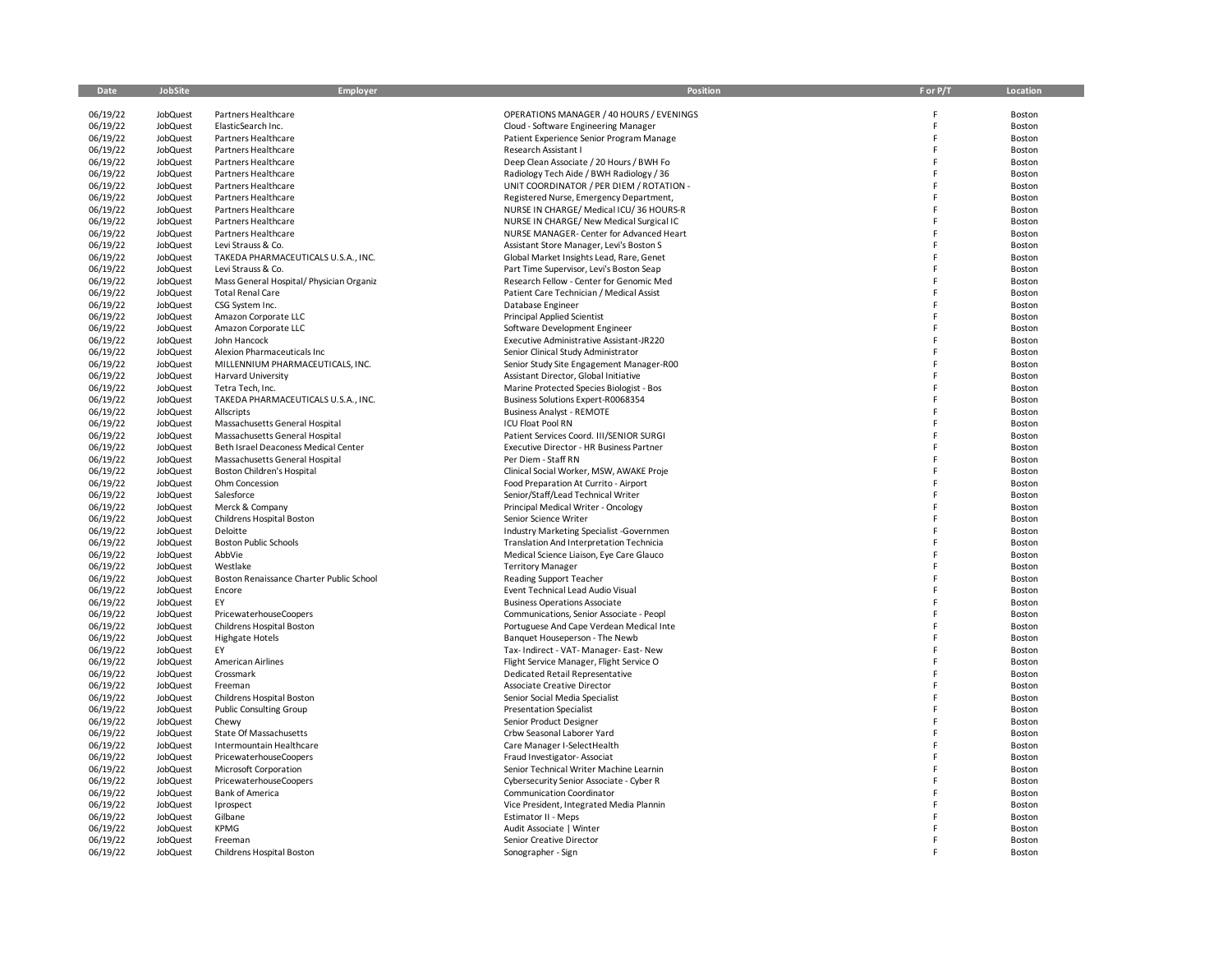| Date | JobSite | Employer | Position | F or P/T | Location |
|---|---|---|---|---|---|
| 06/19/22 | JobQuest | Partners Healthcare | OPERATIONS MANAGER / 40 HOURS / EVENINGS | F | Boston |
| 06/19/22 | JobQuest | ElasticSearch Inc. | Cloud - Software Engineering Manager | F | Boston |
| 06/19/22 | JobQuest | Partners Healthcare | Patient Experience Senior Program Manage | F | Boston |
| 06/19/22 | JobQuest | Partners Healthcare | Research Assistant I | F | Boston |
| 06/19/22 | JobQuest | Partners Healthcare | Deep Clean Associate / 20 Hours / BWH Fo | F | Boston |
| 06/19/22 | JobQuest | Partners Healthcare | Radiology Tech Aide / BWH Radiology / 36 | F | Boston |
| 06/19/22 | JobQuest | Partners Healthcare | UNIT COORDINATOR / PER DIEM / ROTATION - | F | Boston |
| 06/19/22 | JobQuest | Partners Healthcare | Registered Nurse, Emergency Department, | F | Boston |
| 06/19/22 | JobQuest | Partners Healthcare | NURSE IN CHARGE/ Medical ICU/ 36 HOURS-R | F | Boston |
| 06/19/22 | JobQuest | Partners Healthcare | NURSE IN CHARGE/ New Medical Surgical IC | F | Boston |
| 06/19/22 | JobQuest | Partners Healthcare | NURSE MANAGER- Center for Advanced Heart | F | Boston |
| 06/19/22 | JobQuest | Levi Strauss & Co. | Assistant Store Manager, Levi's Boston S | F | Boston |
| 06/19/22 | JobQuest | TAKEDA PHARMACEUTICALS U.S.A., INC. | Global Market Insights Lead, Rare, Genet | F | Boston |
| 06/19/22 | JobQuest | Levi Strauss & Co. | Part Time Supervisor, Levi's Boston Seap | F | Boston |
| 06/19/22 | JobQuest | Mass General Hospital/ Physician Organiz | Research Fellow - Center for Genomic Med | F | Boston |
| 06/19/22 | JobQuest | Total Renal Care | Patient Care Technician / Medical Assist | F | Boston |
| 06/19/22 | JobQuest | CSG System Inc. | Database Engineer | F | Boston |
| 06/19/22 | JobQuest | Amazon Corporate LLC | Principal Applied Scientist | F | Boston |
| 06/19/22 | JobQuest | Amazon Corporate LLC | Software Development Engineer | F | Boston |
| 06/19/22 | JobQuest | John Hancock | Executive Administrative Assistant-JR220 | F | Boston |
| 06/19/22 | JobQuest | Alexion Pharmaceuticals Inc | Senior Clinical Study Administrator | F | Boston |
| 06/19/22 | JobQuest | MILLENNIUM PHARMACEUTICALS, INC. | Senior Study Site Engagement Manager-R00 | F | Boston |
| 06/19/22 | JobQuest | Harvard University | Assistant Director, Global Initiative | F | Boston |
| 06/19/22 | JobQuest | Tetra Tech, Inc. | Marine Protected Species Biologist - Bos | F | Boston |
| 06/19/22 | JobQuest | TAKEDA PHARMACEUTICALS U.S.A., INC. | Business Solutions Expert-R0068354 | F | Boston |
| 06/19/22 | JobQuest | Allscripts | Business Analyst - REMOTE | F | Boston |
| 06/19/22 | JobQuest | Massachusetts General Hospital | ICU Float Pool RN | F | Boston |
| 06/19/22 | JobQuest | Massachusetts General Hospital | Patient Services Coord. III/SENIOR SURGI | F | Boston |
| 06/19/22 | JobQuest | Beth Israel Deaconess Medical Center | Executive Director - HR Business Partner | F | Boston |
| 06/19/22 | JobQuest | Massachusetts General Hospital | Per Diem - Staff RN | F | Boston |
| 06/19/22 | JobQuest | Boston Children's Hospital | Clinical Social Worker, MSW, AWAKE Proje | F | Boston |
| 06/19/22 | JobQuest | Ohm Concession | Food Preparation At Currito - Airport | F | Boston |
| 06/19/22 | JobQuest | Salesforce | Senior/Staff/Lead Technical Writer | F | Boston |
| 06/19/22 | JobQuest | Merck & Company | Principal Medical Writer - Oncology | F | Boston |
| 06/19/22 | JobQuest | Childrens Hospital Boston | Senior Science Writer | F | Boston |
| 06/19/22 | JobQuest | Deloitte | Industry Marketing Specialist -Governmen | F | Boston |
| 06/19/22 | JobQuest | Boston Public Schools | Translation And Interpretation Technicia | F | Boston |
| 06/19/22 | JobQuest | AbbVie | Medical Science Liaison, Eye Care Glauco | F | Boston |
| 06/19/22 | JobQuest | Westlake | Territory Manager | F | Boston |
| 06/19/22 | JobQuest | Boston Renaissance Charter Public School | Reading Support Teacher | F | Boston |
| 06/19/22 | JobQuest | Encore | Event Technical Lead Audio Visual | F | Boston |
| 06/19/22 | JobQuest | EY | Business Operations Associate | F | Boston |
| 06/19/22 | JobQuest | PricewaterhouseCoopers | Communications, Senior Associate - Peopl | F | Boston |
| 06/19/22 | JobQuest | Childrens Hospital Boston | Portuguese And Cape Verdean Medical Inte | F | Boston |
| 06/19/22 | JobQuest | Highgate Hotels | Banquet Houseperson - The Newb | F | Boston |
| 06/19/22 | JobQuest | EY | Tax- Indirect - VAT- Manager- East- New | F | Boston |
| 06/19/22 | JobQuest | American Airlines | Flight Service Manager, Flight Service O | F | Boston |
| 06/19/22 | JobQuest | Crossmark | Dedicated Retail Representative | F | Boston |
| 06/19/22 | JobQuest | Freeman | Associate Creative Director | F | Boston |
| 06/19/22 | JobQuest | Childrens Hospital Boston | Senior Social Media Specialist | F | Boston |
| 06/19/22 | JobQuest | Public Consulting Group | Presentation Specialist | F | Boston |
| 06/19/22 | JobQuest | Chewy | Senior Product Designer | F | Boston |
| 06/19/22 | JobQuest | State Of Massachusetts | Crbw Seasonal Laborer Yard | F | Boston |
| 06/19/22 | JobQuest | Intermountain Healthcare | Care Manager I-SelectHealth | F | Boston |
| 06/19/22 | JobQuest | PricewaterhouseCoopers | Fraud Investigator- Associat | F | Boston |
| 06/19/22 | JobQuest | Microsoft Corporation | Senior Technical Writer Machine Learnin | F | Boston |
| 06/19/22 | JobQuest | PricewaterhouseCoopers | Cybersecurity Senior Associate - Cyber R | F | Boston |
| 06/19/22 | JobQuest | Bank of America | Communication Coordinator | F | Boston |
| 06/19/22 | JobQuest | Iprospect | Vice President, Integrated Media Plannin | F | Boston |
| 06/19/22 | JobQuest | Gilbane | Estimator II - Meps | F | Boston |
| 06/19/22 | JobQuest | KPMG | Audit Associate \| Winter | F | Boston |
| 06/19/22 | JobQuest | Freeman | Senior Creative Director | F | Boston |
| 06/19/22 | JobQuest | Childrens Hospital Boston | Sonographer - Sign | F | Boston |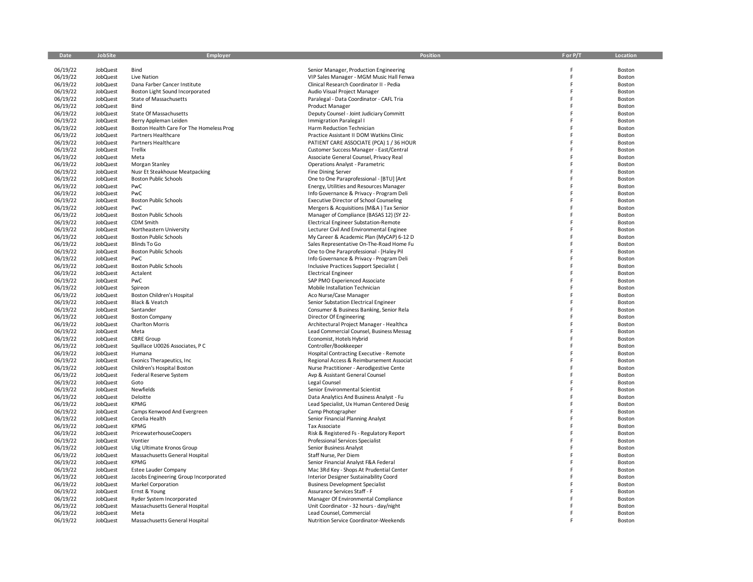| Date | JobSite | Employer | Position | F or P/T | Location |
|---|---|---|---|---|---|
| 06/19/22 | JobQuest | Bind | Senior Manager, Production Engineering | F | Boston |
| 06/19/22 | JobQuest | Live Nation | VIP Sales Manager - MGM Music Hall Fenwa | F | Boston |
| 06/19/22 | JobQuest | Dana Farber Cancer Institute | Clinical Research Coordinator II - Pedia | F | Boston |
| 06/19/22 | JobQuest | Boston Light Sound Incorporated | Audio Visual Project Manager | F | Boston |
| 06/19/22 | JobQuest | State of Massachusetts | Paralegal - Data Coordinator - CAFL Tria | F | Boston |
| 06/19/22 | JobQuest | Bind | Product Manager | F | Boston |
| 06/19/22 | JobQuest | State Of Massachusetts | Deputy Counsel - Joint Judiciary Committ | F | Boston |
| 06/19/22 | JobQuest | Berry Appleman Leiden | Immigration Paralegal I | F | Boston |
| 06/19/22 | JobQuest | Boston Health Care For The Homeless Prog | Harm Reduction Technician | F | Boston |
| 06/19/22 | JobQuest | Partners Healthcare | Practice Assistant II DOM Watkins Clinic | F | Boston |
| 06/19/22 | JobQuest | Partners Healthcare | PATIENT CARE ASSOCIATE (PCA) 1 / 36 HOUR | F | Boston |
| 06/19/22 | JobQuest | Trellix | Customer Success Manager - East/Central | F | Boston |
| 06/19/22 | JobQuest | Meta | Associate General Counsel, Privacy Real | F | Boston |
| 06/19/22 | JobQuest | Morgan Stanley | Operations Analyst - Parametric | F | Boston |
| 06/19/22 | JobQuest | Nusr Et Steakhouse Meatpacking | Fine Dining Server | F | Boston |
| 06/19/22 | JobQuest | Boston Public Schools | One to One Paraprofessional - [BTU] [Ant | F | Boston |
| 06/19/22 | JobQuest | PwC | Energy, Utilities and Resources Manager | F | Boston |
| 06/19/22 | JobQuest | PwC | Info Governance & Privacy - Program Deli | F | Boston |
| 06/19/22 | JobQuest | Boston Public Schools | Executive Director of School Counseling | F | Boston |
| 06/19/22 | JobQuest | PwC | Mergers & Acquisitions (M&A ) Tax Senior | F | Boston |
| 06/19/22 | JobQuest | Boston Public Schools | Manager of Compliance (BASAS 12) (SY 22- | F | Boston |
| 06/19/22 | JobQuest | CDM Smith | Electrical Engineer Substation-Remote | F | Boston |
| 06/19/22 | JobQuest | Northeastern University | Lecturer Civil And Environmental Enginee | F | Boston |
| 06/19/22 | JobQuest | Boston Public Schools | My Career & Academic Plan (MyCAP) 6-12 D | F | Boston |
| 06/19/22 | JobQuest | Blinds To Go | Sales Representative On-The-Road Home Fu | F | Boston |
| 06/19/22 | JobQuest | Boston Public Schools | One to One Paraprofessional - [Haley Pil | F | Boston |
| 06/19/22 | JobQuest | PwC | Info Governance & Privacy - Program Deli | F | Boston |
| 06/19/22 | JobQuest | Boston Public Schools | Inclusive Practices Support Specialist ( | F | Boston |
| 06/19/22 | JobQuest | Actalent | Electrical Engineer | F | Boston |
| 06/19/22 | JobQuest | PwC | SAP PMO Experienced Associate | F | Boston |
| 06/19/22 | JobQuest | Spireon | Mobile Installation Technician | F | Boston |
| 06/19/22 | JobQuest | Boston Children's Hospital | Aco Nurse/Case Manager | F | Boston |
| 06/19/22 | JobQuest | Black & Veatch | Senior Substation Electrical Engineer | F | Boston |
| 06/19/22 | JobQuest | Santander | Consumer & Business Banking, Senior Rela | F | Boston |
| 06/19/22 | JobQuest | Boston Company | Director Of Engineering | F | Boston |
| 06/19/22 | JobQuest | Charlton Morris | Architectural Project Manager - Healthca | F | Boston |
| 06/19/22 | JobQuest | Meta | Lead Commercial Counsel, Business Messag | F | Boston |
| 06/19/22 | JobQuest | CBRE Group | Economist, Hotels Hybrid | F | Boston |
| 06/19/22 | JobQuest | Squillace U0026 Associates, P C | Controller/Bookkeeper | F | Boston |
| 06/19/22 | JobQuest | Humana | Hospital Contracting Executive - Remote | F | Boston |
| 06/19/22 | JobQuest | Exonics Therapeutics, Inc | Regional Access & Reimbursement Associat | F | Boston |
| 06/19/22 | JobQuest | Children's Hospital Boston | Nurse Practitioner - Aerodigestive Cente | F | Boston |
| 06/19/22 | JobQuest | Federal Reserve System | Avp & Assistant General Counsel | F | Boston |
| 06/19/22 | JobQuest | Goto | Legal Counsel | F | Boston |
| 06/19/22 | JobQuest | Newfields | Senior Environmental Scientist | F | Boston |
| 06/19/22 | JobQuest | Deloitte | Data Analytics And Business Analyst - Fu | F | Boston |
| 06/19/22 | JobQuest | KPMG | Lead Specialist, Ux Human Centered Desig | F | Boston |
| 06/19/22 | JobQuest | Camps Kenwood And Evergreen | Camp Photographer | F | Boston |
| 06/19/22 | JobQuest | Cecelia Health | Senior Financial Planning Analyst | F | Boston |
| 06/19/22 | JobQuest | KPMG | Tax Associate | F | Boston |
| 06/19/22 | JobQuest | PricewaterhouseCoopers | Risk & Registered Fs - Regulatory Report | F | Boston |
| 06/19/22 | JobQuest | Vontier | Professional Services Specialist | F | Boston |
| 06/19/22 | JobQuest | Ukg Ultimate Kronos Group | Senior Business Analyst | F | Boston |
| 06/19/22 | JobQuest | Massachusetts General Hospital | Staff Nurse, Per Diem | F | Boston |
| 06/19/22 | JobQuest | KPMG | Senior Financial Analyst F&A Federal | F | Boston |
| 06/19/22 | JobQuest | Estee Lauder Company | Mac 3Rd Key - Shops At Prudential Center | F | Boston |
| 06/19/22 | JobQuest | Jacobs Engineering Group Incorporated | Interior Designer Sustainability Coord | F | Boston |
| 06/19/22 | JobQuest | Markel Corporation | Business Development Specialist | F | Boston |
| 06/19/22 | JobQuest | Ernst & Young | Assurance Services Staff - F | F | Boston |
| 06/19/22 | JobQuest | Ryder System Incorporated | Manager Of Environmental Compliance | F | Boston |
| 06/19/22 | JobQuest | Massachusetts General Hospital | Unit Coordinator - 32 hours - day/night | F | Boston |
| 06/19/22 | JobQuest | Meta | Lead Counsel, Commercial | F | Boston |
| 06/19/22 | JobQuest | Massachusetts General Hospital | Nutrition Service Coordinator-Weekends | F | Boston |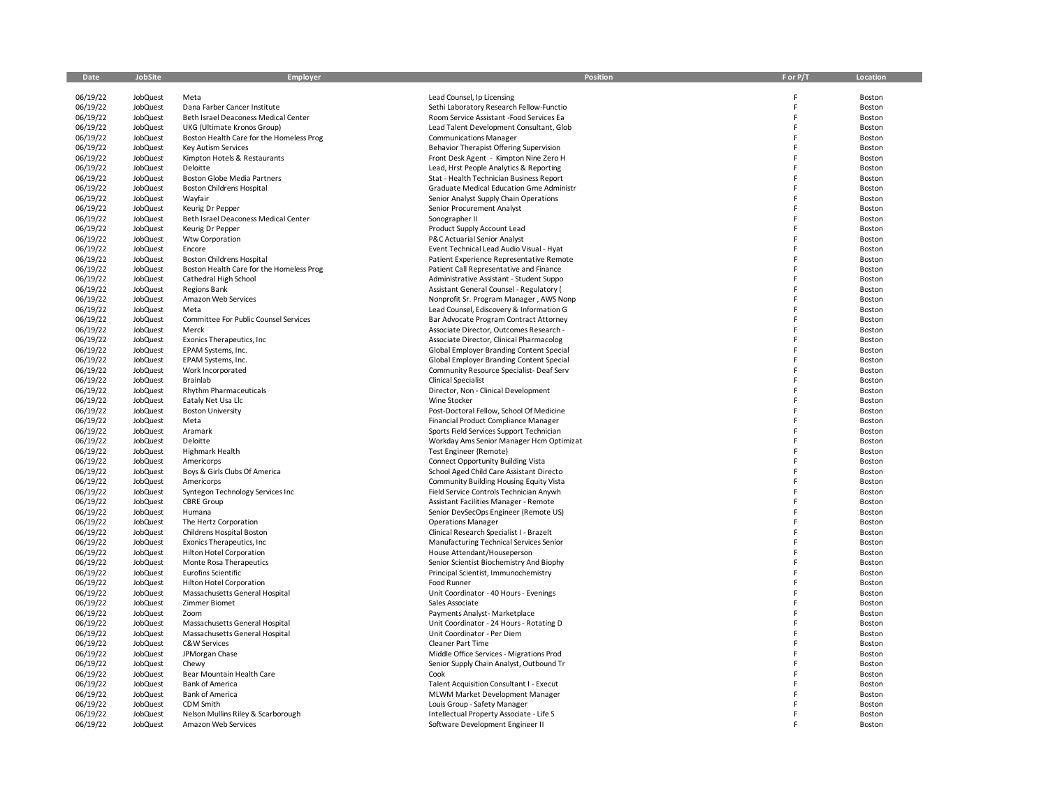| Date | JobSite | Employer | Position | F or P/T | Location |
|---|---|---|---|---|---|
| 06/19/22 | JobQuest | Meta | Lead Counsel, Ip Licensing | F | Boston |
| 06/19/22 | JobQuest | Dana Farber Cancer Institute | Sethi Laboratory Research Fellow-Functio | F | Boston |
| 06/19/22 | JobQuest | Beth Israel Deaconess Medical Center | Room Service Assistant -Food Services Ea | F | Boston |
| 06/19/22 | JobQuest | UKG (Ultimate Kronos Group) | Lead Talent Development Consultant, Glob | F | Boston |
| 06/19/22 | JobQuest | Boston Health Care for the Homeless Prog | Communications Manager | F | Boston |
| 06/19/22 | JobQuest | Key Autism Services | Behavior Therapist Offering Supervision | F | Boston |
| 06/19/22 | JobQuest | Kimpton Hotels & Restaurants | Front Desk Agent - Kimpton Nine Zero H | F | Boston |
| 06/19/22 | JobQuest | Deloitte | Lead, Hrst People Analytics & Reporting | F | Boston |
| 06/19/22 | JobQuest | Boston Globe Media Partners | Stat - Health Technician Business Report | F | Boston |
| 06/19/22 | JobQuest | Boston Childrens Hospital | Graduate Medical Education Gme Administr | F | Boston |
| 06/19/22 | JobQuest | Wayfair | Senior Analyst Supply Chain Operations | F | Boston |
| 06/19/22 | JobQuest | Keurig Dr Pepper | Senior Procurement Analyst | F | Boston |
| 06/19/22 | JobQuest | Beth Israel Deaconess Medical Center | Sonographer II | F | Boston |
| 06/19/22 | JobQuest | Keurig Dr Pepper | Product Supply Account Lead | F | Boston |
| 06/19/22 | JobQuest | Wtw Corporation | P&C Actuarial Senior Analyst | F | Boston |
| 06/19/22 | JobQuest | Encore | Event Technical Lead Audio Visual - Hyat | F | Boston |
| 06/19/22 | JobQuest | Boston Childrens Hospital | Patient Experience Representative Remote | F | Boston |
| 06/19/22 | JobQuest | Boston Health Care for the Homeless Prog | Patient Call Representative and Finance | F | Boston |
| 06/19/22 | JobQuest | Cathedral High School | Administrative Assistant - Student Suppo | F | Boston |
| 06/19/22 | JobQuest | Regions Bank | Assistant General Counsel - Regulatory ( | F | Boston |
| 06/19/22 | JobQuest | Amazon Web Services | Nonprofit Sr. Program Manager , AWS Nonp | F | Boston |
| 06/19/22 | JobQuest | Meta | Lead Counsel, Ediscovery & Information G | F | Boston |
| 06/19/22 | JobQuest | Committee For Public Counsel Services | Bar Advocate Program Contract Attorney | F | Boston |
| 06/19/22 | JobQuest | Merck | Associate Director, Outcomes Research - | F | Boston |
| 06/19/22 | JobQuest | Exonics Therapeutics, Inc | Associate Director, Clinical Pharmacolog | F | Boston |
| 06/19/22 | JobQuest | EPAM Systems, Inc. | Global Employer Branding Content Special | F | Boston |
| 06/19/22 | JobQuest | EPAM Systems, Inc. | Global Employer Branding Content Special | F | Boston |
| 06/19/22 | JobQuest | Work Incorporated | Community Resource Specialist- Deaf Serv | F | Boston |
| 06/19/22 | JobQuest | Brainlab | Clinical Specialist | F | Boston |
| 06/19/22 | JobQuest | Rhythm Pharmaceuticals | Director, Non - Clinical Development | F | Boston |
| 06/19/22 | JobQuest | Eataly Net Usa Llc | Wine Stocker | F | Boston |
| 06/19/22 | JobQuest | Boston University | Post-Doctoral Fellow, School Of Medicine | F | Boston |
| 06/19/22 | JobQuest | Meta | Financial Product Compliance Manager | F | Boston |
| 06/19/22 | JobQuest | Aramark | Sports Field Services Support Technician | F | Boston |
| 06/19/22 | JobQuest | Deloitte | Workday Ams Senior Manager Hcm Optimizat | F | Boston |
| 06/19/22 | JobQuest | Highmark Health | Test Engineer (Remote) | F | Boston |
| 06/19/22 | JobQuest | Americorps | Connect Opportunity Building Vista | F | Boston |
| 06/19/22 | JobQuest | Boys & Girls Clubs Of America | School Aged Child Care Assistant Directo | F | Boston |
| 06/19/22 | JobQuest | Americorps | Community Building Housing Equity Vista | F | Boston |
| 06/19/22 | JobQuest | Syntegon Technology Services Inc | Field Service Controls Technician Anywh | F | Boston |
| 06/19/22 | JobQuest | CBRE Group | Assistant Facilities Manager - Remote | F | Boston |
| 06/19/22 | JobQuest | Humana | Senior DevSecOps Engineer (Remote US) | F | Boston |
| 06/19/22 | JobQuest | The Hertz Corporation | Operations Manager | F | Boston |
| 06/19/22 | JobQuest | Childrens Hospital Boston | Clinical Research Specialist I - Brazelt | F | Boston |
| 06/19/22 | JobQuest | Exonics Therapeutics, Inc | Manufacturing Technical Services Senior | F | Boston |
| 06/19/22 | JobQuest | Hilton Hotel Corporation | House Attendant/Houseperson | F | Boston |
| 06/19/22 | JobQuest | Monte Rosa Therapeutics | Senior Scientist Biochemistry And Biophy | F | Boston |
| 06/19/22 | JobQuest | Eurofins Scientific | Principal Scientist, Immunochemistry | F | Boston |
| 06/19/22 | JobQuest | Hilton Hotel Corporation | Food Runner | F | Boston |
| 06/19/22 | JobQuest | Massachusetts General Hospital | Unit Coordinator - 40 Hours - Evenings | F | Boston |
| 06/19/22 | JobQuest | Zimmer Biomet | Sales Associate | F | Boston |
| 06/19/22 | JobQuest | Zoom | Payments Analyst- Marketplace | F | Boston |
| 06/19/22 | JobQuest | Massachusetts General Hospital | Unit Coordinator - 24 Hours - Rotating D | F | Boston |
| 06/19/22 | JobQuest | Massachusetts General Hospital | Unit Coordinator - Per Diem | F | Boston |
| 06/19/22 | JobQuest | C&W Services | Cleaner Part Time | F | Boston |
| 06/19/22 | JobQuest | JPMorgan Chase | Middle Office Services - Migrations Prod | F | Boston |
| 06/19/22 | JobQuest | Chewy | Senior Supply Chain Analyst, Outbound Tr | F | Boston |
| 06/19/22 | JobQuest | Bear Mountain Health Care | Cook | F | Boston |
| 06/19/22 | JobQuest | Bank of America | Talent Acquisition Consultant I - Execut | F | Boston |
| 06/19/22 | JobQuest | Bank of America | MLWM Market Development Manager | F | Boston |
| 06/19/22 | JobQuest | CDM Smith | Louis Group - Safety Manager | F | Boston |
| 06/19/22 | JobQuest | Nelson Mullins Riley & Scarborough | Intellectual Property Associate - Life S | F | Boston |
| 06/19/22 | JobQuest | Amazon Web Services | Software Development Engineer II | F | Boston |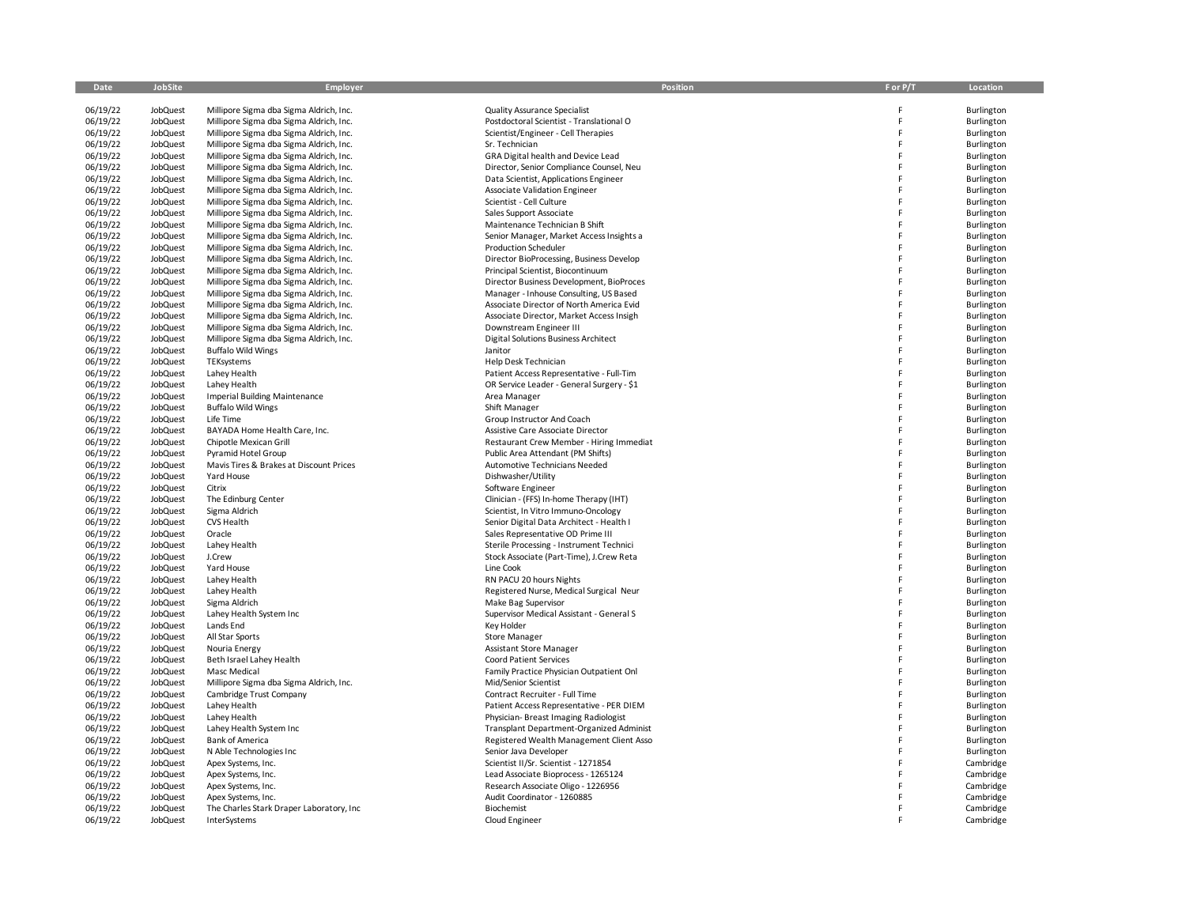| Date | JobSite | Employer | Position | F or P/T | Location |
|---|---|---|---|---|---|
| 06/19/22 | JobQuest | Millipore Sigma dba Sigma Aldrich, Inc. | Quality Assurance Specialist | F | Burlington |
| 06/19/22 | JobQuest | Millipore Sigma dba Sigma Aldrich, Inc. | Postdoctoral Scientist - Translational O | F | Burlington |
| 06/19/22 | JobQuest | Millipore Sigma dba Sigma Aldrich, Inc. | Scientist/Engineer - Cell Therapies | F | Burlington |
| 06/19/22 | JobQuest | Millipore Sigma dba Sigma Aldrich, Inc. | Sr. Technician | F | Burlington |
| 06/19/22 | JobQuest | Millipore Sigma dba Sigma Aldrich, Inc. | GRA Digital health and Device Lead | F | Burlington |
| 06/19/22 | JobQuest | Millipore Sigma dba Sigma Aldrich, Inc. | Director, Senior Compliance Counsel, Neu | F | Burlington |
| 06/19/22 | JobQuest | Millipore Sigma dba Sigma Aldrich, Inc. | Data Scientist, Applications Engineer | F | Burlington |
| 06/19/22 | JobQuest | Millipore Sigma dba Sigma Aldrich, Inc. | Associate Validation Engineer | F | Burlington |
| 06/19/22 | JobQuest | Millipore Sigma dba Sigma Aldrich, Inc. | Scientist - Cell Culture | F | Burlington |
| 06/19/22 | JobQuest | Millipore Sigma dba Sigma Aldrich, Inc. | Sales Support Associate | F | Burlington |
| 06/19/22 | JobQuest | Millipore Sigma dba Sigma Aldrich, Inc. | Maintenance Technician B Shift | F | Burlington |
| 06/19/22 | JobQuest | Millipore Sigma dba Sigma Aldrich, Inc. | Senior Manager, Market Access Insights a | F | Burlington |
| 06/19/22 | JobQuest | Millipore Sigma dba Sigma Aldrich, Inc. | Production Scheduler | F | Burlington |
| 06/19/22 | JobQuest | Millipore Sigma dba Sigma Aldrich, Inc. | Director BioProcessing, Business Develop | F | Burlington |
| 06/19/22 | JobQuest | Millipore Sigma dba Sigma Aldrich, Inc. | Principal Scientist, Biocontinuum | F | Burlington |
| 06/19/22 | JobQuest | Millipore Sigma dba Sigma Aldrich, Inc. | Director Business Development, BioProces | F | Burlington |
| 06/19/22 | JobQuest | Millipore Sigma dba Sigma Aldrich, Inc. | Manager - Inhouse Consulting, US Based | F | Burlington |
| 06/19/22 | JobQuest | Millipore Sigma dba Sigma Aldrich, Inc. | Associate Director of North America Evid | F | Burlington |
| 06/19/22 | JobQuest | Millipore Sigma dba Sigma Aldrich, Inc. | Associate Director, Market Access Insigh | F | Burlington |
| 06/19/22 | JobQuest | Millipore Sigma dba Sigma Aldrich, Inc. | Downstream Engineer III | F | Burlington |
| 06/19/22 | JobQuest | Millipore Sigma dba Sigma Aldrich, Inc. | Digital Solutions Business Architect | F | Burlington |
| 06/19/22 | JobQuest | Buffalo Wild Wings | Janitor | F | Burlington |
| 06/19/22 | JobQuest | TEKsystems | Help Desk Technician | F | Burlington |
| 06/19/22 | JobQuest | Lahey Health | Patient Access Representative - Full-Tim | F | Burlington |
| 06/19/22 | JobQuest | Lahey Health | OR Service Leader - General Surgery - $1 | F | Burlington |
| 06/19/22 | JobQuest | Imperial Building Maintenance | Area Manager | F | Burlington |
| 06/19/22 | JobQuest | Buffalo Wild Wings | Shift Manager | F | Burlington |
| 06/19/22 | JobQuest | Life Time | Group Instructor And Coach | F | Burlington |
| 06/19/22 | JobQuest | BAYADA Home Health Care, Inc. | Assistive Care Associate Director | F | Burlington |
| 06/19/22 | JobQuest | Chipotle Mexican Grill | Restaurant Crew Member - Hiring Immediat | F | Burlington |
| 06/19/22 | JobQuest | Pyramid Hotel Group | Public Area Attendant (PM Shifts) | F | Burlington |
| 06/19/22 | JobQuest | Mavis Tires & Brakes at Discount Prices | Automotive Technicians Needed | F | Burlington |
| 06/19/22 | JobQuest | Yard House | Dishwasher/Utility | F | Burlington |
| 06/19/22 | JobQuest | Citrix | Software Engineer | F | Burlington |
| 06/19/22 | JobQuest | The Edinburg Center | Clinician - (FFS) In-home Therapy (IHT) | F | Burlington |
| 06/19/22 | JobQuest | Sigma Aldrich | Scientist, In Vitro Immuno-Oncology | F | Burlington |
| 06/19/22 | JobQuest | CVS Health | Senior Digital Data Architect - Health I | F | Burlington |
| 06/19/22 | JobQuest | Oracle | Sales Representative OD Prime III | F | Burlington |
| 06/19/22 | JobQuest | Lahey Health | Sterile Processing - Instrument Technici | F | Burlington |
| 06/19/22 | JobQuest | J.Crew | Stock Associate (Part-Time), J.Crew Reta | F | Burlington |
| 06/19/22 | JobQuest | Yard House | Line Cook | F | Burlington |
| 06/19/22 | JobQuest | Lahey Health | RN PACU 20 hours Nights | F | Burlington |
| 06/19/22 | JobQuest | Lahey Health | Registered Nurse, Medical Surgical Neur | F | Burlington |
| 06/19/22 | JobQuest | Sigma Aldrich | Make Bag Supervisor | F | Burlington |
| 06/19/22 | JobQuest | Lahey Health System Inc | Supervisor Medical Assistant - General S | F | Burlington |
| 06/19/22 | JobQuest | Lands End | Key Holder | F | Burlington |
| 06/19/22 | JobQuest | All Star Sports | Store Manager | F | Burlington |
| 06/19/22 | JobQuest | Nouria Energy | Assistant Store Manager | F | Burlington |
| 06/19/22 | JobQuest | Beth Israel Lahey Health | Coord Patient Services | F | Burlington |
| 06/19/22 | JobQuest | Masc Medical | Family Practice Physician Outpatient Onl | F | Burlington |
| 06/19/22 | JobQuest | Millipore Sigma dba Sigma Aldrich, Inc. | Mid/Senior Scientist | F | Burlington |
| 06/19/22 | JobQuest | Cambridge Trust Company | Contract Recruiter - Full Time | F | Burlington |
| 06/19/22 | JobQuest | Lahey Health | Patient Access Representative - PER DIEM | F | Burlington |
| 06/19/22 | JobQuest | Lahey Health | Physician- Breast Imaging Radiologist | F | Burlington |
| 06/19/22 | JobQuest | Lahey Health System Inc | Transplant Department-Organized Administ | F | Burlington |
| 06/19/22 | JobQuest | Bank of America | Registered Wealth Management Client Asso | F | Burlington |
| 06/19/22 | JobQuest | N Able Technologies Inc | Senior Java Developer | F | Burlington |
| 06/19/22 | JobQuest | Apex Systems, Inc. | Scientist II/Sr. Scientist - 1271854 | F | Cambridge |
| 06/19/22 | JobQuest | Apex Systems, Inc. | Lead Associate Bioprocess - 1265124 | F | Cambridge |
| 06/19/22 | JobQuest | Apex Systems, Inc. | Research Associate Oligo - 1226956 | F | Cambridge |
| 06/19/22 | JobQuest | Apex Systems, Inc. | Audit Coordinator - 1260885 | F | Cambridge |
| 06/19/22 | JobQuest | The Charles Stark Draper Laboratory, Inc | Biochemist | F | Cambridge |
| 06/19/22 | JobQuest | InterSystems | Cloud Engineer | F | Cambridge |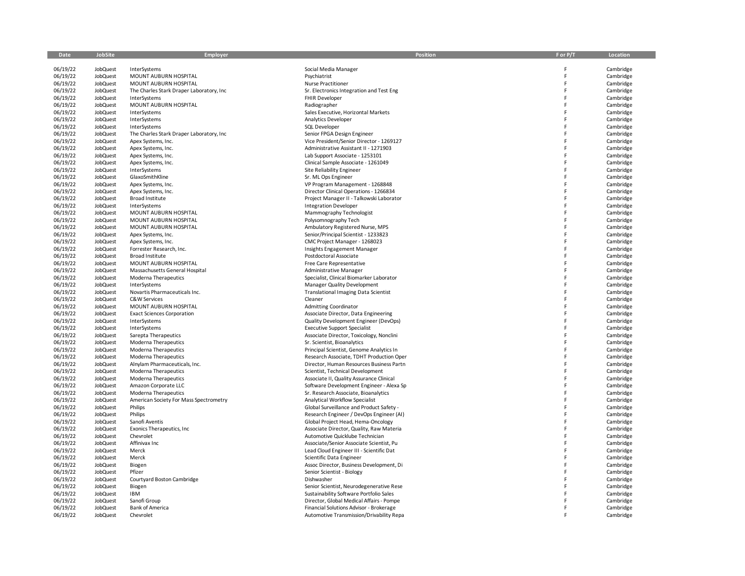| Date | JobSite | Employer | Position | F or P/T | Location |
|---|---|---|---|---|---|
| 06/19/22 | JobQuest | InterSystems | Social Media Manager | F | Cambridge |
| 06/19/22 | JobQuest | MOUNT AUBURN HOSPITAL | Psychiatrist | F | Cambridge |
| 06/19/22 | JobQuest | MOUNT AUBURN HOSPITAL | Nurse Practitioner | F | Cambridge |
| 06/19/22 | JobQuest | The Charles Stark Draper Laboratory, Inc | Sr. Electronics Integration and Test Eng | F | Cambridge |
| 06/19/22 | JobQuest | InterSystems | FHIR Developer | F | Cambridge |
| 06/19/22 | JobQuest | MOUNT AUBURN HOSPITAL | Radiographer | F | Cambridge |
| 06/19/22 | JobQuest | InterSystems | Sales Executive, Horizontal Markets | F | Cambridge |
| 06/19/22 | JobQuest | InterSystems | Analytics Developer | F | Cambridge |
| 06/19/22 | JobQuest | InterSystems | SQL Developer | F | Cambridge |
| 06/19/22 | JobQuest | The Charles Stark Draper Laboratory, Inc | Senior FPGA Design Engineer | F | Cambridge |
| 06/19/22 | JobQuest | Apex Systems, Inc. | Vice President/Senior Director - 1269127 | F | Cambridge |
| 06/19/22 | JobQuest | Apex Systems, Inc. | Administrative Assistant II - 1271903 | F | Cambridge |
| 06/19/22 | JobQuest | Apex Systems, Inc. | Lab Support Associate - 1253101 | F | Cambridge |
| 06/19/22 | JobQuest | Apex Systems, Inc. | Clinical Sample Associate - 1261049 | F | Cambridge |
| 06/19/22 | JobQuest | InterSystems | Site Reliability Engineer | F | Cambridge |
| 06/19/22 | JobQuest | GlaxoSmithKline | Sr. ML Ops Engineer | F | Cambridge |
| 06/19/22 | JobQuest | Apex Systems, Inc. | VP Program Management - 1268848 | F | Cambridge |
| 06/19/22 | JobQuest | Apex Systems, Inc. | Director Clinical Operations - 1266834 | F | Cambridge |
| 06/19/22 | JobQuest | Broad Institute | Project Manager II - Talkowski Laborator | F | Cambridge |
| 06/19/22 | JobQuest | InterSystems | Integration Developer | F | Cambridge |
| 06/19/22 | JobQuest | MOUNT AUBURN HOSPITAL | Mammography Technologist | F | Cambridge |
| 06/19/22 | JobQuest | MOUNT AUBURN HOSPITAL | Polysomnography Tech | F | Cambridge |
| 06/19/22 | JobQuest | MOUNT AUBURN HOSPITAL | Ambulatory Registered Nurse, MPS | F | Cambridge |
| 06/19/22 | JobQuest | Apex Systems, Inc. | Senior/Principal Scientist - 1233823 | F | Cambridge |
| 06/19/22 | JobQuest | Apex Systems, Inc. | CMC Project Manager - 1268023 | F | Cambridge |
| 06/19/22 | JobQuest | Forrester Research, Inc. | Insights Engagement Manager | F | Cambridge |
| 06/19/22 | JobQuest | Broad Institute | Postdoctoral Associate | F | Cambridge |
| 06/19/22 | JobQuest | MOUNT AUBURN HOSPITAL | Free Care Representative | F | Cambridge |
| 06/19/22 | JobQuest | Massachusetts General Hospital | Administrative Manager | F | Cambridge |
| 06/19/22 | JobQuest | Moderna Therapeutics | Specialist, Clinical Biomarker Laborator | F | Cambridge |
| 06/19/22 | JobQuest | InterSystems | Manager Quality Development | F | Cambridge |
| 06/19/22 | JobQuest | Novartis Pharmaceuticals Inc. | Translational Imaging Data Scientist | F | Cambridge |
| 06/19/22 | JobQuest | C&W Services | Cleaner | F | Cambridge |
| 06/19/22 | JobQuest | MOUNT AUBURN HOSPITAL | Admitting Coordinator | F | Cambridge |
| 06/19/22 | JobQuest | Exact Sciences Corporation | Associate Director, Data Engineering | F | Cambridge |
| 06/19/22 | JobQuest | InterSystems | Quality Development Engineer (DevOps) | F | Cambridge |
| 06/19/22 | JobQuest | InterSystems | Executive Support Specialist | F | Cambridge |
| 06/19/22 | JobQuest | Sarepta Therapeutics | Associate Director, Toxicology, Nonclini | F | Cambridge |
| 06/19/22 | JobQuest | Moderna Therapeutics | Sr. Scientist, Bioanalytics | F | Cambridge |
| 06/19/22 | JobQuest | Moderna Therapeutics | Principal Scientist, Genome Analytics In | F | Cambridge |
| 06/19/22 | JobQuest | Moderna Therapeutics | Research Associate, TDHT Production Oper | F | Cambridge |
| 06/19/22 | JobQuest | Alnylam Pharmaceuticals, Inc. | Director, Human Resources Business Partn | F | Cambridge |
| 06/19/22 | JobQuest | Moderna Therapeutics | Scientist, Technical Development | F | Cambridge |
| 06/19/22 | JobQuest | Moderna Therapeutics | Associate II, Quality Assurance Clinical | F | Cambridge |
| 06/19/22 | JobQuest | Amazon Corporate LLC | Software Development Engineer - Alexa Sp | F | Cambridge |
| 06/19/22 | JobQuest | Moderna Therapeutics | Sr. Research Associate, Bioanalytics | F | Cambridge |
| 06/19/22 | JobQuest | American Society For Mass Spectrometry | Analytical Workflow Specialist | F | Cambridge |
| 06/19/22 | JobQuest | Philips | Global Surveillance and Product Safety - | F | Cambridge |
| 06/19/22 | JobQuest | Philips | Research Engineer / DevOps Engineer (AI) | F | Cambridge |
| 06/19/22 | JobQuest | Sanofi Aventis | Global Project Head, Hema-Oncology | F | Cambridge |
| 06/19/22 | JobQuest | Exonics Therapeutics, Inc | Associate Director, Quality, Raw Materia | F | Cambridge |
| 06/19/22 | JobQuest | Chevrolet | Automotive Quicklube Technician | F | Cambridge |
| 06/19/22 | JobQuest | Affinivax Inc | Associate/Senior Associate Scientist, Pu | F | Cambridge |
| 06/19/22 | JobQuest | Merck | Lead Cloud Engineer III - Scientific Dat | F | Cambridge |
| 06/19/22 | JobQuest | Merck | Scientific Data Engineer | F | Cambridge |
| 06/19/22 | JobQuest | Biogen | Assoc Director, Business Development, Di | F | Cambridge |
| 06/19/22 | JobQuest | Pfizer | Senior Scientist - Biology | F | Cambridge |
| 06/19/22 | JobQuest | Courtyard Boston Cambridge | Dishwasher | F | Cambridge |
| 06/19/22 | JobQuest | Biogen | Senior Scientist, Neurodegenerative Rese | F | Cambridge |
| 06/19/22 | JobQuest | IBM | Sustainability Software Portfolio Sales | F | Cambridge |
| 06/19/22 | JobQuest | Sanofi Group | Director, Global Medical Affairs - Pompe | F | Cambridge |
| 06/19/22 | JobQuest | Bank of America | Financial Solutions Advisor - Brokerage | F | Cambridge |
| 06/19/22 | JobQuest | Chevrolet | Automotive Transmission/Drivability Repa | F | Cambridge |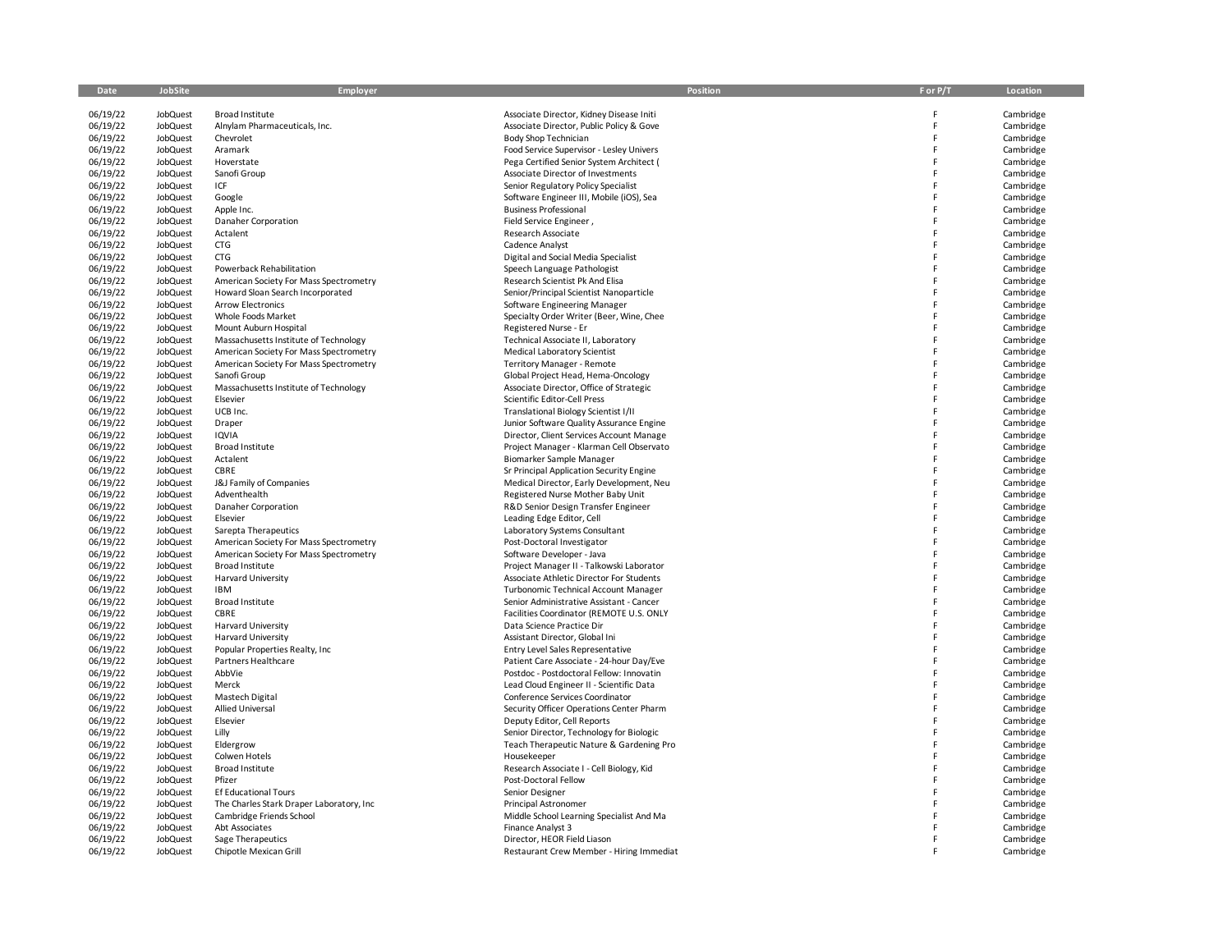| Date | JobSite | Employer | Position | F or P/T | Location |
|---|---|---|---|---|---|
| 06/19/22 | JobQuest | Broad Institute | Associate Director, Kidney Disease Initi | F | Cambridge |
| 06/19/22 | JobQuest | Alnylam Pharmaceuticals, Inc. | Associate Director, Public Policy & Gove | F | Cambridge |
| 06/19/22 | JobQuest | Chevrolet | Body Shop Technician | F | Cambridge |
| 06/19/22 | JobQuest | Aramark | Food Service Supervisor - Lesley Univers | F | Cambridge |
| 06/19/22 | JobQuest | Hoverstate | Pega Certified Senior System Architect ( | F | Cambridge |
| 06/19/22 | JobQuest | Sanofi Group | Associate Director of Investments | F | Cambridge |
| 06/19/22 | JobQuest | ICF | Senior Regulatory Policy Specialist | F | Cambridge |
| 06/19/22 | JobQuest | Google | Software Engineer III, Mobile (iOS), Sea | F | Cambridge |
| 06/19/22 | JobQuest | Apple Inc. | Business Professional | F | Cambridge |
| 06/19/22 | JobQuest | Danaher Corporation | Field Service Engineer , | F | Cambridge |
| 06/19/22 | JobQuest | Actalent | Research Associate | F | Cambridge |
| 06/19/22 | JobQuest | CTG | Cadence Analyst | F | Cambridge |
| 06/19/22 | JobQuest | CTG | Digital and Social Media Specialist | F | Cambridge |
| 06/19/22 | JobQuest | Powerback Rehabilitation | Speech Language Pathologist | F | Cambridge |
| 06/19/22 | JobQuest | American Society For Mass Spectrometry | Research Scientist Pk And Elisa | F | Cambridge |
| 06/19/22 | JobQuest | Howard Sloan Search Incorporated | Senior/Principal Scientist Nanoparticle | F | Cambridge |
| 06/19/22 | JobQuest | Arrow Electronics | Software Engineering Manager | F | Cambridge |
| 06/19/22 | JobQuest | Whole Foods Market | Specialty Order Writer (Beer, Wine, Chee | F | Cambridge |
| 06/19/22 | JobQuest | Mount Auburn Hospital | Registered Nurse - Er | F | Cambridge |
| 06/19/22 | JobQuest | Massachusetts Institute of Technology | Technical Associate II, Laboratory | F | Cambridge |
| 06/19/22 | JobQuest | American Society For Mass Spectrometry | Medical Laboratory Scientist | F | Cambridge |
| 06/19/22 | JobQuest | American Society For Mass Spectrometry | Territory Manager - Remote | F | Cambridge |
| 06/19/22 | JobQuest | Sanofi Group | Global Project Head, Hema-Oncology | F | Cambridge |
| 06/19/22 | JobQuest | Massachusetts Institute of Technology | Associate Director, Office of Strategic | F | Cambridge |
| 06/19/22 | JobQuest | Elsevier | Scientific Editor-Cell Press | F | Cambridge |
| 06/19/22 | JobQuest | UCB Inc. | Translational Biology Scientist I/II | F | Cambridge |
| 06/19/22 | JobQuest | Draper | Junior Software Quality Assurance Engine | F | Cambridge |
| 06/19/22 | JobQuest | IQVIA | Director, Client Services Account Manage | F | Cambridge |
| 06/19/22 | JobQuest | Broad Institute | Project Manager - Klarman Cell Observato | F | Cambridge |
| 06/19/22 | JobQuest | Actalent | Biomarker Sample Manager | F | Cambridge |
| 06/19/22 | JobQuest | CBRE | Sr Principal Application Security Engine | F | Cambridge |
| 06/19/22 | JobQuest | J&J Family of Companies | Medical Director, Early Development, Neu | F | Cambridge |
| 06/19/22 | JobQuest | Adventhealth | Registered Nurse Mother Baby Unit | F | Cambridge |
| 06/19/22 | JobQuest | Danaher Corporation | R&D Senior Design Transfer Engineer | F | Cambridge |
| 06/19/22 | JobQuest | Elsevier | Leading Edge Editor, Cell | F | Cambridge |
| 06/19/22 | JobQuest | Sarepta Therapeutics | Laboratory Systems Consultant | F | Cambridge |
| 06/19/22 | JobQuest | American Society For Mass Spectrometry | Post-Doctoral Investigator | F | Cambridge |
| 06/19/22 | JobQuest | American Society For Mass Spectrometry | Software Developer - Java | F | Cambridge |
| 06/19/22 | JobQuest | Broad Institute | Project Manager II - Talkowski Laborator | F | Cambridge |
| 06/19/22 | JobQuest | Harvard University | Associate Athletic Director For Students | F | Cambridge |
| 06/19/22 | JobQuest | IBM | Turbonomic Technical Account Manager | F | Cambridge |
| 06/19/22 | JobQuest | Broad Institute | Senior Administrative Assistant - Cancer | F | Cambridge |
| 06/19/22 | JobQuest | CBRE | Facilities Coordinator (REMOTE U.S. ONLY | F | Cambridge |
| 06/19/22 | JobQuest | Harvard University | Data Science Practice Dir | F | Cambridge |
| 06/19/22 | JobQuest | Harvard University | Assistant Director, Global Ini | F | Cambridge |
| 06/19/22 | JobQuest | Popular Properties Realty, Inc | Entry Level Sales Representative | F | Cambridge |
| 06/19/22 | JobQuest | Partners Healthcare | Patient Care Associate - 24-hour Day/Eve | F | Cambridge |
| 06/19/22 | JobQuest | AbbVie | Postdoc - Postdoctoral Fellow: Innovatin | F | Cambridge |
| 06/19/22 | JobQuest | Merck | Lead Cloud Engineer II - Scientific Data | F | Cambridge |
| 06/19/22 | JobQuest | Mastech Digital | Conference Services Coordinator | F | Cambridge |
| 06/19/22 | JobQuest | Allied Universal | Security Officer Operations Center Pharm | F | Cambridge |
| 06/19/22 | JobQuest | Elsevier | Deputy Editor, Cell Reports | F | Cambridge |
| 06/19/22 | JobQuest | Lilly | Senior Director, Technology for Biologic | F | Cambridge |
| 06/19/22 | JobQuest | Eldergrow | Teach Therapeutic Nature & Gardening Pro | F | Cambridge |
| 06/19/22 | JobQuest | Colwen Hotels | Housekeeper | F | Cambridge |
| 06/19/22 | JobQuest | Broad Institute | Research Associate I - Cell Biology, Kid | F | Cambridge |
| 06/19/22 | JobQuest | Pfizer | Post-Doctoral Fellow | F | Cambridge |
| 06/19/22 | JobQuest | Ef Educational Tours | Senior Designer | F | Cambridge |
| 06/19/22 | JobQuest | The Charles Stark Draper Laboratory, Inc | Principal Astronomer | F | Cambridge |
| 06/19/22 | JobQuest | Cambridge Friends School | Middle School Learning Specialist And Ma | F | Cambridge |
| 06/19/22 | JobQuest | Abt Associates | Finance Analyst 3 | F | Cambridge |
| 06/19/22 | JobQuest | Sage Therapeutics | Director, HEOR Field Liason | F | Cambridge |
| 06/19/22 | JobQuest | Chipotle Mexican Grill | Restaurant Crew Member - Hiring Immediat | F | Cambridge |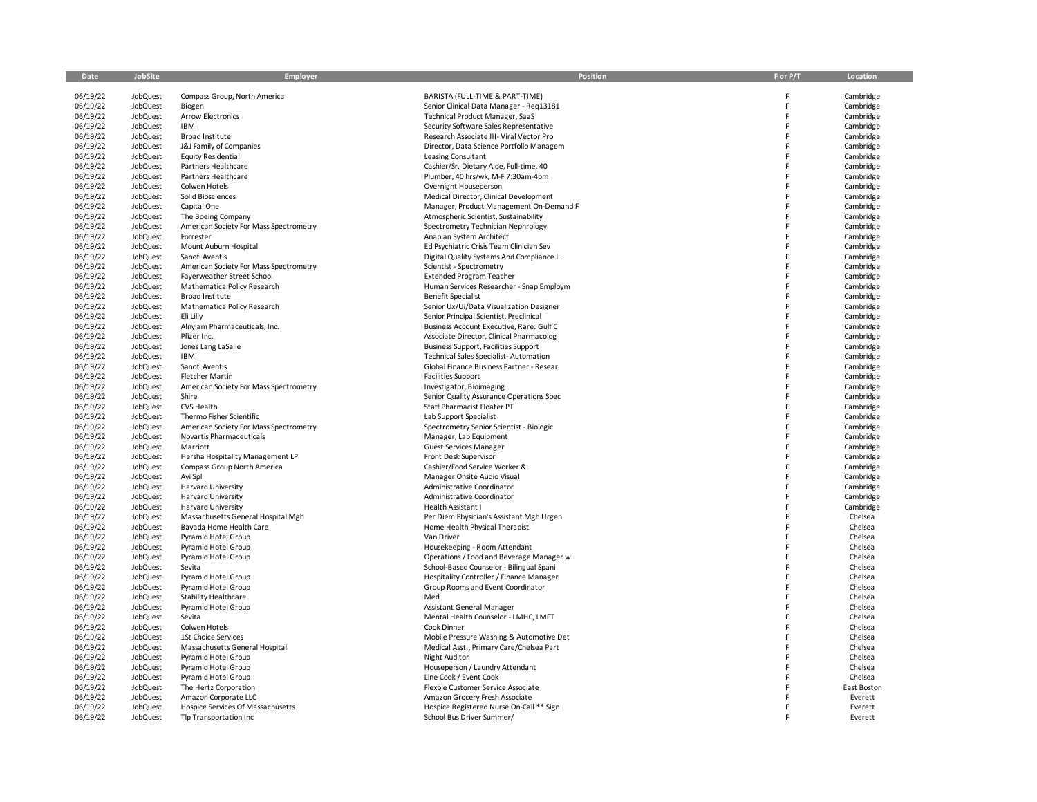| Date | JobSite | Employer | Position | F or P/T | Location |
|---|---|---|---|---|---|
| 06/19/22 | JobQuest | Compass Group, North America | BARISTA (FULL-TIME & PART-TIME) | F | Cambridge |
| 06/19/22 | JobQuest | Biogen | Senior Clinical Data Manager - Req13181 | F | Cambridge |
| 06/19/22 | JobQuest | Arrow Electronics | Technical Product Manager, SaaS | F | Cambridge |
| 06/19/22 | JobQuest | IBM | Security Software Sales Representative | F | Cambridge |
| 06/19/22 | JobQuest | Broad Institute | Research Associate III- Viral Vector Pro | F | Cambridge |
| 06/19/22 | JobQuest | J&J Family of Companies | Director, Data Science Portfolio Managem | F | Cambridge |
| 06/19/22 | JobQuest | Equity Residential | Leasing Consultant | F | Cambridge |
| 06/19/22 | JobQuest | Partners Healthcare | Cashier/Sr. Dietary Aide, Full-time, 40 | F | Cambridge |
| 06/19/22 | JobQuest | Partners Healthcare | Plumber, 40 hrs/wk, M-F 7:30am-4pm | F | Cambridge |
| 06/19/22 | JobQuest | Colwen Hotels | Overnight Houseperson | F | Cambridge |
| 06/19/22 | JobQuest | Solid Biosciences | Medical Director, Clinical Development | F | Cambridge |
| 06/19/22 | JobQuest | Capital One | Manager, Product Management On-Demand F | F | Cambridge |
| 06/19/22 | JobQuest | The Boeing Company | Atmospheric Scientist, Sustainability | F | Cambridge |
| 06/19/22 | JobQuest | American Society For Mass Spectrometry | Spectrometry Technician Nephrology | F | Cambridge |
| 06/19/22 | JobQuest | Forrester | Anaplan System Architect | F | Cambridge |
| 06/19/22 | JobQuest | Mount Auburn Hospital | Ed Psychiatric Crisis Team Clinician Sev | F | Cambridge |
| 06/19/22 | JobQuest | Sanofi Aventis | Digital Quality Systems And Compliance L | F | Cambridge |
| 06/19/22 | JobQuest | American Society For Mass Spectrometry | Scientist - Spectrometry | F | Cambridge |
| 06/19/22 | JobQuest | Fayerweather Street School | Extended Program Teacher | F | Cambridge |
| 06/19/22 | JobQuest | Mathematica Policy Research | Human Services Researcher - Snap Employm | F | Cambridge |
| 06/19/22 | JobQuest | Broad Institute | Benefit Specialist | F | Cambridge |
| 06/19/22 | JobQuest | Mathematica Policy Research | Senior Ux/Ui/Data Visualization Designer | F | Cambridge |
| 06/19/22 | JobQuest | Eli Lilly | Senior Principal Scientist, Preclinical | F | Cambridge |
| 06/19/22 | JobQuest | Alnylam Pharmaceuticals, Inc. | Business Account Executive, Rare: Gulf C | F | Cambridge |
| 06/19/22 | JobQuest | Pfizer Inc. | Associate Director, Clinical Pharmacolog | F | Cambridge |
| 06/19/22 | JobQuest | Jones Lang LaSalle | Business Support, Facilities Support | F | Cambridge |
| 06/19/22 | JobQuest | IBM | Technical Sales Specialist- Automation | F | Cambridge |
| 06/19/22 | JobQuest | Sanofi Aventis | Global Finance Business Partner - Resear | F | Cambridge |
| 06/19/22 | JobQuest | Fletcher Martin | Facilities Support | F | Cambridge |
| 06/19/22 | JobQuest | American Society For Mass Spectrometry | Investigator, Bioimaging | F | Cambridge |
| 06/19/22 | JobQuest | Shire | Senior Quality Assurance Operations Spec | F | Cambridge |
| 06/19/22 | JobQuest | CVS Health | Staff Pharmacist Floater PT | F | Cambridge |
| 06/19/22 | JobQuest | Thermo Fisher Scientific | Lab Support Specialist | F | Cambridge |
| 06/19/22 | JobQuest | American Society For Mass Spectrometry | Spectrometry Senior Scientist - Biologic | F | Cambridge |
| 06/19/22 | JobQuest | Novartis Pharmaceuticals | Manager, Lab Equipment | F | Cambridge |
| 06/19/22 | JobQuest | Marriott | Guest Services Manager | F | Cambridge |
| 06/19/22 | JobQuest | Hersha Hospitality Management LP | Front Desk Supervisor | F | Cambridge |
| 06/19/22 | JobQuest | Compass Group North America | Cashier/Food Service Worker & | F | Cambridge |
| 06/19/22 | JobQuest | Avi Spl | Manager Onsite Audio Visual | F | Cambridge |
| 06/19/22 | JobQuest | Harvard University | Administrative Coordinator | F | Cambridge |
| 06/19/22 | JobQuest | Harvard University | Administrative Coordinator | F | Cambridge |
| 06/19/22 | JobQuest | Harvard University | Health Assistant I | F | Cambridge |
| 06/19/22 | JobQuest | Massachusetts General Hospital Mgh | Per Diem Physician's Assistant Mgh Urgen | F | Chelsea |
| 06/19/22 | JobQuest | Bayada Home Health Care | Home Health Physical Therapist | F | Chelsea |
| 06/19/22 | JobQuest | Pyramid Hotel Group | Van Driver | F | Chelsea |
| 06/19/22 | JobQuest | Pyramid Hotel Group | Housekeeping - Room Attendant | F | Chelsea |
| 06/19/22 | JobQuest | Pyramid Hotel Group | Operations / Food and Beverage Manager w | F | Chelsea |
| 06/19/22 | JobQuest | Sevita | School-Based Counselor - Bilingual Spani | F | Chelsea |
| 06/19/22 | JobQuest | Pyramid Hotel Group | Hospitality Controller / Finance Manager | F | Chelsea |
| 06/19/22 | JobQuest | Pyramid Hotel Group | Group Rooms and Event Coordinator | F | Chelsea |
| 06/19/22 | JobQuest | Stability Healthcare | Med | F | Chelsea |
| 06/19/22 | JobQuest | Pyramid Hotel Group | Assistant General Manager | F | Chelsea |
| 06/19/22 | JobQuest | Sevita | Mental Health Counselor - LMHC, LMFT | F | Chelsea |
| 06/19/22 | JobQuest | Colwen Hotels | Cook Dinner | F | Chelsea |
| 06/19/22 | JobQuest | 1St Choice Services | Mobile Pressure Washing & Automotive Det | F | Chelsea |
| 06/19/22 | JobQuest | Massachusetts General Hospital | Medical Asst., Primary Care/Chelsea Part | F | Chelsea |
| 06/19/22 | JobQuest | Pyramid Hotel Group | Night Auditor | F | Chelsea |
| 06/19/22 | JobQuest | Pyramid Hotel Group | Houseperson / Laundry Attendant | F | Chelsea |
| 06/19/22 | JobQuest | Pyramid Hotel Group | Line Cook / Event Cook | F | Chelsea |
| 06/19/22 | JobQuest | The Hertz Corporation | Flexble Customer Service Associate | F | East Boston |
| 06/19/22 | JobQuest | Amazon Corporate LLC | Amazon Grocery Fresh Associate | F | Everett |
| 06/19/22 | JobQuest | Hospice Services Of Massachusetts | Hospice Registered Nurse On-Call ** Sign | F | Everett |
| 06/19/22 | JobQuest | Tlp Transportation Inc | School Bus Driver Summer/ | F | Everett |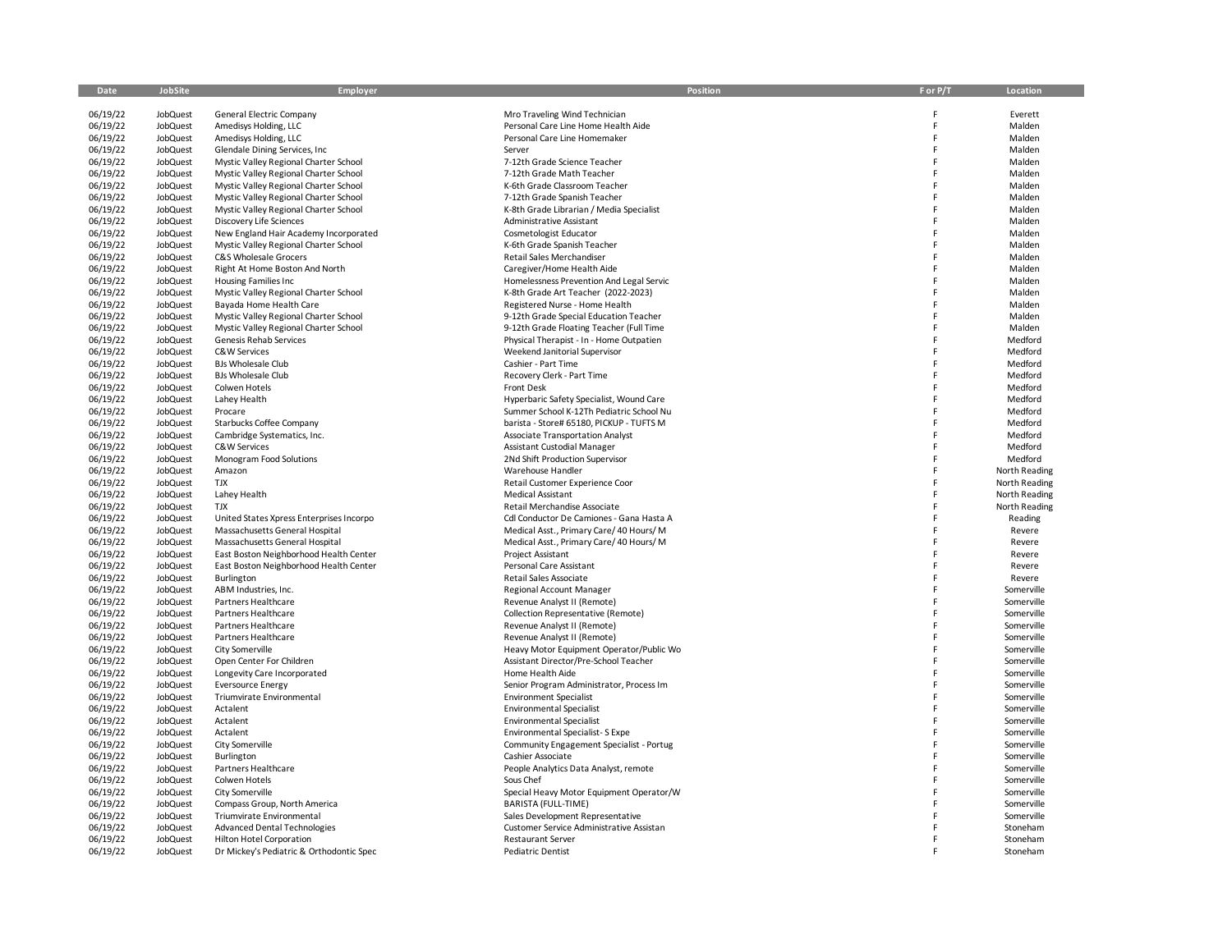| Date | JobSite | Employer | Position | F or P/T | Location |
|---|---|---|---|---|---|
| 06/19/22 | JobQuest | General Electric Company | Mro Traveling Wind Technician | F | Everett |
| 06/19/22 | JobQuest | Amedisys Holding, LLC | Personal Care Line Home Health Aide | F | Malden |
| 06/19/22 | JobQuest | Amedisys Holding, LLC | Personal Care Line Homemaker | F | Malden |
| 06/19/22 | JobQuest | Glendale Dining Services, Inc | Server | F | Malden |
| 06/19/22 | JobQuest | Mystic Valley Regional Charter School | 7-12th Grade Science Teacher | F | Malden |
| 06/19/22 | JobQuest | Mystic Valley Regional Charter School | 7-12th Grade Math Teacher | F | Malden |
| 06/19/22 | JobQuest | Mystic Valley Regional Charter School | K-6th Grade Classroom Teacher | F | Malden |
| 06/19/22 | JobQuest | Mystic Valley Regional Charter School | 7-12th Grade Spanish Teacher | F | Malden |
| 06/19/22 | JobQuest | Mystic Valley Regional Charter School | K-8th Grade Librarian / Media Specialist | F | Malden |
| 06/19/22 | JobQuest | Discovery Life Sciences | Administrative Assistant | F | Malden |
| 06/19/22 | JobQuest | New England Hair Academy Incorporated | Cosmetologist Educator | F | Malden |
| 06/19/22 | JobQuest | Mystic Valley Regional Charter School | K-6th Grade Spanish Teacher | F | Malden |
| 06/19/22 | JobQuest | C&S Wholesale Grocers | Retail Sales Merchandiser | F | Malden |
| 06/19/22 | JobQuest | Right At Home Boston And North | Caregiver/Home Health Aide | F | Malden |
| 06/19/22 | JobQuest | Housing Families Inc | Homelessness Prevention And Legal Servic | F | Malden |
| 06/19/22 | JobQuest | Mystic Valley Regional Charter School | K-8th Grade Art Teacher (2022-2023) | F | Malden |
| 06/19/22 | JobQuest | Bayada Home Health Care | Registered Nurse - Home Health | F | Malden |
| 06/19/22 | JobQuest | Mystic Valley Regional Charter School | 9-12th Grade Special Education Teacher | F | Malden |
| 06/19/22 | JobQuest | Mystic Valley Regional Charter School | 9-12th Grade Floating Teacher (Full Time | F | Malden |
| 06/19/22 | JobQuest | Genesis Rehab Services | Physical Therapist - In - Home Outpatien | F | Medford |
| 06/19/22 | JobQuest | C&W Services | Weekend Janitorial Supervisor | F | Medford |
| 06/19/22 | JobQuest | BJs Wholesale Club | Cashier - Part Time | F | Medford |
| 06/19/22 | JobQuest | BJs Wholesale Club | Recovery Clerk - Part Time | F | Medford |
| 06/19/22 | JobQuest | Colwen Hotels | Front Desk | F | Medford |
| 06/19/22 | JobQuest | Lahey Health | Hyperbaric Safety Specialist, Wound Care | F | Medford |
| 06/19/22 | JobQuest | Procare | Summer School K-12Th Pediatric School Nu | F | Medford |
| 06/19/22 | JobQuest | Starbucks Coffee Company | barista - Store# 65180, PICKUP - TUFTS M | F | Medford |
| 06/19/22 | JobQuest | Cambridge Systematics, Inc. | Associate Transportation Analyst | F | Medford |
| 06/19/22 | JobQuest | C&W Services | Assistant Custodial Manager | F | Medford |
| 06/19/22 | JobQuest | Monogram Food Solutions | 2Nd Shift Production Supervisor | F | Medford |
| 06/19/22 | JobQuest | Amazon | Warehouse Handler | F | North Reading |
| 06/19/22 | JobQuest | TJX | Retail Customer Experience Coor | F | North Reading |
| 06/19/22 | JobQuest | Lahey Health | Medical Assistant | F | North Reading |
| 06/19/22 | JobQuest | TJX | Retail Merchandise Associate | F | North Reading |
| 06/19/22 | JobQuest | United States Xpress Enterprises Incorpo | Cdl Conductor De Camiones - Gana Hasta A | F | Reading |
| 06/19/22 | JobQuest | Massachusetts General Hospital | Medical Asst., Primary Care/ 40 Hours/ M | F | Revere |
| 06/19/22 | JobQuest | Massachusetts General Hospital | Medical Asst., Primary Care/ 40 Hours/ M | F | Revere |
| 06/19/22 | JobQuest | East Boston Neighborhood Health Center | Project Assistant | F | Revere |
| 06/19/22 | JobQuest | East Boston Neighborhood Health Center | Personal Care Assistant | F | Revere |
| 06/19/22 | JobQuest | Burlington | Retail Sales Associate | F | Revere |
| 06/19/22 | JobQuest | ABM Industries, Inc. | Regional Account Manager | F | Somerville |
| 06/19/22 | JobQuest | Partners Healthcare | Revenue Analyst II (Remote) | F | Somerville |
| 06/19/22 | JobQuest | Partners Healthcare | Collection Representative (Remote) | F | Somerville |
| 06/19/22 | JobQuest | Partners Healthcare | Revenue Analyst II (Remote) | F | Somerville |
| 06/19/22 | JobQuest | Partners Healthcare | Revenue Analyst II (Remote) | F | Somerville |
| 06/19/22 | JobQuest | City Somerville | Heavy Motor Equipment Operator/Public Wo | F | Somerville |
| 06/19/22 | JobQuest | Open Center For Children | Assistant Director/Pre-School Teacher | F | Somerville |
| 06/19/22 | JobQuest | Longevity Care Incorporated | Home Health Aide | F | Somerville |
| 06/19/22 | JobQuest | Eversource Energy | Senior Program Administrator, Process Im | F | Somerville |
| 06/19/22 | JobQuest | Triumvirate Environmental | Environment Specialist | F | Somerville |
| 06/19/22 | JobQuest | Actalent | Environmental Specialist | F | Somerville |
| 06/19/22 | JobQuest | Actalent | Environmental Specialist | F | Somerville |
| 06/19/22 | JobQuest | Actalent | Environmental Specialist- S Expe | F | Somerville |
| 06/19/22 | JobQuest | City Somerville | Community Engagement Specialist - Portug | F | Somerville |
| 06/19/22 | JobQuest | Burlington | Cashier Associate | F | Somerville |
| 06/19/22 | JobQuest | Partners Healthcare | People Analytics Data Analyst, remote | F | Somerville |
| 06/19/22 | JobQuest | Colwen Hotels | Sous Chef | F | Somerville |
| 06/19/22 | JobQuest | City Somerville | Special Heavy Motor Equipment Operator/W | F | Somerville |
| 06/19/22 | JobQuest | Compass Group, North America | BARISTA (FULL-TIME) | F | Somerville |
| 06/19/22 | JobQuest | Triumvirate Environmental | Sales Development Representative | F | Somerville |
| 06/19/22 | JobQuest | Advanced Dental Technologies | Customer Service Administrative Assistan | F | Stoneham |
| 06/19/22 | JobQuest | Hilton Hotel Corporation | Restaurant Server | F | Stoneham |
| 06/19/22 | JobQuest | Dr Mickey's Pediatric & Orthodontic Spec | Pediatric Dentist | F | Stoneham |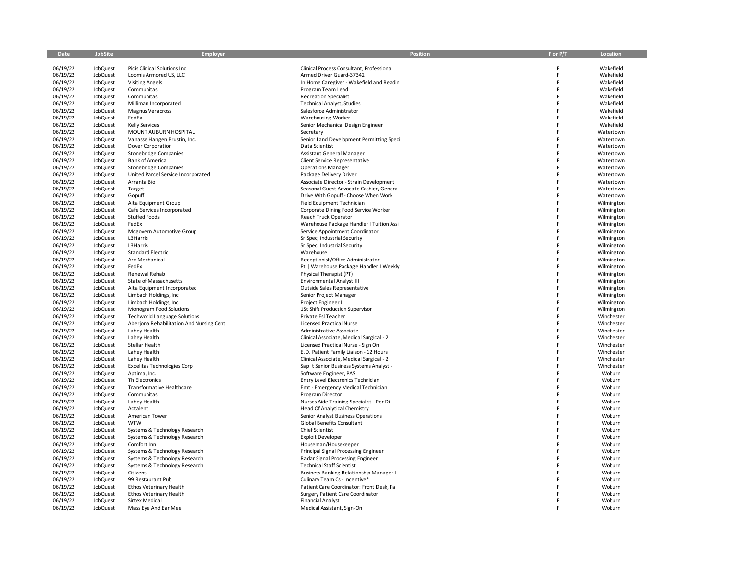| Date | JobSite | Employer | Position | F or P/T | Location |
|---|---|---|---|---|---|
| 06/19/22 | JobQuest | Picis Clinical Solutions Inc. | Clinical Process Consultant, Professiona | F | Wakefield |
| 06/19/22 | JobQuest | Loomis Armored US, LLC | Armed Driver Guard-37342 | F | Wakefield |
| 06/19/22 | JobQuest | Visiting Angels | In Home Caregiver - Wakefield and Readin | F | Wakefield |
| 06/19/22 | JobQuest | Communitas | Program Team Lead | F | Wakefield |
| 06/19/22 | JobQuest | Communitas | Recreation Specialist | F | Wakefield |
| 06/19/22 | JobQuest | Milliman Incorporated | Technical Analyst, Studies | F | Wakefield |
| 06/19/22 | JobQuest | Magnus Veracross | Salesforce Administrator | F | Wakefield |
| 06/19/22 | JobQuest | FedEx | Warehousing Worker | F | Wakefield |
| 06/19/22 | JobQuest | Kelly Services | Senior Mechanical Design Engineer | F | Wakefield |
| 06/19/22 | JobQuest | MOUNT AUBURN HOSPITAL | Secretary | F | Watertown |
| 06/19/22 | JobQuest | Vanasse Hangen Brustin, Inc. | Senior Land Development Permitting Speci | F | Watertown |
| 06/19/22 | JobQuest | Dover Corporation | Data Scientist | F | Watertown |
| 06/19/22 | JobQuest | Stonebridge Companies | Assistant General Manager | F | Watertown |
| 06/19/22 | JobQuest | Bank of America | Client Service Representative | F | Watertown |
| 06/19/22 | JobQuest | Stonebridge Companies | Operations Manager | F | Watertown |
| 06/19/22 | JobQuest | United Parcel Service Incorporated | Package Delivery Driver | F | Watertown |
| 06/19/22 | JobQuest | Arranta Bio | Associate Director - Strain Development | F | Watertown |
| 06/19/22 | JobQuest | Target | Seasonal Guest Advocate Cashier, Genera | F | Watertown |
| 06/19/22 | JobQuest | Gopuff | Drive With Gopuff - Choose When Work | F | Watertown |
| 06/19/22 | JobQuest | Alta Equipment Group | Field Equipment Technician | F | Wilmington |
| 06/19/22 | JobQuest | Cafe Services Incorporated | Corporate Dining Food Service Worker | F | Wilmington |
| 06/19/22 | JobQuest | Stuffed Foods | Reach Truck Operator | F | Wilmington |
| 06/19/22 | JobQuest | FedEx | Warehouse Package Handler I Tuition Assi | F | Wilmington |
| 06/19/22 | JobQuest | Mcgovern Automotive Group | Service Appointment Coordinator | F | Wilmington |
| 06/19/22 | JobQuest | L3Harris | Sr Spec, Industrial Security | F | Wilmington |
| 06/19/22 | JobQuest | L3Harris | Sr Spec, Industrial Security | F | Wilmington |
| 06/19/22 | JobQuest | Standard Electric | Warehouse | F | Wilmington |
| 06/19/22 | JobQuest | Arc Mechanical | Receptionist/Office Administrator | F | Wilmington |
| 06/19/22 | JobQuest | FedEx | Pt \| Warehouse Package Handler I Weekly | F | Wilmington |
| 06/19/22 | JobQuest | Renewal Rehab | Physical Therapist (PT) | F | Wilmington |
| 06/19/22 | JobQuest | State of Massachusetts | Environmental Analyst III | F | Wilmington |
| 06/19/22 | JobQuest | Alta Equipment Incorporated | Outside Sales Representative | F | Wilmington |
| 06/19/22 | JobQuest | Limbach Holdings, Inc | Senior Project Manager | F | Wilmington |
| 06/19/22 | JobQuest | Limbach Holdings, Inc | Project Engineer I | F | Wilmington |
| 06/19/22 | JobQuest | Monogram Food Solutions | 1St Shift Production Supervisor | F | Wilmington |
| 06/19/22 | JobQuest | Techworld Language Solutions | Private Esl Teacher | F | Winchester |
| 06/19/22 | JobQuest | Aberjona Rehabilitation And Nursing Cent | Licensed Practical Nurse | F | Winchester |
| 06/19/22 | JobQuest | Lahey Health | Administrative Associate | F | Winchester |
| 06/19/22 | JobQuest | Lahey Health | Clinical Associate, Medical Surgical - 2 | F | Winchester |
| 06/19/22 | JobQuest | Stellar Health | Licensed Practical Nurse - Sign On | F | Winchester |
| 06/19/22 | JobQuest | Lahey Health | E.D. Patient Family Liaison - 12 Hours | F | Winchester |
| 06/19/22 | JobQuest | Lahey Health | Clinical Associate, Medical Surgical - 2 | F | Winchester |
| 06/19/22 | JobQuest | Excelitas Technologies Corp | Sap It Senior Business Systems Analyst - | F | Winchester |
| 06/19/22 | JobQuest | Aptima, Inc. | Software Engineer, PAS | F | Woburn |
| 06/19/22 | JobQuest | Th Electronics | Entry Level Electronics Technician | F | Woburn |
| 06/19/22 | JobQuest | Transformative Healthcare | Emt - Emergency Medical Technician | F | Woburn |
| 06/19/22 | JobQuest | Communitas | Program Director | F | Woburn |
| 06/19/22 | JobQuest | Lahey Health | Nurses Aide Training Specialist - Per Di | F | Woburn |
| 06/19/22 | JobQuest | Actalent | Head Of Analytical Chemistry | F | Woburn |
| 06/19/22 | JobQuest | American Tower | Senior Analyst Business Operations | F | Woburn |
| 06/19/22 | JobQuest | WTW | Global Benefits Consultant | F | Woburn |
| 06/19/22 | JobQuest | Systems & Technology Research | Chief Scientist | F | Woburn |
| 06/19/22 | JobQuest | Systems & Technology Research | Exploit Developer | F | Woburn |
| 06/19/22 | JobQuest | Comfort Inn | Houseman/Housekeeper | F | Woburn |
| 06/19/22 | JobQuest | Systems & Technology Research | Principal Signal Processing Engineer | F | Woburn |
| 06/19/22 | JobQuest | Systems & Technology Research | Radar Signal Processing Engineer | F | Woburn |
| 06/19/22 | JobQuest | Systems & Technology Research | Technical Staff Scientist | F | Woburn |
| 06/19/22 | JobQuest | Citizens | Business Banking Relationship Manager I | F | Woburn |
| 06/19/22 | JobQuest | 99 Restaurant Pub | Culinary Team Cs - Incentive* | F | Woburn |
| 06/19/22 | JobQuest | Ethos Veterinary Health | Patient Care Coordinator: Front Desk, Pa | F | Woburn |
| 06/19/22 | JobQuest | Ethos Veterinary Health | Surgery Patient Care Coordinator | F | Woburn |
| 06/19/22 | JobQuest | Sirtex Medical | Financial Analyst | F | Woburn |
| 06/19/22 | JobQuest | Mass Eye And Ear Mee | Medical Assistant, Sign-On | F | Woburn |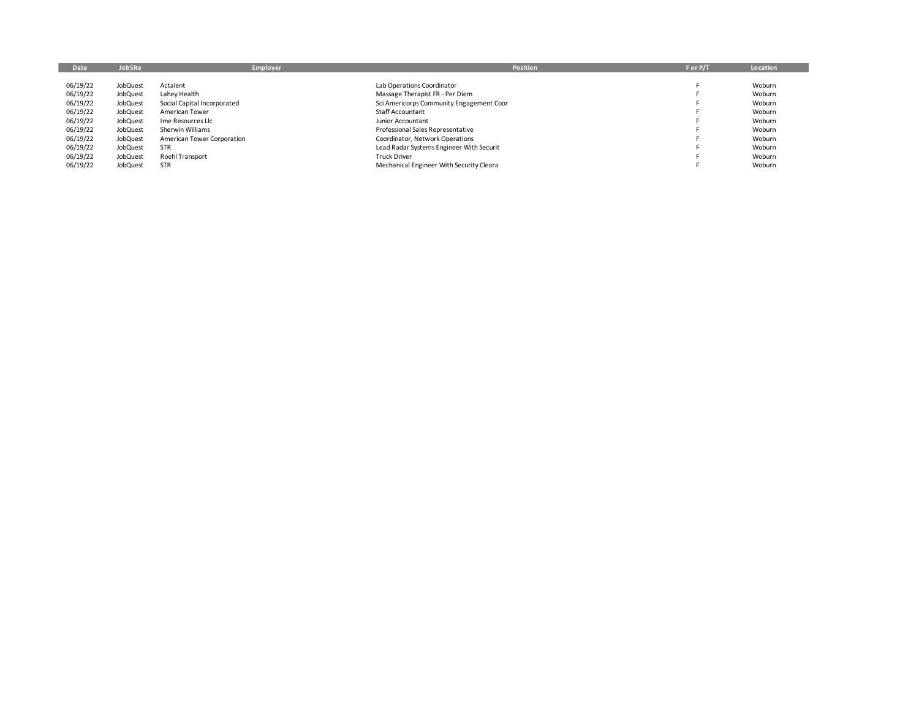| Date | JobSite | Employer | Position | F or P/T | Location |
|---|---|---|---|---|---|
| 06/19/22 | JobQuest | Actalent | Lab Operations Coordinator | F | Woburn |
| 06/19/22 | JobQuest | Lahey Health | Massage Therapist FR - Per Diem | F | Woburn |
| 06/19/22 | JobQuest | Social Capital Incorporated | Sci Americorps Community Engagement Coor | F | Woburn |
| 06/19/22 | JobQuest | American Tower | Staff Accountant | F | Woburn |
| 06/19/22 | JobQuest | Ime Resources Llc | Junior Accountant | F | Woburn |
| 06/19/22 | JobQuest | Sherwin Williams | Professional Sales Representative | F | Woburn |
| 06/19/22 | JobQuest | American Tower Corporation | Coordinator, Network Operations | F | Woburn |
| 06/19/22 | JobQuest | STR | Lead Radar Systems Engineer With Securit | F | Woburn |
| 06/19/22 | JobQuest | Roehl Transport | Truck Driver | F | Woburn |
| 06/19/22 | JobQuest | STR | Mechanical Engineer With Security Cleara | F | Woburn |